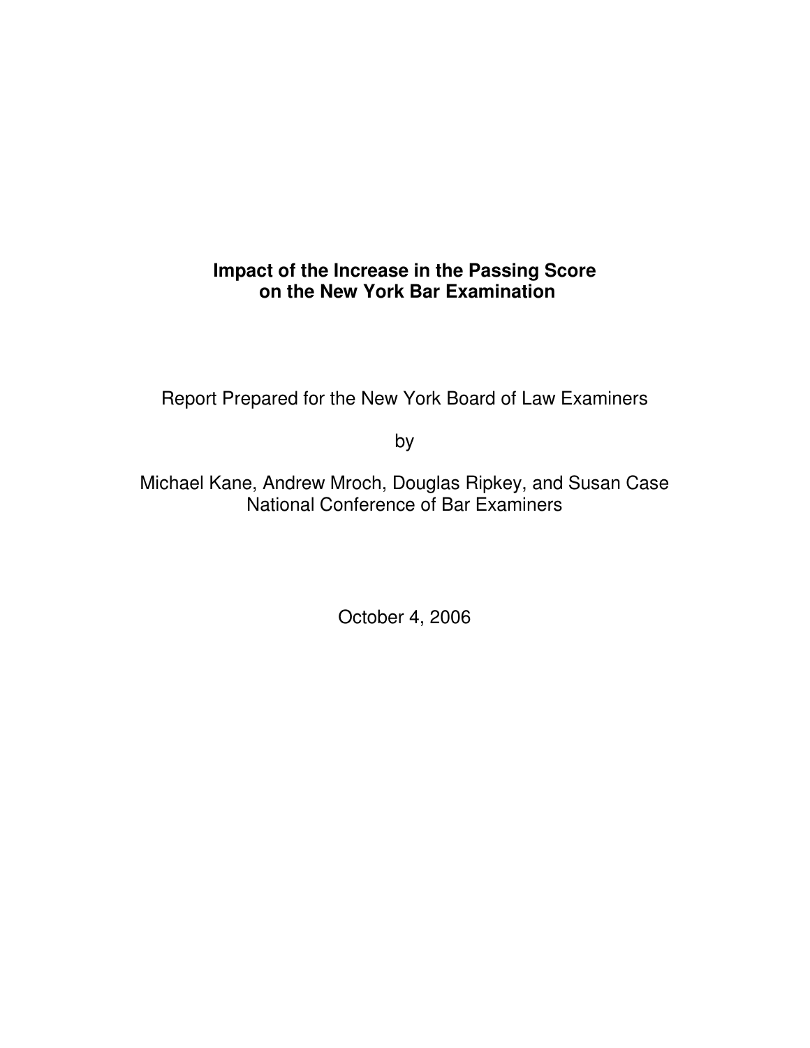# Impact of the Increase in the Passing Score on the New York Bar Examination

Report Prepared for the New York Board of Law Examiners

by

Michael Kane, Andrew Mroch, Douglas Ripkey, and Susan Case
National Conference of Bar Examiners

October 4, 2006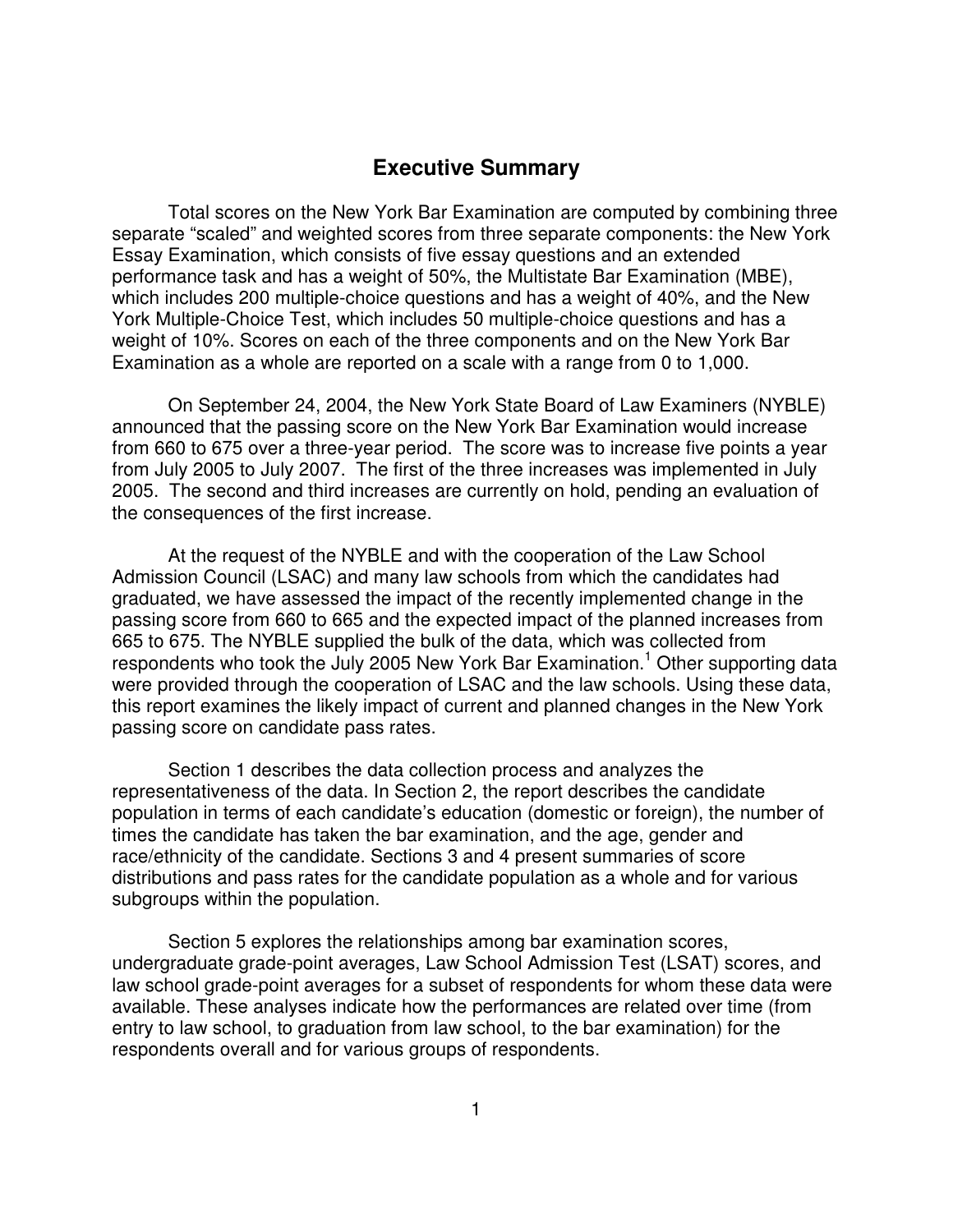## Executive Summary

Total scores on the New York Bar Examination are computed by combining three separate "scaled" and weighted scores from three separate components: the New York Essay Examination, which consists of five essay questions and an extended performance task and has a weight of 50%, the Multistate Bar Examination (MBE), which includes 200 multiple-choice questions and has a weight of 40%, and the New York Multiple-Choice Test, which includes 50 multiple-choice questions and has a weight of 10%. Scores on each of the three components and on the New York Bar Examination as a whole are reported on a scale with a range from 0 to 1,000.

On September 24, 2004, the New York State Board of Law Examiners (NYBLE) announced that the passing score on the New York Bar Examination would increase from 660 to 675 over a three-year period. The score was to increase five points a year from July 2005 to July 2007. The first of the three increases was implemented in July 2005. The second and third increases are currently on hold, pending an evaluation of the consequences of the first increase.

At the request of the NYBLE and with the cooperation of the Law School Admission Council (LSAC) and many law schools from which the candidates had graduated, we have assessed the impact of the recently implemented change in the passing score from 660 to 665 and the expected impact of the planned increases from 665 to 675. The NYBLE supplied the bulk of the data, which was collected from respondents who took the July 2005 New York Bar Examination.[1] Other supporting data were provided through the cooperation of LSAC and the law schools. Using these data, this report examines the likely impact of current and planned changes in the New York passing score on candidate pass rates.

Section 1 describes the data collection process and analyzes the representativeness of the data. In Section 2, the report describes the candidate population in terms of each candidate's education (domestic or foreign), the number of times the candidate has taken the bar examination, and the age, gender and race/ethnicity of the candidate. Sections 3 and 4 present summaries of score distributions and pass rates for the candidate population as a whole and for various subgroups within the population.

Section 5 explores the relationships among bar examination scores, undergraduate grade-point averages, Law School Admission Test (LSAT) scores, and law school grade-point averages for a subset of respondents for whom these data were available. These analyses indicate how the performances are related over time (from entry to law school, to graduation from law school, to the bar examination) for the respondents overall and for various groups of respondents.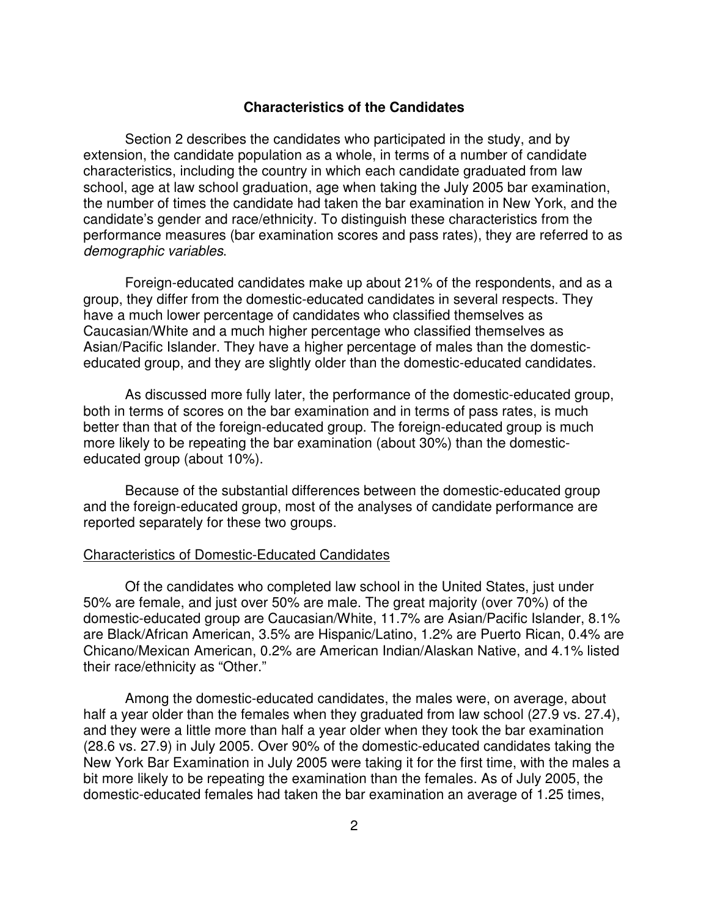## Characteristics of the Candidates

Section 2 describes the candidates who participated in the study, and by extension, the candidate population as a whole, in terms of a number of candidate characteristics, including the country in which each candidate graduated from law school, age at law school graduation, age when taking the July 2005 bar examination, the number of times the candidate had taken the bar examination in New York, and the candidate's gender and race/ethnicity. To distinguish these characteristics from the performance measures (bar examination scores and pass rates), they are referred to as *demographic variables*.

Foreign-educated candidates make up about 21% of the respondents, and as a group, they differ from the domestic-educated candidates in several respects. They have a much lower percentage of candidates who classified themselves as Caucasian/White and a much higher percentage who classified themselves as Asian/Pacific Islander. They have a higher percentage of males than the domestic-educated group, and they are slightly older than the domestic-educated candidates.

As discussed more fully later, the performance of the domestic-educated group, both in terms of scores on the bar examination and in terms of pass rates, is much better than that of the foreign-educated group. The foreign-educated group is much more likely to be repeating the bar examination (about 30%) than the domestic-educated group (about 10%).

Because of the substantial differences between the domestic-educated group and the foreign-educated group, most of the analyses of candidate performance are reported separately for these two groups.

### Characteristics of Domestic-Educated Candidates

Of the candidates who completed law school in the United States, just under 50% are female, and just over 50% are male. The great majority (over 70%) of the domestic-educated group are Caucasian/White, 11.7% are Asian/Pacific Islander, 8.1% are Black/African American, 3.5% are Hispanic/Latino, 1.2% are Puerto Rican, 0.4% are Chicano/Mexican American, 0.2% are American Indian/Alaskan Native, and 4.1% listed their race/ethnicity as "Other."

Among the domestic-educated candidates, the males were, on average, about half a year older than the females when they graduated from law school (27.9 vs. 27.4), and they were a little more than half a year older when they took the bar examination (28.6 vs. 27.9) in July 2005. Over 90% of the domestic-educated candidates taking the New York Bar Examination in July 2005 were taking it for the first time, with the males a bit more likely to be repeating the examination than the females. As of July 2005, the domestic-educated females had taken the bar examination an average of 1.25 times,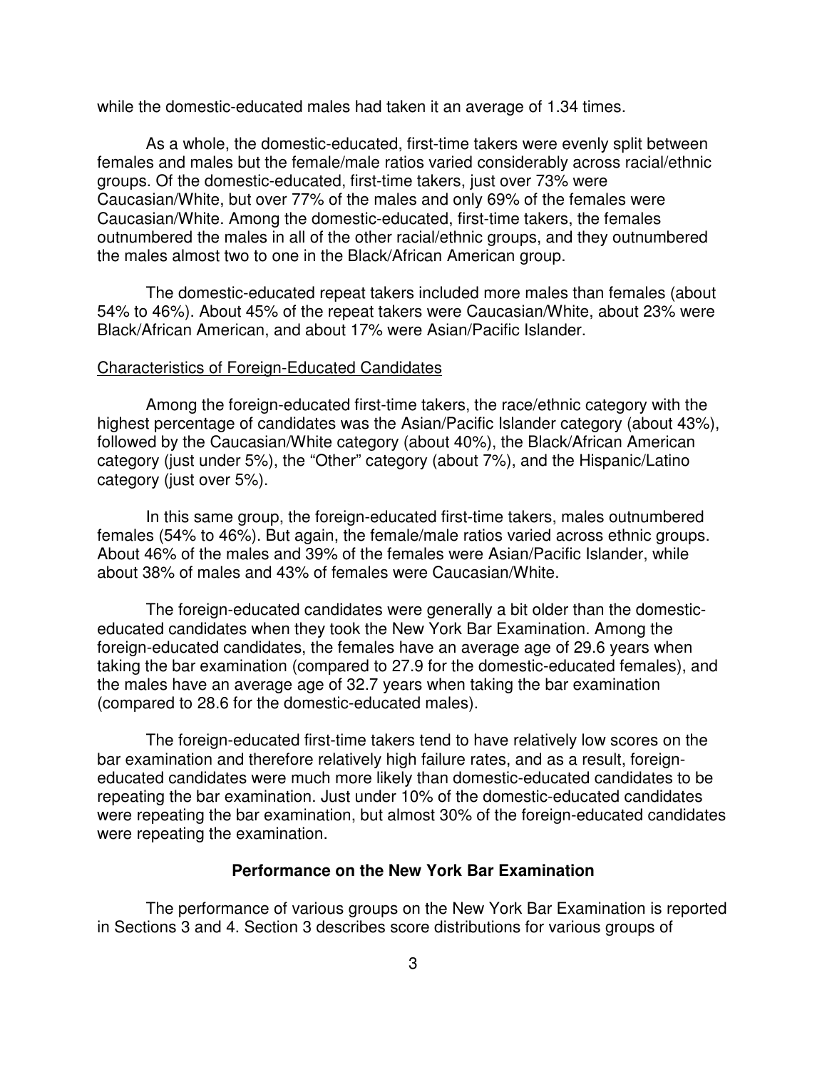while the domestic-educated males had taken it an average of 1.34 times.

As a whole, the domestic-educated, first-time takers were evenly split between females and males but the female/male ratios varied considerably across racial/ethnic groups. Of the domestic-educated, first-time takers, just over 73% were Caucasian/White, but over 77% of the males and only 69% of the females were Caucasian/White. Among the domestic-educated, first-time takers, the females outnumbered the males in all of the other racial/ethnic groups, and they outnumbered the males almost two to one in the Black/African American group.

The domestic-educated repeat takers included more males than females (about 54% to 46%). About 45% of the repeat takers were Caucasian/White, about 23% were Black/African American, and about 17% were Asian/Pacific Islander.

<u>Characteristics of Foreign-Educated Candidates</u>

Among the foreign-educated first-time takers, the race/ethnic category with the highest percentage of candidates was the Asian/Pacific Islander category (about 43%), followed by the Caucasian/White category (about 40%), the Black/African American category (just under 5%), the "Other" category (about 7%), and the Hispanic/Latino category (just over 5%).

In this same group, the foreign-educated first-time takers, males outnumbered females (54% to 46%). But again, the female/male ratios varied across ethnic groups. About 46% of the males and 39% of the females were Asian/Pacific Islander, while about 38% of males and 43% of females were Caucasian/White.

The foreign-educated candidates were generally a bit older than the domestic-educated candidates when they took the New York Bar Examination. Among the foreign-educated candidates, the females have an average age of 29.6 years when taking the bar examination (compared to 27.9 for the domestic-educated females), and the males have an average age of 32.7 years when taking the bar examination (compared to 28.6 for the domestic-educated males).

The foreign-educated first-time takers tend to have relatively low scores on the bar examination and therefore relatively high failure rates, and as a result, foreign-educated candidates were much more likely than domestic-educated candidates to be repeating the bar examination. Just under 10% of the domestic-educated candidates were repeating the bar examination, but almost 30% of the foreign-educated candidates were repeating the examination.

## Performance on the New York Bar Examination

The performance of various groups on the New York Bar Examination is reported in Sections 3 and 4. Section 3 describes score distributions for various groups of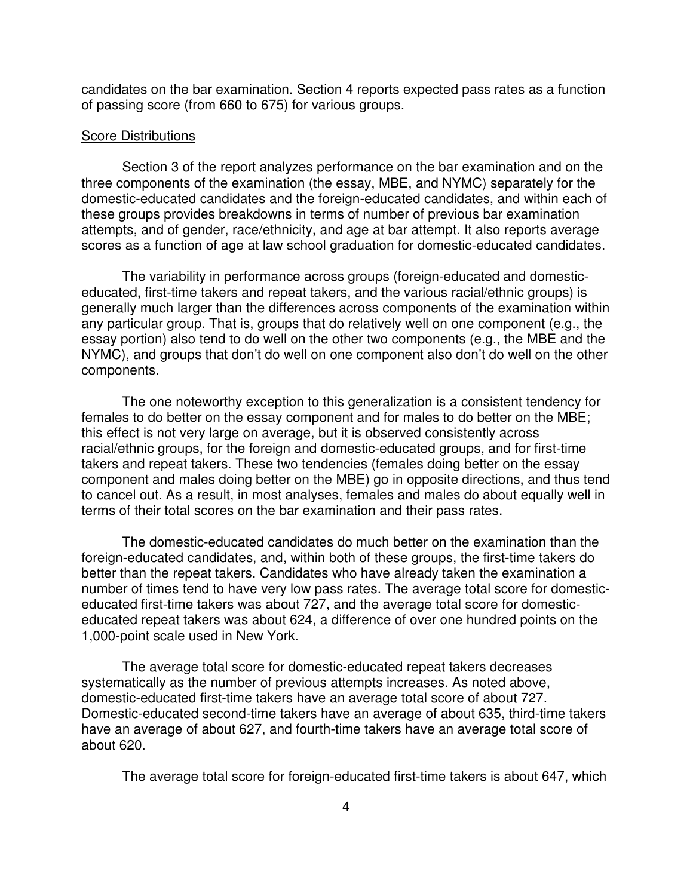candidates on the bar examination. Section 4 reports expected pass rates as a function of passing score (from 660 to 675) for various groups.

## Score Distributions

Section 3 of the report analyzes performance on the bar examination and on the three components of the examination (the essay, MBE, and NYMC) separately for the domestic-educated candidates and the foreign-educated candidates, and within each of these groups provides breakdowns in terms of number of previous bar examination attempts, and of gender, race/ethnicity, and age at bar attempt. It also reports average scores as a function of age at law school graduation for domestic-educated candidates.

The variability in performance across groups (foreign-educated and domestic-educated, first-time takers and repeat takers, and the various racial/ethnic groups) is generally much larger than the differences across components of the examination within any particular group. That is, groups that do relatively well on one component (e.g., the essay portion) also tend to do well on the other two components (e.g., the MBE and the NYMC), and groups that don't do well on one component also don't do well on the other components.

The one noteworthy exception to this generalization is a consistent tendency for females to do better on the essay component and for males to do better on the MBE; this effect is not very large on average, but it is observed consistently across racial/ethnic groups, for the foreign and domestic-educated groups, and for first-time takers and repeat takers. These two tendencies (females doing better on the essay component and males doing better on the MBE) go in opposite directions, and thus tend to cancel out. As a result, in most analyses, females and males do about equally well in terms of their total scores on the bar examination and their pass rates.

The domestic-educated candidates do much better on the examination than the foreign-educated candidates, and, within both of these groups, the first-time takers do better than the repeat takers. Candidates who have already taken the examination a number of times tend to have very low pass rates. The average total score for domestic-educated first-time takers was about 727, and the average total score for domestic-educated repeat takers was about 624, a difference of over one hundred points on the 1,000-point scale used in New York.

The average total score for domestic-educated repeat takers decreases systematically as the number of previous attempts increases. As noted above, domestic-educated first-time takers have an average total score of about 727. Domestic-educated second-time takers have an average of about 635, third-time takers have an average of about 627, and fourth-time takers have an average total score of about 620.

The average total score for foreign-educated first-time takers is about 647, which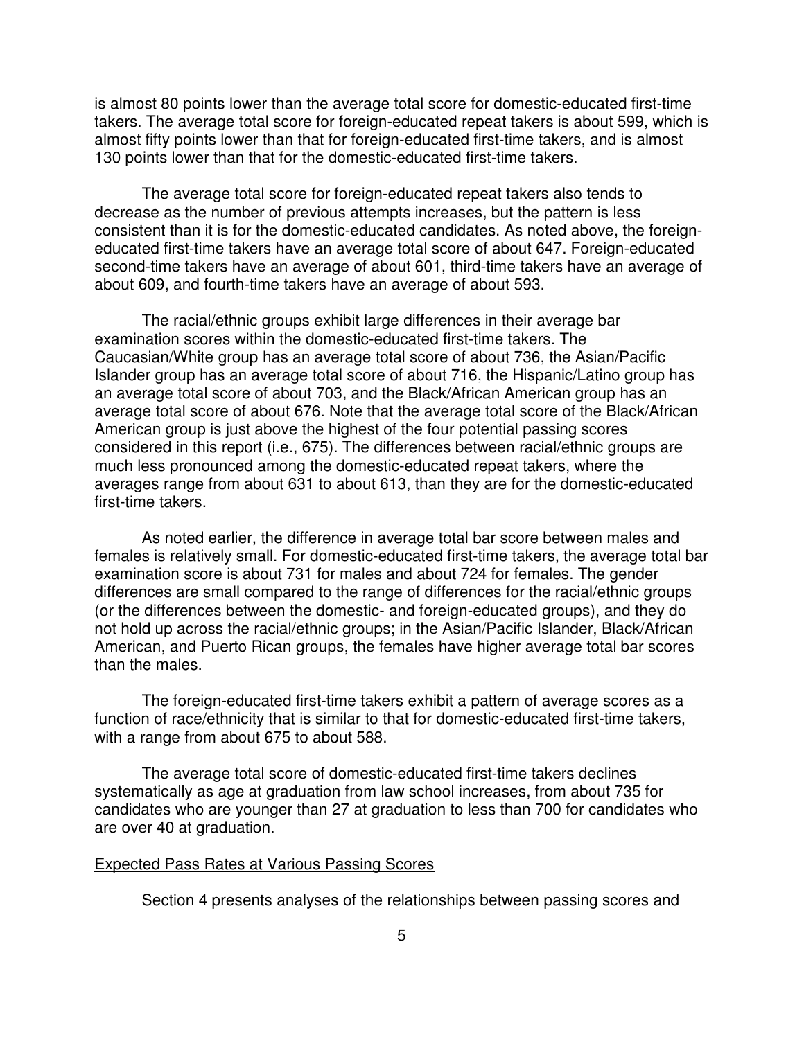is almost 80 points lower than the average total score for domestic-educated first-time takers. The average total score for foreign-educated repeat takers is about 599, which is almost fifty points lower than that for foreign-educated first-time takers, and is almost 130 points lower than that for the domestic-educated first-time takers.

The average total score for foreign-educated repeat takers also tends to decrease as the number of previous attempts increases, but the pattern is less consistent than it is for the domestic-educated candidates. As noted above, the foreign-educated first-time takers have an average total score of about 647. Foreign-educated second-time takers have an average of about 601, third-time takers have an average of about 609, and fourth-time takers have an average of about 593.

The racial/ethnic groups exhibit large differences in their average bar examination scores within the domestic-educated first-time takers. The Caucasian/White group has an average total score of about 736, the Asian/Pacific Islander group has an average total score of about 716, the Hispanic/Latino group has an average total score of about 703, and the Black/African American group has an average total score of about 676. Note that the average total score of the Black/African American group is just above the highest of the four potential passing scores considered in this report (i.e., 675). The differences between racial/ethnic groups are much less pronounced among the domestic-educated repeat takers, where the averages range from about 631 to about 613, than they are for the domestic-educated first-time takers.

As noted earlier, the difference in average total bar score between males and females is relatively small. For domestic-educated first-time takers, the average total bar examination score is about 731 for males and about 724 for females. The gender differences are small compared to the range of differences for the racial/ethnic groups (or the differences between the domestic- and foreign-educated groups), and they do not hold up across the racial/ethnic groups; in the Asian/Pacific Islander, Black/African American, and Puerto Rican groups, the females have higher average total bar scores than the males.

The foreign-educated first-time takers exhibit a pattern of average scores as a function of race/ethnicity that is similar to that for domestic-educated first-time takers, with a range from about 675 to about 588.

The average total score of domestic-educated first-time takers declines systematically as age at graduation from law school increases, from about 735 for candidates who are younger than 27 at graduation to less than 700 for candidates who are over 40 at graduation.

Expected Pass Rates at Various Passing Scores

Section 4 presents analyses of the relationships between passing scores and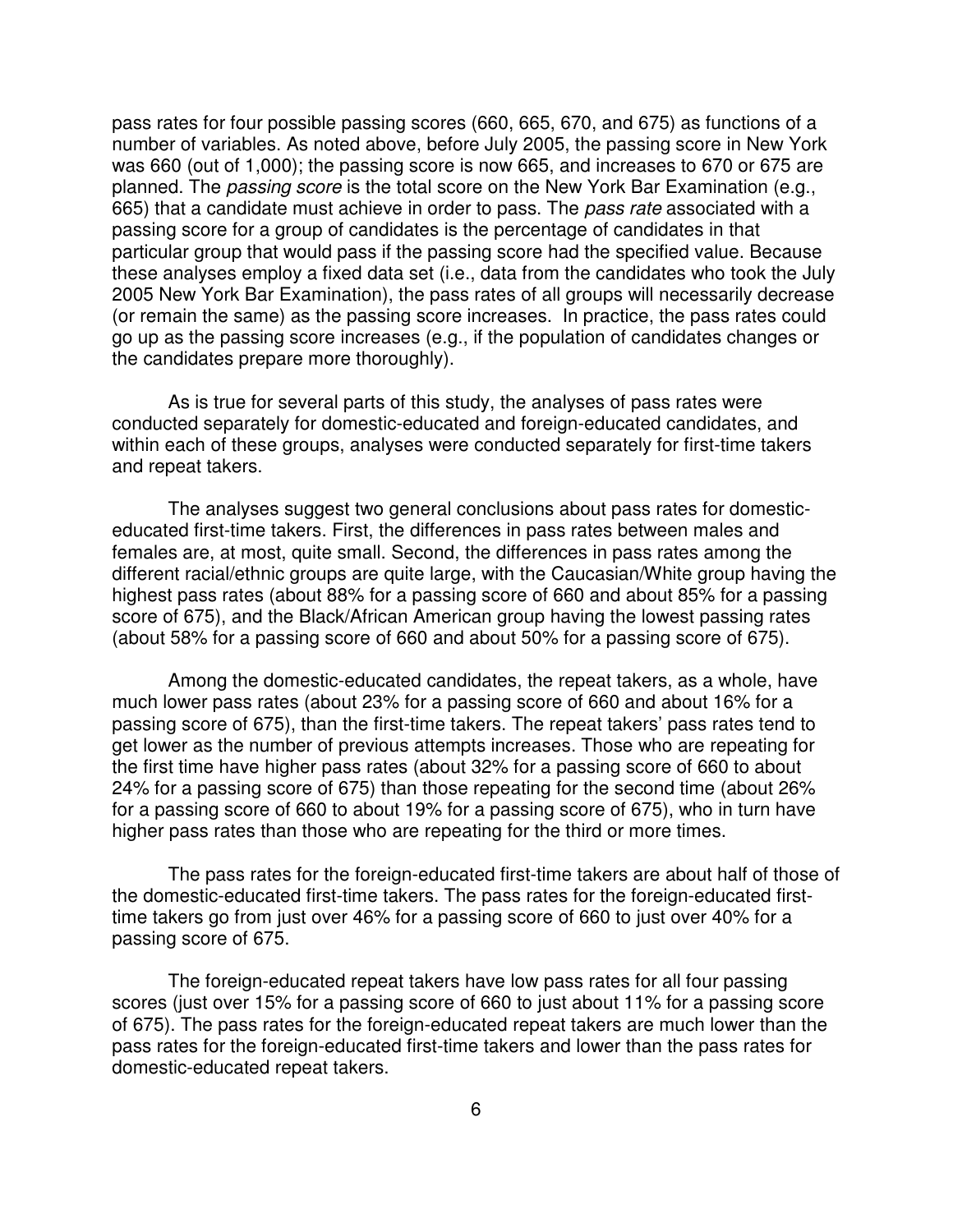pass rates for four possible passing scores (660, 665, 670, and 675) as functions of a number of variables. As noted above, before July 2005, the passing score in New York was 660 (out of 1,000); the passing score is now 665, and increases to 670 or 675 are planned. The *passing score* is the total score on the New York Bar Examination (e.g., 665) that a candidate must achieve in order to pass. The *pass rate* associated with a passing score for a group of candidates is the percentage of candidates in that particular group that would pass if the passing score had the specified value. Because these analyses employ a fixed data set (i.e., data from the candidates who took the July 2005 New York Bar Examination), the pass rates of all groups will necessarily decrease (or remain the same) as the passing score increases. In practice, the pass rates could go up as the passing score increases (e.g., if the population of candidates changes or the candidates prepare more thoroughly).

As is true for several parts of this study, the analyses of pass rates were conducted separately for domestic-educated and foreign-educated candidates, and within each of these groups, analyses were conducted separately for first-time takers and repeat takers.

The analyses suggest two general conclusions about pass rates for domestic-educated first-time takers. First, the differences in pass rates between males and females are, at most, quite small. Second, the differences in pass rates among the different racial/ethnic groups are quite large, with the Caucasian/White group having the highest pass rates (about 88% for a passing score of 660 and about 85% for a passing score of 675), and the Black/African American group having the lowest passing rates (about 58% for a passing score of 660 and about 50% for a passing score of 675).

Among the domestic-educated candidates, the repeat takers, as a whole, have much lower pass rates (about 23% for a passing score of 660 and about 16% for a passing score of 675), than the first-time takers. The repeat takers' pass rates tend to get lower as the number of previous attempts increases. Those who are repeating for the first time have higher pass rates (about 32% for a passing score of 660 to about 24% for a passing score of 675) than those repeating for the second time (about 26% for a passing score of 660 to about 19% for a passing score of 675), who in turn have higher pass rates than those who are repeating for the third or more times.

The pass rates for the foreign-educated first-time takers are about half of those of the domestic-educated first-time takers. The pass rates for the foreign-educated first-time takers go from just over 46% for a passing score of 660 to just over 40% for a passing score of 675.

The foreign-educated repeat takers have low pass rates for all four passing scores (just over 15% for a passing score of 660 to just about 11% for a passing score of 675). The pass rates for the foreign-educated repeat takers are much lower than the pass rates for the foreign-educated first-time takers and lower than the pass rates for domestic-educated repeat takers.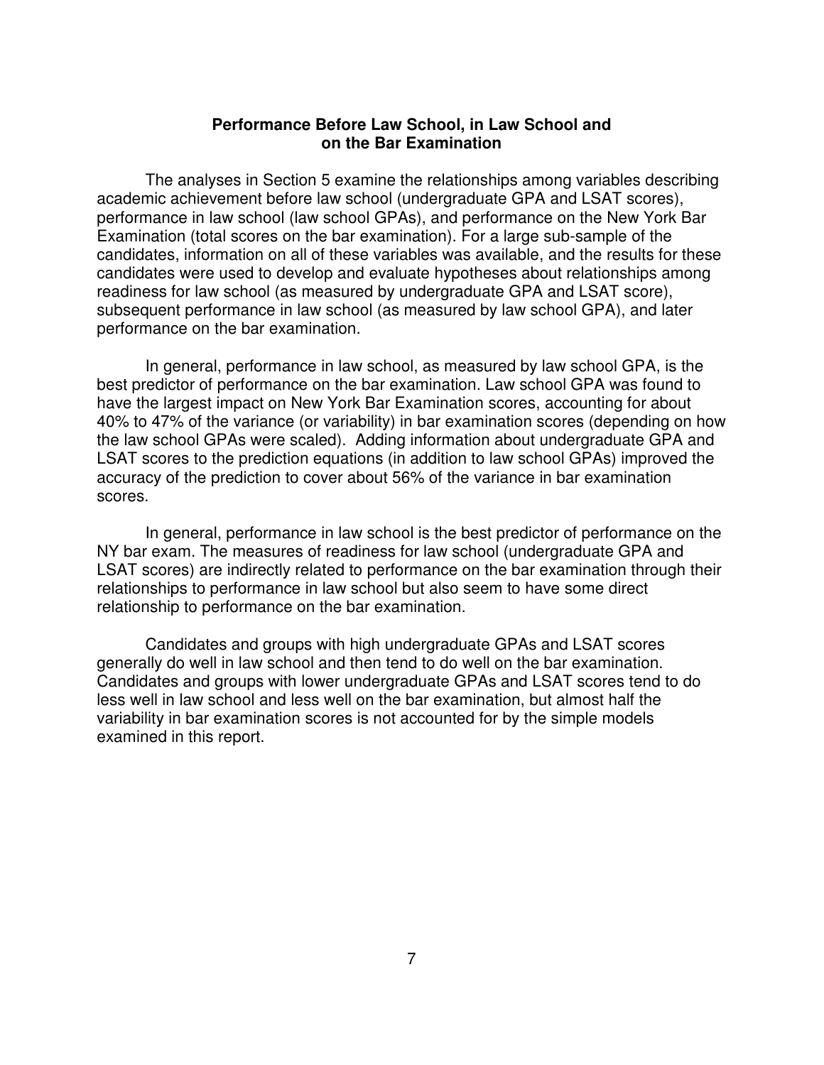## Performance Before Law School, in Law School and on the Bar Examination

The analyses in Section 5 examine the relationships among variables describing academic achievement before law school (undergraduate GPA and LSAT scores), performance in law school (law school GPAs), and performance on the New York Bar Examination (total scores on the bar examination). For a large sub-sample of the candidates, information on all of these variables was available, and the results for these candidates were used to develop and evaluate hypotheses about relationships among readiness for law school (as measured by undergraduate GPA and LSAT score), subsequent performance in law school (as measured by law school GPA), and later performance on the bar examination.

In general, performance in law school, as measured by law school GPA, is the best predictor of performance on the bar examination. Law school GPA was found to have the largest impact on New York Bar Examination scores, accounting for about 40% to 47% of the variance (or variability) in bar examination scores (depending on how the law school GPAs were scaled). Adding information about undergraduate GPA and LSAT scores to the prediction equations (in addition to law school GPAs) improved the accuracy of the prediction to cover about 56% of the variance in bar examination scores.

In general, performance in law school is the best predictor of performance on the NY bar exam. The measures of readiness for law school (undergraduate GPA and LSAT scores) are indirectly related to performance on the bar examination through their relationships to performance in law school but also seem to have some direct relationship to performance on the bar examination.

Candidates and groups with high undergraduate GPAs and LSAT scores generally do well in law school and then tend to do well on the bar examination. Candidates and groups with lower undergraduate GPAs and LSAT scores tend to do less well in law school and less well on the bar examination, but almost half the variability in bar examination scores is not accounted for by the simple models examined in this report.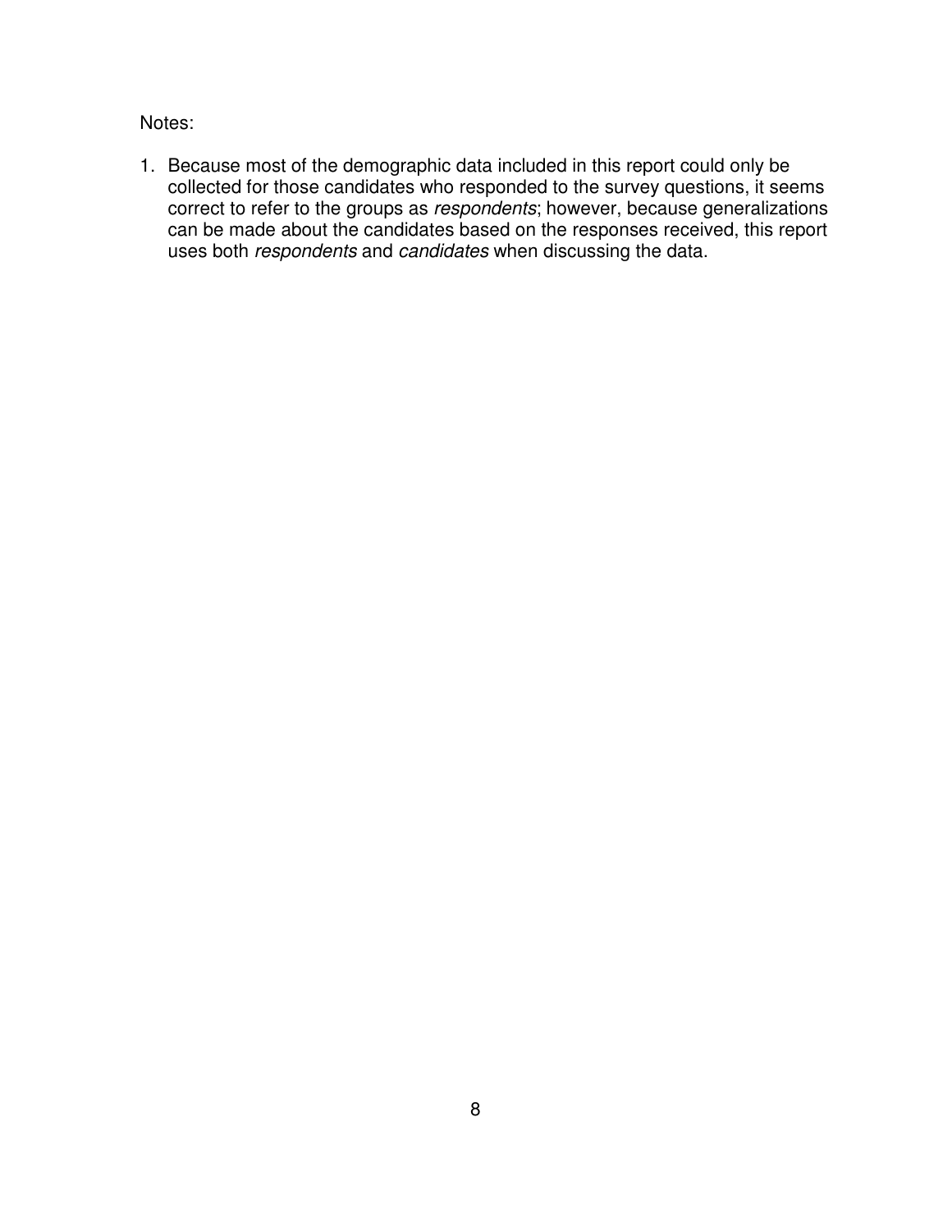Notes:

1. Because most of the demographic data included in this report could only be collected for those candidates who responded to the survey questions, it seems correct to refer to the groups as *respondents*; however, because generalizations can be made about the candidates based on the responses received, this report uses both *respondents* and *candidates* when discussing the data.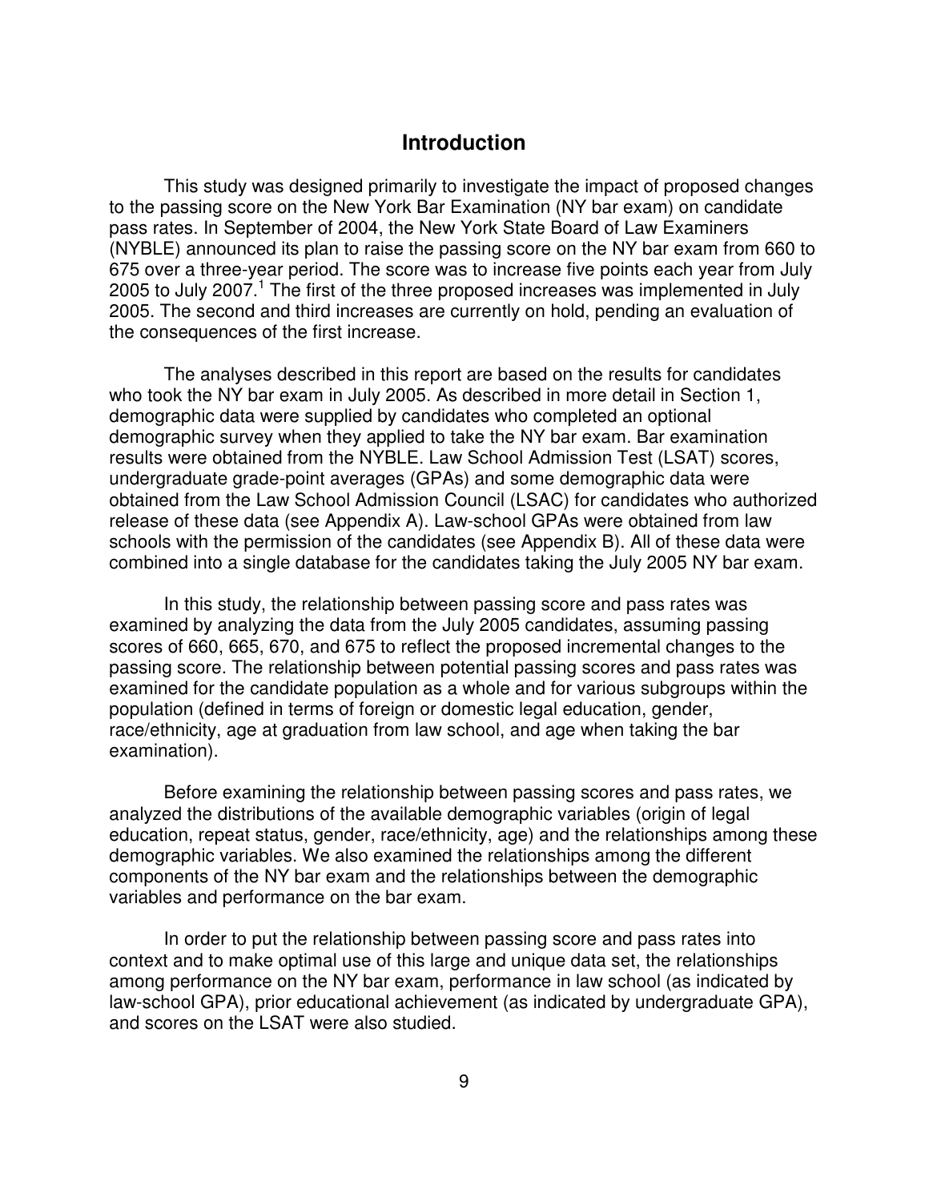## Introduction

This study was designed primarily to investigate the impact of proposed changes to the passing score on the New York Bar Examination (NY bar exam) on candidate pass rates. In September of 2004, the New York State Board of Law Examiners (NYBLE) announced its plan to raise the passing score on the NY bar exam from 660 to 675 over a three-year period. The score was to increase five points each year from July 2005 to July 2007.[1] The first of the three proposed increases was implemented in July 2005. The second and third increases are currently on hold, pending an evaluation of the consequences of the first increase.

The analyses described in this report are based on the results for candidates who took the NY bar exam in July 2005. As described in more detail in Section 1, demographic data were supplied by candidates who completed an optional demographic survey when they applied to take the NY bar exam. Bar examination results were obtained from the NYBLE. Law School Admission Test (LSAT) scores, undergraduate grade-point averages (GPAs) and some demographic data were obtained from the Law School Admission Council (LSAC) for candidates who authorized release of these data (see Appendix A). Law-school GPAs were obtained from law schools with the permission of the candidates (see Appendix B). All of these data were combined into a single database for the candidates taking the July 2005 NY bar exam.

In this study, the relationship between passing score and pass rates was examined by analyzing the data from the July 2005 candidates, assuming passing scores of 660, 665, 670, and 675 to reflect the proposed incremental changes to the passing score. The relationship between potential passing scores and pass rates was examined for the candidate population as a whole and for various subgroups within the population (defined in terms of foreign or domestic legal education, gender, race/ethnicity, age at graduation from law school, and age when taking the bar examination).

Before examining the relationship between passing scores and pass rates, we analyzed the distributions of the available demographic variables (origin of legal education, repeat status, gender, race/ethnicity, age) and the relationships among these demographic variables. We also examined the relationships among the different components of the NY bar exam and the relationships between the demographic variables and performance on the bar exam.

In order to put the relationship between passing score and pass rates into context and to make optimal use of this large and unique data set, the relationships among performance on the NY bar exam, performance in law school (as indicated by law-school GPA), prior educational achievement (as indicated by undergraduate GPA), and scores on the LSAT were also studied.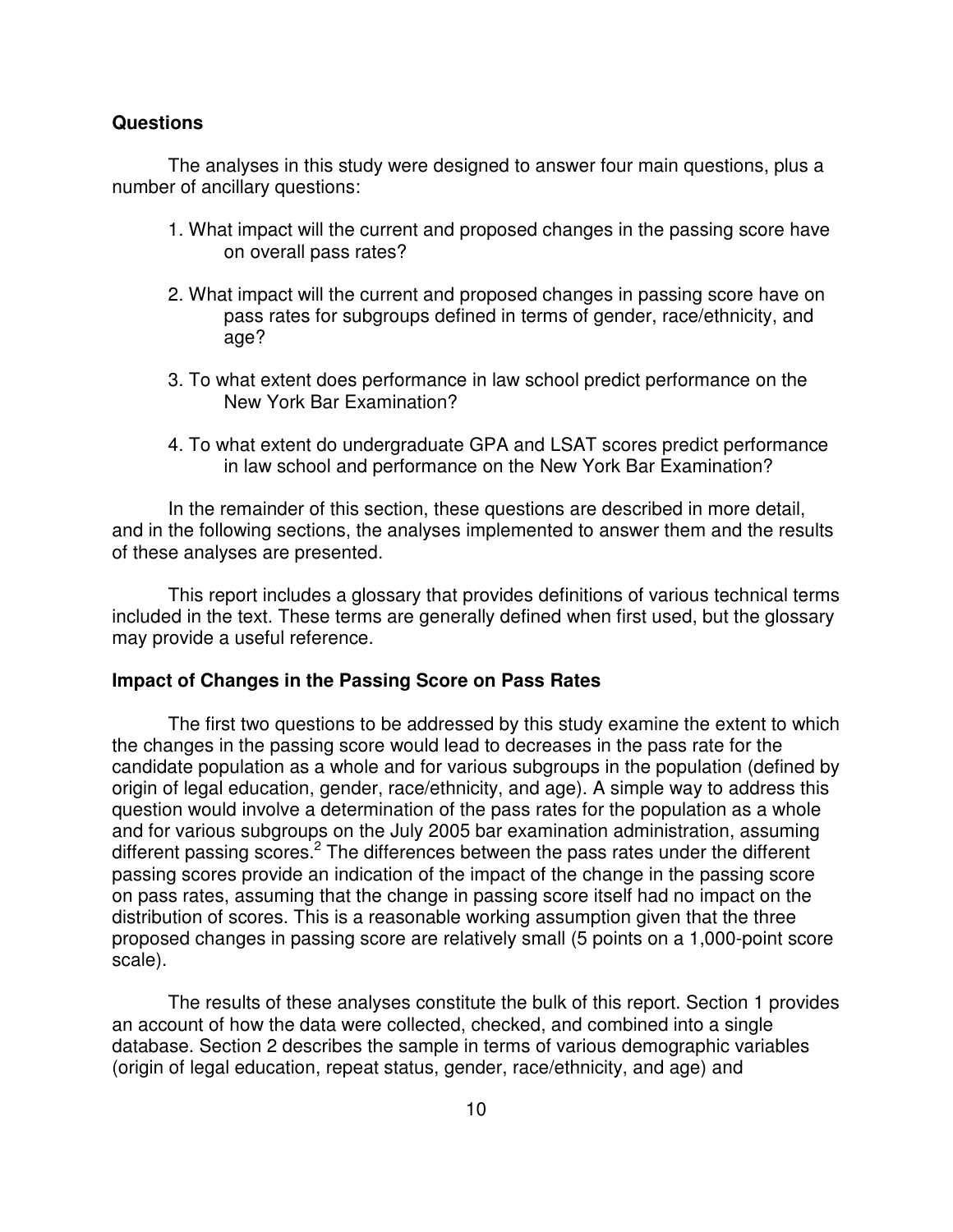### Questions

The analyses in this study were designed to answer four main questions, plus a number of ancillary questions:

1. What impact will the current and proposed changes in the passing score have on overall pass rates?

2. What impact will the current and proposed changes in passing score have on pass rates for subgroups defined in terms of gender, race/ethnicity, and age?

3. To what extent does performance in law school predict performance on the New York Bar Examination?

4. To what extent do undergraduate GPA and LSAT scores predict performance in law school and performance on the New York Bar Examination?

In the remainder of this section, these questions are described in more detail, and in the following sections, the analyses implemented to answer them and the results of these analyses are presented.

This report includes a glossary that provides definitions of various technical terms included in the text. These terms are generally defined when first used, but the glossary may provide a useful reference.

### Impact of Changes in the Passing Score on Pass Rates

The first two questions to be addressed by this study examine the extent to which the changes in the passing score would lead to decreases in the pass rate for the candidate population as a whole and for various subgroups in the population (defined by origin of legal education, gender, race/ethnicity, and age). A simple way to address this question would involve a determination of the pass rates for the population as a whole and for various subgroups on the July 2005 bar examination administration, assuming different passing scores.[2] The differences between the pass rates under the different passing scores provide an indication of the impact of the change in the passing score on pass rates, assuming that the change in passing score itself had no impact on the distribution of scores. This is a reasonable working assumption given that the three proposed changes in passing score are relatively small (5 points on a 1,000-point score scale).

The results of these analyses constitute the bulk of this report. Section 1 provides an account of how the data were collected, checked, and combined into a single database. Section 2 describes the sample in terms of various demographic variables (origin of legal education, repeat status, gender, race/ethnicity, and age) and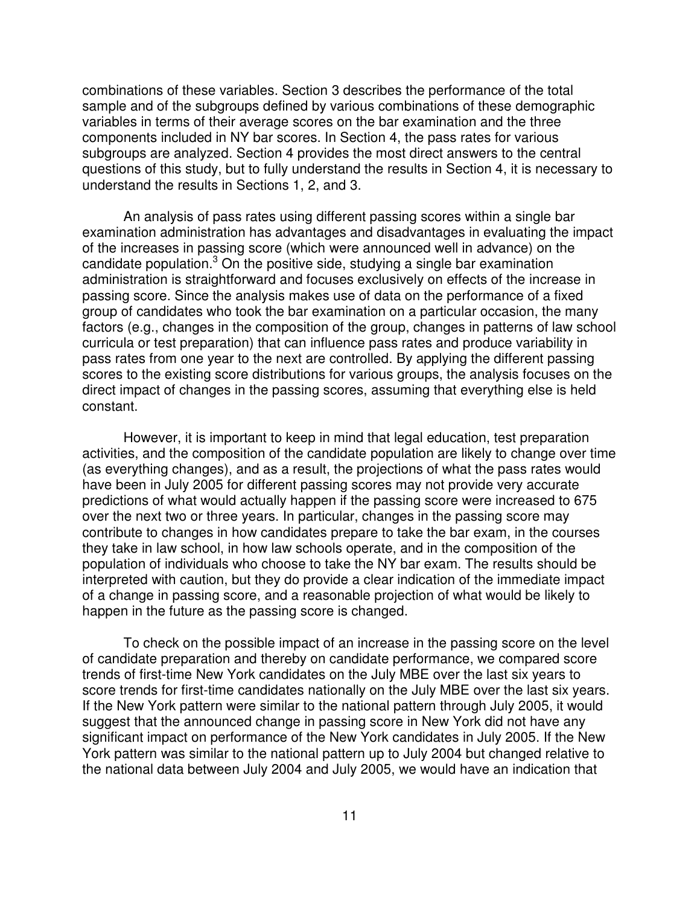combinations of these variables. Section 3 describes the performance of the total sample and of the subgroups defined by various combinations of these demographic variables in terms of their average scores on the bar examination and the three components included in NY bar scores. In Section 4, the pass rates for various subgroups are analyzed. Section 4 provides the most direct answers to the central questions of this study, but to fully understand the results in Section 4, it is necessary to understand the results in Sections 1, 2, and 3.

An analysis of pass rates using different passing scores within a single bar examination administration has advantages and disadvantages in evaluating the impact of the increases in passing score (which were announced well in advance) on the candidate population.[3] On the positive side, studying a single bar examination administration is straightforward and focuses exclusively on effects of the increase in passing score. Since the analysis makes use of data on the performance of a fixed group of candidates who took the bar examination on a particular occasion, the many factors (e.g., changes in the composition of the group, changes in patterns of law school curricula or test preparation) that can influence pass rates and produce variability in pass rates from one year to the next are controlled. By applying the different passing scores to the existing score distributions for various groups, the analysis focuses on the direct impact of changes in the passing scores, assuming that everything else is held constant.

However, it is important to keep in mind that legal education, test preparation activities, and the composition of the candidate population are likely to change over time (as everything changes), and as a result, the projections of what the pass rates would have been in July 2005 for different passing scores may not provide very accurate predictions of what would actually happen if the passing score were increased to 675 over the next two or three years. In particular, changes in the passing score may contribute to changes in how candidates prepare to take the bar exam, in the courses they take in law school, in how law schools operate, and in the composition of the population of individuals who choose to take the NY bar exam. The results should be interpreted with caution, but they do provide a clear indication of the immediate impact of a change in passing score, and a reasonable projection of what would be likely to happen in the future as the passing score is changed.

To check on the possible impact of an increase in the passing score on the level of candidate preparation and thereby on candidate performance, we compared score trends of first-time New York candidates on the July MBE over the last six years to score trends for first-time candidates nationally on the July MBE over the last six years. If the New York pattern were similar to the national pattern through July 2005, it would suggest that the announced change in passing score in New York did not have any significant impact on performance of the New York candidates in July 2005. If the New York pattern was similar to the national pattern up to July 2004 but changed relative to the national data between July 2004 and July 2005, we would have an indication that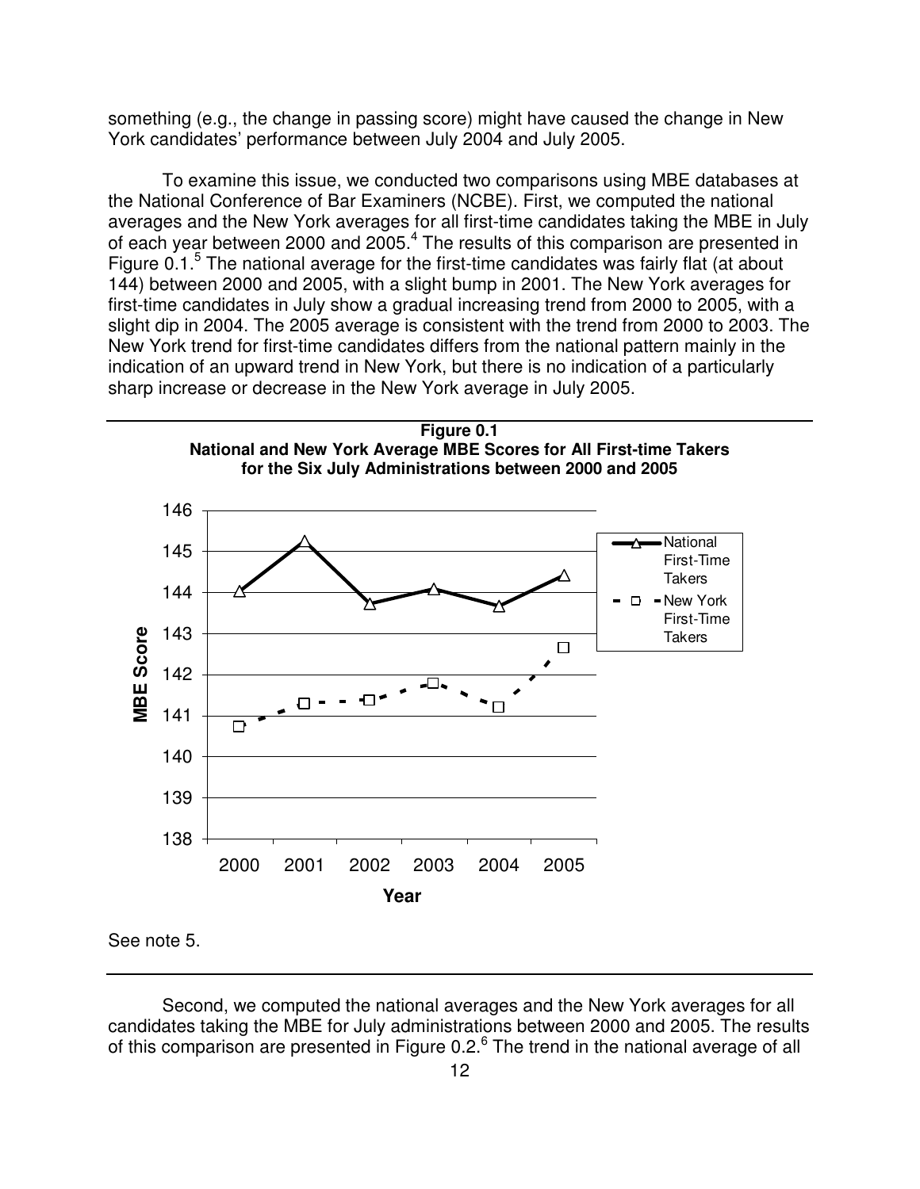something (e.g., the change in passing score) might have caused the change in New York candidates' performance between July 2004 and July 2005.

To examine this issue, we conducted two comparisons using MBE databases at the National Conference of Bar Examiners (NCBE). First, we computed the national averages and the New York averages for all first-time candidates taking the MBE in July of each year between 2000 and 2005.[4] The results of this comparison are presented in Figure 0.1.[5] The national average for the first-time candidates was fairly flat (at about 144) between 2000 and 2005, with a slight bump in 2001. The New York averages for first-time candidates in July show a gradual increasing trend from 2000 to 2005, with a slight dip in 2004. The 2005 average is consistent with the trend from 2000 to 2003. The New York trend for first-time candidates differs from the national pattern mainly in the indication of an upward trend in New York, but there is no indication of a particularly sharp increase or decrease in the New York average in July 2005.

**Figure 0.1**
**National and New York Average MBE Scores for All First-time Takers for the Six July Administrations between 2000 and 2005**

See note 5.

Second, we computed the national averages and the New York averages for all candidates taking the MBE for July administrations between 2000 and 2005. The results of this comparison are presented in Figure 0.2.[6] The trend in the national average of all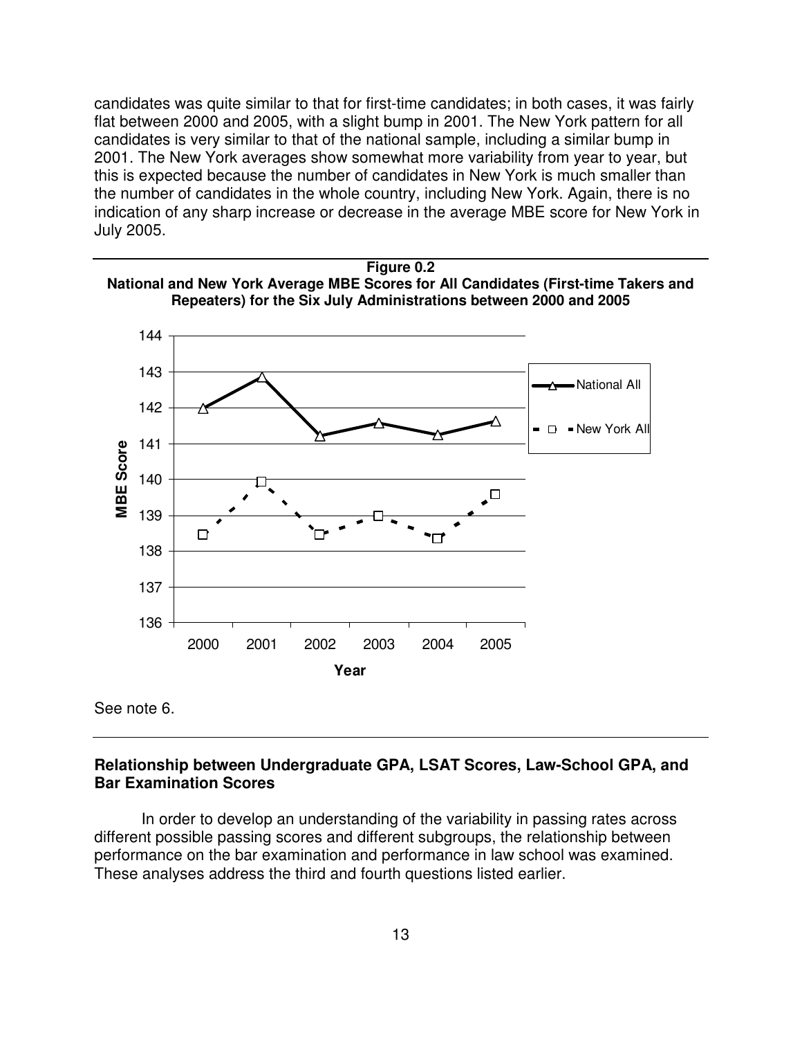candidates was quite similar to that for first-time candidates; in both cases, it was fairly flat between 2000 and 2005, with a slight bump in 2001. The New York pattern for all candidates is very similar to that of the national sample, including a similar bump in 2001. The New York averages show somewhat more variability from year to year, but this is expected because the number of candidates in New York is much smaller than the number of candidates in the whole country, including New York. Again, there is no indication of any sharp increase or decrease in the average MBE score for New York in July 2005.

**Figure 0.2**
**National and New York Average MBE Scores for All Candidates (First-time Takers and Repeaters) for the Six July Administrations between 2000 and 2005**

See note 6.

## Relationship between Undergraduate GPA, LSAT Scores, Law-School GPA, and Bar Examination Scores

In order to develop an understanding of the variability in passing rates across different possible passing scores and different subgroups, the relationship between performance on the bar examination and performance in law school was examined. These analyses address the third and fourth questions listed earlier.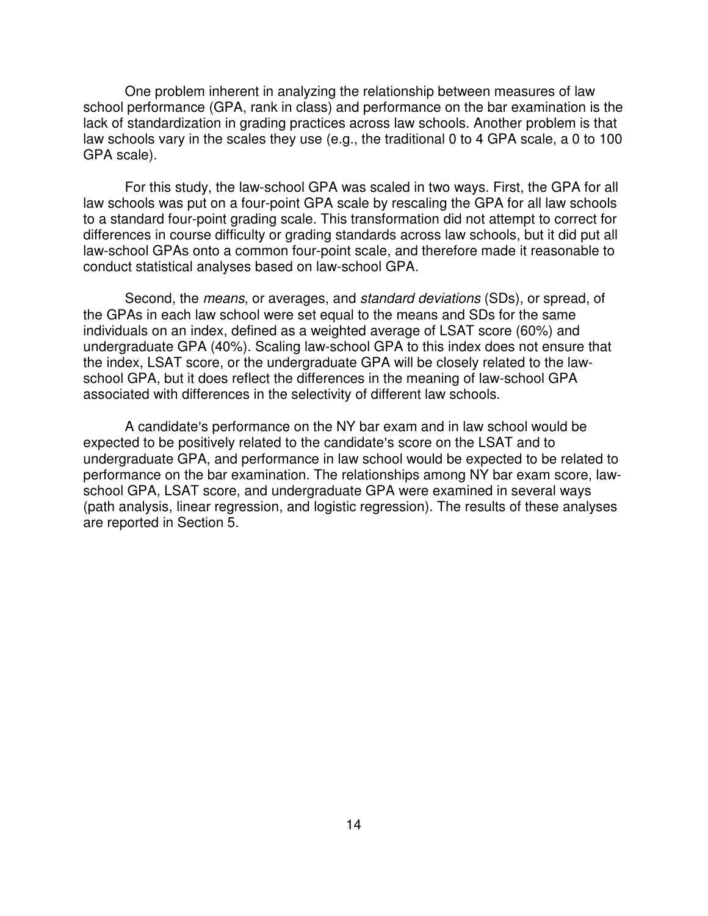One problem inherent in analyzing the relationship between measures of law school performance (GPA, rank in class) and performance on the bar examination is the lack of standardization in grading practices across law schools. Another problem is that law schools vary in the scales they use (e.g., the traditional 0 to 4 GPA scale, a 0 to 100 GPA scale).

For this study, the law-school GPA was scaled in two ways. First, the GPA for all law schools was put on a four-point GPA scale by rescaling the GPA for all law schools to a standard four-point grading scale. This transformation did not attempt to correct for differences in course difficulty or grading standards across law schools, but it did put all law-school GPAs onto a common four-point scale, and therefore made it reasonable to conduct statistical analyses based on law-school GPA.

Second, the *means*, or averages, and *standard deviations* (SDs), or spread, of the GPAs in each law school were set equal to the means and SDs for the same individuals on an index, defined as a weighted average of LSAT score (60%) and undergraduate GPA (40%). Scaling law-school GPA to this index does not ensure that the index, LSAT score, or the undergraduate GPA will be closely related to the law-school GPA, but it does reflect the differences in the meaning of law-school GPA associated with differences in the selectivity of different law schools.

A candidate's performance on the NY bar exam and in law school would be expected to be positively related to the candidate's score on the LSAT and to undergraduate GPA, and performance in law school would be expected to be related to performance on the bar examination. The relationships among NY bar exam score, law-school GPA, LSAT score, and undergraduate GPA were examined in several ways (path analysis, linear regression, and logistic regression). The results of these analyses are reported in Section 5.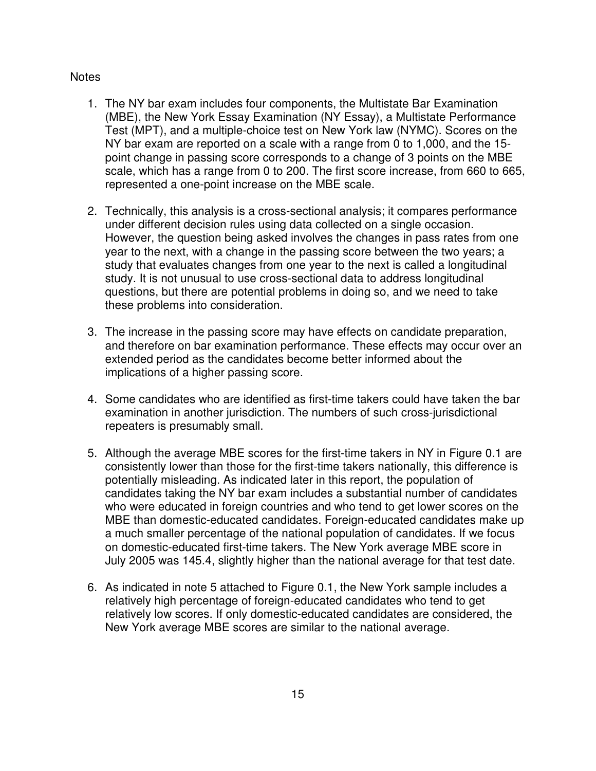Notes

1. The NY bar exam includes four components, the Multistate Bar Examination (MBE), the New York Essay Examination (NY Essay), a Multistate Performance Test (MPT), and a multiple-choice test on New York law (NYMC). Scores on the NY bar exam are reported on a scale with a range from 0 to 1,000, and the 15-point change in passing score corresponds to a change of 3 points on the MBE scale, which has a range from 0 to 200. The first score increase, from 660 to 665, represented a one-point increase on the MBE scale.

2. Technically, this analysis is a cross-sectional analysis; it compares performance under different decision rules using data collected on a single occasion. However, the question being asked involves the changes in pass rates from one year to the next, with a change in the passing score between the two years; a study that evaluates changes from one year to the next is called a longitudinal study. It is not unusual to use cross-sectional data to address longitudinal questions, but there are potential problems in doing so, and we need to take these problems into consideration.

3. The increase in the passing score may have effects on candidate preparation, and therefore on bar examination performance. These effects may occur over an extended period as the candidates become better informed about the implications of a higher passing score.

4. Some candidates who are identified as first-time takers could have taken the bar examination in another jurisdiction. The numbers of such cross-jurisdictional repeaters is presumably small.

5. Although the average MBE scores for the first-time takers in NY in Figure 0.1 are consistently lower than those for the first-time takers nationally, this difference is potentially misleading. As indicated later in this report, the population of candidates taking the NY bar exam includes a substantial number of candidates who were educated in foreign countries and who tend to get lower scores on the MBE than domestic-educated candidates. Foreign-educated candidates make up a much smaller percentage of the national population of candidates. If we focus on domestic-educated first-time takers. The New York average MBE score in July 2005 was 145.4, slightly higher than the national average for that test date.

6. As indicated in note 5 attached to Figure 0.1, the New York sample includes a relatively high percentage of foreign-educated candidates who tend to get relatively low scores. If only domestic-educated candidates are considered, the New York average MBE scores are similar to the national average.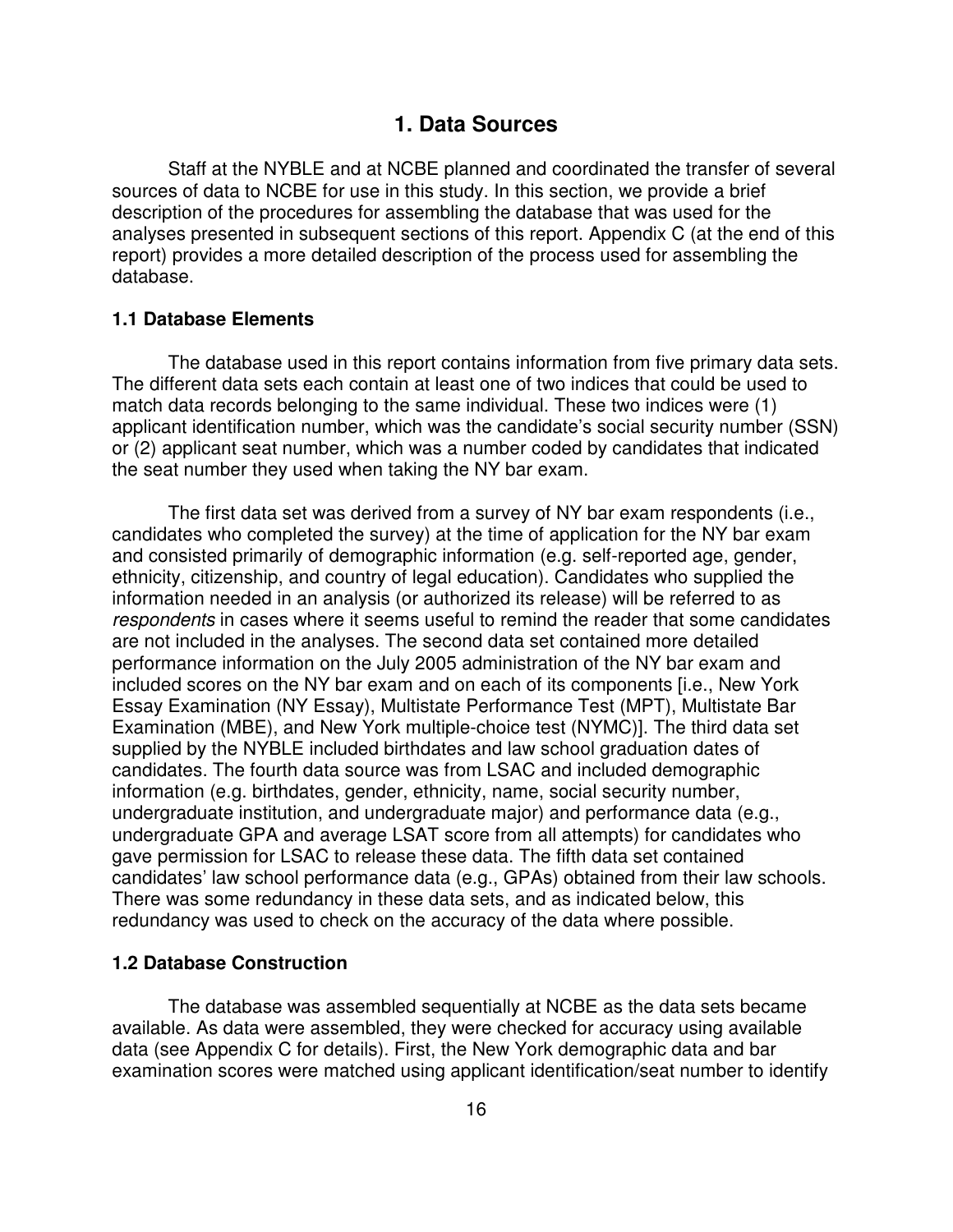# 1. Data Sources

Staff at the NYBLE and at NCBE planned and coordinated the transfer of several sources of data to NCBE for use in this study. In this section, we provide a brief description of the procedures for assembling the database that was used for the analyses presented in subsequent sections of this report. Appendix C (at the end of this report) provides a more detailed description of the process used for assembling the database.

### 1.1 Database Elements

The database used in this report contains information from five primary data sets. The different data sets each contain at least one of two indices that could be used to match data records belonging to the same individual. These two indices were (1) applicant identification number, which was the candidate's social security number (SSN) or (2) applicant seat number, which was a number coded by candidates that indicated the seat number they used when taking the NY bar exam.

The first data set was derived from a survey of NY bar exam respondents (i.e., candidates who completed the survey) at the time of application for the NY bar exam and consisted primarily of demographic information (e.g. self-reported age, gender, ethnicity, citizenship, and country of legal education). Candidates who supplied the information needed in an analysis (or authorized its release) will be referred to as *respondents* in cases where it seems useful to remind the reader that some candidates are not included in the analyses. The second data set contained more detailed performance information on the July 2005 administration of the NY bar exam and included scores on the NY bar exam and on each of its components [i.e., New York Essay Examination (NY Essay), Multistate Performance Test (MPT), Multistate Bar Examination (MBE), and New York multiple-choice test (NYMC)]. The third data set supplied by the NYBLE included birthdates and law school graduation dates of candidates. The fourth data source was from LSAC and included demographic information (e.g. birthdates, gender, ethnicity, name, social security number, undergraduate institution, and undergraduate major) and performance data (e.g., undergraduate GPA and average LSAT score from all attempts) for candidates who gave permission for LSAC to release these data. The fifth data set contained candidates' law school performance data (e.g., GPAs) obtained from their law schools. There was some redundancy in these data sets, and as indicated below, this redundancy was used to check on the accuracy of the data where possible.

### 1.2 Database Construction

The database was assembled sequentially at NCBE as the data sets became available. As data were assembled, they were checked for accuracy using available data (see Appendix C for details). First, the New York demographic data and bar examination scores were matched using applicant identification/seat number to identify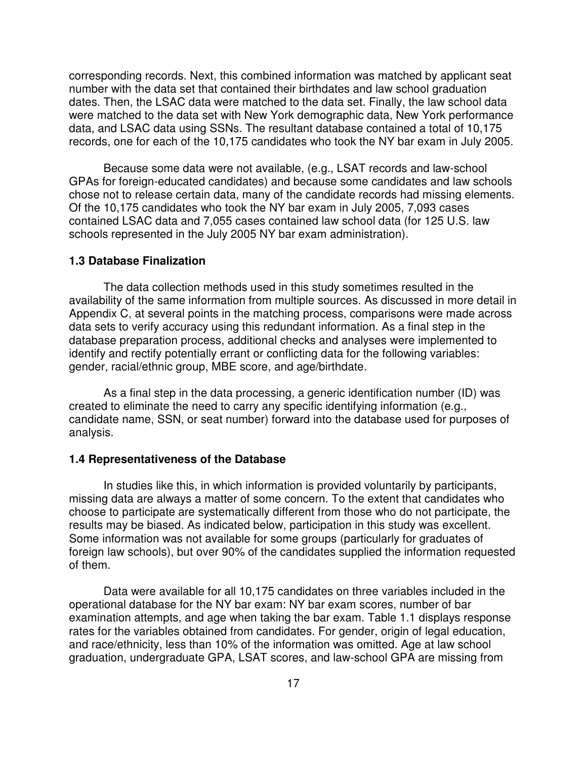corresponding records. Next, this combined information was matched by applicant seat number with the data set that contained their birthdates and law school graduation dates. Then, the LSAC data were matched to the data set. Finally, the law school data were matched to the data set with New York demographic data, New York performance data, and LSAC data using SSNs. The resultant database contained a total of 10,175 records, one for each of the 10,175 candidates who took the NY bar exam in July 2005.

Because some data were not available, (e.g., LSAT records and law-school GPAs for foreign-educated candidates) and because some candidates and law schools chose not to release certain data, many of the candidate records had missing elements. Of the 10,175 candidates who took the NY bar exam in July 2005, 7,093 cases contained LSAC data and 7,055 cases contained law school data (for 125 U.S. law schools represented in the July 2005 NY bar exam administration).

### 1.3 Database Finalization

The data collection methods used in this study sometimes resulted in the availability of the same information from multiple sources. As discussed in more detail in Appendix C, at several points in the matching process, comparisons were made across data sets to verify accuracy using this redundant information. As a final step in the database preparation process, additional checks and analyses were implemented to identify and rectify potentially errant or conflicting data for the following variables: gender, racial/ethnic group, MBE score, and age/birthdate.

As a final step in the data processing, a generic identification number (ID) was created to eliminate the need to carry any specific identifying information (e.g., candidate name, SSN, or seat number) forward into the database used for purposes of analysis.

### 1.4 Representativeness of the Database

In studies like this, in which information is provided voluntarily by participants, missing data are always a matter of some concern. To the extent that candidates who choose to participate are systematically different from those who do not participate, the results may be biased. As indicated below, participation in this study was excellent. Some information was not available for some groups (particularly for graduates of foreign law schools), but over 90% of the candidates supplied the information requested of them.

Data were available for all 10,175 candidates on three variables included in the operational database for the NY bar exam: NY bar exam scores, number of bar examination attempts, and age when taking the bar exam. Table 1.1 displays response rates for the variables obtained from candidates. For gender, origin of legal education, and race/ethnicity, less than 10% of the information was omitted. Age at law school graduation, undergraduate GPA, LSAT scores, and law-school GPA are missing from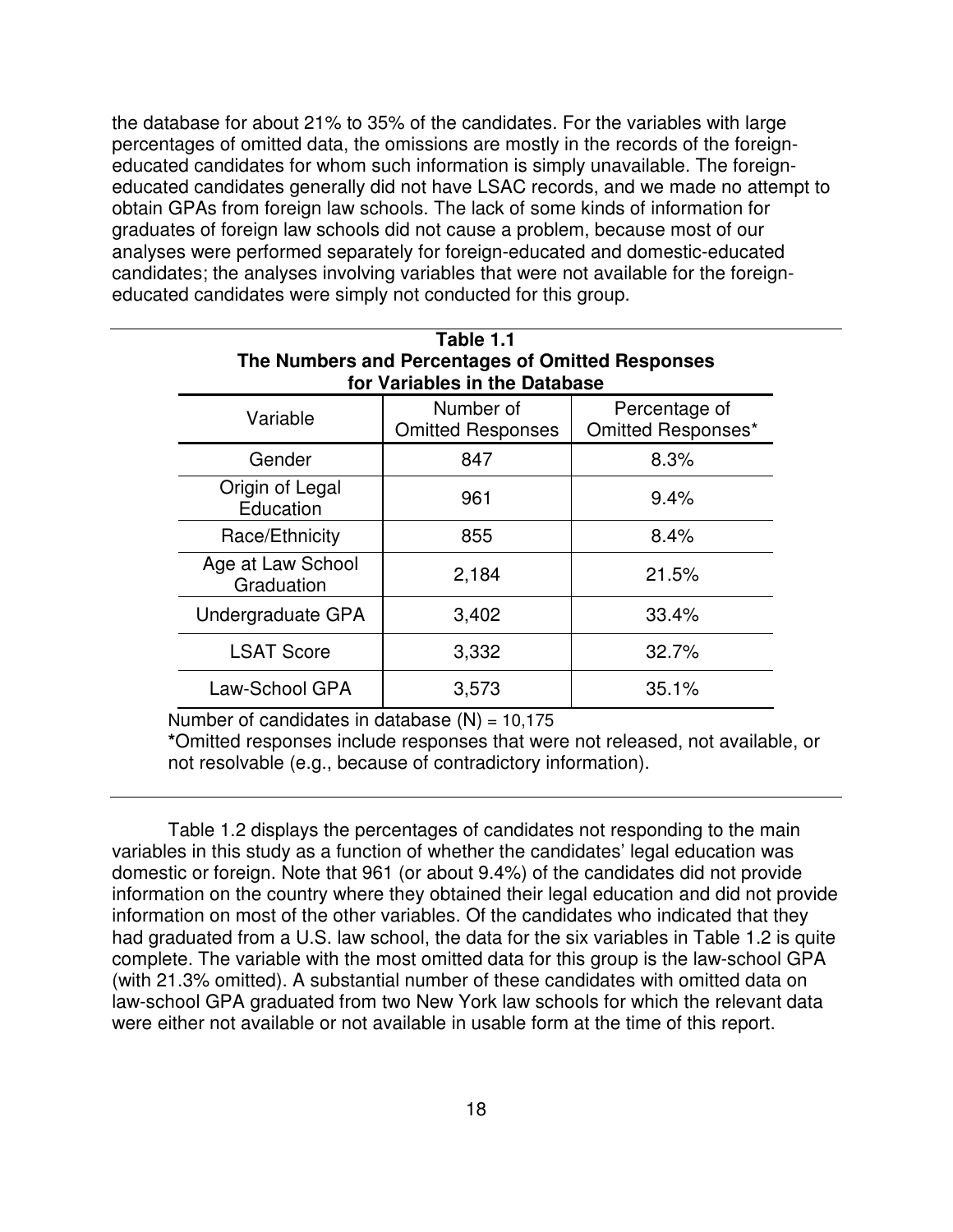the database for about 21% to 35% of the candidates. For the variables with large percentages of omitted data, the omissions are mostly in the records of the foreign-educated candidates for whom such information is simply unavailable. The foreign-educated candidates generally did not have LSAC records, and we made no attempt to obtain GPAs from foreign law schools. The lack of some kinds of information for graduates of foreign law schools did not cause a problem, because most of our analyses were performed separately for foreign-educated and domestic-educated candidates; the analyses involving variables that were not available for the foreign-educated candidates were simply not conducted for this group.

**Table 1.1**
**The Numbers and Percentages of Omitted Responses for Variables in the Database**

| Variable | Number of Omitted Responses | Percentage of Omitted Responses* |
|---|---|---|
| Gender | 847 | 8.3% |
| Origin of Legal Education | 961 | 9.4% |
| Race/Ethnicity | 855 | 8.4% |
| Age at Law School Graduation | 2,184 | 21.5% |
| Undergraduate GPA | 3,402 | 33.4% |
| LSAT Score | 3,332 | 32.7% |
| Law-School GPA | 3,573 | 35.1% |

Number of candidates in database (N) = 10,175

*Omitted responses include responses that were not released, not available, or not resolvable (e.g., because of contradictory information).

Table 1.2 displays the percentages of candidates not responding to the main variables in this study as a function of whether the candidates' legal education was domestic or foreign. Note that 961 (or about 9.4%) of the candidates did not provide information on the country where they obtained their legal education and did not provide information on most of the other variables. Of the candidates who indicated that they had graduated from a U.S. law school, the data for the six variables in Table 1.2 is quite complete. The variable with the most omitted data for this group is the law-school GPA (with 21.3% omitted). A substantial number of these candidates with omitted data on law-school GPA graduated from two New York law schools for which the relevant data were either not available or not available in usable form at the time of this report.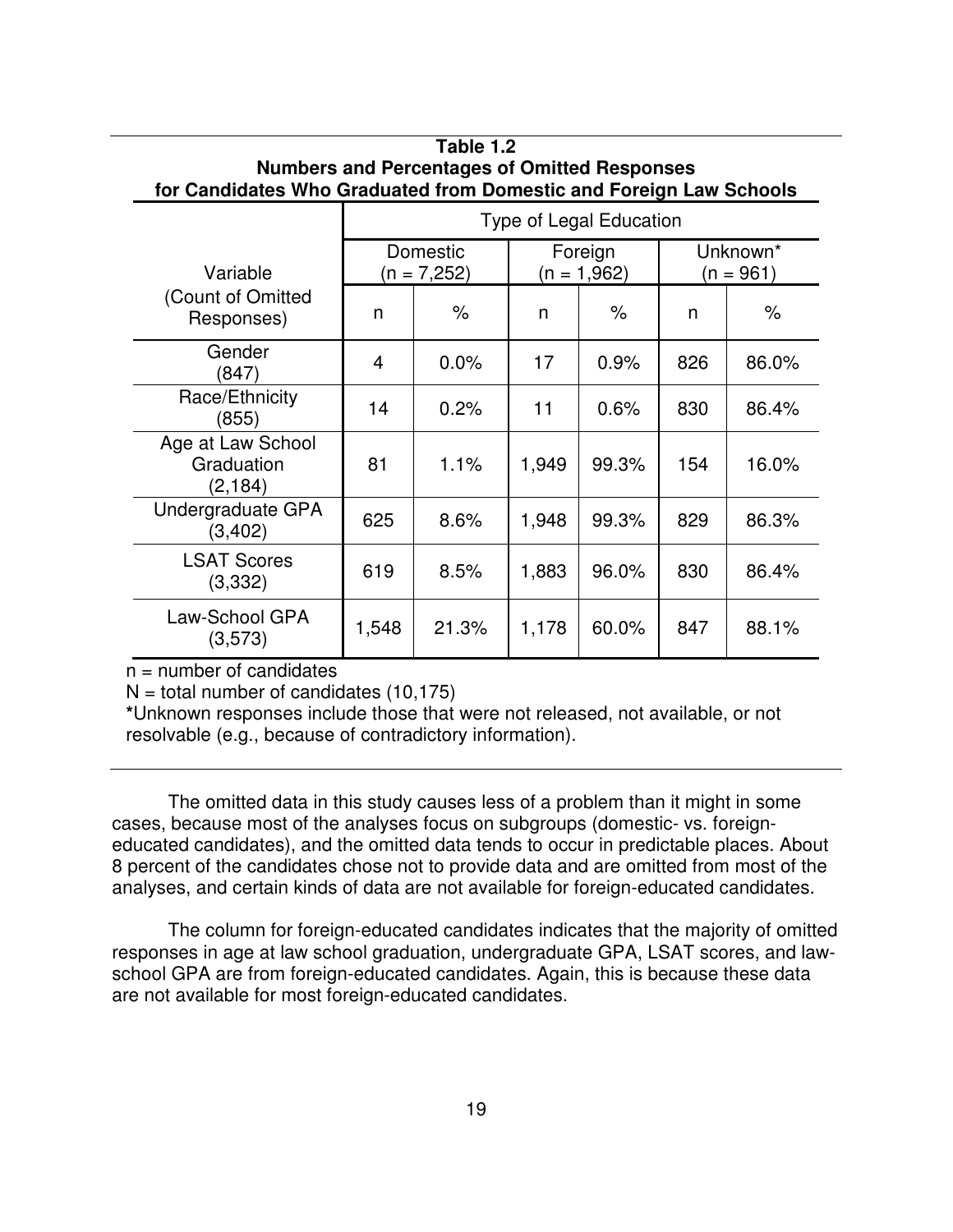**Table 1.2**
**Numbers and Percentages of Omitted Responses for Candidates Who Graduated from Domestic and Foreign Law Schools**

| Variable (Count of Omitted Responses) | Type of Legal Education | | | | | |
|---|---|---|---|---|---|---|
| | Domestic (n = 7,252) | | Foreign (n = 1,962) | | Unknown* (n = 961) | |
| | n | % | n | % | n | % |
| Gender (847) | 4 | 0.0% | 17 | 0.9% | 826 | 86.0% |
| Race/Ethnicity (855) | 14 | 0.2% | 11 | 0.6% | 830 | 86.4% |
| Age at Law School Graduation (2,184) | 81 | 1.1% | 1,949 | 99.3% | 154 | 16.0% |
| Undergraduate GPA (3,402) | 625 | 8.6% | 1,948 | 99.3% | 829 | 86.3% |
| LSAT Scores (3,332) | 619 | 8.5% | 1,883 | 96.0% | 830 | 86.4% |
| Law-School GPA (3,573) | 1,548 | 21.3% | 1,178 | 60.0% | 847 | 88.1% |

n = number of candidates

N = total number of candidates (10,175)

*Unknown responses include those that were not released, not available, or not resolvable (e.g., because of contradictory information).

The omitted data in this study causes less of a problem than it might in some cases, because most of the analyses focus on subgroups (domestic- vs. foreign-educated candidates), and the omitted data tends to occur in predictable places. About 8 percent of the candidates chose not to provide data and are omitted from most of the analyses, and certain kinds of data are not available for foreign-educated candidates.

The column for foreign-educated candidates indicates that the majority of omitted responses in age at law school graduation, undergraduate GPA, LSAT scores, and law-school GPA are from foreign-educated candidates. Again, this is because these data are not available for most foreign-educated candidates.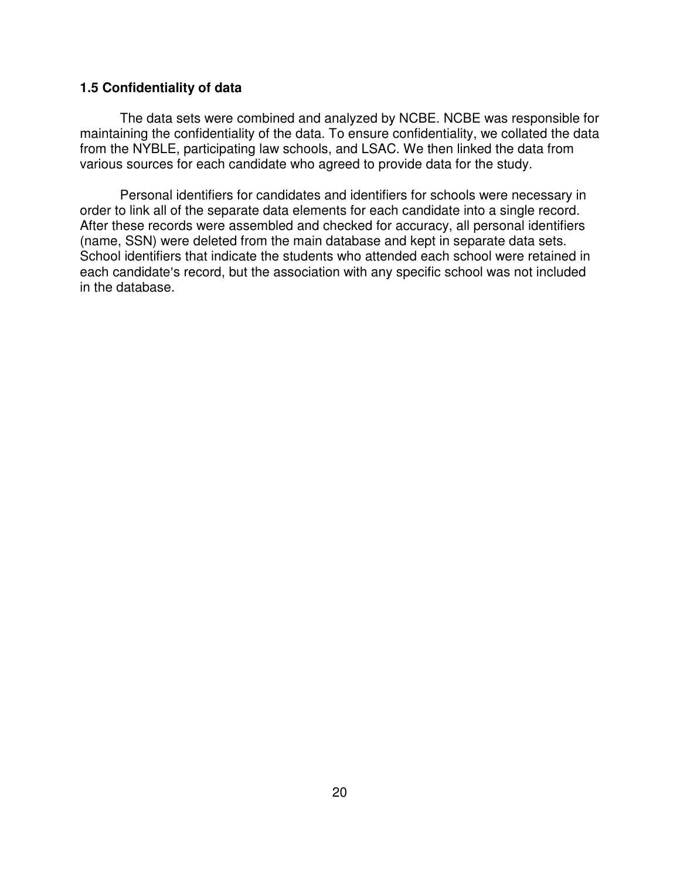### 1.5 Confidentiality of data

The data sets were combined and analyzed by NCBE. NCBE was responsible for maintaining the confidentiality of the data. To ensure confidentiality, we collated the data from the NYBLE, participating law schools, and LSAC. We then linked the data from various sources for each candidate who agreed to provide data for the study.

Personal identifiers for candidates and identifiers for schools were necessary in order to link all of the separate data elements for each candidate into a single record. After these records were assembled and checked for accuracy, all personal identifiers (name, SSN) were deleted from the main database and kept in separate data sets. School identifiers that indicate the students who attended each school were retained in each candidate's record, but the association with any specific school was not included in the database.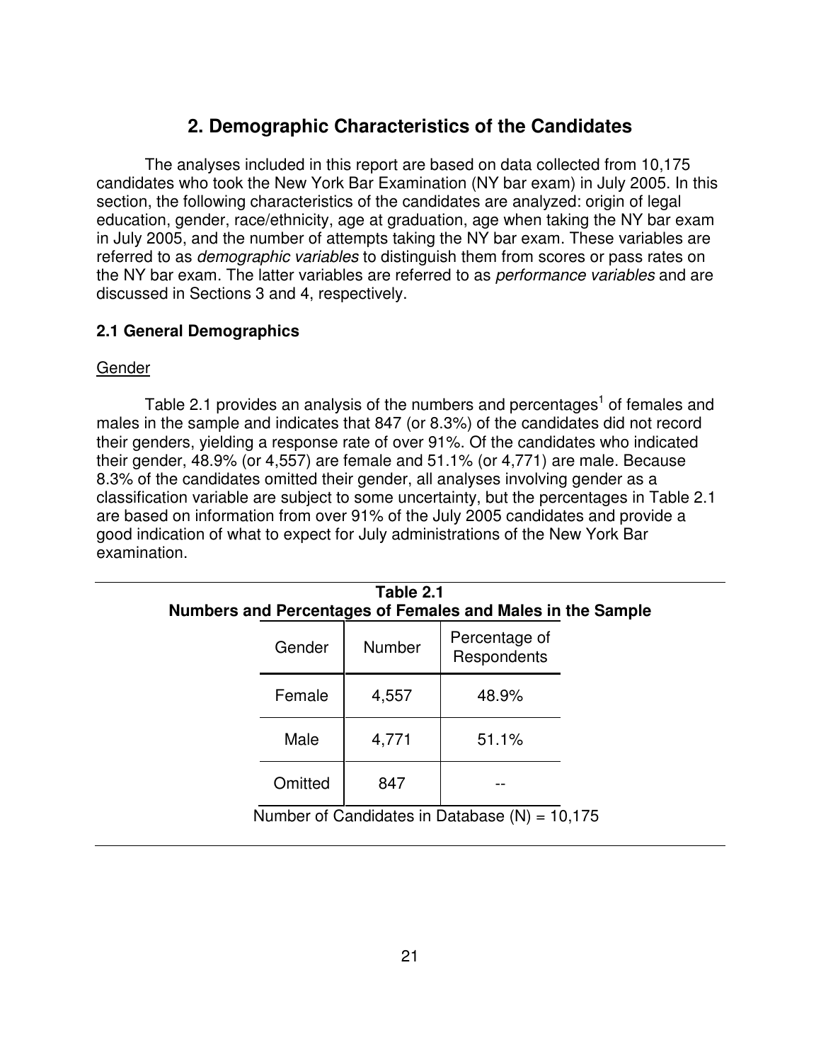## 2. Demographic Characteristics of the Candidates

The analyses included in this report are based on data collected from 10,175 candidates who took the New York Bar Examination (NY bar exam) in July 2005. In this section, the following characteristics of the candidates are analyzed: origin of legal education, gender, race/ethnicity, age at graduation, age when taking the NY bar exam in July 2005, and the number of attempts taking the NY bar exam. These variables are referred to as *demographic variables* to distinguish them from scores or pass rates on the NY bar exam. The latter variables are referred to as *performance variables* and are discussed in Sections 3 and 4, respectively.

### 2.1 General Demographics

Gender

Table 2.1 provides an analysis of the numbers and percentages[1] of females and males in the sample and indicates that 847 (or 8.3%) of the candidates did not record their genders, yielding a response rate of over 91%. Of the candidates who indicated their gender, 48.9% (or 4,557) are female and 51.1% (or 4,771) are male. Because 8.3% of the candidates omitted their gender, all analyses involving gender as a classification variable are subject to some uncertainty, but the percentages in Table 2.1 are based on information from over 91% of the July 2005 candidates and provide a good indication of what to expect for July administrations of the New York Bar examination.

**Table 2.1**
**Numbers and Percentages of Females and Males in the Sample**

| Gender | Number | Percentage of Respondents |
|---|---|---|
| Female | 4,557 | 48.9% |
| Male | 4,771 | 51.1% |
| Omitted | 847 | -- |

Number of Candidates in Database (N) = 10,175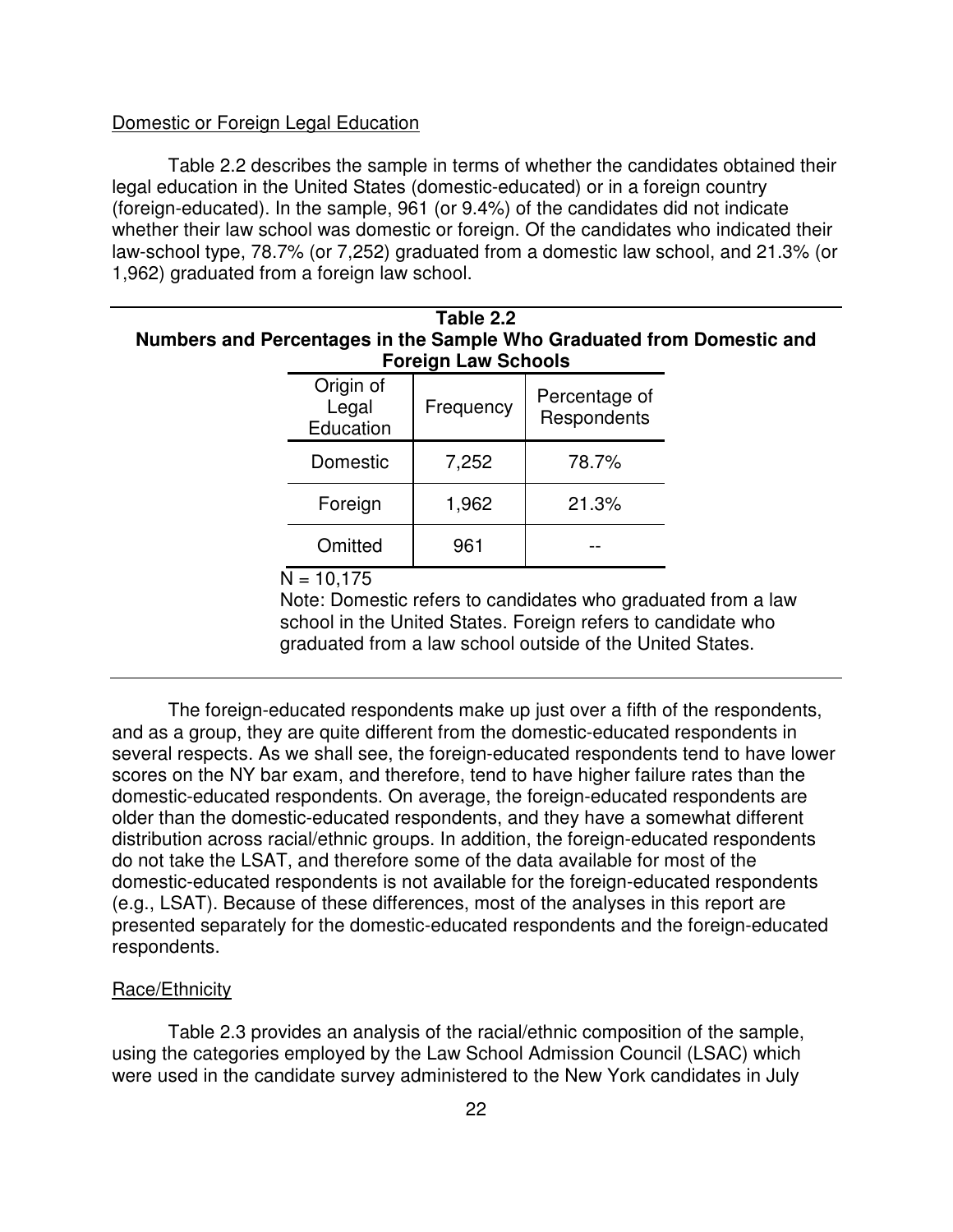Domestic or Foreign Legal Education

Table 2.2 describes the sample in terms of whether the candidates obtained their legal education in the United States (domestic-educated) or in a foreign country (foreign-educated). In the sample, 961 (or 9.4%) of the candidates did not indicate whether their law school was domestic or foreign. Of the candidates who indicated their law-school type, 78.7% (or 7,252) graduated from a domestic law school, and 21.3% (or 1,962) graduated from a foreign law school.

**Table 2.2**
**Numbers and Percentages in the Sample Who Graduated from Domestic and Foreign Law Schools**

| Origin of Legal Education | Frequency | Percentage of Respondents |
|---|---|---|
| Domestic | 7,252 | 78.7% |
| Foreign | 1,962 | 21.3% |
| Omitted | 961 | -- |

N = 10,175

Note: Domestic refers to candidates who graduated from a law school in the United States. Foreign refers to candidate who graduated from a law school outside of the United States.

The foreign-educated respondents make up just over a fifth of the respondents, and as a group, they are quite different from the domestic-educated respondents in several respects. As we shall see, the foreign-educated respondents tend to have lower scores on the NY bar exam, and therefore, tend to have higher failure rates than the domestic-educated respondents. On average, the foreign-educated respondents are older than the domestic-educated respondents, and they have a somewhat different distribution across racial/ethnic groups. In addition, the foreign-educated respondents do not take the LSAT, and therefore some of the data available for most of the domestic-educated respondents is not available for the foreign-educated respondents (e.g., LSAT). Because of these differences, most of the analyses in this report are presented separately for the domestic-educated respondents and the foreign-educated respondents.

Race/Ethnicity

Table 2.3 provides an analysis of the racial/ethnic composition of the sample, using the categories employed by the Law School Admission Council (LSAC) which were used in the candidate survey administered to the New York candidates in July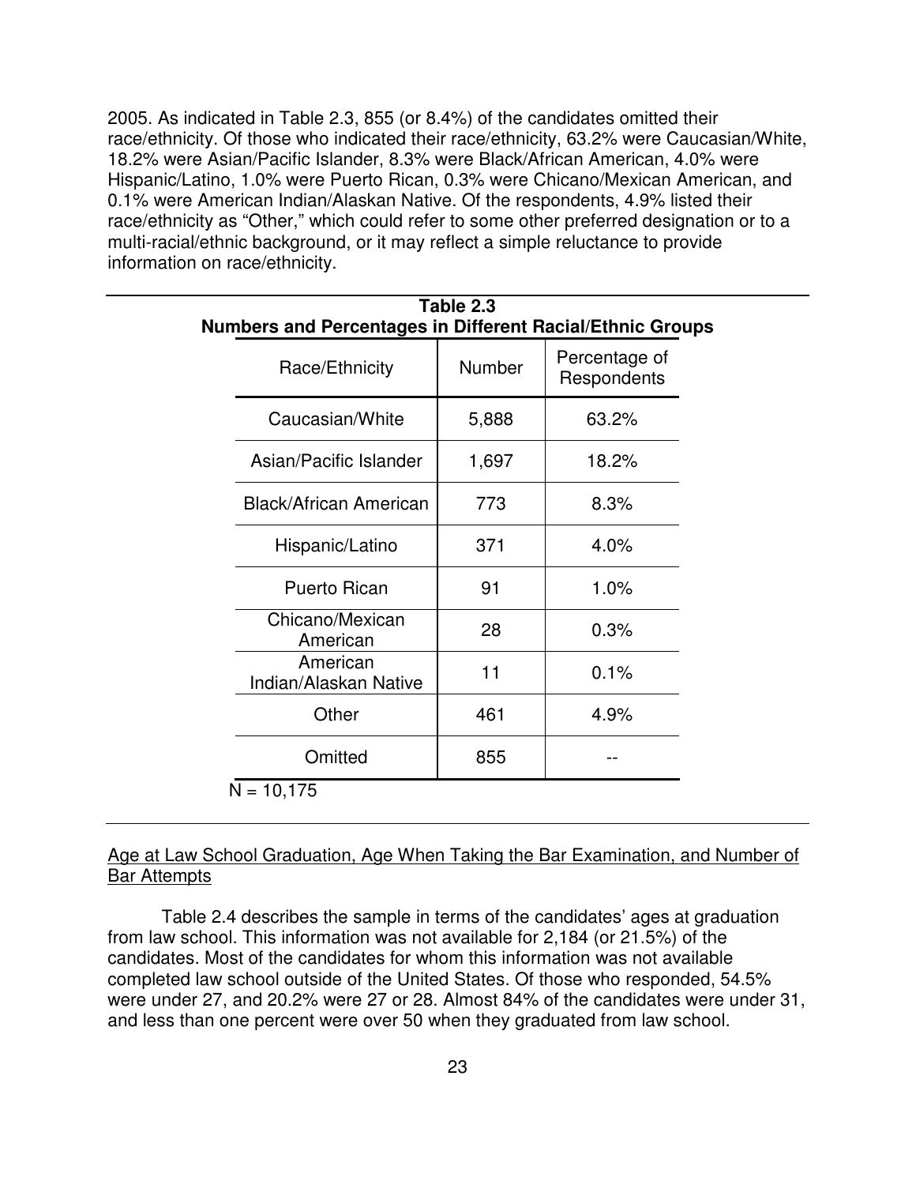2005. As indicated in Table 2.3, 855 (or 8.4%) of the candidates omitted their race/ethnicity. Of those who indicated their race/ethnicity, 63.2% were Caucasian/White, 18.2% were Asian/Pacific Islander, 8.3% were Black/African American, 4.0% were Hispanic/Latino, 1.0% were Puerto Rican, 0.3% were Chicano/Mexican American, and 0.1% were American Indian/Alaskan Native. Of the respondents, 4.9% listed their race/ethnicity as "Other," which could refer to some other preferred designation or to a multi-racial/ethnic background, or it may reflect a simple reluctance to provide information on race/ethnicity.

**Table 2.3**
**Numbers and Percentages in Different Racial/Ethnic Groups**

| Race/Ethnicity | Number | Percentage of Respondents |
|---|---|---|
| Caucasian/White | 5,888 | 63.2% |
| Asian/Pacific Islander | 1,697 | 18.2% |
| Black/African American | 773 | 8.3% |
| Hispanic/Latino | 371 | 4.0% |
| Puerto Rican | 91 | 1.0% |
| Chicano/Mexican American | 28 | 0.3% |
| American Indian/Alaskan Native | 11 | 0.1% |
| Other | 461 | 4.9% |
| Omitted | 855 | -- |

N = 10,175

Age at Law School Graduation, Age When Taking the Bar Examination, and Number of Bar Attempts

Table 2.4 describes the sample in terms of the candidates' ages at graduation from law school. This information was not available for 2,184 (or 21.5%) of the candidates. Most of the candidates for whom this information was not available completed law school outside of the United States. Of those who responded, 54.5% were under 27, and 20.2% were 27 or 28. Almost 84% of the candidates were under 31, and less than one percent were over 50 when they graduated from law school.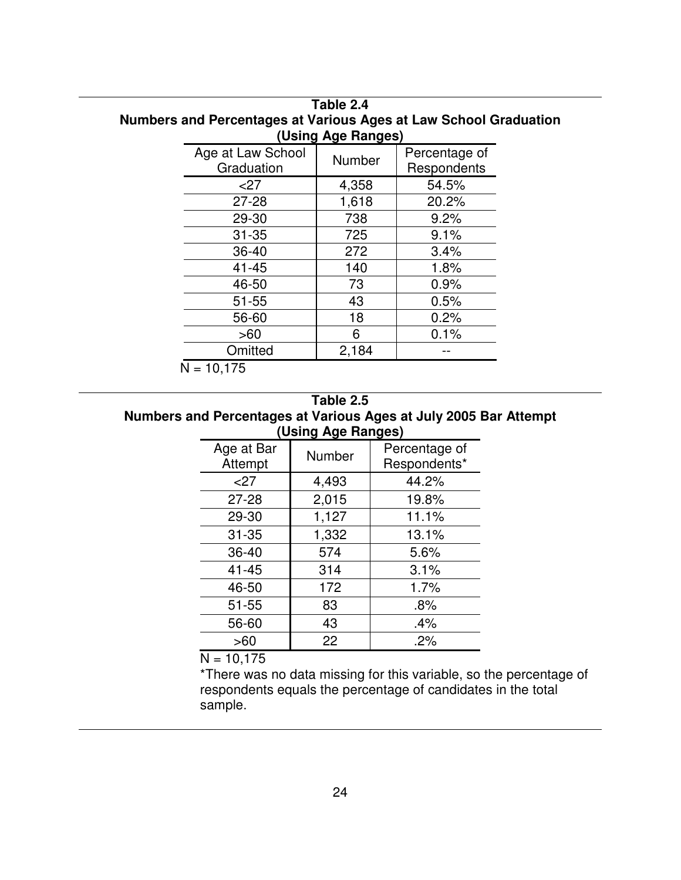**Table 2.4**
**Numbers and Percentages at Various Ages at Law School Graduation (Using Age Ranges)**

| Age at Law School Graduation | Number | Percentage of Respondents |
|---|---|---|
| <27 | 4,358 | 54.5% |
| 27-28 | 1,618 | 20.2% |
| 29-30 | 738 | 9.2% |
| 31-35 | 725 | 9.1% |
| 36-40 | 272 | 3.4% |
| 41-45 | 140 | 1.8% |
| 46-50 | 73 | 0.9% |
| 51-55 | 43 | 0.5% |
| 56-60 | 18 | 0.2% |
| >60 | 6 | 0.1% |
| Omitted | 2,184 | -- |

N = 10,175

**Table 2.5**
**Numbers and Percentages at Various Ages at July 2005 Bar Attempt (Using Age Ranges)**

| Age at Bar Attempt | Number | Percentage of Respondents* |
|---|---|---|
| <27 | 4,493 | 44.2% |
| 27-28 | 2,015 | 19.8% |
| 29-30 | 1,127 | 11.1% |
| 31-35 | 1,332 | 13.1% |
| 36-40 | 574 | 5.6% |
| 41-45 | 314 | 3.1% |
| 46-50 | 172 | 1.7% |
| 51-55 | 83 | .8% |
| 56-60 | 43 | .4% |
| >60 | 22 | .2% |

N = 10,175

*There was no data missing for this variable, so the percentage of respondents equals the percentage of candidates in the total sample.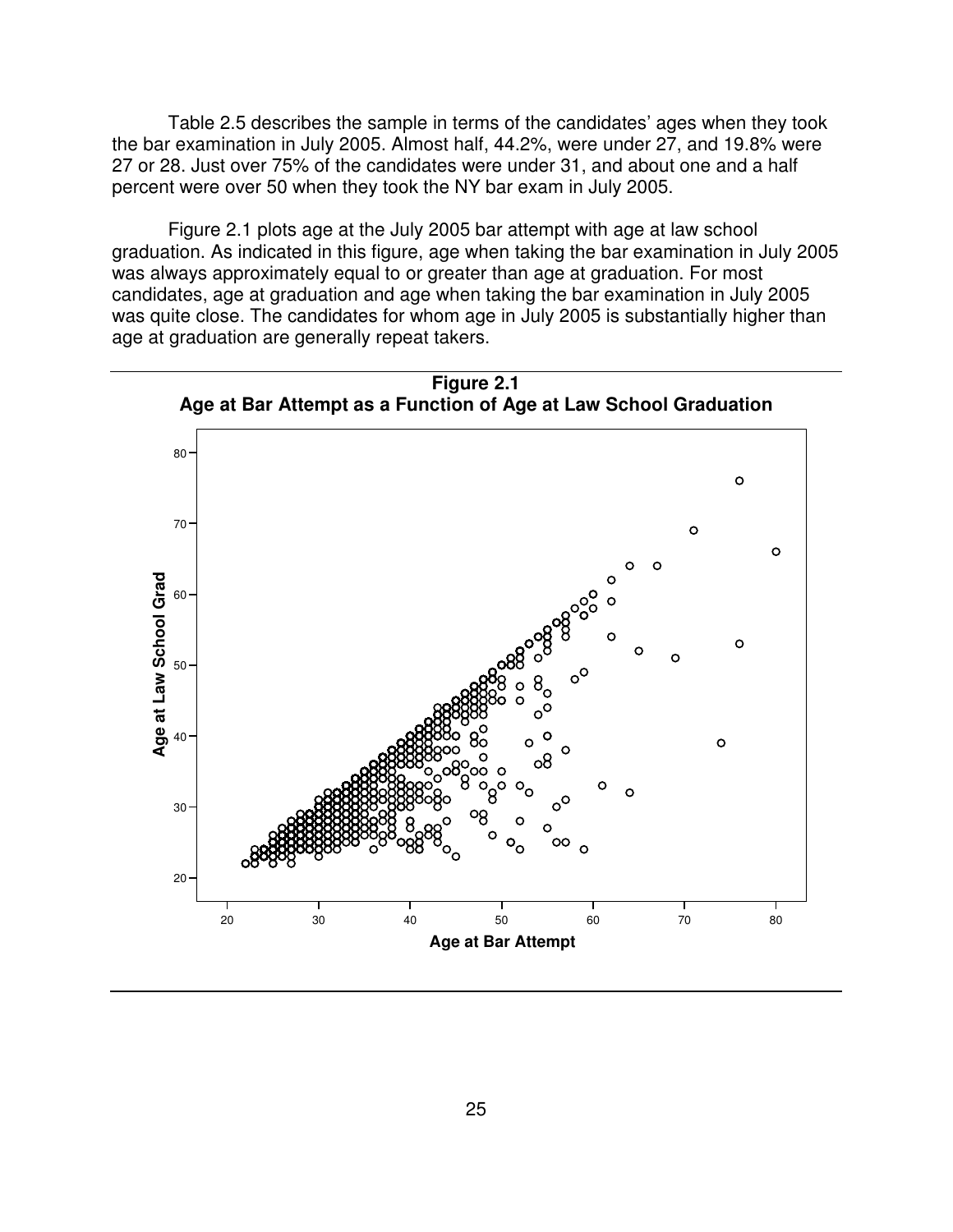Table 2.5 describes the sample in terms of the candidates' ages when they took the bar examination in July 2005. Almost half, 44.2%, were under 27, and 19.8% were 27 or 28. Just over 75% of the candidates were under 31, and about one and a half percent were over 50 when they took the NY bar exam in July 2005.

Figure 2.1 plots age at the July 2005 bar attempt with age at law school graduation. As indicated in this figure, age when taking the bar examination in July 2005 was always approximately equal to or greater than age at graduation. For most candidates, age at graduation and age when taking the bar examination in July 2005 was quite close. The candidates for whom age in July 2005 is substantially higher than age at graduation are generally repeat takers.

**Figure 2.1**
**Age at Bar Attempt as a Function of Age at Law School Graduation**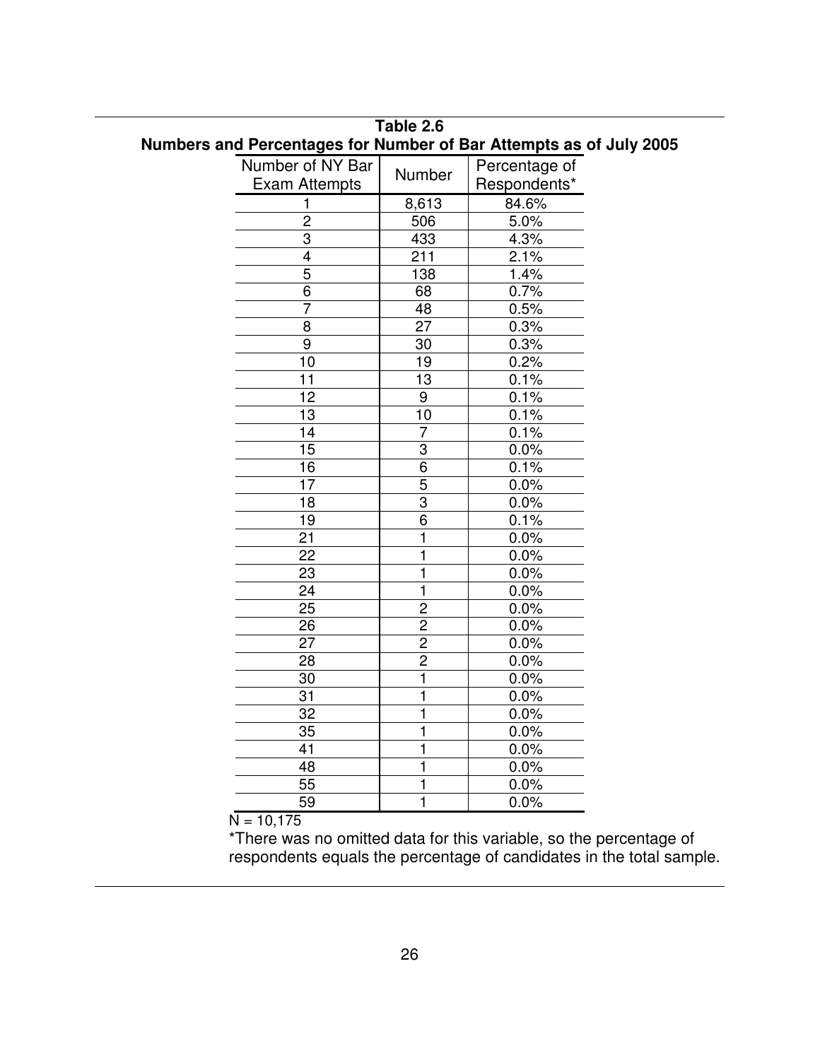**Table 2.6**
**Numbers and Percentages for Number of Bar Attempts as of July 2005**

| Number of NY Bar Exam Attempts | Number | Percentage of Respondents* |
|---|---|---|
| 1 | 8,613 | 84.6% |
| 2 | 506 | 5.0% |
| 3 | 433 | 4.3% |
| 4 | 211 | 2.1% |
| 5 | 138 | 1.4% |
| 6 | 68 | 0.7% |
| 7 | 48 | 0.5% |
| 8 | 27 | 0.3% |
| 9 | 30 | 0.3% |
| 10 | 19 | 0.2% |
| 11 | 13 | 0.1% |
| 12 | 9 | 0.1% |
| 13 | 10 | 0.1% |
| 14 | 7 | 0.1% |
| 15 | 3 | 0.0% |
| 16 | 6 | 0.1% |
| 17 | 5 | 0.0% |
| 18 | 3 | 0.0% |
| 19 | 6 | 0.1% |
| 21 | 1 | 0.0% |
| 22 | 1 | 0.0% |
| 23 | 1 | 0.0% |
| 24 | 1 | 0.0% |
| 25 | 2 | 0.0% |
| 26 | 2 | 0.0% |
| 27 | 2 | 0.0% |
| 28 | 2 | 0.0% |
| 30 | 1 | 0.0% |
| 31 | 1 | 0.0% |
| 32 | 1 | 0.0% |
| 35 | 1 | 0.0% |
| 41 | 1 | 0.0% |
| 48 | 1 | 0.0% |
| 55 | 1 | 0.0% |
| 59 | 1 | 0.0% |

N = 10,175

*There was no omitted data for this variable, so the percentage of respondents equals the percentage of candidates in the total sample.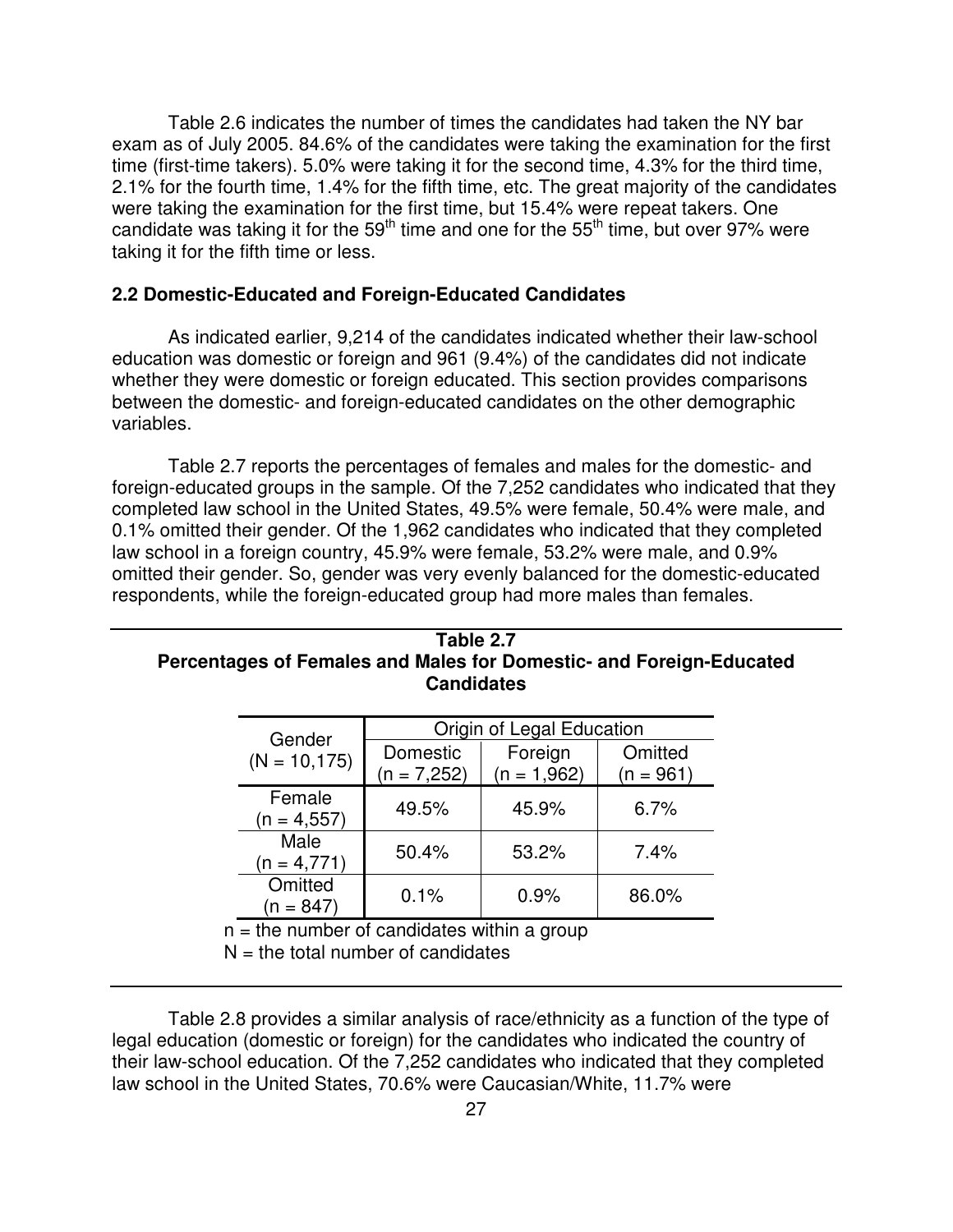Table 2.6 indicates the number of times the candidates had taken the NY bar exam as of July 2005. 84.6% of the candidates were taking the examination for the first time (first-time takers). 5.0% were taking it for the second time, 4.3% for the third time, 2.1% for the fourth time, 1.4% for the fifth time, etc. The great majority of the candidates were taking the examination for the first time, but 15.4% were repeat takers. One candidate was taking it for the 59th time and one for the 55th time, but over 97% were taking it for the fifth time or less.

### 2.2 Domestic-Educated and Foreign-Educated Candidates

As indicated earlier, 9,214 of the candidates indicated whether their law-school education was domestic or foreign and 961 (9.4%) of the candidates did not indicate whether they were domestic or foreign educated. This section provides comparisons between the domestic- and foreign-educated candidates on the other demographic variables.

Table 2.7 reports the percentages of females and males for the domestic- and foreign-educated groups in the sample. Of the 7,252 candidates who indicated that they completed law school in the United States, 49.5% were female, 50.4% were male, and 0.1% omitted their gender. Of the 1,962 candidates who indicated that they completed law school in a foreign country, 45.9% were female, 53.2% were male, and 0.9% omitted their gender. So, gender was very evenly balanced for the domestic-educated respondents, while the foreign-educated group had more males than females.

**Table 2.7**
**Percentages of Females and Males for Domestic- and Foreign-Educated Candidates**

| Gender (N = 10,175) | Origin of Legal Education | | |
|---|---|---|---|
| | Domestic (n = 7,252) | Foreign (n = 1,962) | Omitted (n = 961) |
| Female (n = 4,557) | 49.5% | 45.9% | 6.7% |
| Male (n = 4,771) | 50.4% | 53.2% | 7.4% |
| Omitted (n = 847) | 0.1% | 0.9% | 86.0% |

n = the number of candidates within a group
N = the total number of candidates

Table 2.8 provides a similar analysis of race/ethnicity as a function of the type of legal education (domestic or foreign) for the candidates who indicated the country of their law-school education. Of the 7,252 candidates who indicated that they completed law school in the United States, 70.6% were Caucasian/White, 11.7% were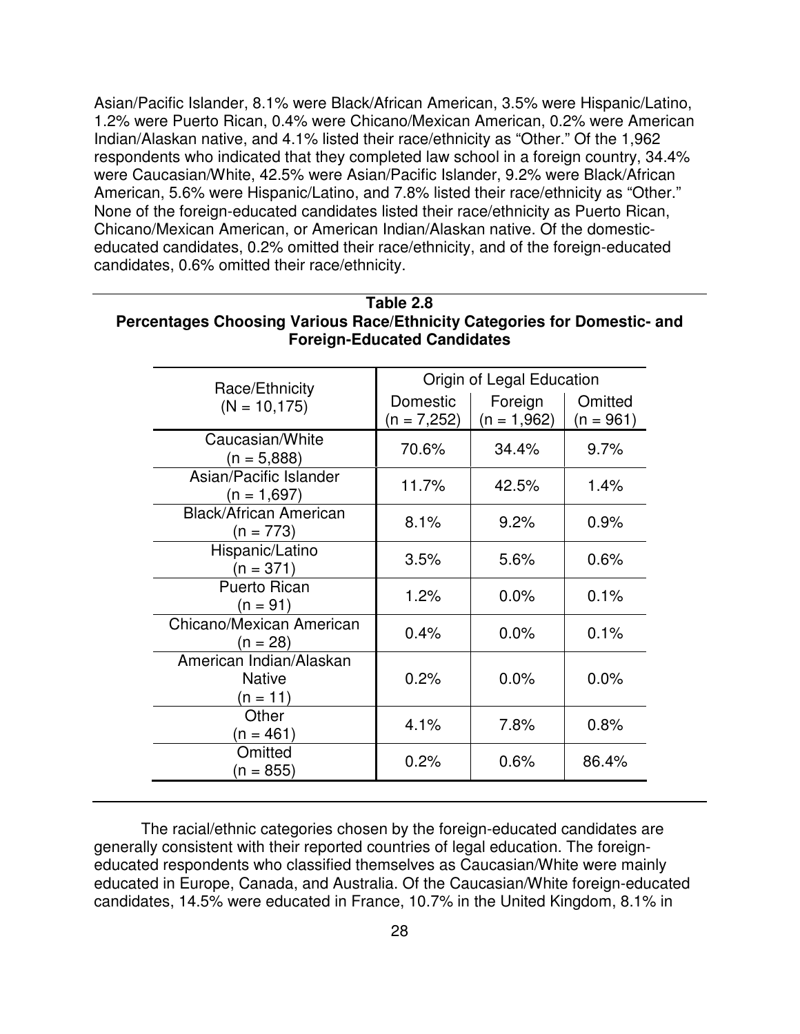Asian/Pacific Islander, 8.1% were Black/African American, 3.5% were Hispanic/Latino, 1.2% were Puerto Rican, 0.4% were Chicano/Mexican American, 0.2% were American Indian/Alaskan native, and 4.1% listed their race/ethnicity as "Other." Of the 1,962 respondents who indicated that they completed law school in a foreign country, 34.4% were Caucasian/White, 42.5% were Asian/Pacific Islander, 9.2% were Black/African American, 5.6% were Hispanic/Latino, and 7.8% listed their race/ethnicity as "Other." None of the foreign-educated candidates listed their race/ethnicity as Puerto Rican, Chicano/Mexican American, or American Indian/Alaskan native. Of the domestic-educated candidates, 0.2% omitted their race/ethnicity, and of the foreign-educated candidates, 0.6% omitted their race/ethnicity.

**Table 2.8**
**Percentages Choosing Various Race/Ethnicity Categories for Domestic- and Foreign-Educated Candidates**

| Race/Ethnicity (N = 10,175) | Origin of Legal Education | | |
|---|---|---|---|
| | Domestic (n = 7,252) | Foreign (n = 1,962) | Omitted (n = 961) |
| Caucasian/White (n = 5,888) | 70.6% | 34.4% | 9.7% |
| Asian/Pacific Islander (n = 1,697) | 11.7% | 42.5% | 1.4% |
| Black/African American (n = 773) | 8.1% | 9.2% | 0.9% |
| Hispanic/Latino (n = 371) | 3.5% | 5.6% | 0.6% |
| Puerto Rican (n = 91) | 1.2% | 0.0% | 0.1% |
| Chicano/Mexican American (n = 28) | 0.4% | 0.0% | 0.1% |
| American Indian/Alaskan Native (n = 11) | 0.2% | 0.0% | 0.0% |
| Other (n = 461) | 4.1% | 7.8% | 0.8% |
| Omitted (n = 855) | 0.2% | 0.6% | 86.4% |

The racial/ethnic categories chosen by the foreign-educated candidates are generally consistent with their reported countries of legal education. The foreign-educated respondents who classified themselves as Caucasian/White were mainly educated in Europe, Canada, and Australia. Of the Caucasian/White foreign-educated candidates, 14.5% were educated in France, 10.7% in the United Kingdom, 8.1% in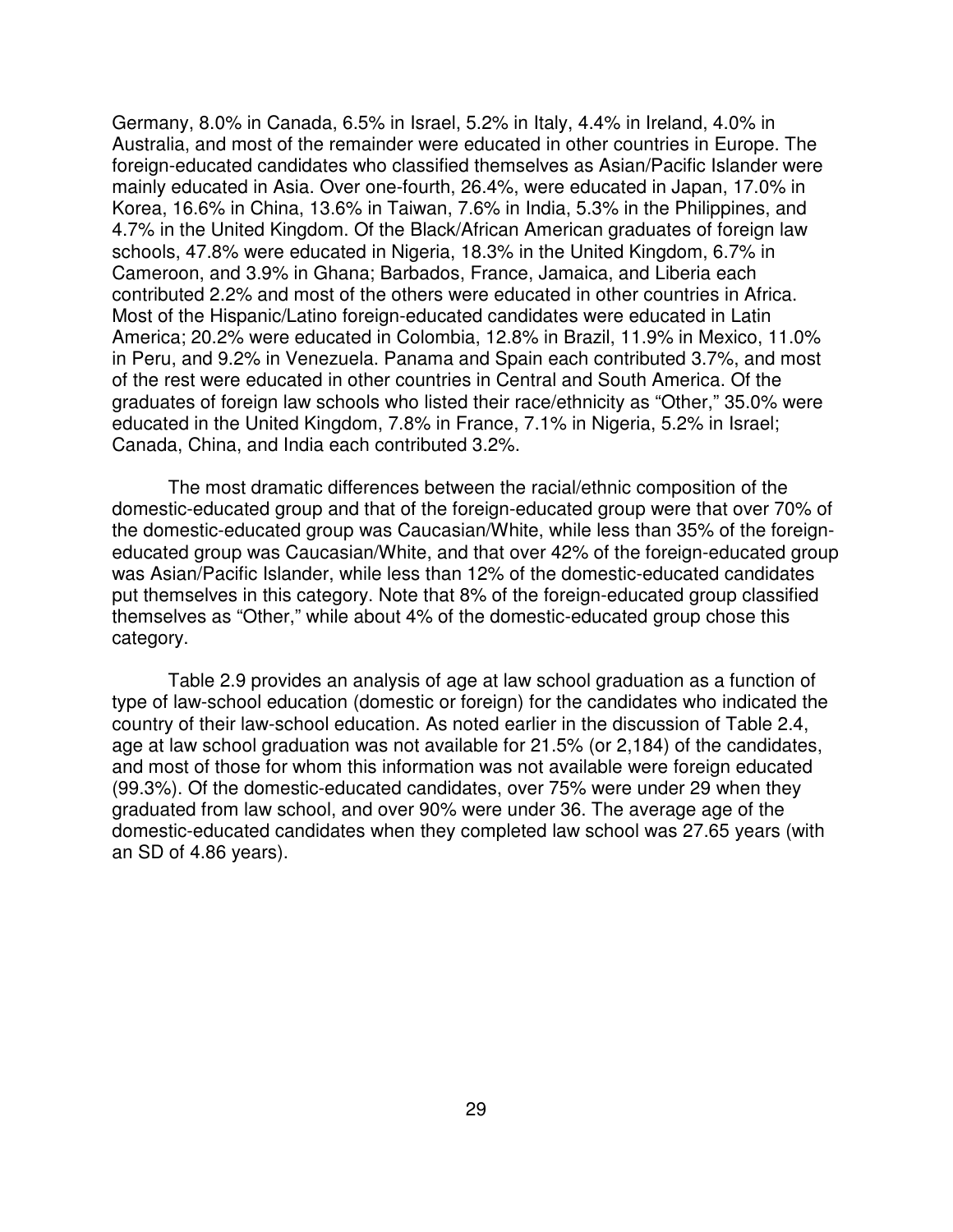Germany, 8.0% in Canada, 6.5% in Israel, 5.2% in Italy, 4.4% in Ireland, 4.0% in Australia, and most of the remainder were educated in other countries in Europe. The foreign-educated candidates who classified themselves as Asian/Pacific Islander were mainly educated in Asia. Over one-fourth, 26.4%, were educated in Japan, 17.0% in Korea, 16.6% in China, 13.6% in Taiwan, 7.6% in India, 5.3% in the Philippines, and 4.7% in the United Kingdom. Of the Black/African American graduates of foreign law schools, 47.8% were educated in Nigeria, 18.3% in the United Kingdom, 6.7% in Cameroon, and 3.9% in Ghana; Barbados, France, Jamaica, and Liberia each contributed 2.2% and most of the others were educated in other countries in Africa. Most of the Hispanic/Latino foreign-educated candidates were educated in Latin America; 20.2% were educated in Colombia, 12.8% in Brazil, 11.9% in Mexico, 11.0% in Peru, and 9.2% in Venezuela. Panama and Spain each contributed 3.7%, and most of the rest were educated in other countries in Central and South America. Of the graduates of foreign law schools who listed their race/ethnicity as "Other," 35.0% were educated in the United Kingdom, 7.8% in France, 7.1% in Nigeria, 5.2% in Israel; Canada, China, and India each contributed 3.2%.

The most dramatic differences between the racial/ethnic composition of the domestic-educated group and that of the foreign-educated group were that over 70% of the domestic-educated group was Caucasian/White, while less than 35% of the foreign-educated group was Caucasian/White, and that over 42% of the foreign-educated group was Asian/Pacific Islander, while less than 12% of the domestic-educated candidates put themselves in this category. Note that 8% of the foreign-educated group classified themselves as "Other," while about 4% of the domestic-educated group chose this category.

Table 2.9 provides an analysis of age at law school graduation as a function of type of law-school education (domestic or foreign) for the candidates who indicated the country of their law-school education. As noted earlier in the discussion of Table 2.4, age at law school graduation was not available for 21.5% (or 2,184) of the candidates, and most of those for whom this information was not available were foreign educated (99.3%). Of the domestic-educated candidates, over 75% were under 29 when they graduated from law school, and over 90% were under 36. The average age of the domestic-educated candidates when they completed law school was 27.65 years (with an SD of 4.86 years).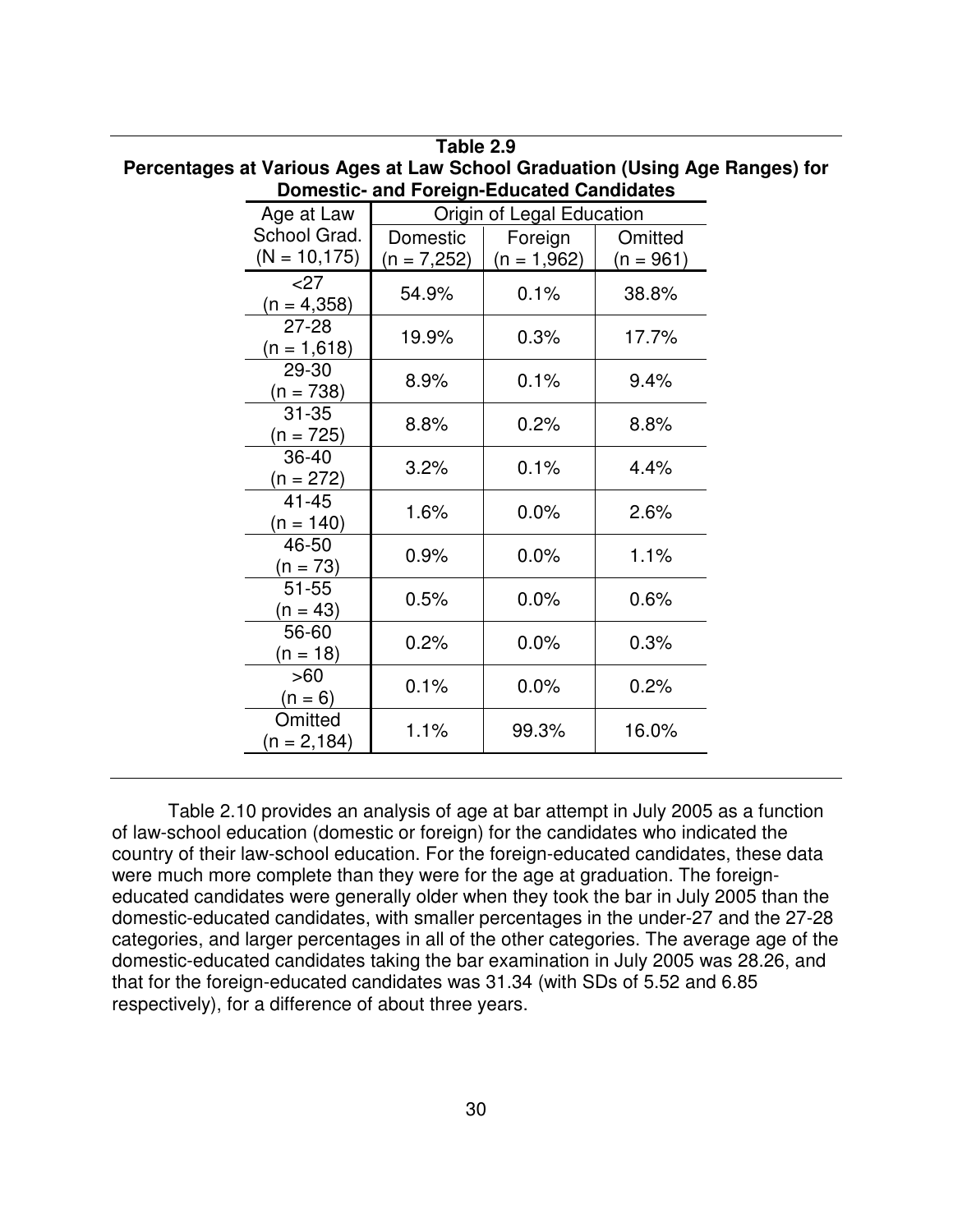**Table 2.9**
**Percentages at Various Ages at Law School Graduation (Using Age Ranges) for Domestic- and Foreign-Educated Candidates**

| Age at Law School Grad. (N = 10,175) | Origin of Legal Education | | |
|---|---|---|---|
| | Domestic (n = 7,252) | Foreign (n = 1,962) | Omitted (n = 961) |
| <27 (n = 4,358) | 54.9% | 0.1% | 38.8% |
| 27-28 (n = 1,618) | 19.9% | 0.3% | 17.7% |
| 29-30 (n = 738) | 8.9% | 0.1% | 9.4% |
| 31-35 (n = 725) | 8.8% | 0.2% | 8.8% |
| 36-40 (n = 272) | 3.2% | 0.1% | 4.4% |
| 41-45 (n = 140) | 1.6% | 0.0% | 2.6% |
| 46-50 (n = 73) | 0.9% | 0.0% | 1.1% |
| 51-55 (n = 43) | 0.5% | 0.0% | 0.6% |
| 56-60 (n = 18) | 0.2% | 0.0% | 0.3% |
| >60 (n = 6) | 0.1% | 0.0% | 0.2% |
| Omitted (n = 2,184) | 1.1% | 99.3% | 16.0% |

Table 2.10 provides an analysis of age at bar attempt in July 2005 as a function of law-school education (domestic or foreign) for the candidates who indicated the country of their law-school education. For the foreign-educated candidates, these data were much more complete than they were for the age at graduation. The foreign-educated candidates were generally older when they took the bar in July 2005 than the domestic-educated candidates, with smaller percentages in the under-27 and the 27-28 categories, and larger percentages in all of the other categories. The average age of the domestic-educated candidates taking the bar examination in July 2005 was 28.26, and that for the foreign-educated candidates was 31.34 (with SDs of 5.52 and 6.85 respectively), for a difference of about three years.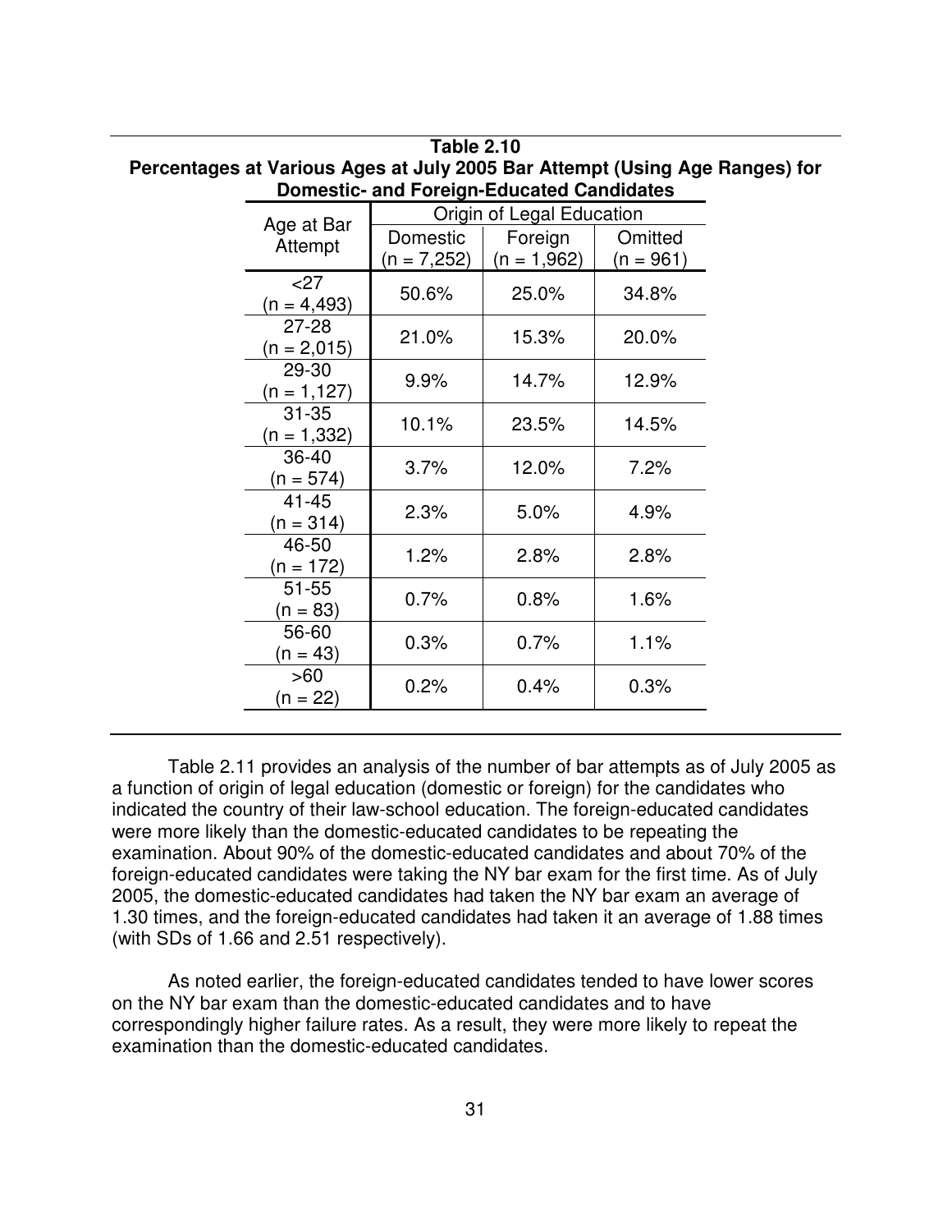**Table 2.10**
**Percentages at Various Ages at July 2005 Bar Attempt (Using Age Ranges) for Domestic- and Foreign-Educated Candidates**

| Age at Bar Attempt | Origin of Legal Education | | |
|---|---|---|---|
| | Domestic (n = 7,252) | Foreign (n = 1,962) | Omitted (n = 961) |
| <27 (n = 4,493) | 50.6% | 25.0% | 34.8% |
| 27-28 (n = 2,015) | 21.0% | 15.3% | 20.0% |
| 29-30 (n = 1,127) | 9.9% | 14.7% | 12.9% |
| 31-35 (n = 1,332) | 10.1% | 23.5% | 14.5% |
| 36-40 (n = 574) | 3.7% | 12.0% | 7.2% |
| 41-45 (n = 314) | 2.3% | 5.0% | 4.9% |
| 46-50 (n = 172) | 1.2% | 2.8% | 2.8% |
| 51-55 (n = 83) | 0.7% | 0.8% | 1.6% |
| 56-60 (n = 43) | 0.3% | 0.7% | 1.1% |
| >60 (n = 22) | 0.2% | 0.4% | 0.3% |

Table 2.11 provides an analysis of the number of bar attempts as of July 2005 as a function of origin of legal education (domestic or foreign) for the candidates who indicated the country of their law-school education. The foreign-educated candidates were more likely than the domestic-educated candidates to be repeating the examination. About 90% of the domestic-educated candidates and about 70% of the foreign-educated candidates were taking the NY bar exam for the first time. As of July 2005, the domestic-educated candidates had taken the NY bar exam an average of 1.30 times, and the foreign-educated candidates had taken it an average of 1.88 times (with SDs of 1.66 and 2.51 respectively).

As noted earlier, the foreign-educated candidates tended to have lower scores on the NY bar exam than the domestic-educated candidates and to have correspondingly higher failure rates. As a result, they were more likely to repeat the examination than the domestic-educated candidates.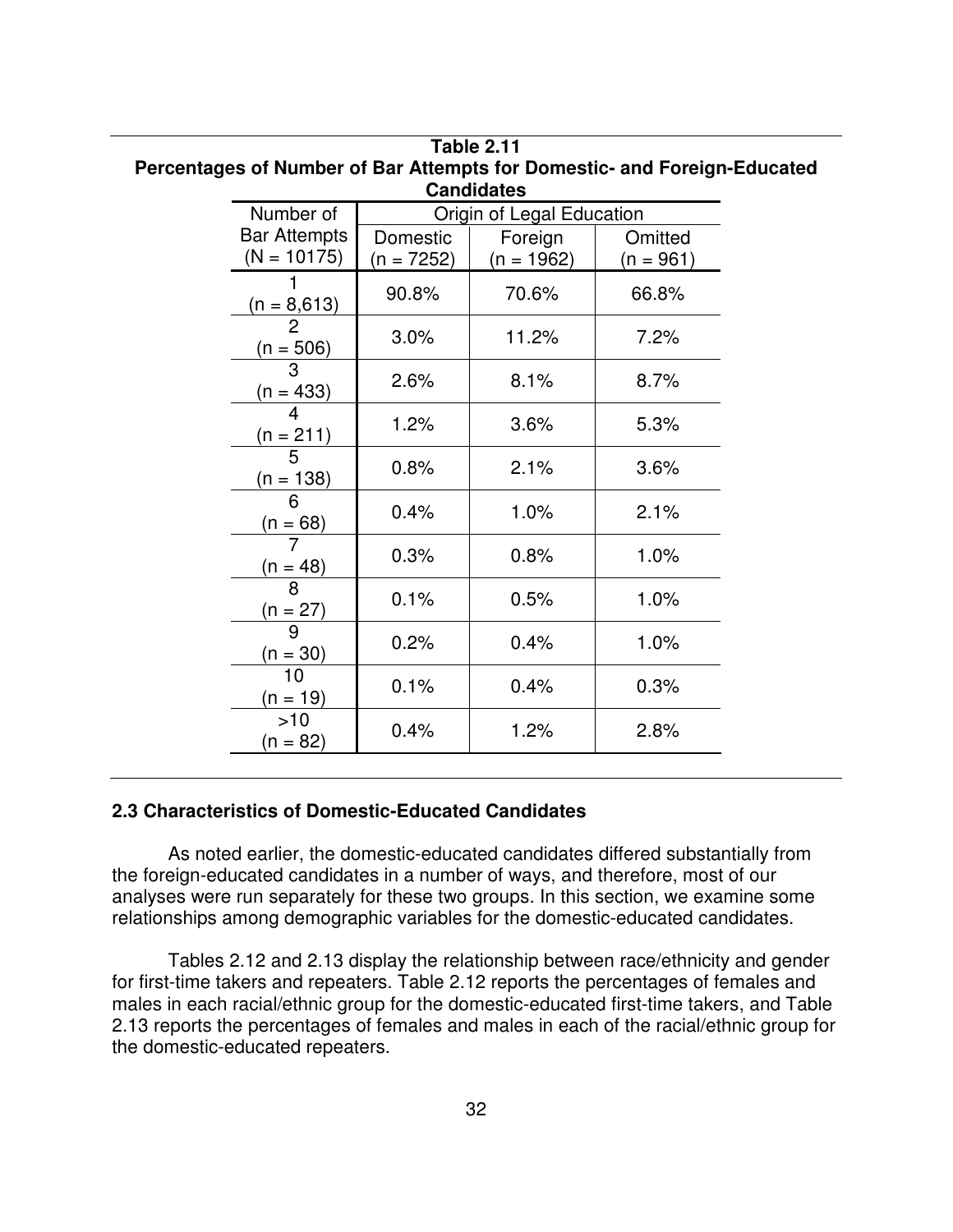**Table 2.11**
**Percentages of Number of Bar Attempts for Domestic- and Foreign-Educated Candidates**

| Number of Bar Attempts (N = 10175) | Origin of Legal Education | | |
|---|---|---|---|
| | Domestic (n = 7252) | Foreign (n = 1962) | Omitted (n = 961) |
| 1 (n = 8,613) | 90.8% | 70.6% | 66.8% |
| 2 (n = 506) | 3.0% | 11.2% | 7.2% |
| 3 (n = 433) | 2.6% | 8.1% | 8.7% |
| 4 (n = 211) | 1.2% | 3.6% | 5.3% |
| 5 (n = 138) | 0.8% | 2.1% | 3.6% |
| 6 (n = 68) | 0.4% | 1.0% | 2.1% |
| 7 (n = 48) | 0.3% | 0.8% | 1.0% |
| 8 (n = 27) | 0.1% | 0.5% | 1.0% |
| 9 (n = 30) | 0.2% | 0.4% | 1.0% |
| 10 (n = 19) | 0.1% | 0.4% | 0.3% |
| >10 (n = 82) | 0.4% | 1.2% | 2.8% |

### 2.3 Characteristics of Domestic-Educated Candidates

As noted earlier, the domestic-educated candidates differed substantially from the foreign-educated candidates in a number of ways, and therefore, most of our analyses were run separately for these two groups. In this section, we examine some relationships among demographic variables for the domestic-educated candidates.

Tables 2.12 and 2.13 display the relationship between race/ethnicity and gender for first-time takers and repeaters. Table 2.12 reports the percentages of females and males in each racial/ethnic group for the domestic-educated first-time takers, and Table 2.13 reports the percentages of females and males in each of the racial/ethnic group for the domestic-educated repeaters.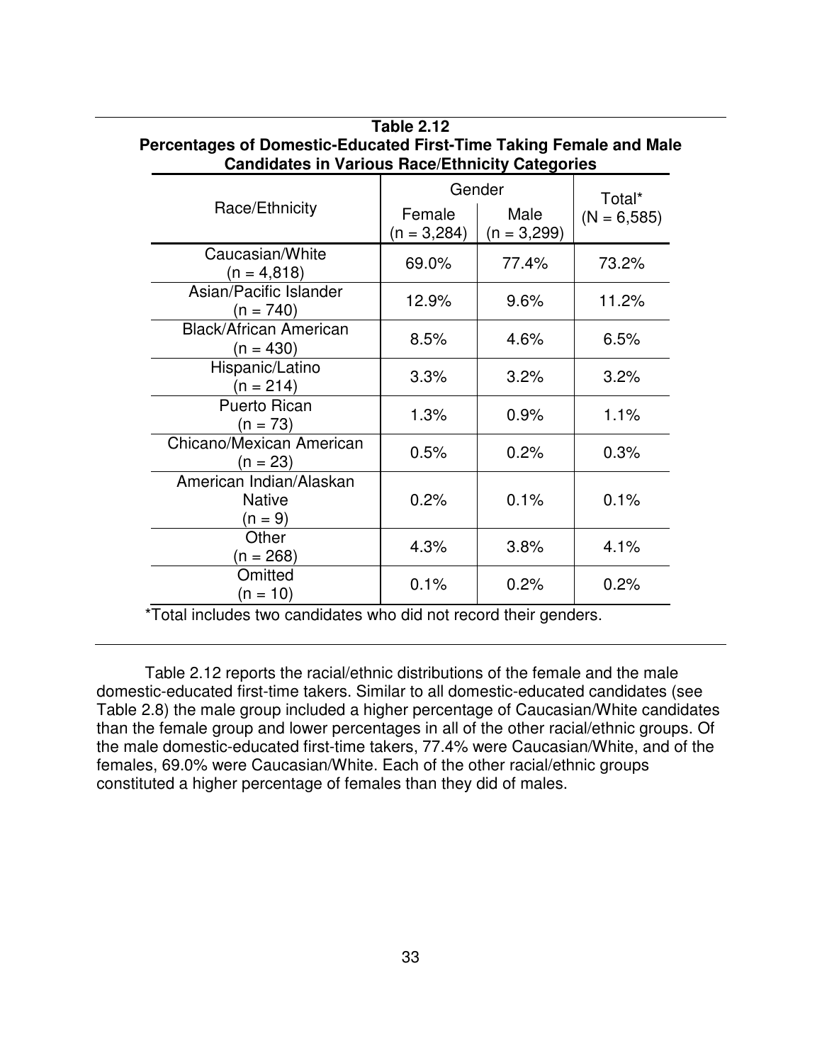**Table 2.12**
**Percentages of Domestic-Educated First-Time Taking Female and Male Candidates in Various Race/Ethnicity Categories**

| Race/Ethnicity | Gender | | Total* (N = 6,585) |
|---|---|---|---|
| | Female (n = 3,284) | Male (n = 3,299) | |
| Caucasian/White (n = 4,818) | 69.0% | 77.4% | 73.2% |
| Asian/Pacific Islander (n = 740) | 12.9% | 9.6% | 11.2% |
| Black/African American (n = 430) | 8.5% | 4.6% | 6.5% |
| Hispanic/Latino (n = 214) | 3.3% | 3.2% | 3.2% |
| Puerto Rican (n = 73) | 1.3% | 0.9% | 1.1% |
| Chicano/Mexican American (n = 23) | 0.5% | 0.2% | 0.3% |
| American Indian/Alaskan Native (n = 9) | 0.2% | 0.1% | 0.1% |
| Other (n = 268) | 4.3% | 3.8% | 4.1% |
| Omitted (n = 10) | 0.1% | 0.2% | 0.2% |

*Total includes two candidates who did not record their genders.

Table 2.12 reports the racial/ethnic distributions of the female and the male domestic-educated first-time takers. Similar to all domestic-educated candidates (see Table 2.8) the male group included a higher percentage of Caucasian/White candidates than the female group and lower percentages in all of the other racial/ethnic groups. Of the male domestic-educated first-time takers, 77.4% were Caucasian/White, and of the females, 69.0% were Caucasian/White. Each of the other racial/ethnic groups constituted a higher percentage of females than they did of males.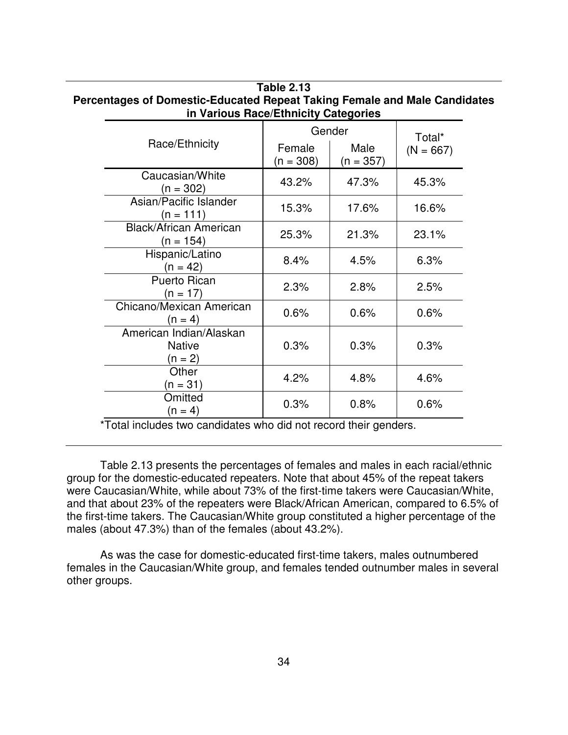**Table 2.13**
**Percentages of Domestic-Educated Repeat Taking Female and Male Candidates in Various Race/Ethnicity Categories**

| Race/Ethnicity | Gender | | Total* (N = 667) |
|---|---|---|---|
| | Female (n = 308) | Male (n = 357) | |
| Caucasian/White (n = 302) | 43.2% | 47.3% | 45.3% |
| Asian/Pacific Islander (n = 111) | 15.3% | 17.6% | 16.6% |
| Black/African American (n = 154) | 25.3% | 21.3% | 23.1% |
| Hispanic/Latino (n = 42) | 8.4% | 4.5% | 6.3% |
| Puerto Rican (n = 17) | 2.3% | 2.8% | 2.5% |
| Chicano/Mexican American (n = 4) | 0.6% | 0.6% | 0.6% |
| American Indian/Alaskan Native (n = 2) | 0.3% | 0.3% | 0.3% |
| Other (n = 31) | 4.2% | 4.8% | 4.6% |
| Omitted (n = 4) | 0.3% | 0.8% | 0.6% |

*Total includes two candidates who did not record their genders.

Table 2.13 presents the percentages of females and males in each racial/ethnic group for the domestic-educated repeaters. Note that about 45% of the repeat takers were Caucasian/White, while about 73% of the first-time takers were Caucasian/White, and that about 23% of the repeaters were Black/African American, compared to 6.5% of the first-time takers. The Caucasian/White group constituted a higher percentage of the males (about 47.3%) than of the females (about 43.2%).

As was the case for domestic-educated first-time takers, males outnumbered females in the Caucasian/White group, and females tended outnumber males in several other groups.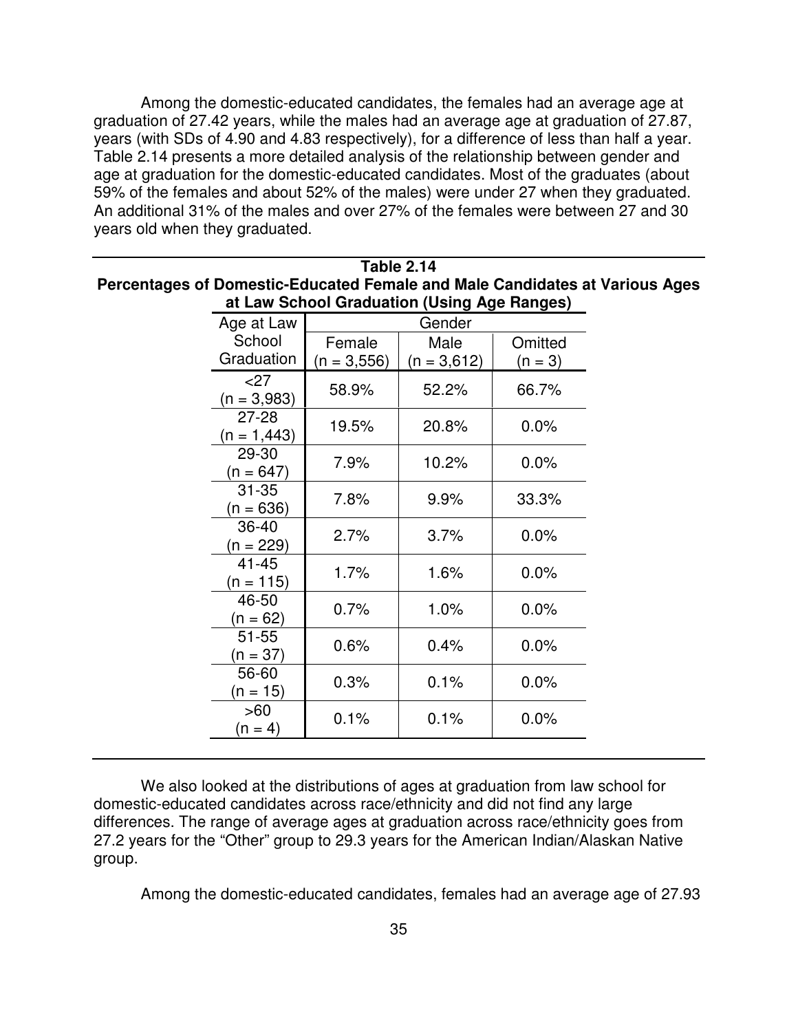Among the domestic-educated candidates, the females had an average age at graduation of 27.42 years, while the males had an average age at graduation of 27.87, years (with SDs of 4.90 and 4.83 respectively), for a difference of less than half a year. Table 2.14 presents a more detailed analysis of the relationship between gender and age at graduation for the domestic-educated candidates. Most of the graduates (about 59% of the females and about 52% of the males) were under 27 when they graduated. An additional 31% of the males and over 27% of the females were between 27 and 30 years old when they graduated.

**Table 2.14**
**Percentages of Domestic-Educated Female and Male Candidates at Various Ages at Law School Graduation (Using Age Ranges)**

| Age at Law School Graduation | Gender | | |
|---|---|---|---|
| | Female (n = 3,556) | Male (n = 3,612) | Omitted (n = 3) |
| <27 (n = 3,983) | 58.9% | 52.2% | 66.7% |
| 27-28 (n = 1,443) | 19.5% | 20.8% | 0.0% |
| 29-30 (n = 647) | 7.9% | 10.2% | 0.0% |
| 31-35 (n = 636) | 7.8% | 9.9% | 33.3% |
| 36-40 (n = 229) | 2.7% | 3.7% | 0.0% |
| 41-45 (n = 115) | 1.7% | 1.6% | 0.0% |
| 46-50 (n = 62) | 0.7% | 1.0% | 0.0% |
| 51-55 (n = 37) | 0.6% | 0.4% | 0.0% |
| 56-60 (n = 15) | 0.3% | 0.1% | 0.0% |
| >60 (n = 4) | 0.1% | 0.1% | 0.0% |

We also looked at the distributions of ages at graduation from law school for domestic-educated candidates across race/ethnicity and did not find any large differences. The range of average ages at graduation across race/ethnicity goes from 27.2 years for the "Other" group to 29.3 years for the American Indian/Alaskan Native group.

Among the domestic-educated candidates, females had an average age of 27.93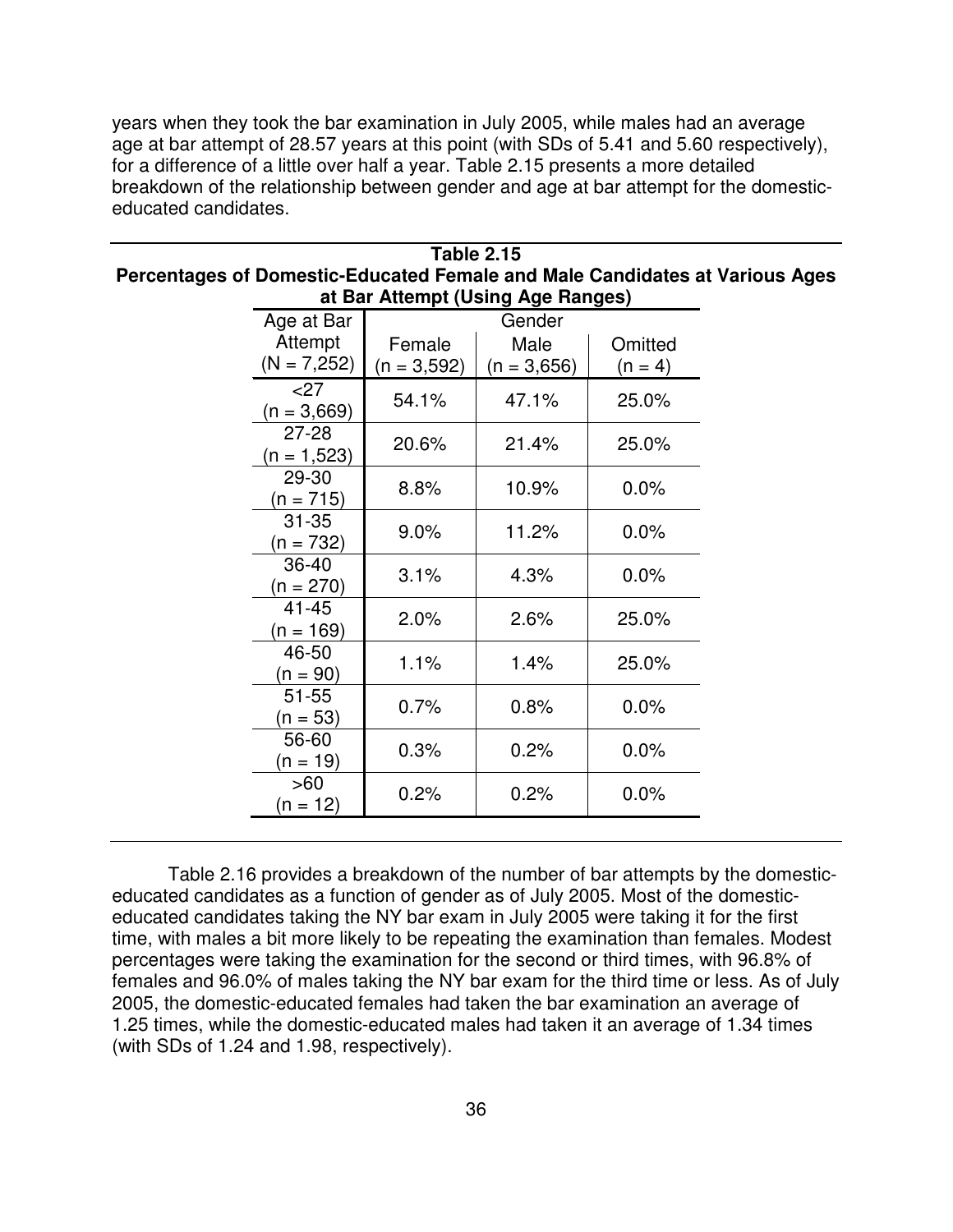years when they took the bar examination in July 2005, while males had an average age at bar attempt of 28.57 years at this point (with SDs of 5.41 and 5.60 respectively), for a difference of a little over half a year. Table 2.15 presents a more detailed breakdown of the relationship between gender and age at bar attempt for the domestic-educated candidates.

**Table 2.15**
**Percentages of Domestic-Educated Female and Male Candidates at Various Ages at Bar Attempt (Using Age Ranges)**

| Age at Bar Attempt (N = 7,252) | Gender | | |
|---|---|---|---|
| | Female (n = 3,592) | Male (n = 3,656) | Omitted (n = 4) |
| <27 (n = 3,669) | 54.1% | 47.1% | 25.0% |
| 27-28 (n = 1,523) | 20.6% | 21.4% | 25.0% |
| 29-30 (n = 715) | 8.8% | 10.9% | 0.0% |
| 31-35 (n = 732) | 9.0% | 11.2% | 0.0% |
| 36-40 (n = 270) | 3.1% | 4.3% | 0.0% |
| 41-45 (n = 169) | 2.0% | 2.6% | 25.0% |
| 46-50 (n = 90) | 1.1% | 1.4% | 25.0% |
| 51-55 (n = 53) | 0.7% | 0.8% | 0.0% |
| 56-60 (n = 19) | 0.3% | 0.2% | 0.0% |
| >60 (n = 12) | 0.2% | 0.2% | 0.0% |

Table 2.16 provides a breakdown of the number of bar attempts by the domestic-educated candidates as a function of gender as of July 2005. Most of the domestic-educated candidates taking the NY bar exam in July 2005 were taking it for the first time, with males a bit more likely to be repeating the examination than females. Modest percentages were taking the examination for the second or third times, with 96.8% of females and 96.0% of males taking the NY bar exam for the third time or less. As of July 2005, the domestic-educated females had taken the bar examination an average of 1.25 times, while the domestic-educated males had taken it an average of 1.34 times (with SDs of 1.24 and 1.98, respectively).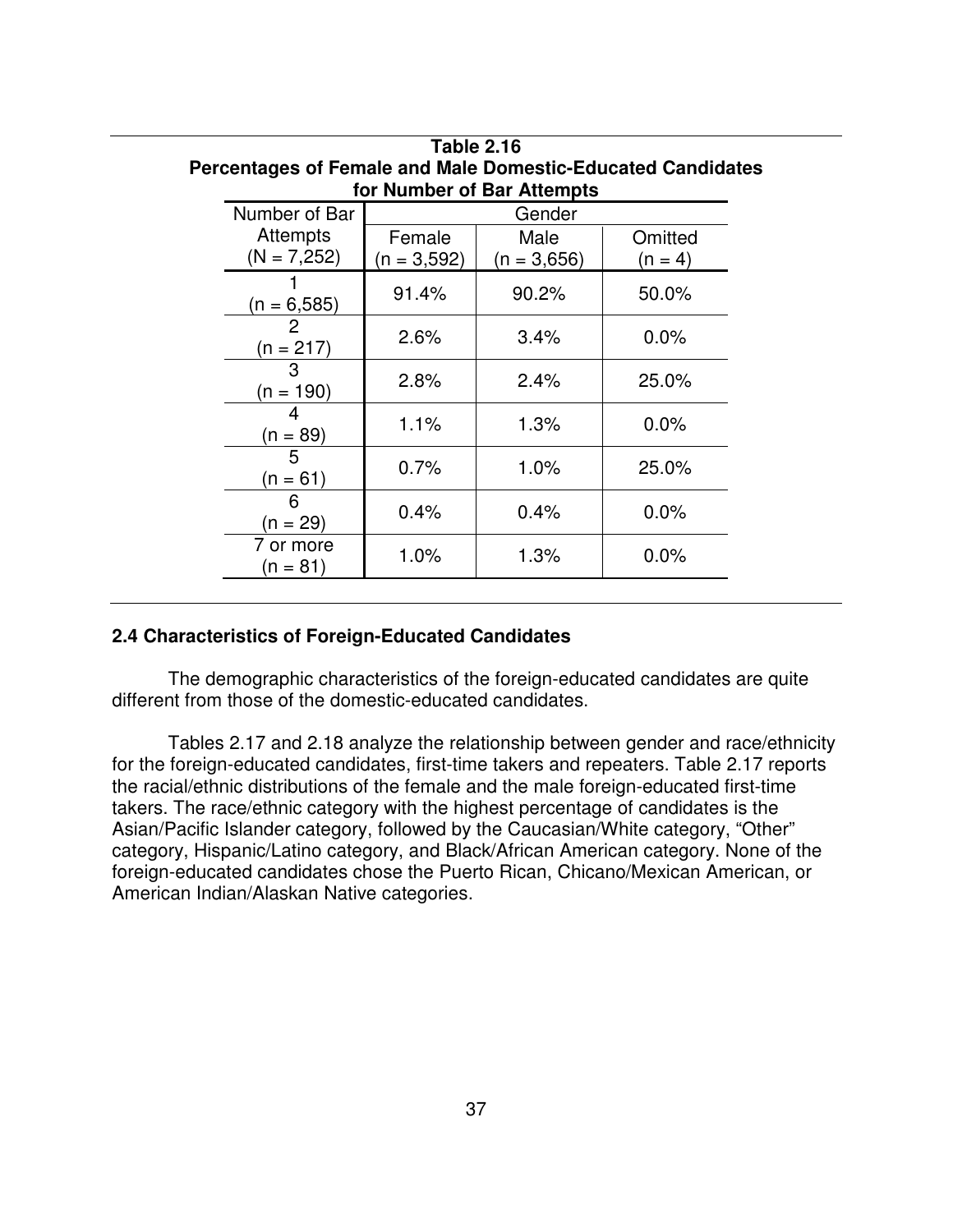**Table 2.16**
**Percentages of Female and Male Domestic-Educated Candidates for Number of Bar Attempts**

| Number of Bar Attempts (N = 7,252) | Gender | | |
|---|---|---|---|
| | Female (n = 3,592) | Male (n = 3,656) | Omitted (n = 4) |
| 1 (n = 6,585) | 91.4% | 90.2% | 50.0% |
| 2 (n = 217) | 2.6% | 3.4% | 0.0% |
| 3 (n = 190) | 2.8% | 2.4% | 25.0% |
| 4 (n = 89) | 1.1% | 1.3% | 0.0% |
| 5 (n = 61) | 0.7% | 1.0% | 25.0% |
| 6 (n = 29) | 0.4% | 0.4% | 0.0% |
| 7 or more (n = 81) | 1.0% | 1.3% | 0.0% |

### 2.4 Characteristics of Foreign-Educated Candidates

The demographic characteristics of the foreign-educated candidates are quite different from those of the domestic-educated candidates.

Tables 2.17 and 2.18 analyze the relationship between gender and race/ethnicity for the foreign-educated candidates, first-time takers and repeaters. Table 2.17 reports the racial/ethnic distributions of the female and the male foreign-educated first-time takers. The race/ethnic category with the highest percentage of candidates is the Asian/Pacific Islander category, followed by the Caucasian/White category, "Other" category, Hispanic/Latino category, and Black/African American category. None of the foreign-educated candidates chose the Puerto Rican, Chicano/Mexican American, or American Indian/Alaskan Native categories.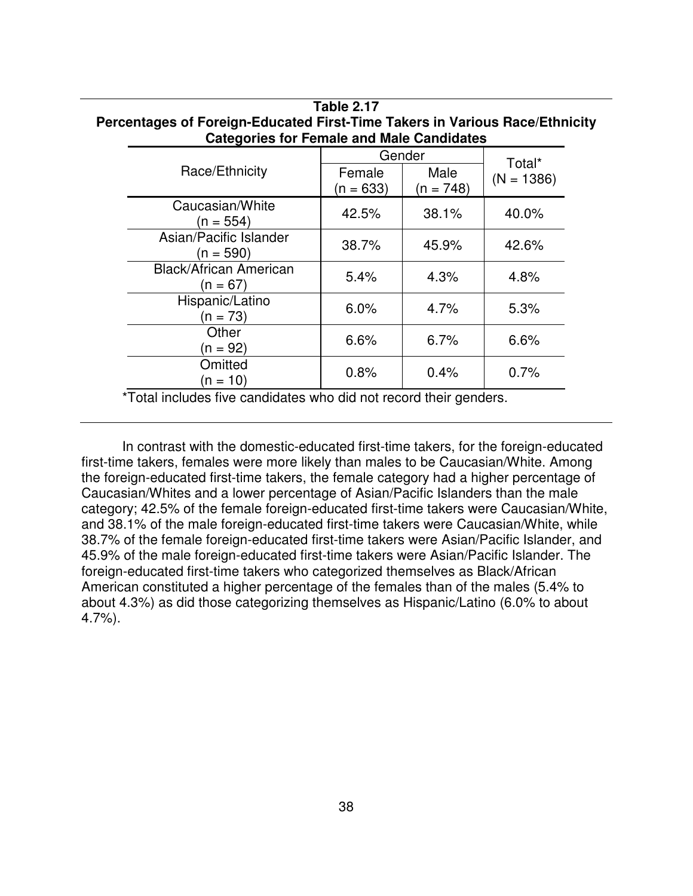**Table 2.17**
**Percentages of Foreign-Educated First-Time Takers in Various Race/Ethnicity Categories for Female and Male Candidates**

| Race/Ethnicity | Gender | | Total* (N = 1386) |
|---|---|---|---|
| | Female (n = 633) | Male (n = 748) | |
| Caucasian/White (n = 554) | 42.5% | 38.1% | 40.0% |
| Asian/Pacific Islander (n = 590) | 38.7% | 45.9% | 42.6% |
| Black/African American (n = 67) | 5.4% | 4.3% | 4.8% |
| Hispanic/Latino (n = 73) | 6.0% | 4.7% | 5.3% |
| Other (n = 92) | 6.6% | 6.7% | 6.6% |
| Omitted (n = 10) | 0.8% | 0.4% | 0.7% |

*Total includes five candidates who did not record their genders.

In contrast with the domestic-educated first-time takers, for the foreign-educated first-time takers, females were more likely than males to be Caucasian/White. Among the foreign-educated first-time takers, the female category had a higher percentage of Caucasian/Whites and a lower percentage of Asian/Pacific Islanders than the male category; 42.5% of the female foreign-educated first-time takers were Caucasian/White, and 38.1% of the male foreign-educated first-time takers were Caucasian/White, while 38.7% of the female foreign-educated first-time takers were Asian/Pacific Islander, and 45.9% of the male foreign-educated first-time takers were Asian/Pacific Islander. The foreign-educated first-time takers who categorized themselves as Black/African American constituted a higher percentage of the females than of the males (5.4% to about 4.3%) as did those categorizing themselves as Hispanic/Latino (6.0% to about 4.7%).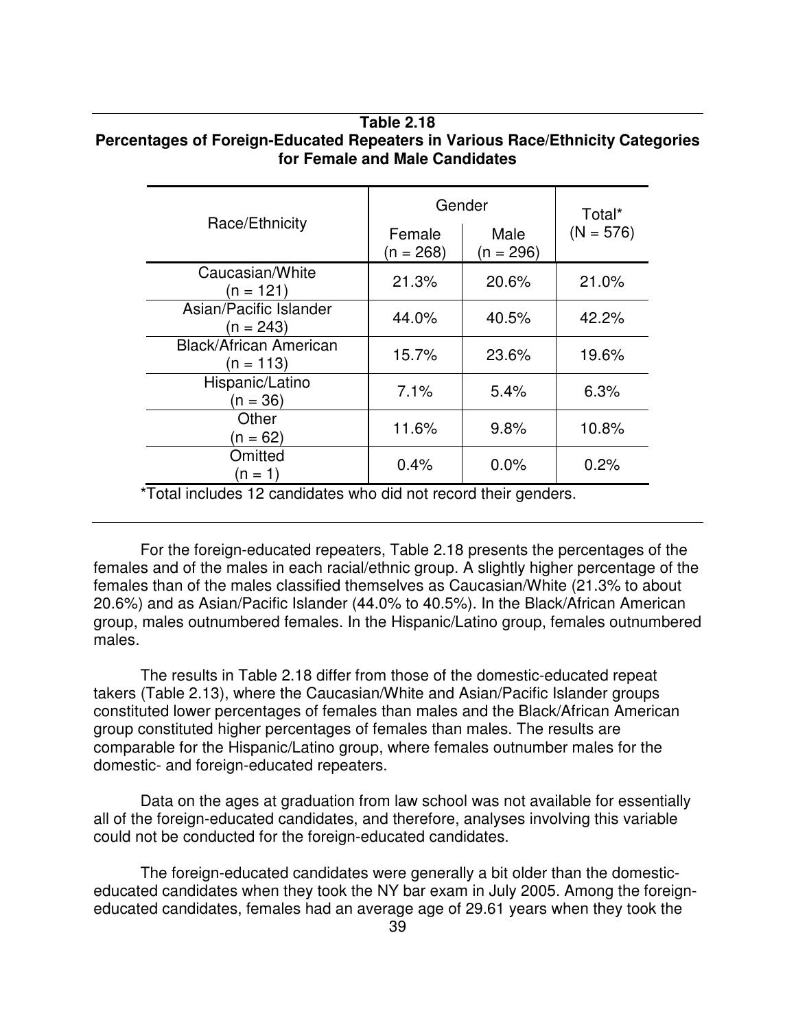**Table 2.18**
**Percentages of Foreign-Educated Repeaters in Various Race/Ethnicity Categories for Female and Male Candidates**

| Race/Ethnicity | Gender | | Total* (N = 576) |
|---|---|---|---|
| | Female (n = 268) | Male (n = 296) | |
| Caucasian/White (n = 121) | 21.3% | 20.6% | 21.0% |
| Asian/Pacific Islander (n = 243) | 44.0% | 40.5% | 42.2% |
| Black/African American (n = 113) | 15.7% | 23.6% | 19.6% |
| Hispanic/Latino (n = 36) | 7.1% | 5.4% | 6.3% |
| Other (n = 62) | 11.6% | 9.8% | 10.8% |
| Omitted (n = 1) | 0.4% | 0.0% | 0.2% |

*Total includes 12 candidates who did not record their genders.

For the foreign-educated repeaters, Table 2.18 presents the percentages of the females and of the males in each racial/ethnic group. A slightly higher percentage of the females than of the males classified themselves as Caucasian/White (21.3% to about 20.6%) and as Asian/Pacific Islander (44.0% to 40.5%). In the Black/African American group, males outnumbered females. In the Hispanic/Latino group, females outnumbered males.

The results in Table 2.18 differ from those of the domestic-educated repeat takers (Table 2.13), where the Caucasian/White and Asian/Pacific Islander groups constituted lower percentages of females than males and the Black/African American group constituted higher percentages of females than males. The results are comparable for the Hispanic/Latino group, where females outnumber males for the domestic- and foreign-educated repeaters.

Data on the ages at graduation from law school was not available for essentially all of the foreign-educated candidates, and therefore, analyses involving this variable could not be conducted for the foreign-educated candidates.

The foreign-educated candidates were generally a bit older than the domestic-educated candidates when they took the NY bar exam in July 2005. Among the foreign-educated candidates, females had an average age of 29.61 years when they took the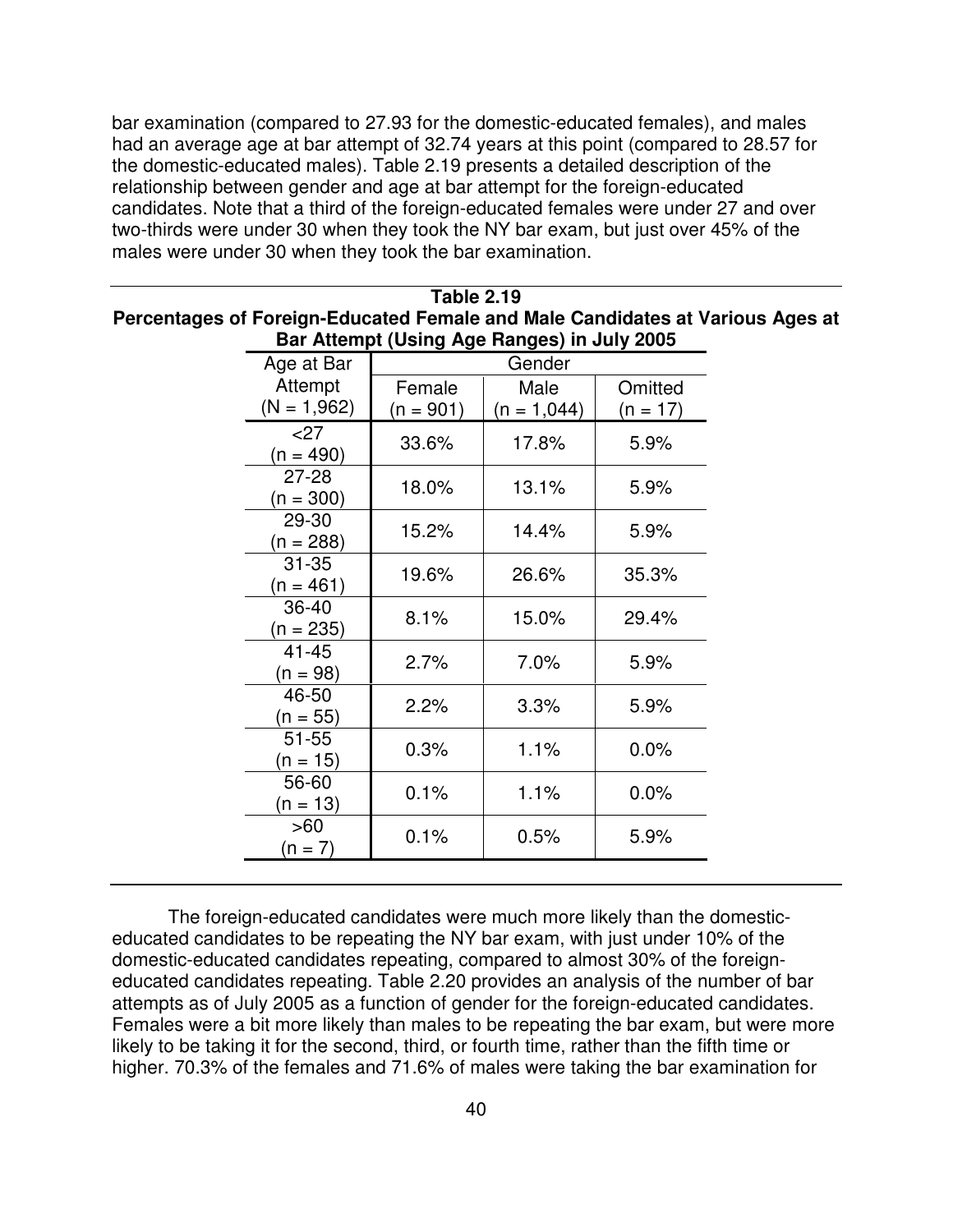bar examination (compared to 27.93 for the domestic-educated females), and males had an average age at bar attempt of 32.74 years at this point (compared to 28.57 for the domestic-educated males). Table 2.19 presents a detailed description of the relationship between gender and age at bar attempt for the foreign-educated candidates. Note that a third of the foreign-educated females were under 27 and over two-thirds were under 30 when they took the NY bar exam, but just over 45% of the males were under 30 when they took the bar examination.

**Table 2.19**
**Percentages of Foreign-Educated Female and Male Candidates at Various Ages at Bar Attempt (Using Age Ranges) in July 2005**

| Age at Bar Attempt (N = 1,962) | Gender | | |
|---|---|---|---|
| | Female (n = 901) | Male (n = 1,044) | Omitted (n = 17) |
| <27 (n = 490) | 33.6% | 17.8% | 5.9% |
| 27-28 (n = 300) | 18.0% | 13.1% | 5.9% |
| 29-30 (n = 288) | 15.2% | 14.4% | 5.9% |
| 31-35 (n = 461) | 19.6% | 26.6% | 35.3% |
| 36-40 (n = 235) | 8.1% | 15.0% | 29.4% |
| 41-45 (n = 98) | 2.7% | 7.0% | 5.9% |
| 46-50 (n = 55) | 2.2% | 3.3% | 5.9% |
| 51-55 (n = 15) | 0.3% | 1.1% | 0.0% |
| 56-60 (n = 13) | 0.1% | 1.1% | 0.0% |
| >60 (n = 7) | 0.1% | 0.5% | 5.9% |

The foreign-educated candidates were much more likely than the domestic-educated candidates to be repeating the NY bar exam, with just under 10% of the domestic-educated candidates repeating, compared to almost 30% of the foreign-educated candidates repeating. Table 2.20 provides an analysis of the number of bar attempts as of July 2005 as a function of gender for the foreign-educated candidates. Females were a bit more likely than males to be repeating the bar exam, but were more likely to be taking it for the second, third, or fourth time, rather than the fifth time or higher. 70.3% of the females and 71.6% of males were taking the bar examination for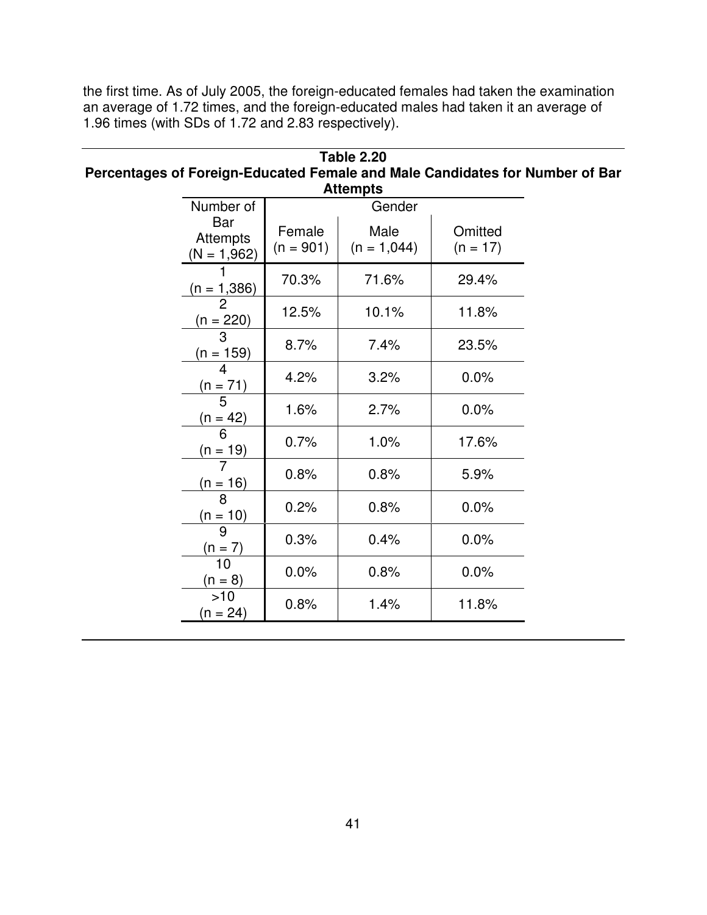the first time. As of July 2005, the foreign-educated females had taken the examination an average of 1.72 times, and the foreign-educated males had taken it an average of 1.96 times (with SDs of 1.72 and 2.83 respectively).

**Table 2.20**
**Percentages of Foreign-Educated Female and Male Candidates for Number of Bar Attempts**

| Number of Bar Attempts (N = 1,962) | Gender | | |
|---|---|---|---|
| | Female (n = 901) | Male (n = 1,044) | Omitted (n = 17) |
| 1 (n = 1,386) | 70.3% | 71.6% | 29.4% |
| 2 (n = 220) | 12.5% | 10.1% | 11.8% |
| 3 (n = 159) | 8.7% | 7.4% | 23.5% |
| 4 (n = 71) | 4.2% | 3.2% | 0.0% |
| 5 (n = 42) | 1.6% | 2.7% | 0.0% |
| 6 (n = 19) | 0.7% | 1.0% | 17.6% |
| 7 (n = 16) | 0.8% | 0.8% | 5.9% |
| 8 (n = 10) | 0.2% | 0.8% | 0.0% |
| 9 (n = 7) | 0.3% | 0.4% | 0.0% |
| 10 (n = 8) | 0.0% | 0.8% | 0.0% |
| >10 (n = 24) | 0.8% | 1.4% | 11.8% |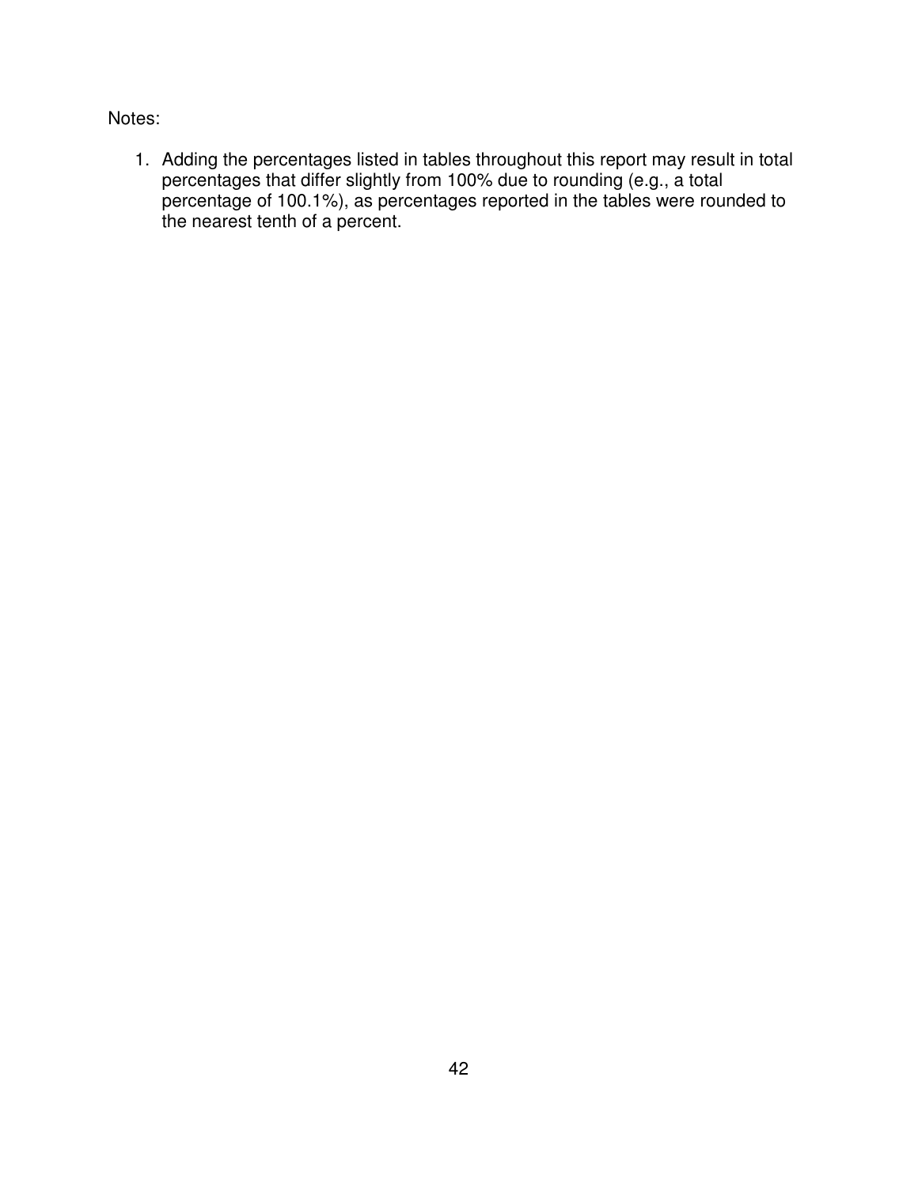Notes:

1. Adding the percentages listed in tables throughout this report may result in total percentages that differ slightly from 100% due to rounding (e.g., a total percentage of 100.1%), as percentages reported in the tables were rounded to the nearest tenth of a percent.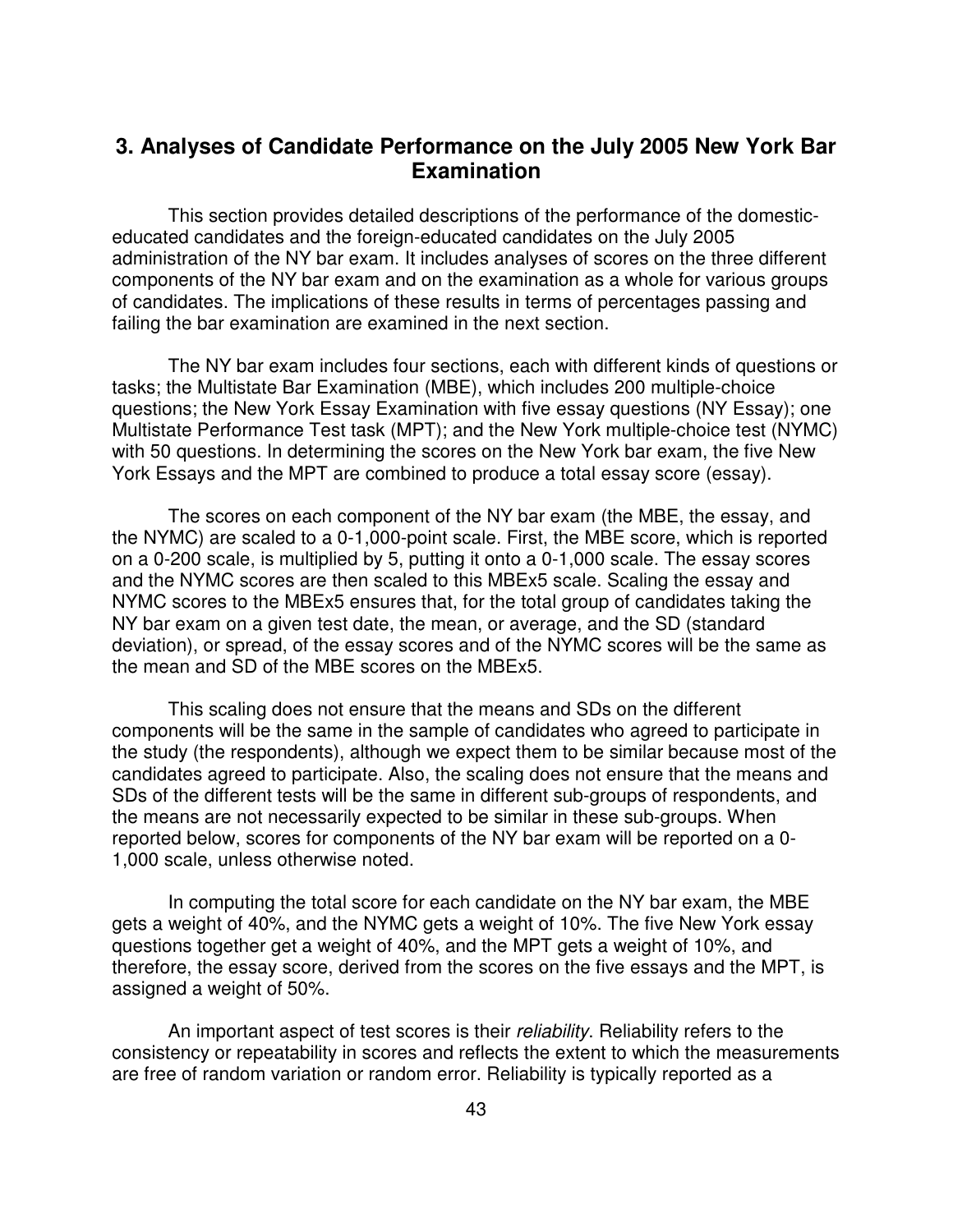## 3. Analyses of Candidate Performance on the July 2005 New York Bar Examination

This section provides detailed descriptions of the performance of the domestic-educated candidates and the foreign-educated candidates on the July 2005 administration of the NY bar exam. It includes analyses of scores on the three different components of the NY bar exam and on the examination as a whole for various groups of candidates. The implications of these results in terms of percentages passing and failing the bar examination are examined in the next section.

The NY bar exam includes four sections, each with different kinds of questions or tasks; the Multistate Bar Examination (MBE), which includes 200 multiple-choice questions; the New York Essay Examination with five essay questions (NY Essay); one Multistate Performance Test task (MPT); and the New York multiple-choice test (NYMC) with 50 questions. In determining the scores on the New York bar exam, the five New York Essays and the MPT are combined to produce a total essay score (essay).

The scores on each component of the NY bar exam (the MBE, the essay, and the NYMC) are scaled to a 0-1,000-point scale. First, the MBE score, which is reported on a 0-200 scale, is multiplied by 5, putting it onto a 0-1,000 scale. The essay scores and the NYMC scores are then scaled to this MBEx5 scale. Scaling the essay and NYMC scores to the MBEx5 ensures that, for the total group of candidates taking the NY bar exam on a given test date, the mean, or average, and the SD (standard deviation), or spread, of the essay scores and of the NYMC scores will be the same as the mean and SD of the MBE scores on the MBEx5.

This scaling does not ensure that the means and SDs on the different components will be the same in the sample of candidates who agreed to participate in the study (the respondents), although we expect them to be similar because most of the candidates agreed to participate. Also, the scaling does not ensure that the means and SDs of the different tests will be the same in different sub-groups of respondents, and the means are not necessarily expected to be similar in these sub-groups. When reported below, scores for components of the NY bar exam will be reported on a 0-1,000 scale, unless otherwise noted.

In computing the total score for each candidate on the NY bar exam, the MBE gets a weight of 40%, and the NYMC gets a weight of 10%. The five New York essay questions together get a weight of 40%, and the MPT gets a weight of 10%, and therefore, the essay score, derived from the scores on the five essays and the MPT, is assigned a weight of 50%.

An important aspect of test scores is their *reliability*. Reliability refers to the consistency or repeatability in scores and reflects the extent to which the measurements are free of random variation or random error. Reliability is typically reported as a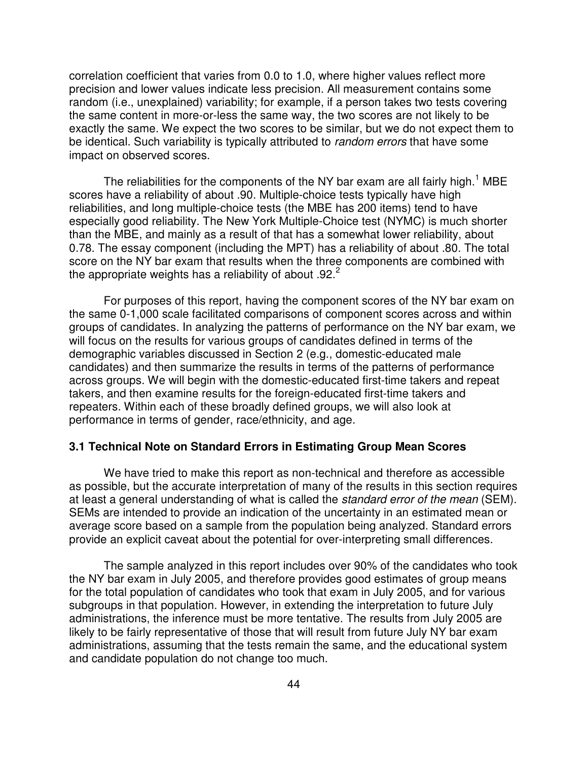correlation coefficient that varies from 0.0 to 1.0, where higher values reflect more precision and lower values indicate less precision. All measurement contains some random (i.e., unexplained) variability; for example, if a person takes two tests covering the same content in more-or-less the same way, the two scores are not likely to be exactly the same. We expect the two scores to be similar, but we do not expect them to be identical. Such variability is typically attributed to *random errors* that have some impact on observed scores.

The reliabilities for the components of the NY bar exam are all fairly high.[1] MBE scores have a reliability of about .90. Multiple-choice tests typically have high reliabilities, and long multiple-choice tests (the MBE has 200 items) tend to have especially good reliability. The New York Multiple-Choice test (NYMC) is much shorter than the MBE, and mainly as a result of that has a somewhat lower reliability, about 0.78. The essay component (including the MPT) has a reliability of about .80. The total score on the NY bar exam that results when the three components are combined with the appropriate weights has a reliability of about .92.[2]

For purposes of this report, having the component scores of the NY bar exam on the same 0-1,000 scale facilitated comparisons of component scores across and within groups of candidates. In analyzing the patterns of performance on the NY bar exam, we will focus on the results for various groups of candidates defined in terms of the demographic variables discussed in Section 2 (e.g., domestic-educated male candidates) and then summarize the results in terms of the patterns of performance across groups. We will begin with the domestic-educated first-time takers and repeat takers, and then examine results for the foreign-educated first-time takers and repeaters. Within each of these broadly defined groups, we will also look at performance in terms of gender, race/ethnicity, and age.

### 3.1 Technical Note on Standard Errors in Estimating Group Mean Scores

We have tried to make this report as non-technical and therefore as accessible as possible, but the accurate interpretation of many of the results in this section requires at least a general understanding of what is called the *standard error of the mean* (SEM). SEMs are intended to provide an indication of the uncertainty in an estimated mean or average score based on a sample from the population being analyzed. Standard errors provide an explicit caveat about the potential for over-interpreting small differences.

The sample analyzed in this report includes over 90% of the candidates who took the NY bar exam in July 2005, and therefore provides good estimates of group means for the total population of candidates who took that exam in July 2005, and for various subgroups in that population. However, in extending the interpretation to future July administrations, the inference must be more tentative. The results from July 2005 are likely to be fairly representative of those that will result from future July NY bar exam administrations, assuming that the tests remain the same, and the educational system and candidate population do not change too much.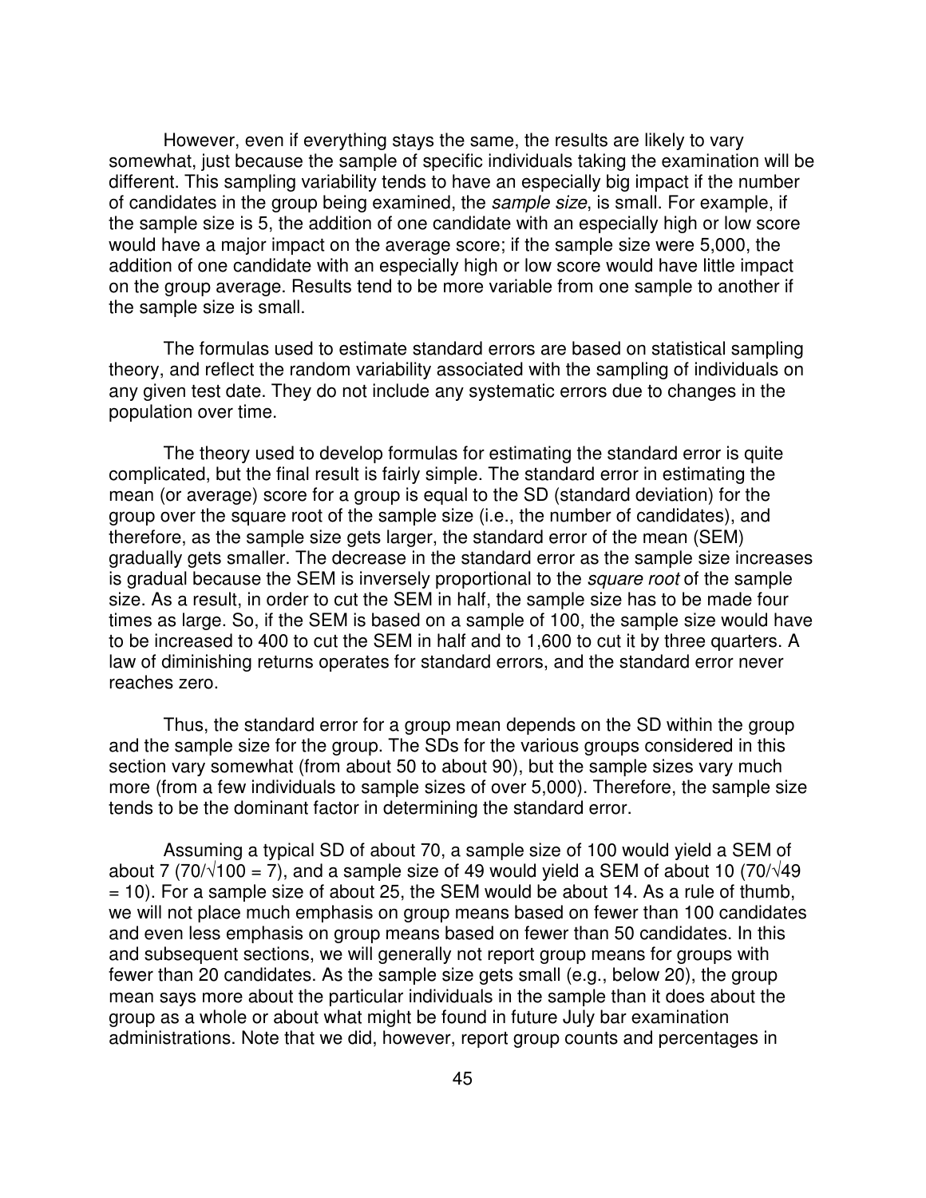However, even if everything stays the same, the results are likely to vary somewhat, just because the sample of specific individuals taking the examination will be different. This sampling variability tends to have an especially big impact if the number of candidates in the group being examined, the *sample size*, is small. For example, if the sample size is 5, the addition of one candidate with an especially high or low score would have a major impact on the average score; if the sample size were 5,000, the addition of one candidate with an especially high or low score would have little impact on the group average. Results tend to be more variable from one sample to another if the sample size is small.

The formulas used to estimate standard errors are based on statistical sampling theory, and reflect the random variability associated with the sampling of individuals on any given test date. They do not include any systematic errors due to changes in the population over time.

The theory used to develop formulas for estimating the standard error is quite complicated, but the final result is fairly simple. The standard error in estimating the mean (or average) score for a group is equal to the SD (standard deviation) for the group over the square root of the sample size (i.e., the number of candidates), and therefore, as the sample size gets larger, the standard error of the mean (SEM) gradually gets smaller. The decrease in the standard error as the sample size increases is gradual because the SEM is inversely proportional to the *square root* of the sample size. As a result, in order to cut the SEM in half, the sample size has to be made four times as large. So, if the SEM is based on a sample of 100, the sample size would have to be increased to 400 to cut the SEM in half and to 1,600 to cut it by three quarters. A law of diminishing returns operates for standard errors, and the standard error never reaches zero.

Thus, the standard error for a group mean depends on the SD within the group and the sample size for the group. The SDs for the various groups considered in this section vary somewhat (from about 50 to about 90), but the sample sizes vary much more (from a few individuals to sample sizes of over 5,000). Therefore, the sample size tends to be the dominant factor in determining the standard error.

Assuming a typical SD of about 70, a sample size of 100 would yield a SEM of about 7 ($70/\sqrt{100} = 7$), and a sample size of 49 would yield a SEM of about 10 ($70/\sqrt{49} = 10$). For a sample size of about 25, the SEM would be about 14. As a rule of thumb, we will not place much emphasis on group means based on fewer than 100 candidates and even less emphasis on group means based on fewer than 50 candidates. In this and subsequent sections, we will generally not report group means for groups with fewer than 20 candidates. As the sample size gets small (e.g., below 20), the group mean says more about the particular individuals in the sample than it does about the group as a whole or about what might be found in future July bar examination administrations. Note that we did, however, report group counts and percentages in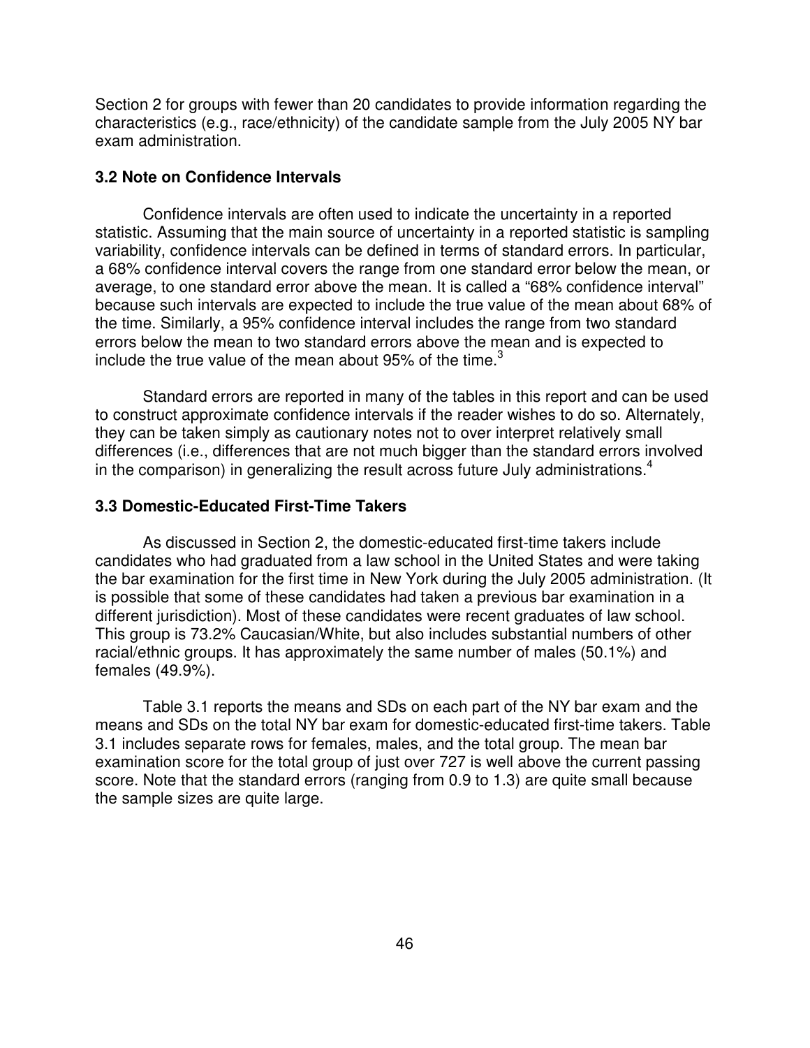Section 2 for groups with fewer than 20 candidates to provide information regarding the characteristics (e.g., race/ethnicity) of the candidate sample from the July 2005 NY bar exam administration.

### 3.2 Note on Confidence Intervals

Confidence intervals are often used to indicate the uncertainty in a reported statistic. Assuming that the main source of uncertainty in a reported statistic is sampling variability, confidence intervals can be defined in terms of standard errors. In particular, a 68% confidence interval covers the range from one standard error below the mean, or average, to one standard error above the mean. It is called a "68% confidence interval" because such intervals are expected to include the true value of the mean about 68% of the time. Similarly, a 95% confidence interval includes the range from two standard errors below the mean to two standard errors above the mean and is expected to include the true value of the mean about 95% of the time.[3]

Standard errors are reported in many of the tables in this report and can be used to construct approximate confidence intervals if the reader wishes to do so. Alternately, they can be taken simply as cautionary notes not to over interpret relatively small differences (i.e., differences that are not much bigger than the standard errors involved in the comparison) in generalizing the result across future July administrations.[4]

### 3.3 Domestic-Educated First-Time Takers

As discussed in Section 2, the domestic-educated first-time takers include candidates who had graduated from a law school in the United States and were taking the bar examination for the first time in New York during the July 2005 administration. (It is possible that some of these candidates had taken a previous bar examination in a different jurisdiction). Most of these candidates were recent graduates of law school. This group is 73.2% Caucasian/White, but also includes substantial numbers of other racial/ethnic groups. It has approximately the same number of males (50.1%) and females (49.9%).

Table 3.1 reports the means and SDs on each part of the NY bar exam and the means and SDs on the total NY bar exam for domestic-educated first-time takers. Table 3.1 includes separate rows for females, males, and the total group. The mean bar examination score for the total group of just over 727 is well above the current passing score. Note that the standard errors (ranging from 0.9 to 1.3) are quite small because the sample sizes are quite large.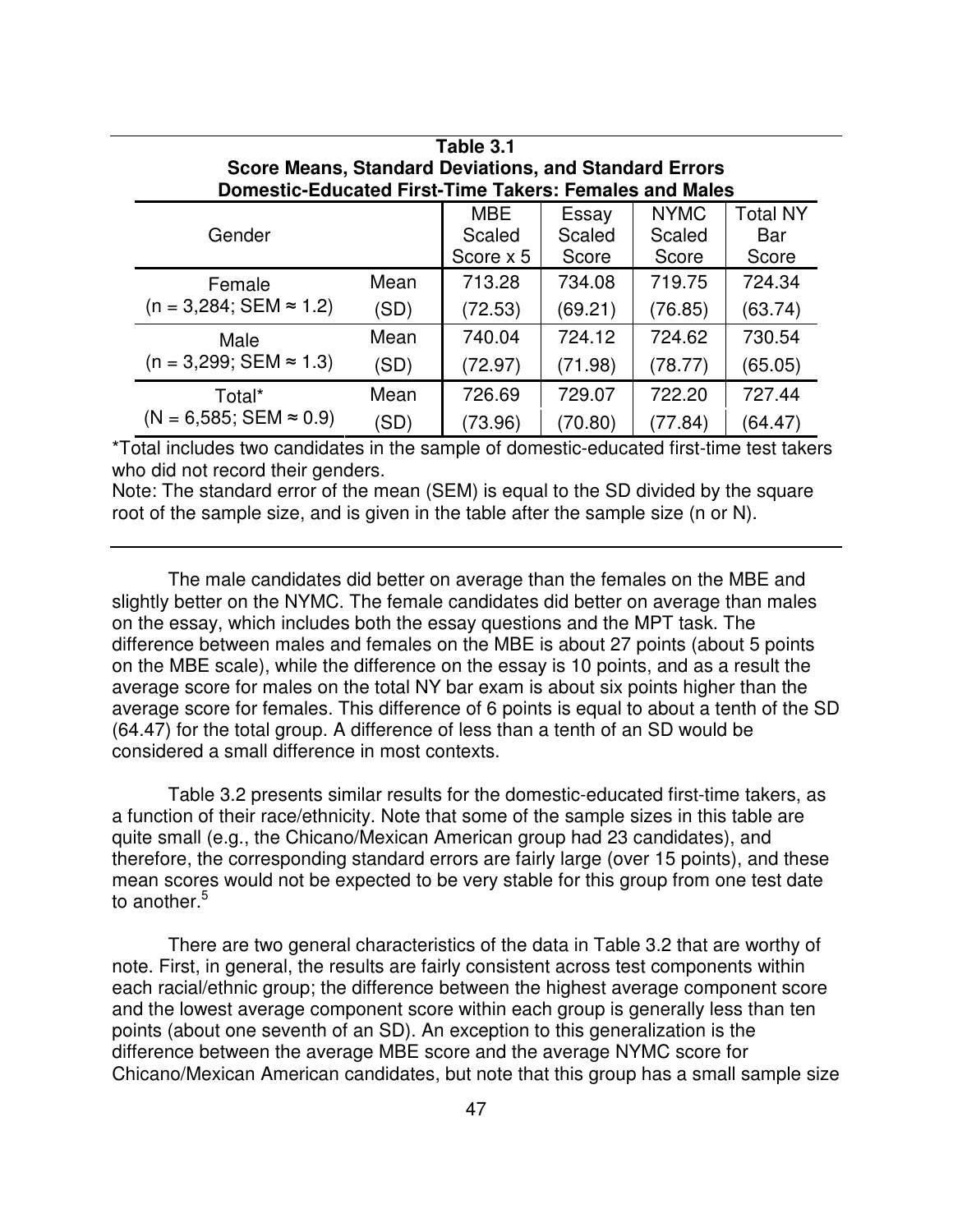**Table 3.1**
**Score Means, Standard Deviations, and Standard Errors**
**Domestic-Educated First-Time Takers: Females and Males**

| Gender | | MBE Scaled Score x 5 | Essay Scaled Score | NYMC Scaled Score | Total NY Bar Score |
|---|---|---|---|---|---|
| Female | Mean | 713.28 | 734.08 | 719.75 | 724.34 |
| (n = 3,284; SEM ≈ 1.2) | (SD) | (72.53) | (69.21) | (76.85) | (63.74) |
| Male | Mean | 740.04 | 724.12 | 724.62 | 730.54 |
| (n = 3,299; SEM ≈ 1.3) | (SD) | (72.97) | (71.98) | (78.77) | (65.05) |
| Total* | Mean | 726.69 | 729.07 | 722.20 | 727.44 |
| (N = 6,585; SEM ≈ 0.9) | (SD) | (73.96) | (70.80) | (77.84) | (64.47) |

*Total includes two candidates in the sample of domestic-educated first-time test takers who did not record their genders.

Note: The standard error of the mean (SEM) is equal to the SD divided by the square root of the sample size, and is given in the table after the sample size (n or N).

The male candidates did better on average than the females on the MBE and slightly better on the NYMC. The female candidates did better on average than males on the essay, which includes both the essay questions and the MPT task. The difference between males and females on the MBE is about 27 points (about 5 points on the MBE scale), while the difference on the essay is 10 points, and as a result the average score for males on the total NY bar exam is about six points higher than the average score for females. This difference of 6 points is equal to about a tenth of the SD (64.47) for the total group. A difference of less than a tenth of an SD would be considered a small difference in most contexts.

Table 3.2 presents similar results for the domestic-educated first-time takers, as a function of their race/ethnicity. Note that some of the sample sizes in this table are quite small (e.g., the Chicano/Mexican American group had 23 candidates), and therefore, the corresponding standard errors are fairly large (over 15 points), and these mean scores would not be expected to be very stable for this group from one test date to another.[5]

There are two general characteristics of the data in Table 3.2 that are worthy of note. First, in general, the results are fairly consistent across test components within each racial/ethnic group; the difference between the highest average component score and the lowest average component score within each group is generally less than ten points (about one seventh of an SD). An exception to this generalization is the difference between the average MBE score and the average NYMC score for Chicano/Mexican American candidates, but note that this group has a small sample size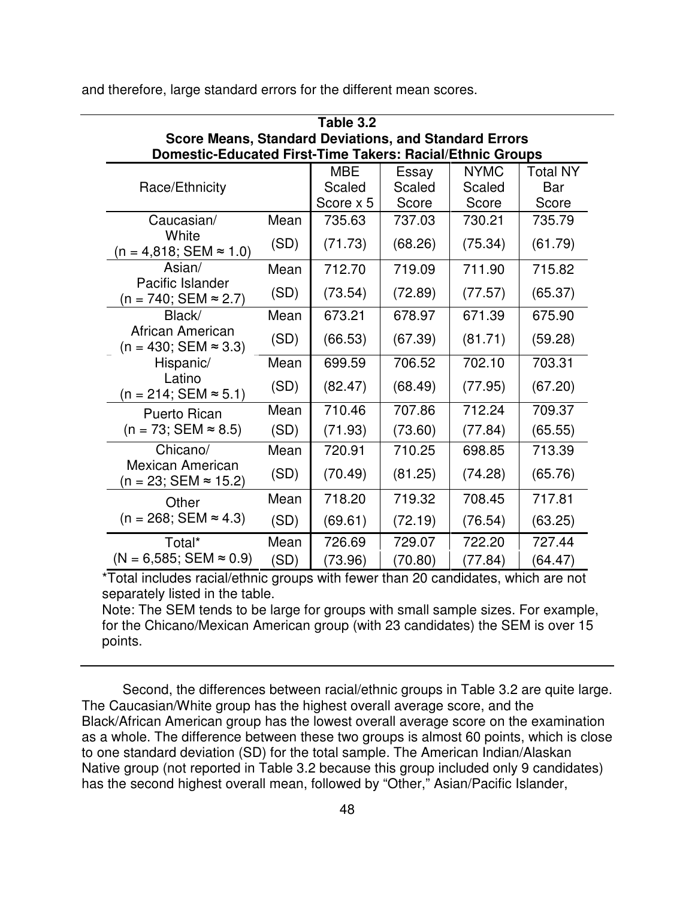and therefore, large standard errors for the different mean scores.

**Table 3.2**
**Score Means, Standard Deviations, and Standard Errors**
**Domestic-Educated First-Time Takers: Racial/Ethnic Groups**

| Race/Ethnicity | | MBE Scaled Score x 5 | Essay Scaled Score | NYMC Scaled Score | Total NY Bar Score |
|---|---|---|---|---|---|
| Caucasian/ White (n = 4,818; SEM ≈ 1.0) | Mean | 735.63 | 737.03 | 730.21 | 735.79 |
| | (SD) | (71.73) | (68.26) | (75.34) | (61.79) |
| Asian/ Pacific Islander (n = 740; SEM ≈ 2.7) | Mean | 712.70 | 719.09 | 711.90 | 715.82 |
| | (SD) | (73.54) | (72.89) | (77.57) | (65.37) |
| Black/ African American (n = 430; SEM ≈ 3.3) | Mean | 673.21 | 678.97 | 671.39 | 675.90 |
| | (SD) | (66.53) | (67.39) | (81.71) | (59.28) |
| Hispanic/ Latino (n = 214; SEM ≈ 5.1) | Mean | 699.59 | 706.52 | 702.10 | 703.31 |
| | (SD) | (82.47) | (68.49) | (77.95) | (67.20) |
| Puerto Rican (n = 73; SEM ≈ 8.5) | Mean | 710.46 | 707.86 | 712.24 | 709.37 |
| | (SD) | (71.93) | (73.60) | (77.84) | (65.55) |
| Chicano/ Mexican American (n = 23; SEM ≈ 15.2) | Mean | 720.91 | 710.25 | 698.85 | 713.39 |
| | (SD) | (70.49) | (81.25) | (74.28) | (65.76) |
| Other (n = 268; SEM ≈ 4.3) | Mean | 718.20 | 719.32 | 708.45 | 717.81 |
| | (SD) | (69.61) | (72.19) | (76.54) | (63.25) |
| Total* (N = 6,585; SEM ≈ 0.9) | Mean | 726.69 | 729.07 | 722.20 | 727.44 |
| | (SD) | (73.96) | (70.80) | (77.84) | (64.47) |

*Total includes racial/ethnic groups with fewer than 20 candidates, which are not separately listed in the table.

Note: The SEM tends to be large for groups with small sample sizes. For example, for the Chicano/Mexican American group (with 23 candidates) the SEM is over 15 points.

Second, the differences between racial/ethnic groups in Table 3.2 are quite large. The Caucasian/White group has the highest overall average score, and the Black/African American group has the lowest overall average score on the examination as a whole. The difference between these two groups is almost 60 points, which is close to one standard deviation (SD) for the total sample. The American Indian/Alaskan Native group (not reported in Table 3.2 because this group included only 9 candidates) has the second highest overall mean, followed by "Other," Asian/Pacific Islander,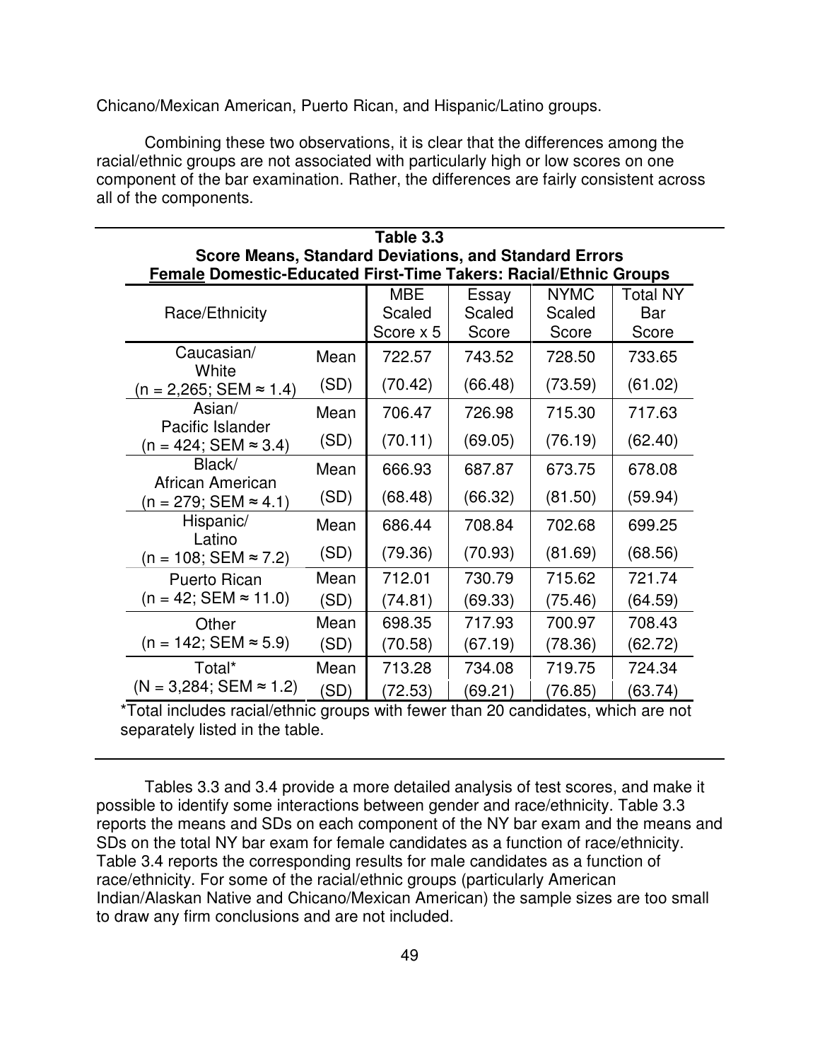Chicano/Mexican American, Puerto Rican, and Hispanic/Latino groups.

Combining these two observations, it is clear that the differences among the racial/ethnic groups are not associated with particularly high or low scores on one component of the bar examination. Rather, the differences are fairly consistent across all of the components.

**Table 3.3**
**Score Means, Standard Deviations, and Standard Errors**
**Female Domestic-Educated First-Time Takers: Racial/Ethnic Groups**

| Race/Ethnicity | | MBE Scaled Score x 5 | Essay Scaled Score | NYMC Scaled Score | Total NY Bar Score |
|---|---|---|---|---|---|
| Caucasian/ White | Mean | 722.57 | 743.52 | 728.50 | 733.65 |
| (n = 2,265; SEM ≈ 1.4) | (SD) | (70.42) | (66.48) | (73.59) | (61.02) |
| Asian/ Pacific Islander | Mean | 706.47 | 726.98 | 715.30 | 717.63 |
| (n = 424; SEM ≈ 3.4) | (SD) | (70.11) | (69.05) | (76.19) | (62.40) |
| Black/ African American | Mean | 666.93 | 687.87 | 673.75 | 678.08 |
| (n = 279; SEM ≈ 4.1) | (SD) | (68.48) | (66.32) | (81.50) | (59.94) |
| Hispanic/ Latino | Mean | 686.44 | 708.84 | 702.68 | 699.25 |
| (n = 108; SEM ≈ 7.2) | (SD) | (79.36) | (70.93) | (81.69) | (68.56) |
| Puerto Rican | Mean | 712.01 | 730.79 | 715.62 | 721.74 |
| (n = 42; SEM ≈ 11.0) | (SD) | (74.81) | (69.33) | (75.46) | (64.59) |
| Other | Mean | 698.35 | 717.93 | 700.97 | 708.43 |
| (n = 142; SEM ≈ 5.9) | (SD) | (70.58) | (67.19) | (78.36) | (62.72) |
| Total* | Mean | 713.28 | 734.08 | 719.75 | 724.34 |
| (N = 3,284; SEM ≈ 1.2) | (SD) | (72.53) | (69.21) | (76.85) | (63.74) |

*Total includes racial/ethnic groups with fewer than 20 candidates, which are not separately listed in the table.

Tables 3.3 and 3.4 provide a more detailed analysis of test scores, and make it possible to identify some interactions between gender and race/ethnicity. Table 3.3 reports the means and SDs on each component of the NY bar exam and the means and SDs on the total NY bar exam for female candidates as a function of race/ethnicity. Table 3.4 reports the corresponding results for male candidates as a function of race/ethnicity. For some of the racial/ethnic groups (particularly American Indian/Alaskan Native and Chicano/Mexican American) the sample sizes are too small to draw any firm conclusions and are not included.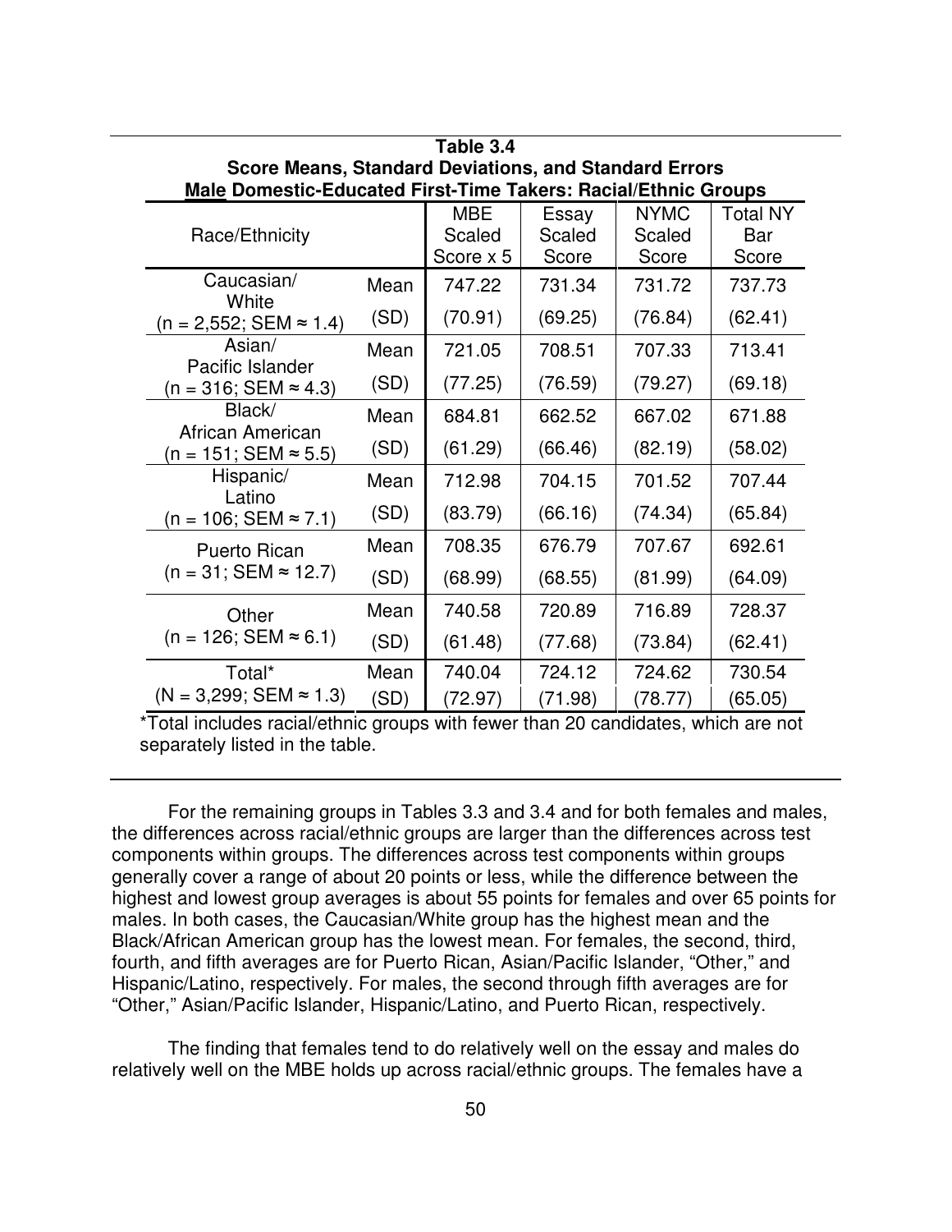**Table 3.4**
**Score Means, Standard Deviations, and Standard Errors**
**Male Domestic-Educated First-Time Takers: Racial/Ethnic Groups**

| Race/Ethnicity | | MBE Scaled Score x 5 | Essay Scaled Score | NYMC Scaled Score | Total NY Bar Score |
|---|---|---|---|---|---|
| Caucasian/ White (n = 2,552; SEM ≈ 1.4) | Mean | 747.22 | 731.34 | 731.72 | 737.73 |
| | (SD) | (70.91) | (69.25) | (76.84) | (62.41) |
| Asian/ Pacific Islander (n = 316; SEM ≈ 4.3) | Mean | 721.05 | 708.51 | 707.33 | 713.41 |
| | (SD) | (77.25) | (76.59) | (79.27) | (69.18) |
| Black/ African American (n = 151; SEM ≈ 5.5) | Mean | 684.81 | 662.52 | 667.02 | 671.88 |
| | (SD) | (61.29) | (66.46) | (82.19) | (58.02) |
| Hispanic/ Latino (n = 106; SEM ≈ 7.1) | Mean | 712.98 | 704.15 | 701.52 | 707.44 |
| | (SD) | (83.79) | (66.16) | (74.34) | (65.84) |
| Puerto Rican (n = 31; SEM ≈ 12.7) | Mean | 708.35 | 676.79 | 707.67 | 692.61 |
| | (SD) | (68.99) | (68.55) | (81.99) | (64.09) |
| Other (n = 126; SEM ≈ 6.1) | Mean | 740.58 | 720.89 | 716.89 | 728.37 |
| | (SD) | (61.48) | (77.68) | (73.84) | (62.41) |
| Total* (N = 3,299; SEM ≈ 1.3) | Mean | 740.04 | 724.12 | 724.62 | 730.54 |
| | (SD) | (72.97) | (71.98) | (78.77) | (65.05) |

*Total includes racial/ethnic groups with fewer than 20 candidates, which are not separately listed in the table.

For the remaining groups in Tables 3.3 and 3.4 and for both females and males, the differences across racial/ethnic groups are larger than the differences across test components within groups. The differences across test components within groups generally cover a range of about 20 points or less, while the difference between the highest and lowest group averages is about 55 points for females and over 65 points for males. In both cases, the Caucasian/White group has the highest mean and the Black/African American group has the lowest mean. For females, the second, third, fourth, and fifth averages are for Puerto Rican, Asian/Pacific Islander, "Other," and Hispanic/Latino, respectively. For males, the second through fifth averages are for "Other," Asian/Pacific Islander, Hispanic/Latino, and Puerto Rican, respectively.

The finding that females tend to do relatively well on the essay and males do relatively well on the MBE holds up across racial/ethnic groups. The females have a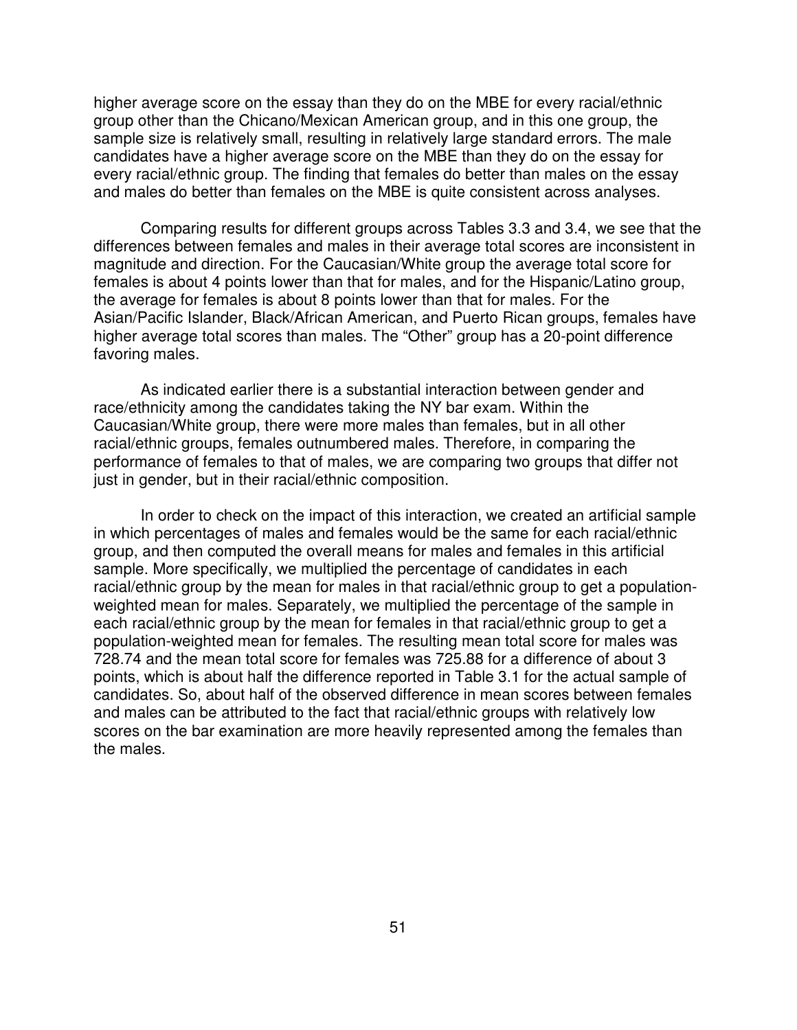higher average score on the essay than they do on the MBE for every racial/ethnic group other than the Chicano/Mexican American group, and in this one group, the sample size is relatively small, resulting in relatively large standard errors. The male candidates have a higher average score on the MBE than they do on the essay for every racial/ethnic group. The finding that females do better than males on the essay and males do better than females on the MBE is quite consistent across analyses.

Comparing results for different groups across Tables 3.3 and 3.4, we see that the differences between females and males in their average total scores are inconsistent in magnitude and direction. For the Caucasian/White group the average total score for females is about 4 points lower than that for males, and for the Hispanic/Latino group, the average for females is about 8 points lower than that for males. For the Asian/Pacific Islander, Black/African American, and Puerto Rican groups, females have higher average total scores than males. The "Other" group has a 20-point difference favoring males.

As indicated earlier there is a substantial interaction between gender and race/ethnicity among the candidates taking the NY bar exam. Within the Caucasian/White group, there were more males than females, but in all other racial/ethnic groups, females outnumbered males. Therefore, in comparing the performance of females to that of males, we are comparing two groups that differ not just in gender, but in their racial/ethnic composition.

In order to check on the impact of this interaction, we created an artificial sample in which percentages of males and females would be the same for each racial/ethnic group, and then computed the overall means for males and females in this artificial sample. More specifically, we multiplied the percentage of candidates in each racial/ethnic group by the mean for males in that racial/ethnic group to get a population-weighted mean for males. Separately, we multiplied the percentage of the sample in each racial/ethnic group by the mean for females in that racial/ethnic group to get a population-weighted mean for females. The resulting mean total score for males was 728.74 and the mean total score for females was 725.88 for a difference of about 3 points, which is about half the difference reported in Table 3.1 for the actual sample of candidates. So, about half of the observed difference in mean scores between females and males can be attributed to the fact that racial/ethnic groups with relatively low scores on the bar examination are more heavily represented among the females than the males.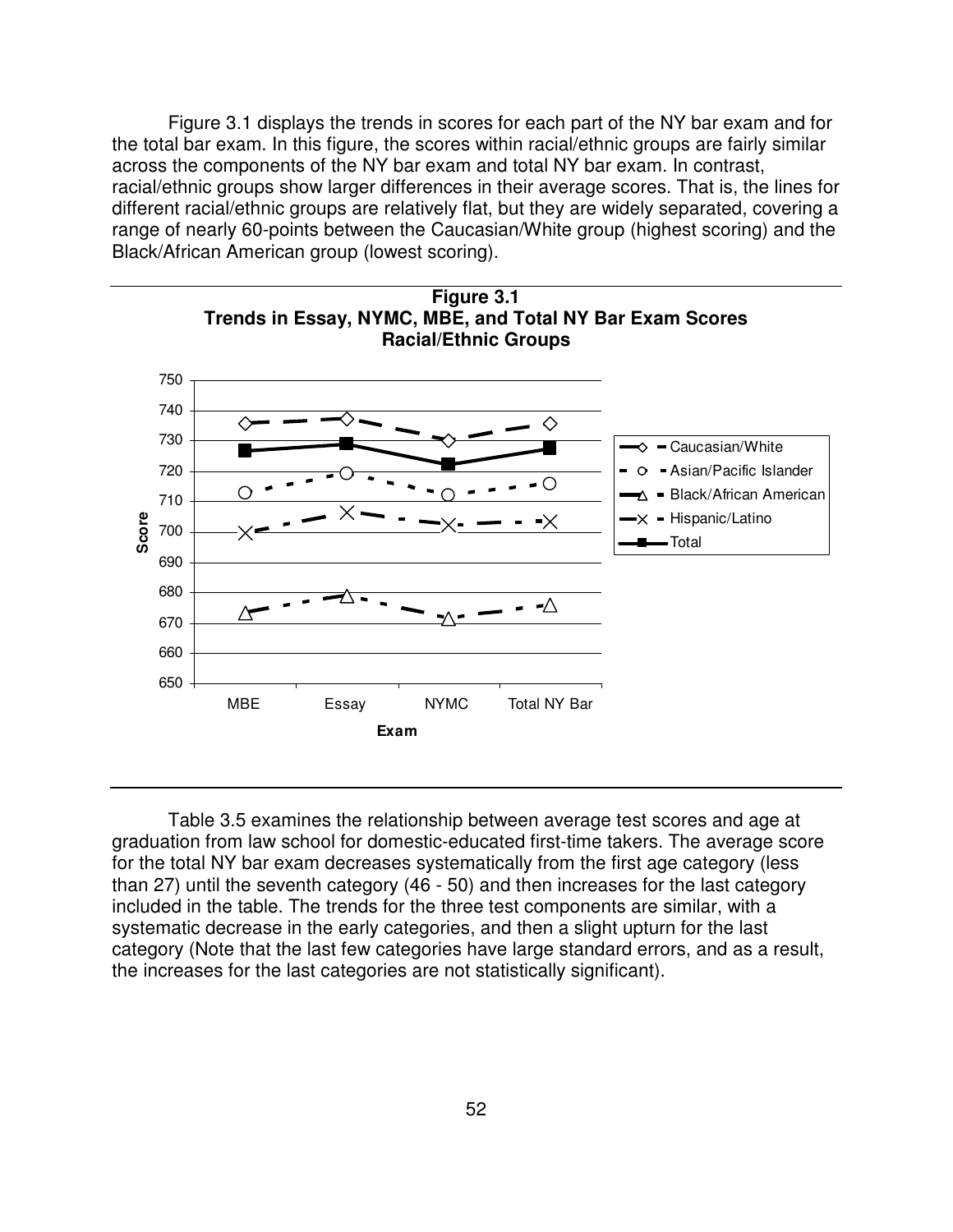Figure 3.1 displays the trends in scores for each part of the NY bar exam and for the total bar exam. In this figure, the scores within racial/ethnic groups are fairly similar across the components of the NY bar exam and total NY bar exam. In contrast, racial/ethnic groups show larger differences in their average scores. That is, the lines for different racial/ethnic groups are relatively flat, but they are widely separated, covering a range of nearly 60-points between the Caucasian/White group (highest scoring) and the Black/African American group (lowest scoring).

**Figure 3.1**
**Trends in Essay, NYMC, MBE, and Total NY Bar Exam Scores**
**Racial/Ethnic Groups**

Table 3.5 examines the relationship between average test scores and age at graduation from law school for domestic-educated first-time takers. The average score for the total NY bar exam decreases systematically from the first age category (less than 27) until the seventh category (46 - 50) and then increases for the last category included in the table. The trends for the three test components are similar, with a systematic decrease in the early categories, and then a slight upturn for the last category (Note that the last few categories have large standard errors, and as a result, the increases for the last categories are not statistically significant).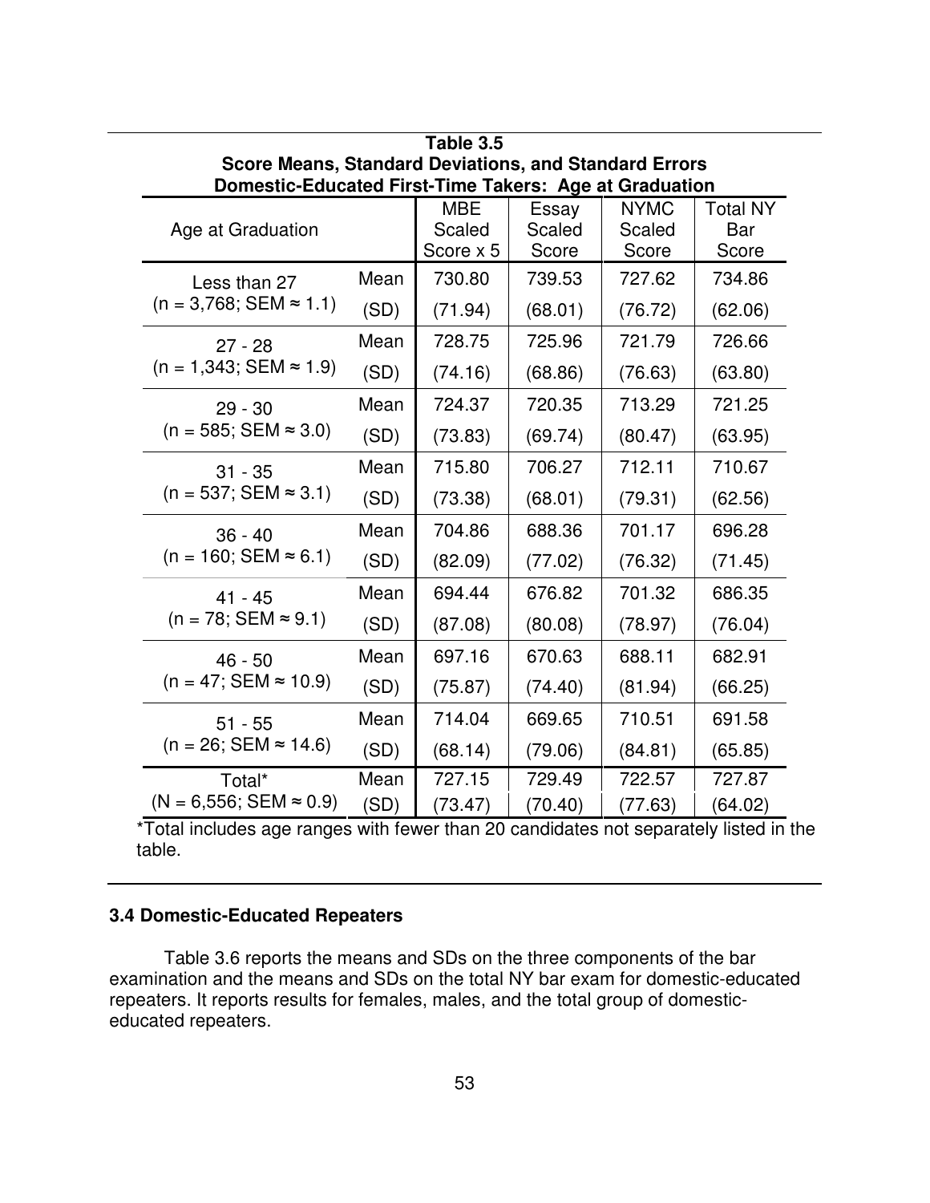**Table 3.5**
**Score Means, Standard Deviations, and Standard Errors**
**Domestic-Educated First-Time Takers: Age at Graduation**

| Age at Graduation | | MBE Scaled Score x 5 | Essay Scaled Score | NYMC Scaled Score | Total NY Bar Score |
|---|---|---|---|---|---|
| Less than 27 (n = 3,768; SEM ≈ 1.1) | Mean | 730.80 | 739.53 | 727.62 | 734.86 |
| | (SD) | (71.94) | (68.01) | (76.72) | (62.06) |
| 27 - 28 (n = 1,343; SEM ≈ 1.9) | Mean | 728.75 | 725.96 | 721.79 | 726.66 |
| | (SD) | (74.16) | (68.86) | (76.63) | (63.80) |
| 29 - 30 (n = 585; SEM ≈ 3.0) | Mean | 724.37 | 720.35 | 713.29 | 721.25 |
| | (SD) | (73.83) | (69.74) | (80.47) | (63.95) |
| 31 - 35 (n = 537; SEM ≈ 3.1) | Mean | 715.80 | 706.27 | 712.11 | 710.67 |
| | (SD) | (73.38) | (68.01) | (79.31) | (62.56) |
| 36 - 40 (n = 160; SEM ≈ 6.1) | Mean | 704.86 | 688.36 | 701.17 | 696.28 |
| | (SD) | (82.09) | (77.02) | (76.32) | (71.45) |
| 41 - 45 (n = 78; SEM ≈ 9.1) | Mean | 694.44 | 676.82 | 701.32 | 686.35 |
| | (SD) | (87.08) | (80.08) | (78.97) | (76.04) |
| 46 - 50 (n = 47; SEM ≈ 10.9) | Mean | 697.16 | 670.63 | 688.11 | 682.91 |
| | (SD) | (75.87) | (74.40) | (81.94) | (66.25) |
| 51 - 55 (n = 26; SEM ≈ 14.6) | Mean | 714.04 | 669.65 | 710.51 | 691.58 |
| | (SD) | (68.14) | (79.06) | (84.81) | (65.85) |
| Total* (N = 6,556; SEM ≈ 0.9) | Mean | 727.15 | 729.49 | 722.57 | 727.87 |
| | (SD) | (73.47) | (70.40) | (77.63) | (64.02) |

*Total includes age ranges with fewer than 20 candidates not separately listed in the table.

### 3.4 Domestic-Educated Repeaters

Table 3.6 reports the means and SDs on the three components of the bar examination and the means and SDs on the total NY bar exam for domestic-educated repeaters. It reports results for females, males, and the total group of domestic-educated repeaters.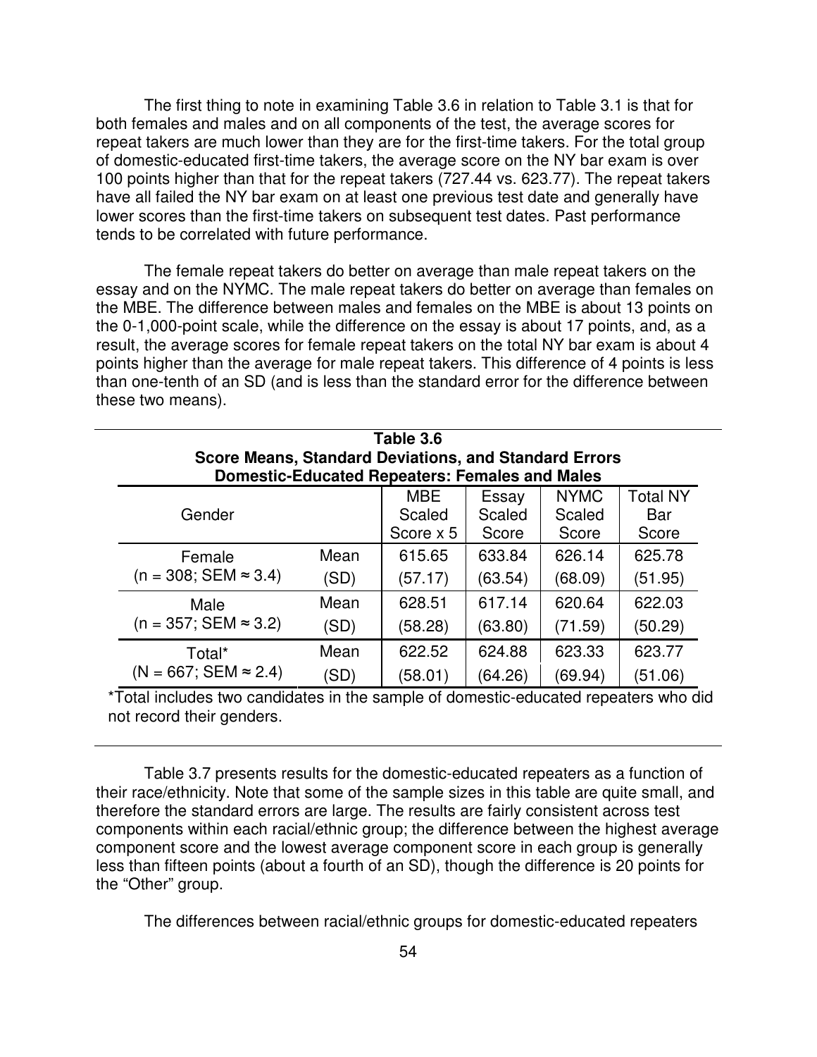The first thing to note in examining Table 3.6 in relation to Table 3.1 is that for both females and males and on all components of the test, the average scores for repeat takers are much lower than they are for the first-time takers. For the total group of domestic-educated first-time takers, the average score on the NY bar exam is over 100 points higher than that for the repeat takers (727.44 vs. 623.77). The repeat takers have all failed the NY bar exam on at least one previous test date and generally have lower scores than the first-time takers on subsequent test dates. Past performance tends to be correlated with future performance.

The female repeat takers do better on average than male repeat takers on the essay and on the NYMC. The male repeat takers do better on average than females on the MBE. The difference between males and females on the MBE is about 13 points on the 0-1,000-point scale, while the difference on the essay is about 17 points, and, as a result, the average scores for female repeat takers on the total NY bar exam is about 4 points higher than the average for male repeat takers. This difference of 4 points is less than one-tenth of an SD (and is less than the standard error for the difference between these two means).

**Table 3.6**
**Score Means, Standard Deviations, and Standard Errors**
**Domestic-Educated Repeaters: Females and Males**

| Gender | | MBE Scaled Score x 5 | Essay Scaled Score | NYMC Scaled Score | Total NY Bar Score |
|---|---|---|---|---|---|
| Female | Mean | 615.65 | 633.84 | 626.14 | 625.78 |
| (n = 308; SEM ≈ 3.4) | (SD) | (57.17) | (63.54) | (68.09) | (51.95) |
| Male | Mean | 628.51 | 617.14 | 620.64 | 622.03 |
| (n = 357; SEM ≈ 3.2) | (SD) | (58.28) | (63.80) | (71.59) | (50.29) |
| Total* | Mean | 622.52 | 624.88 | 623.33 | 623.77 |
| (N = 667; SEM ≈ 2.4) | (SD) | (58.01) | (64.26) | (69.94) | (51.06) |

*Total includes two candidates in the sample of domestic-educated repeaters who did not record their genders.

Table 3.7 presents results for the domestic-educated repeaters as a function of their race/ethnicity. Note that some of the sample sizes in this table are quite small, and therefore the standard errors are large. The results are fairly consistent across test components within each racial/ethnic group; the difference between the highest average component score and the lowest average component score in each group is generally less than fifteen points (about a fourth of an SD), though the difference is 20 points for the "Other" group.

The differences between racial/ethnic groups for domestic-educated repeaters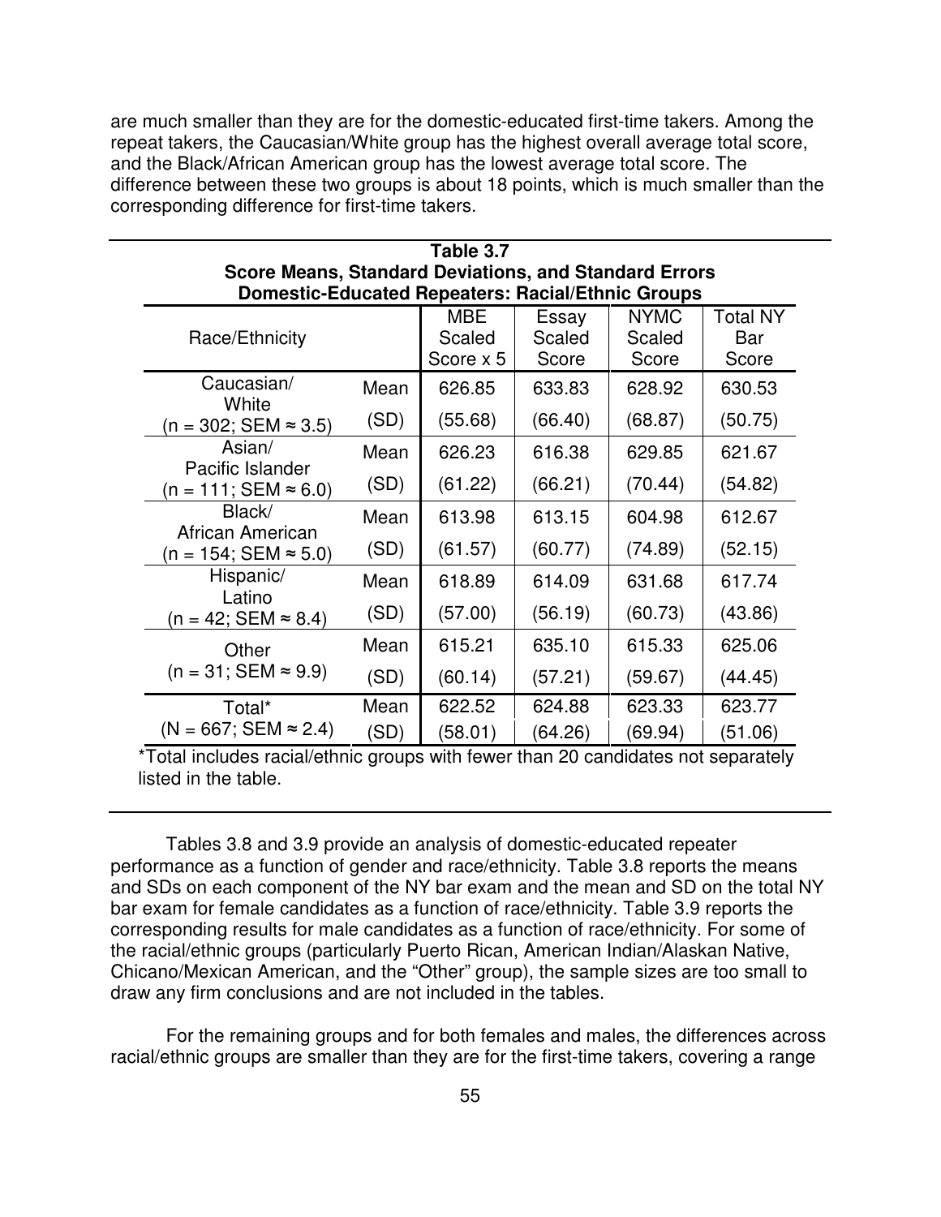are much smaller than they are for the domestic-educated first-time takers. Among the repeat takers, the Caucasian/White group has the highest overall average total score, and the Black/African American group has the lowest average total score. The difference between these two groups is about 18 points, which is much smaller than the corresponding difference for first-time takers.

**Table 3.7**
**Score Means, Standard Deviations, and Standard Errors**
**Domestic-Educated Repeaters: Racial/Ethnic Groups**

| Race/Ethnicity | | MBE Scaled Score x 5 | Essay Scaled Score | NYMC Scaled Score | Total NY Bar Score |
|---|---|---|---|---|---|
| Caucasian/ White | Mean | 626.85 | 633.83 | 628.92 | 630.53 |
| (n = 302; SEM ≈ 3.5) | (SD) | (55.68) | (66.40) | (68.87) | (50.75) |
| Asian/ Pacific Islander | Mean | 626.23 | 616.38 | 629.85 | 621.67 |
| (n = 111; SEM ≈ 6.0) | (SD) | (61.22) | (66.21) | (70.44) | (54.82) |
| Black/ African American | Mean | 613.98 | 613.15 | 604.98 | 612.67 |
| (n = 154; SEM ≈ 5.0) | (SD) | (61.57) | (60.77) | (74.89) | (52.15) |
| Hispanic/ Latino | Mean | 618.89 | 614.09 | 631.68 | 617.74 |
| (n = 42; SEM ≈ 8.4) | (SD) | (57.00) | (56.19) | (60.73) | (43.86) |
| Other | Mean | 615.21 | 635.10 | 615.33 | 625.06 |
| (n = 31; SEM ≈ 9.9) | (SD) | (60.14) | (57.21) | (59.67) | (44.45) |
| Total* | Mean | 622.52 | 624.88 | 623.33 | 623.77 |
| (N = 667; SEM ≈ 2.4) | (SD) | (58.01) | (64.26) | (69.94) | (51.06) |

*Total includes racial/ethnic groups with fewer than 20 candidates not separately listed in the table.

Tables 3.8 and 3.9 provide an analysis of domestic-educated repeater performance as a function of gender and race/ethnicity. Table 3.8 reports the means and SDs on each component of the NY bar exam and the mean and SD on the total NY bar exam for female candidates as a function of race/ethnicity. Table 3.9 reports the corresponding results for male candidates as a function of race/ethnicity. For some of the racial/ethnic groups (particularly Puerto Rican, American Indian/Alaskan Native, Chicano/Mexican American, and the "Other" group), the sample sizes are too small to draw any firm conclusions and are not included in the tables.

For the remaining groups and for both females and males, the differences across racial/ethnic groups are smaller than they are for the first-time takers, covering a range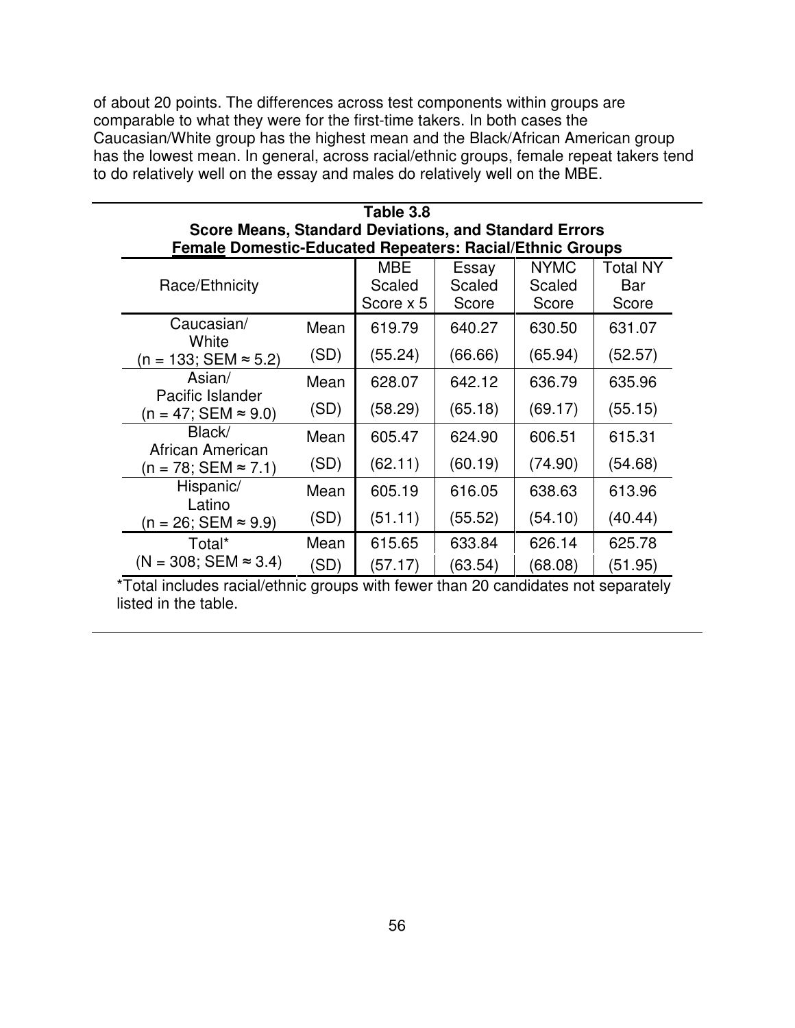of about 20 points. The differences across test components within groups are comparable to what they were for the first-time takers. In both cases the Caucasian/White group has the highest mean and the Black/African American group has the lowest mean. In general, across racial/ethnic groups, female repeat takers tend to do relatively well on the essay and males do relatively well on the MBE.

**Table 3.8**
**Score Means, Standard Deviations, and Standard Errors**
**Female Domestic-Educated Repeaters: Racial/Ethnic Groups**

| Race/Ethnicity | | MBE Scaled Score x 5 | Essay Scaled Score | NYMC Scaled Score | Total NY Bar Score |
|---|---|---|---|---|---|
| Caucasian/ White (n = 133; SEM ≈ 5.2) | Mean | 619.79 | 640.27 | 630.50 | 631.07 |
| | (SD) | (55.24) | (66.66) | (65.94) | (52.57) |
| Asian/ Pacific Islander (n = 47; SEM ≈ 9.0) | Mean | 628.07 | 642.12 | 636.79 | 635.96 |
| | (SD) | (58.29) | (65.18) | (69.17) | (55.15) |
| Black/ African American (n = 78; SEM ≈ 7.1) | Mean | 605.47 | 624.90 | 606.51 | 615.31 |
| | (SD) | (62.11) | (60.19) | (74.90) | (54.68) |
| Hispanic/ Latino (n = 26; SEM ≈ 9.9) | Mean | 605.19 | 616.05 | 638.63 | 613.96 |
| | (SD) | (51.11) | (55.52) | (54.10) | (40.44) |
| Total* (N = 308; SEM ≈ 3.4) | Mean | 615.65 | 633.84 | 626.14 | 625.78 |
| | (SD) | (57.17) | (63.54) | (68.08) | (51.95) |

*Total includes racial/ethnic groups with fewer than 20 candidates not separately listed in the table.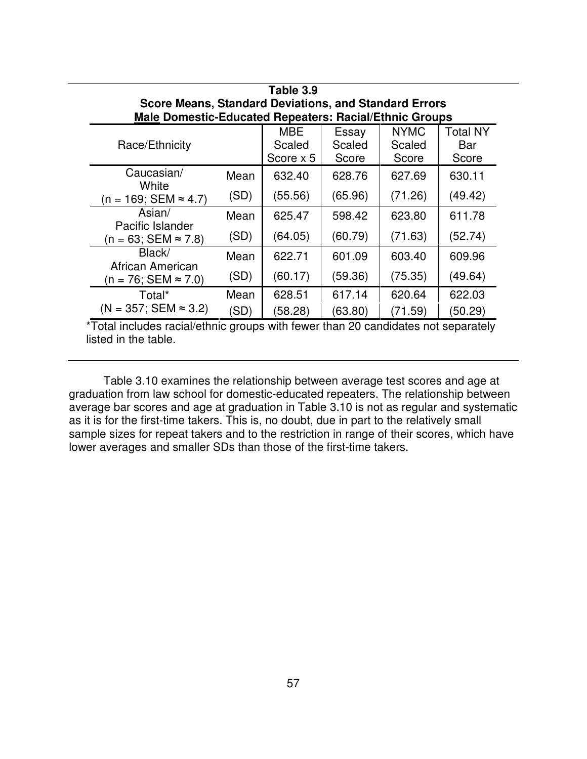**Table 3.9**
**Score Means, Standard Deviations, and Standard Errors**
**Male Domestic-Educated Repeaters: Racial/Ethnic Groups**

| Race/Ethnicity | | MBE Scaled Score x 5 | Essay Scaled Score | NYMC Scaled Score | Total NY Bar Score |
|---|---|---|---|---|---|
| Caucasian/ White (n = 169; SEM ≈ 4.7) | Mean | 632.40 | 628.76 | 627.69 | 630.11 |
| | (SD) | (55.56) | (65.96) | (71.26) | (49.42) |
| Asian/ Pacific Islander (n = 63; SEM ≈ 7.8) | Mean | 625.47 | 598.42 | 623.80 | 611.78 |
| | (SD) | (64.05) | (60.79) | (71.63) | (52.74) |
| Black/ African American (n = 76; SEM ≈ 7.0) | Mean | 622.71 | 601.09 | 603.40 | 609.96 |
| | (SD) | (60.17) | (59.36) | (75.35) | (49.64) |
| Total* (N = 357; SEM ≈ 3.2) | Mean | 628.51 | 617.14 | 620.64 | 622.03 |
| | (SD) | (58.28) | (63.80) | (71.59) | (50.29) |

*Total includes racial/ethnic groups with fewer than 20 candidates not separately listed in the table.

Table 3.10 examines the relationship between average test scores and age at graduation from law school for domestic-educated repeaters. The relationship between average bar scores and age at graduation in Table 3.10 is not as regular and systematic as it is for the first-time takers. This is, no doubt, due in part to the relatively small sample sizes for repeat takers and to the restriction in range of their scores, which have lower averages and smaller SDs than those of the first-time takers.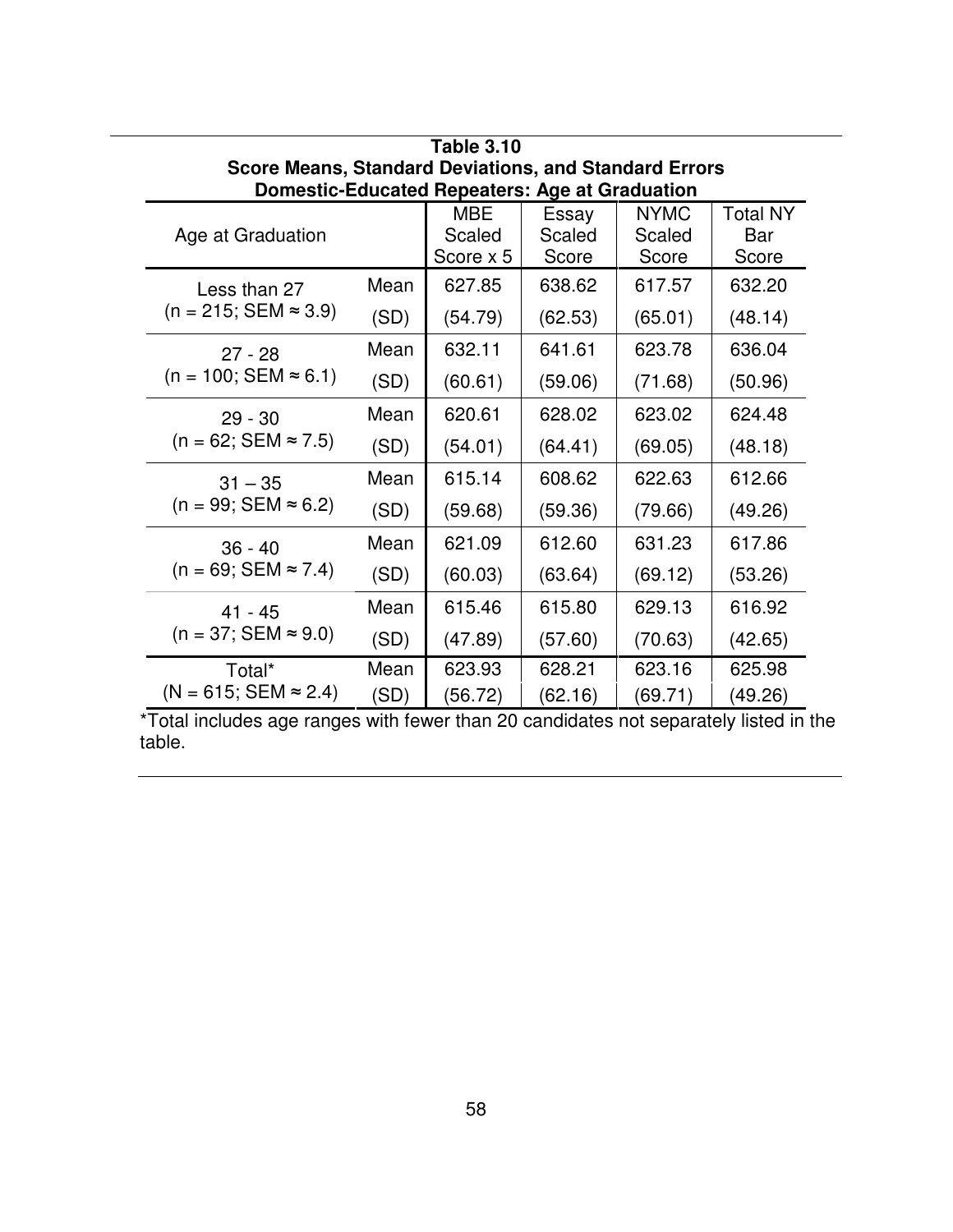**Table 3.10**
**Score Means, Standard Deviations, and Standard Errors**
**Domestic-Educated Repeaters: Age at Graduation**

| Age at Graduation | | MBE Scaled Score x 5 | Essay Scaled Score | NYMC Scaled Score | Total NY Bar Score |
|---|---|---|---|---|---|
| Less than 27 (n = 215; SEM ≈ 3.9) | Mean | 627.85 | 638.62 | 617.57 | 632.20 |
| | (SD) | (54.79) | (62.53) | (65.01) | (48.14) |
| 27 - 28 (n = 100; SEM ≈ 6.1) | Mean | 632.11 | 641.61 | 623.78 | 636.04 |
| | (SD) | (60.61) | (59.06) | (71.68) | (50.96) |
| 29 - 30 (n = 62; SEM ≈ 7.5) | Mean | 620.61 | 628.02 | 623.02 | 624.48 |
| | (SD) | (54.01) | (64.41) | (69.05) | (48.18) |
| 31 – 35 (n = 99; SEM ≈ 6.2) | Mean | 615.14 | 608.62 | 622.63 | 612.66 |
| | (SD) | (59.68) | (59.36) | (79.66) | (49.26) |
| 36 - 40 (n = 69; SEM ≈ 7.4) | Mean | 621.09 | 612.60 | 631.23 | 617.86 |
| | (SD) | (60.03) | (63.64) | (69.12) | (53.26) |
| 41 - 45 (n = 37; SEM ≈ 9.0) | Mean | 615.46 | 615.80 | 629.13 | 616.92 |
| | (SD) | (47.89) | (57.60) | (70.63) | (42.65) |
| Total* (N = 615; SEM ≈ 2.4) | Mean | 623.93 | 628.21 | 623.16 | 625.98 |
| | (SD) | (56.72) | (62.16) | (69.71) | (49.26) |

*Total includes age ranges with fewer than 20 candidates not separately listed in the table.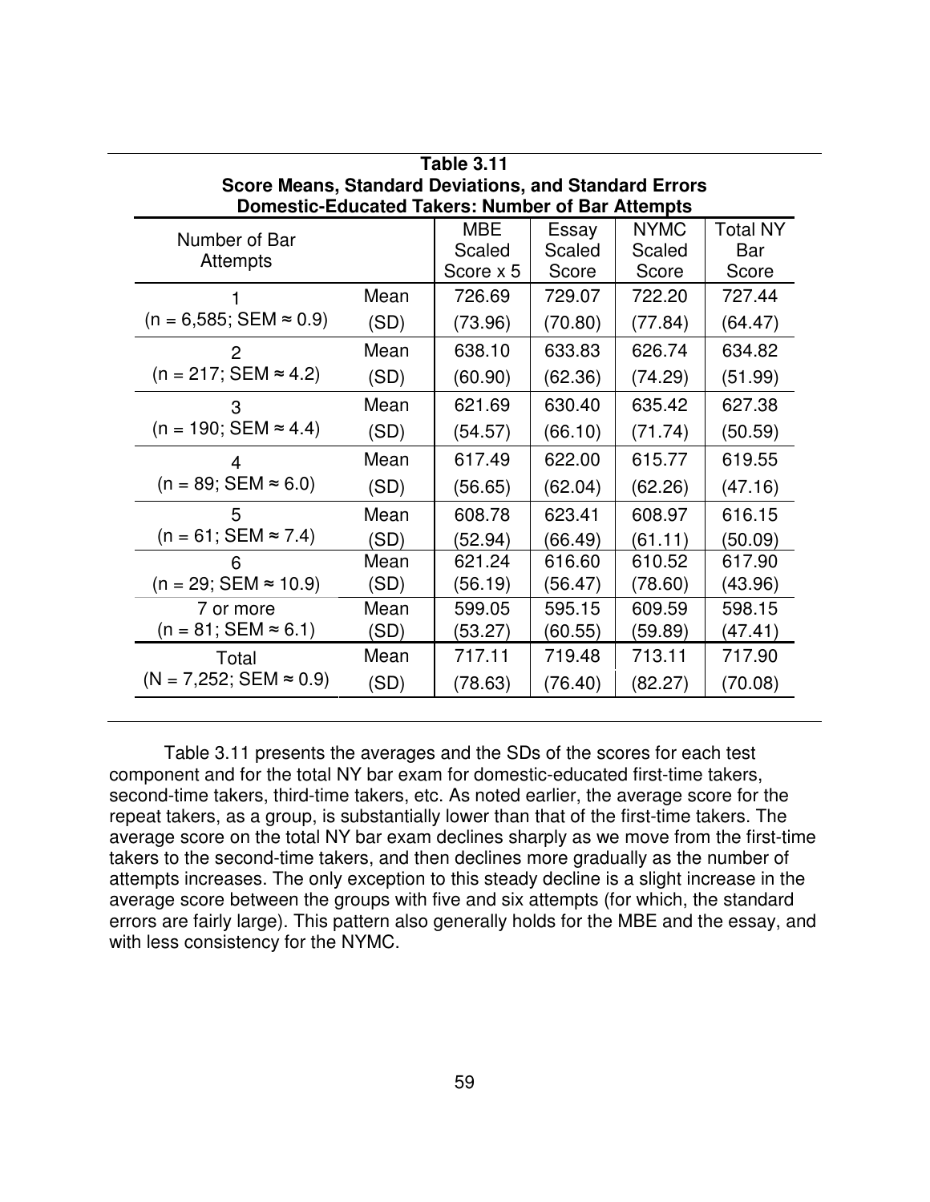**Table 3.11**
**Score Means, Standard Deviations, and Standard Errors**
**Domestic-Educated Takers: Number of Bar Attempts**

| Number of Bar Attempts | | MBE Scaled Score x 5 | Essay Scaled Score | NYMC Scaled Score | Total NY Bar Score |
|---|---|---|---|---|---|
| 1 (n = 6,585; SEM ≈ 0.9) | Mean | 726.69 | 729.07 | 722.20 | 727.44 |
| | (SD) | (73.96) | (70.80) | (77.84) | (64.47) |
| 2 (n = 217; SEM ≈ 4.2) | Mean | 638.10 | 633.83 | 626.74 | 634.82 |
| | (SD) | (60.90) | (62.36) | (74.29) | (51.99) |
| 3 (n = 190; SEM ≈ 4.4) | Mean | 621.69 | 630.40 | 635.42 | 627.38 |
| | (SD) | (54.57) | (66.10) | (71.74) | (50.59) |
| 4 (n = 89; SEM ≈ 6.0) | Mean | 617.49 | 622.00 | 615.77 | 619.55 |
| | (SD) | (56.65) | (62.04) | (62.26) | (47.16) |
| 5 (n = 61; SEM ≈ 7.4) | Mean | 608.78 | 623.41 | 608.97 | 616.15 |
| | (SD) | (52.94) | (66.49) | (61.11) | (50.09) |
| 6 (n = 29; SEM ≈ 10.9) | Mean | 621.24 | 616.60 | 610.52 | 617.90 |
| | (SD) | (56.19) | (56.47) | (78.60) | (43.96) |
| 7 or more (n = 81; SEM ≈ 6.1) | Mean | 599.05 | 595.15 | 609.59 | 598.15 |
| | (SD) | (53.27) | (60.55) | (59.89) | (47.41) |
| Total (N = 7,252; SEM ≈ 0.9) | Mean | 717.11 | 719.48 | 713.11 | 717.90 |
| | (SD) | (78.63) | (76.40) | (82.27) | (70.08) |

Table 3.11 presents the averages and the SDs of the scores for each test component and for the total NY bar exam for domestic-educated first-time takers, second-time takers, third-time takers, etc. As noted earlier, the average score for the repeat takers, as a group, is substantially lower than that of the first-time takers. The average score on the total NY bar exam declines sharply as we move from the first-time takers to the second-time takers, and then declines more gradually as the number of attempts increases. The only exception to this steady decline is a slight increase in the average score between the groups with five and six attempts (for which, the standard errors are fairly large). This pattern also generally holds for the MBE and the essay, and with less consistency for the NYMC.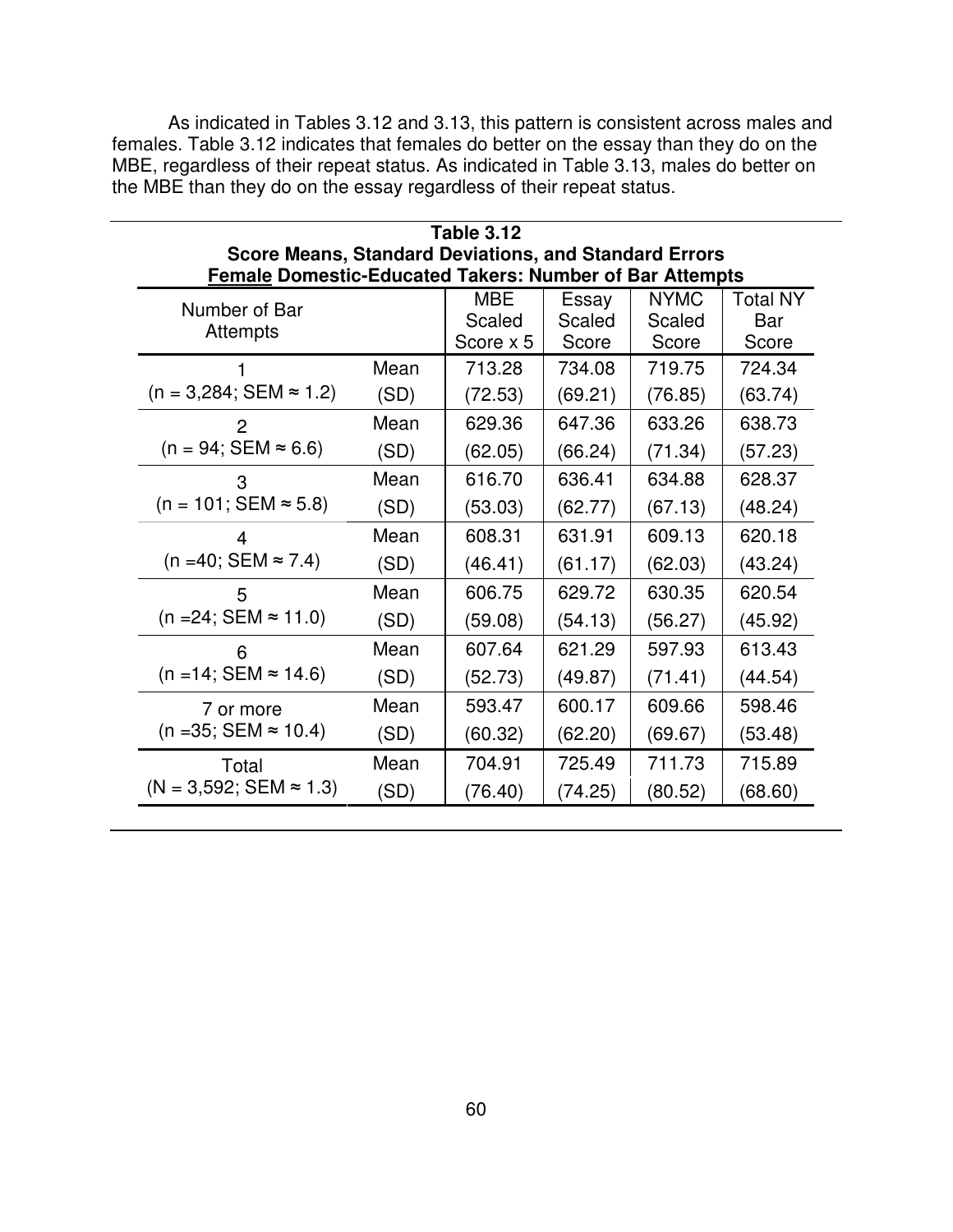As indicated in Tables 3.12 and 3.13, this pattern is consistent across males and females. Table 3.12 indicates that females do better on the essay than they do on the MBE, regardless of their repeat status. As indicated in Table 3.13, males do better on the MBE than they do on the essay regardless of their repeat status.

**Table 3.12**
**Score Means, Standard Deviations, and Standard Errors**
**Female Domestic-Educated Takers: Number of Bar Attempts**

| Number of Bar Attempts | | MBE Scaled Score x 5 | Essay Scaled Score | NYMC Scaled Score | Total NY Bar Score |
|---|---|---|---|---|---|
| 1 | Mean | 713.28 | 734.08 | 719.75 | 724.34 |
| (n = 3,284; SEM ≈ 1.2) | (SD) | (72.53) | (69.21) | (76.85) | (63.74) |
| 2 | Mean | 629.36 | 647.36 | 633.26 | 638.73 |
| (n = 94; SEM ≈ 6.6) | (SD) | (62.05) | (66.24) | (71.34) | (57.23) |
| 3 | Mean | 616.70 | 636.41 | 634.88 | 628.37 |
| (n = 101; SEM ≈ 5.8) | (SD) | (53.03) | (62.77) | (67.13) | (48.24) |
| 4 | Mean | 608.31 | 631.91 | 609.13 | 620.18 |
| (n =40; SEM ≈ 7.4) | (SD) | (46.41) | (61.17) | (62.03) | (43.24) |
| 5 | Mean | 606.75 | 629.72 | 630.35 | 620.54 |
| (n =24; SEM ≈ 11.0) | (SD) | (59.08) | (54.13) | (56.27) | (45.92) |
| 6 | Mean | 607.64 | 621.29 | 597.93 | 613.43 |
| (n =14; SEM ≈ 14.6) | (SD) | (52.73) | (49.87) | (71.41) | (44.54) |
| 7 or more | Mean | 593.47 | 600.17 | 609.66 | 598.46 |
| (n =35; SEM ≈ 10.4) | (SD) | (60.32) | (62.20) | (69.67) | (53.48) |
| Total | Mean | 704.91 | 725.49 | 711.73 | 715.89 |
| (N = 3,592; SEM ≈ 1.3) | (SD) | (76.40) | (74.25) | (80.52) | (68.60) |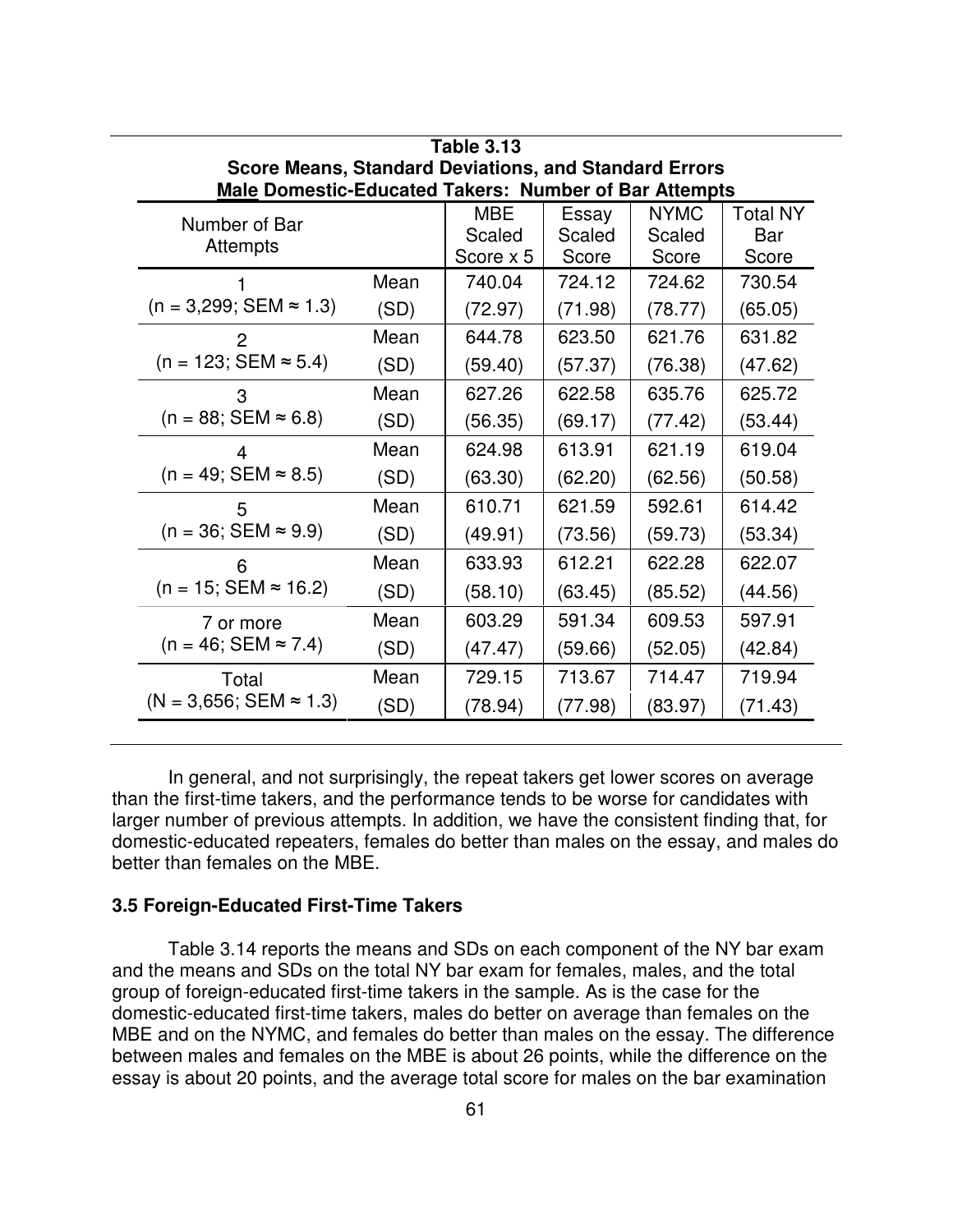**Table 3.13**
**Score Means, Standard Deviations, and Standard Errors**
**Male Domestic-Educated Takers: Number of Bar Attempts**

| Number of Bar Attempts | | MBE Scaled Score x 5 | Essay Scaled Score | NYMC Scaled Score | Total NY Bar Score |
|---|---|---|---|---|---|
| 1 | Mean | 740.04 | 724.12 | 724.62 | 730.54 |
| (n = 3,299; SEM ≈ 1.3) | (SD) | (72.97) | (71.98) | (78.77) | (65.05) |
| 2 | Mean | 644.78 | 623.50 | 621.76 | 631.82 |
| (n = 123; SEM ≈ 5.4) | (SD) | (59.40) | (57.37) | (76.38) | (47.62) |
| 3 | Mean | 627.26 | 622.58 | 635.76 | 625.72 |
| (n = 88; SEM ≈ 6.8) | (SD) | (56.35) | (69.17) | (77.42) | (53.44) |
| 4 | Mean | 624.98 | 613.91 | 621.19 | 619.04 |
| (n = 49; SEM ≈ 8.5) | (SD) | (63.30) | (62.20) | (62.56) | (50.58) |
| 5 | Mean | 610.71 | 621.59 | 592.61 | 614.42 |
| (n = 36; SEM ≈ 9.9) | (SD) | (49.91) | (73.56) | (59.73) | (53.34) |
| 6 | Mean | 633.93 | 612.21 | 622.28 | 622.07 |
| (n = 15; SEM ≈ 16.2) | (SD) | (58.10) | (63.45) | (85.52) | (44.56) |
| 7 or more | Mean | 603.29 | 591.34 | 609.53 | 597.91 |
| (n = 46; SEM ≈ 7.4) | (SD) | (47.47) | (59.66) | (52.05) | (42.84) |
| Total | Mean | 729.15 | 713.67 | 714.47 | 719.94 |
| (N = 3,656; SEM ≈ 1.3) | (SD) | (78.94) | (77.98) | (83.97) | (71.43) |

In general, and not surprisingly, the repeat takers get lower scores on average than the first-time takers, and the performance tends to be worse for candidates with larger number of previous attempts. In addition, we have the consistent finding that, for domestic-educated repeaters, females do better than males on the essay, and males do better than females on the MBE.

### 3.5 Foreign-Educated First-Time Takers

Table 3.14 reports the means and SDs on each component of the NY bar exam and the means and SDs on the total NY bar exam for females, males, and the total group of foreign-educated first-time takers in the sample. As is the case for the domestic-educated first-time takers, males do better on average than females on the MBE and on the NYMC, and females do better than males on the essay. The difference between males and females on the MBE is about 26 points, while the difference on the essay is about 20 points, and the average total score for males on the bar examination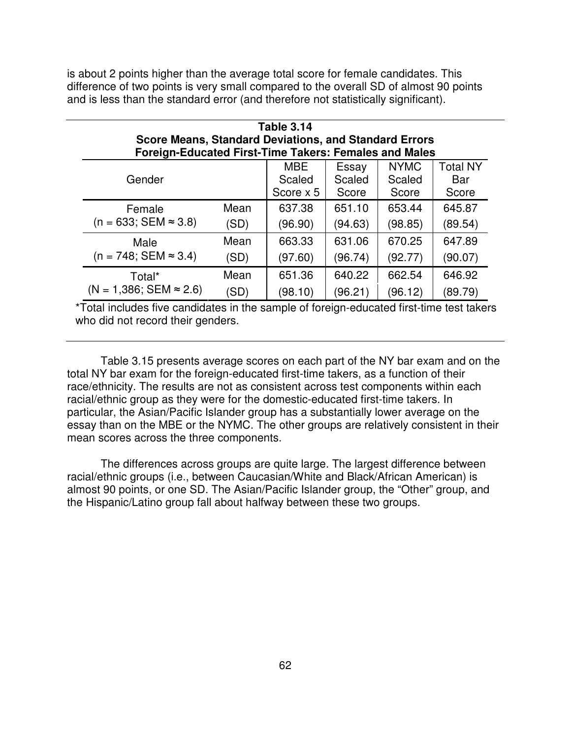is about 2 points higher than the average total score for female candidates. This difference of two points is very small compared to the overall SD of almost 90 points and is less than the standard error (and therefore not statistically significant).

**Table 3.14**
**Score Means, Standard Deviations, and Standard Errors**
**Foreign-Educated First-Time Takers: Females and Males**

| Gender | | MBE Scaled Score x 5 | Essay Scaled Score | NYMC Scaled Score | Total NY Bar Score |
|---|---|---|---|---|---|
| Female | Mean | 637.38 | 651.10 | 653.44 | 645.87 |
| (n = 633; SEM ≈ 3.8) | (SD) | (96.90) | (94.63) | (98.85) | (89.54) |
| Male | Mean | 663.33 | 631.06 | 670.25 | 647.89 |
| (n = 748; SEM ≈ 3.4) | (SD) | (97.60) | (96.74) | (92.77) | (90.07) |
| Total* | Mean | 651.36 | 640.22 | 662.54 | 646.92 |
| (N = 1,386; SEM ≈ 2.6) | (SD) | (98.10) | (96.21) | (96.12) | (89.79) |

*Total includes five candidates in the sample of foreign-educated first-time test takers who did not record their genders.

Table 3.15 presents average scores on each part of the NY bar exam and on the total NY bar exam for the foreign-educated first-time takers, as a function of their race/ethnicity. The results are not as consistent across test components within each racial/ethnic group as they were for the domestic-educated first-time takers. In particular, the Asian/Pacific Islander group has a substantially lower average on the essay than on the MBE or the NYMC. The other groups are relatively consistent in their mean scores across the three components.

The differences across groups are quite large. The largest difference between racial/ethnic groups (i.e., between Caucasian/White and Black/African American) is almost 90 points, or one SD. The Asian/Pacific Islander group, the "Other" group, and the Hispanic/Latino group fall about halfway between these two groups.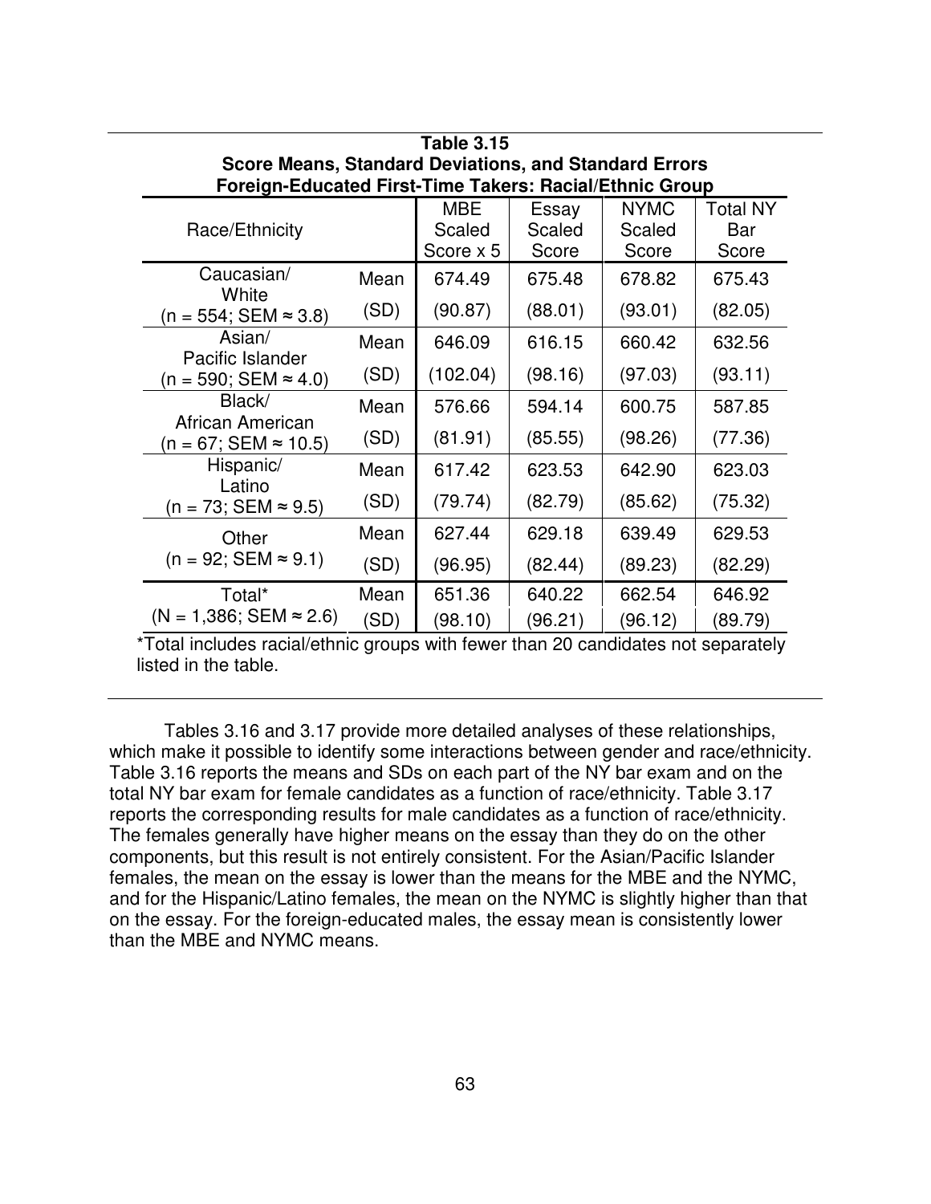**Table 3.15**
**Score Means, Standard Deviations, and Standard Errors**
**Foreign-Educated First-Time Takers: Racial/Ethnic Group**

| Race/Ethnicity | | MBE Scaled Score x 5 | Essay Scaled Score | NYMC Scaled Score | Total NY Bar Score |
|---|---|---|---|---|---|
| Caucasian/ White | Mean | 674.49 | 675.48 | 678.82 | 675.43 |
| (n = 554; SEM ≈ 3.8) | (SD) | (90.87) | (88.01) | (93.01) | (82.05) |
| Asian/ Pacific Islander | Mean | 646.09 | 616.15 | 660.42 | 632.56 |
| (n = 590; SEM ≈ 4.0) | (SD) | (102.04) | (98.16) | (97.03) | (93.11) |
| Black/ African American | Mean | 576.66 | 594.14 | 600.75 | 587.85 |
| (n = 67; SEM ≈ 10.5) | (SD) | (81.91) | (85.55) | (98.26) | (77.36) |
| Hispanic/ Latino | Mean | 617.42 | 623.53 | 642.90 | 623.03 |
| (n = 73; SEM ≈ 9.5) | (SD) | (79.74) | (82.79) | (85.62) | (75.32) |
| Other | Mean | 627.44 | 629.18 | 639.49 | 629.53 |
| (n = 92; SEM ≈ 9.1) | (SD) | (96.95) | (82.44) | (89.23) | (82.29) |
| Total* | Mean | 651.36 | 640.22 | 662.54 | 646.92 |
| (N = 1,386; SEM ≈ 2.6) | (SD) | (98.10) | (96.21) | (96.12) | (89.79) |

*Total includes racial/ethnic groups with fewer than 20 candidates not separately listed in the table.

Tables 3.16 and 3.17 provide more detailed analyses of these relationships, which make it possible to identify some interactions between gender and race/ethnicity. Table 3.16 reports the means and SDs on each part of the NY bar exam and on the total NY bar exam for female candidates as a function of race/ethnicity. Table 3.17 reports the corresponding results for male candidates as a function of race/ethnicity. The females generally have higher means on the essay than they do on the other components, but this result is not entirely consistent. For the Asian/Pacific Islander females, the mean on the essay is lower than the means for the MBE and the NYMC, and for the Hispanic/Latino females, the mean on the NYMC is slightly higher than that on the essay. For the foreign-educated males, the essay mean is consistently lower than the MBE and NYMC means.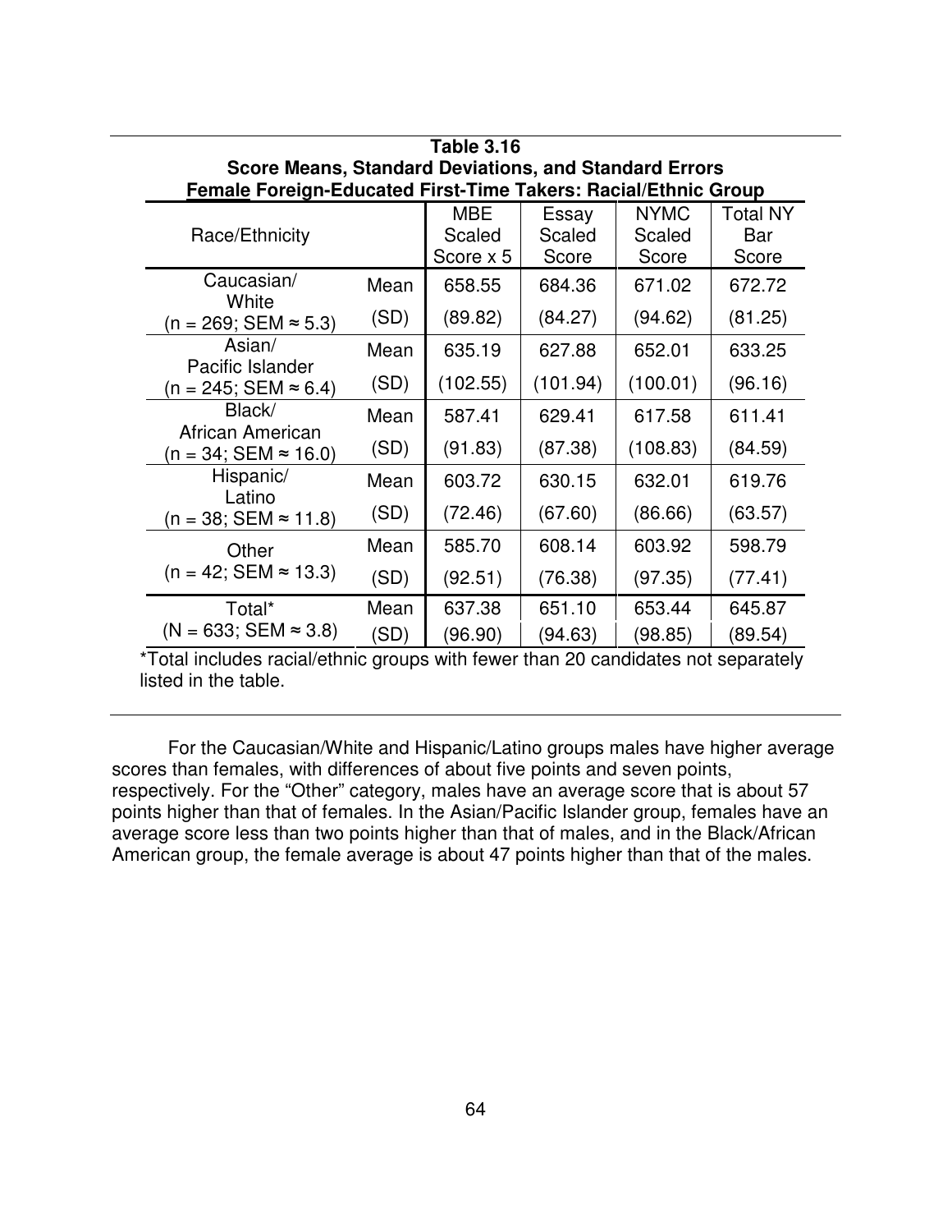**Table 3.16**
**Score Means, Standard Deviations, and Standard Errors**
**<u>Female</u> Foreign-Educated First-Time Takers: Racial/Ethnic Group**

| Race/Ethnicity | | MBE Scaled Score x 5 | Essay Scaled Score | NYMC Scaled Score | Total NY Bar Score |
|---|---|---|---|---|---|
| Caucasian/ White (n = 269; SEM ≈ 5.3) | Mean | 658.55 | 684.36 | 671.02 | 672.72 |
| | (SD) | (89.82) | (84.27) | (94.62) | (81.25) |
| Asian/ Pacific Islander (n = 245; SEM ≈ 6.4) | Mean | 635.19 | 627.88 | 652.01 | 633.25 |
| | (SD) | (102.55) | (101.94) | (100.01) | (96.16) |
| Black/ African American (n = 34; SEM ≈ 16.0) | Mean | 587.41 | 629.41 | 617.58 | 611.41 |
| | (SD) | (91.83) | (87.38) | (108.83) | (84.59) |
| Hispanic/ Latino (n = 38; SEM ≈ 11.8) | Mean | 603.72 | 630.15 | 632.01 | 619.76 |
| | (SD) | (72.46) | (67.60) | (86.66) | (63.57) |
| Other (n = 42; SEM ≈ 13.3) | Mean | 585.70 | 608.14 | 603.92 | 598.79 |
| | (SD) | (92.51) | (76.38) | (97.35) | (77.41) |
| Total* (N = 633; SEM ≈ 3.8) | Mean | 637.38 | 651.10 | 653.44 | 645.87 |
| | (SD) | (96.90) | (94.63) | (98.85) | (89.54) |

*Total includes racial/ethnic groups with fewer than 20 candidates not separately listed in the table.

For the Caucasian/White and Hispanic/Latino groups males have higher average scores than females, with differences of about five points and seven points, respectively. For the "Other" category, males have an average score that is about 57 points higher than that of females. In the Asian/Pacific Islander group, females have an average score less than two points higher than that of males, and in the Black/African American group, the female average is about 47 points higher than that of the males.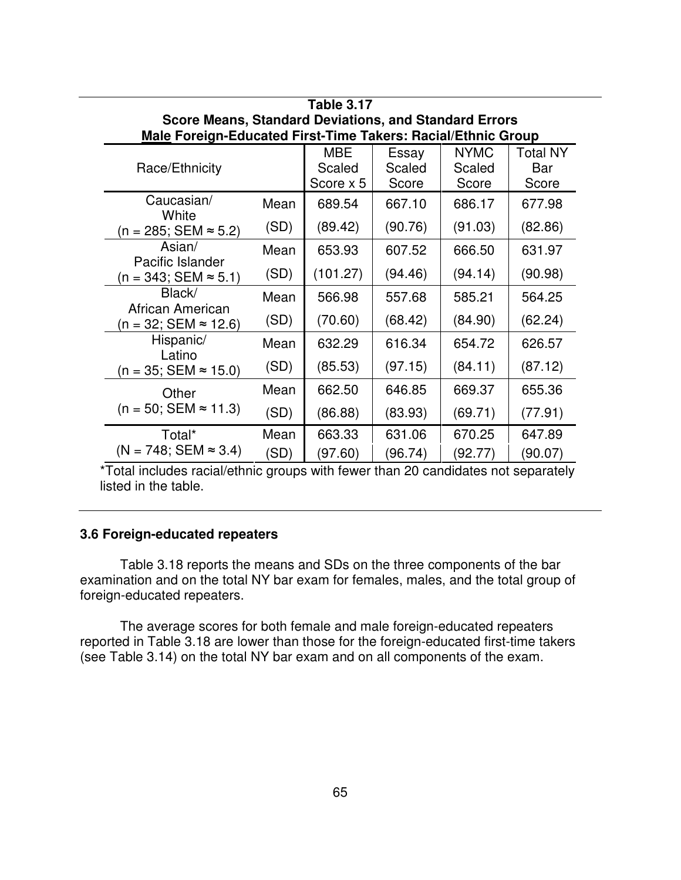**Table 3.17**
**Score Means, Standard Deviations, and Standard Errors**
**<u>Male</u> Foreign-Educated First-Time Takers: Racial/Ethnic Group**

| Race/Ethnicity | | MBE Scaled Score x 5 | Essay Scaled Score | NYMC Scaled Score | Total NY Bar Score |
|---|---|---|---|---|---|
| Caucasian/ White (n = 285; SEM ≈ 5.2) | Mean | 689.54 | 667.10 | 686.17 | 677.98 |
| | (SD) | (89.42) | (90.76) | (91.03) | (82.86) |
| Asian/ Pacific Islander (n = 343; SEM ≈ 5.1) | Mean | 653.93 | 607.52 | 666.50 | 631.97 |
| | (SD) | (101.27) | (94.46) | (94.14) | (90.98) |
| Black/ African American (n = 32; SEM ≈ 12.6) | Mean | 566.98 | 557.68 | 585.21 | 564.25 |
| | (SD) | (70.60) | (68.42) | (84.90) | (62.24) |
| Hispanic/ Latino (n = 35; SEM ≈ 15.0) | Mean | 632.29 | 616.34 | 654.72 | 626.57 |
| | (SD) | (85.53) | (97.15) | (84.11) | (87.12) |
| Other (n = 50; SEM ≈ 11.3) | Mean | 662.50 | 646.85 | 669.37 | 655.36 |
| | (SD) | (86.88) | (83.93) | (69.71) | (77.91) |
| Total* (N = 748; SEM ≈ 3.4) | Mean | 663.33 | 631.06 | 670.25 | 647.89 |
| | (SD) | (97.60) | (96.74) | (92.77) | (90.07) |

*Total includes racial/ethnic groups with fewer than 20 candidates not separately listed in the table.

### 3.6 Foreign-educated repeaters

Table 3.18 reports the means and SDs on the three components of the bar examination and on the total NY bar exam for females, males, and the total group of foreign-educated repeaters.

The average scores for both female and male foreign-educated repeaters reported in Table 3.18 are lower than those for the foreign-educated first-time takers (see Table 3.14) on the total NY bar exam and on all components of the exam.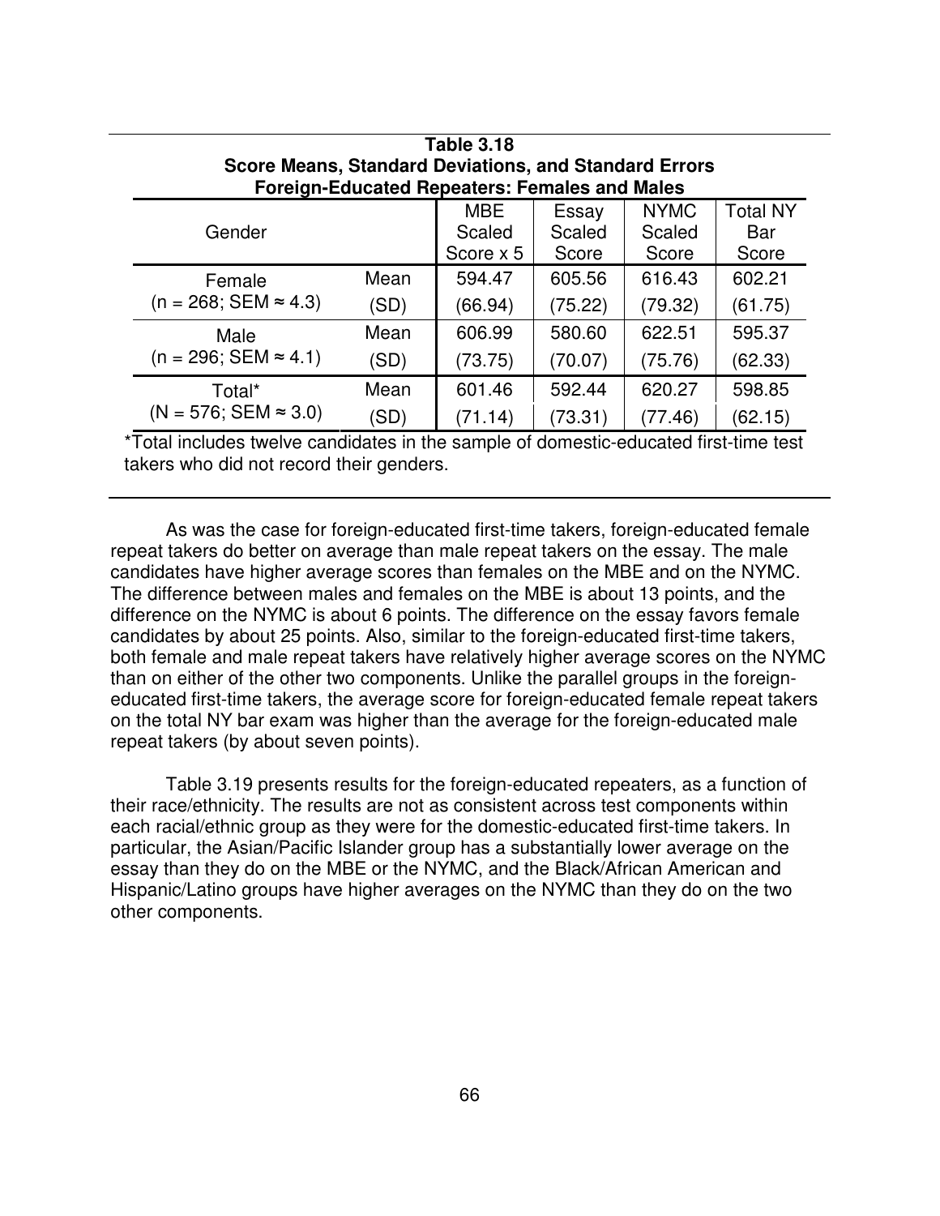**Table 3.18**
**Score Means, Standard Deviations, and Standard Errors**
**Foreign-Educated Repeaters: Females and Males**

| Gender | | MBE Scaled Score x 5 | Essay Scaled Score | NYMC Scaled Score | Total NY Bar Score |
|---|---|---|---|---|---|
| Female | Mean | 594.47 | 605.56 | 616.43 | 602.21 |
| (n = 268; SEM ≈ 4.3) | (SD) | (66.94) | (75.22) | (79.32) | (61.75) |
| Male | Mean | 606.99 | 580.60 | 622.51 | 595.37 |
| (n = 296; SEM ≈ 4.1) | (SD) | (73.75) | (70.07) | (75.76) | (62.33) |
| Total* | Mean | 601.46 | 592.44 | 620.27 | 598.85 |
| (N = 576; SEM ≈ 3.0) | (SD) | (71.14) | (73.31) | (77.46) | (62.15) |

*Total includes twelve candidates in the sample of domestic-educated first-time test takers who did not record their genders.

As was the case for foreign-educated first-time takers, foreign-educated female repeat takers do better on average than male repeat takers on the essay. The male candidates have higher average scores than females on the MBE and on the NYMC. The difference between males and females on the MBE is about 13 points, and the difference on the NYMC is about 6 points. The difference on the essay favors female candidates by about 25 points. Also, similar to the foreign-educated first-time takers, both female and male repeat takers have relatively higher average scores on the NYMC than on either of the other two components. Unlike the parallel groups in the foreign-educated first-time takers, the average score for foreign-educated female repeat takers on the total NY bar exam was higher than the average for the foreign-educated male repeat takers (by about seven points).

Table 3.19 presents results for the foreign-educated repeaters, as a function of their race/ethnicity. The results are not as consistent across test components within each racial/ethnic group as they were for the domestic-educated first-time takers. In particular, the Asian/Pacific Islander group has a substantially lower average on the essay than they do on the MBE or the NYMC, and the Black/African American and Hispanic/Latino groups have higher averages on the NYMC than they do on the two other components.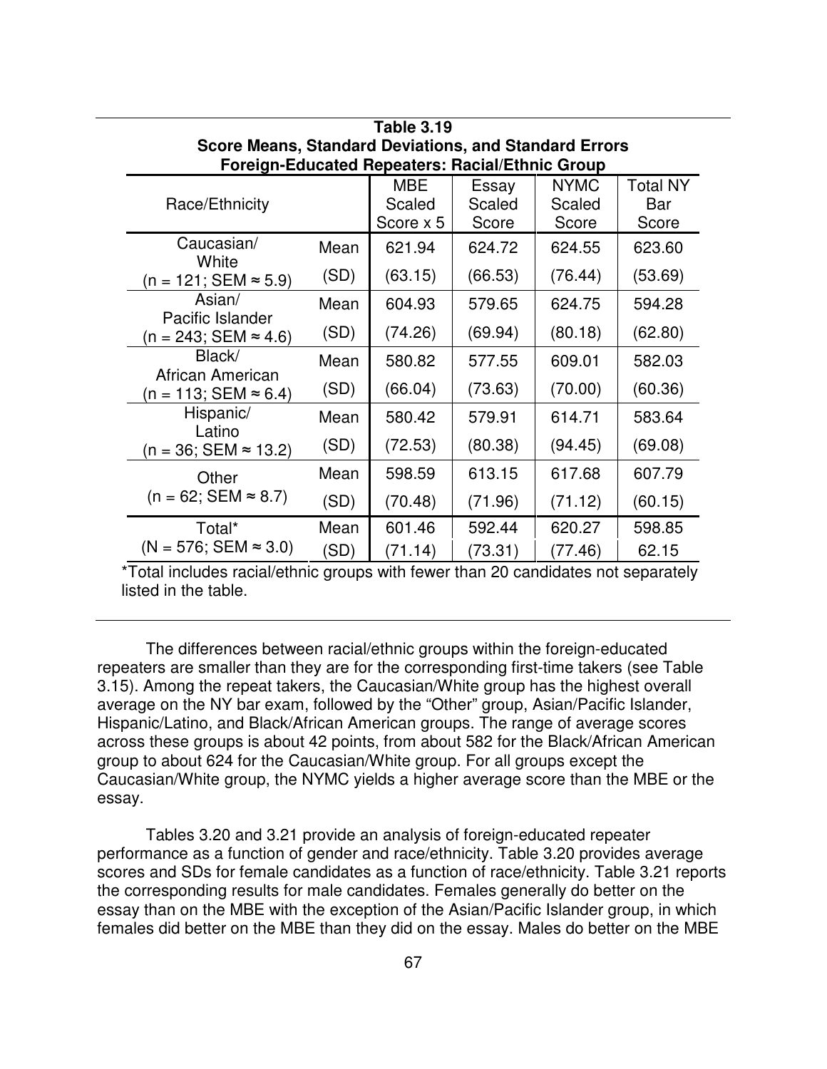**Table 3.19**
**Score Means, Standard Deviations, and Standard Errors**
**Foreign-Educated Repeaters: Racial/Ethnic Group**

| Race/Ethnicity | | MBE Scaled Score x 5 | Essay Scaled Score | NYMC Scaled Score | Total NY Bar Score |
|---|---|---|---|---|---|
| Caucasian/ White | Mean | 621.94 | 624.72 | 624.55 | 623.60 |
| (n = 121; SEM ≈ 5.9) | (SD) | (63.15) | (66.53) | (76.44) | (53.69) |
| Asian/ Pacific Islander | Mean | 604.93 | 579.65 | 624.75 | 594.28 |
| (n = 243; SEM ≈ 4.6) | (SD) | (74.26) | (69.94) | (80.18) | (62.80) |
| Black/ African American | Mean | 580.82 | 577.55 | 609.01 | 582.03 |
| (n = 113; SEM ≈ 6.4) | (SD) | (66.04) | (73.63) | (70.00) | (60.36) |
| Hispanic/ Latino | Mean | 580.42 | 579.91 | 614.71 | 583.64 |
| (n = 36; SEM ≈ 13.2) | (SD) | (72.53) | (80.38) | (94.45) | (69.08) |
| Other | Mean | 598.59 | 613.15 | 617.68 | 607.79 |
| (n = 62; SEM ≈ 8.7) | (SD) | (70.48) | (71.96) | (71.12) | (60.15) |
| Total* | Mean | 601.46 | 592.44 | 620.27 | 598.85 |
| (N = 576; SEM ≈ 3.0) | (SD) | (71.14) | (73.31) | (77.46) | 62.15 |

*Total includes racial/ethnic groups with fewer than 20 candidates not separately listed in the table.

The differences between racial/ethnic groups within the foreign-educated repeaters are smaller than they are for the corresponding first-time takers (see Table 3.15). Among the repeat takers, the Caucasian/White group has the highest overall average on the NY bar exam, followed by the "Other" group, Asian/Pacific Islander, Hispanic/Latino, and Black/African American groups. The range of average scores across these groups is about 42 points, from about 582 for the Black/African American group to about 624 for the Caucasian/White group. For all groups except the Caucasian/White group, the NYMC yields a higher average score than the MBE or the essay.

Tables 3.20 and 3.21 provide an analysis of foreign-educated repeater performance as a function of gender and race/ethnicity. Table 3.20 provides average scores and SDs for female candidates as a function of race/ethnicity. Table 3.21 reports the corresponding results for male candidates. Females generally do better on the essay than on the MBE with the exception of the Asian/Pacific Islander group, in which females did better on the MBE than they did on the essay. Males do better on the MBE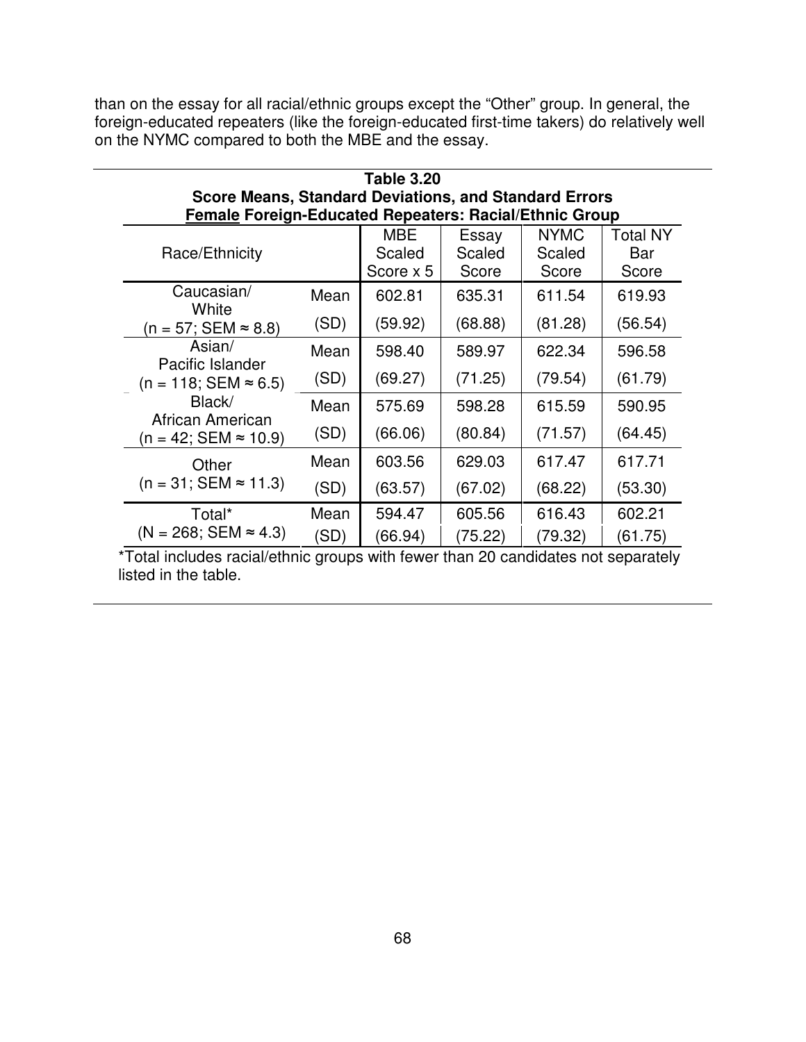than on the essay for all racial/ethnic groups except the “Other” group. In general, the foreign-educated repeaters (like the foreign-educated first-time takers) do relatively well on the NYMC compared to both the MBE and the essay.

**Table 3.20**
**Score Means, Standard Deviations, and Standard Errors**
**Female Foreign-Educated Repeaters: Racial/Ethnic Group**

| Race/Ethnicity | | MBE Scaled Score x 5 | Essay Scaled Score | NYMC Scaled Score | Total NY Bar Score |
|---|---|---|---|---|---|
| Caucasian/ White (n = 57; SEM ≈ 8.8) | Mean | 602.81 | 635.31 | 611.54 | 619.93 |
| | (SD) | (59.92) | (68.88) | (81.28) | (56.54) |
| Asian/ Pacific Islander (n = 118; SEM ≈ 6.5) | Mean | 598.40 | 589.97 | 622.34 | 596.58 |
| | (SD) | (69.27) | (71.25) | (79.54) | (61.79) |
| Black/ African American (n = 42; SEM ≈ 10.9) | Mean | 575.69 | 598.28 | 615.59 | 590.95 |
| | (SD) | (66.06) | (80.84) | (71.57) | (64.45) |
| Other (n = 31; SEM ≈ 11.3) | Mean | 603.56 | 629.03 | 617.47 | 617.71 |
| | (SD) | (63.57) | (67.02) | (68.22) | (53.30) |
| Total* (N = 268; SEM ≈ 4.3) | Mean | 594.47 | 605.56 | 616.43 | 602.21 |
| | (SD) | (66.94) | (75.22) | (79.32) | (61.75) |

*Total includes racial/ethnic groups with fewer than 20 candidates not separately listed in the table.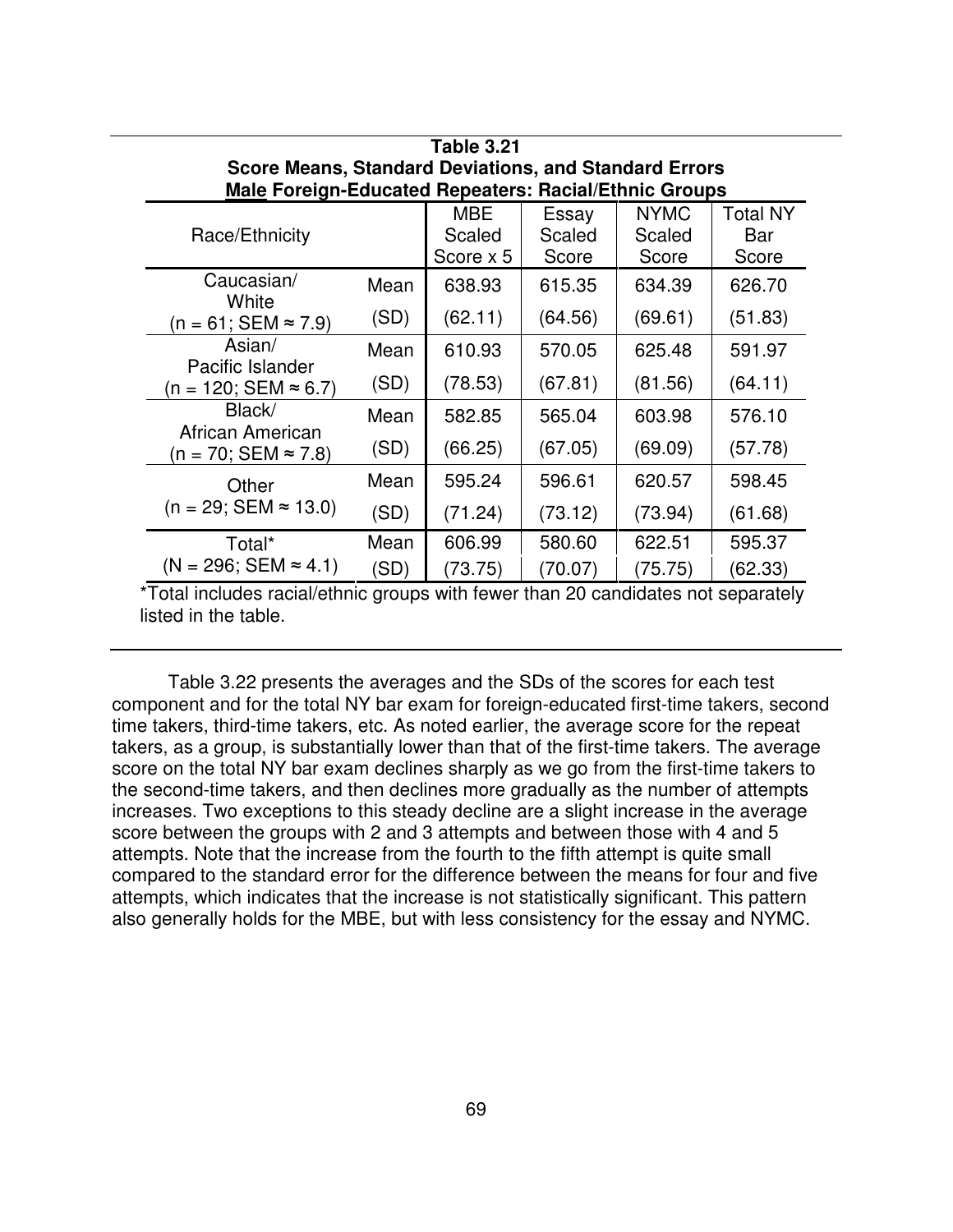**Table 3.21**
**Score Means, Standard Deviations, and Standard Errors**
**<u>Male</u> Foreign-Educated Repeaters: Racial/Ethnic Groups**

| Race/Ethnicity | | MBE Scaled Score x 5 | Essay Scaled Score | NYMC Scaled Score | Total NY Bar Score |
|---|---|---|---|---|---|
| Caucasian/ White (n = 61; SEM ≈ 7.9) | Mean | 638.93 | 615.35 | 634.39 | 626.70 |
| | (SD) | (62.11) | (64.56) | (69.61) | (51.83) |
| Asian/ Pacific Islander (n = 120; SEM ≈ 6.7) | Mean | 610.93 | 570.05 | 625.48 | 591.97 |
| | (SD) | (78.53) | (67.81) | (81.56) | (64.11) |
| Black/ African American (n = 70; SEM ≈ 7.8) | Mean | 582.85 | 565.04 | 603.98 | 576.10 |
| | (SD) | (66.25) | (67.05) | (69.09) | (57.78) |
| Other (n = 29; SEM ≈ 13.0) | Mean | 595.24 | 596.61 | 620.57 | 598.45 |
| | (SD) | (71.24) | (73.12) | (73.94) | (61.68) |
| Total* (N = 296; SEM ≈ 4.1) | Mean | 606.99 | 580.60 | 622.51 | 595.37 |
| | (SD) | (73.75) | (70.07) | (75.75) | (62.33) |

*Total includes racial/ethnic groups with fewer than 20 candidates not separately listed in the table.

Table 3.22 presents the averages and the SDs of the scores for each test component and for the total NY bar exam for foreign-educated first-time takers, second time takers, third-time takers, etc. As noted earlier, the average score for the repeat takers, as a group, is substantially lower than that of the first-time takers. The average score on the total NY bar exam declines sharply as we go from the first-time takers to the second-time takers, and then declines more gradually as the number of attempts increases. Two exceptions to this steady decline are a slight increase in the average score between the groups with 2 and 3 attempts and between those with 4 and 5 attempts. Note that the increase from the fourth to the fifth attempt is quite small compared to the standard error for the difference between the means for four and five attempts, which indicates that the increase is not statistically significant. This pattern also generally holds for the MBE, but with less consistency for the essay and NYMC.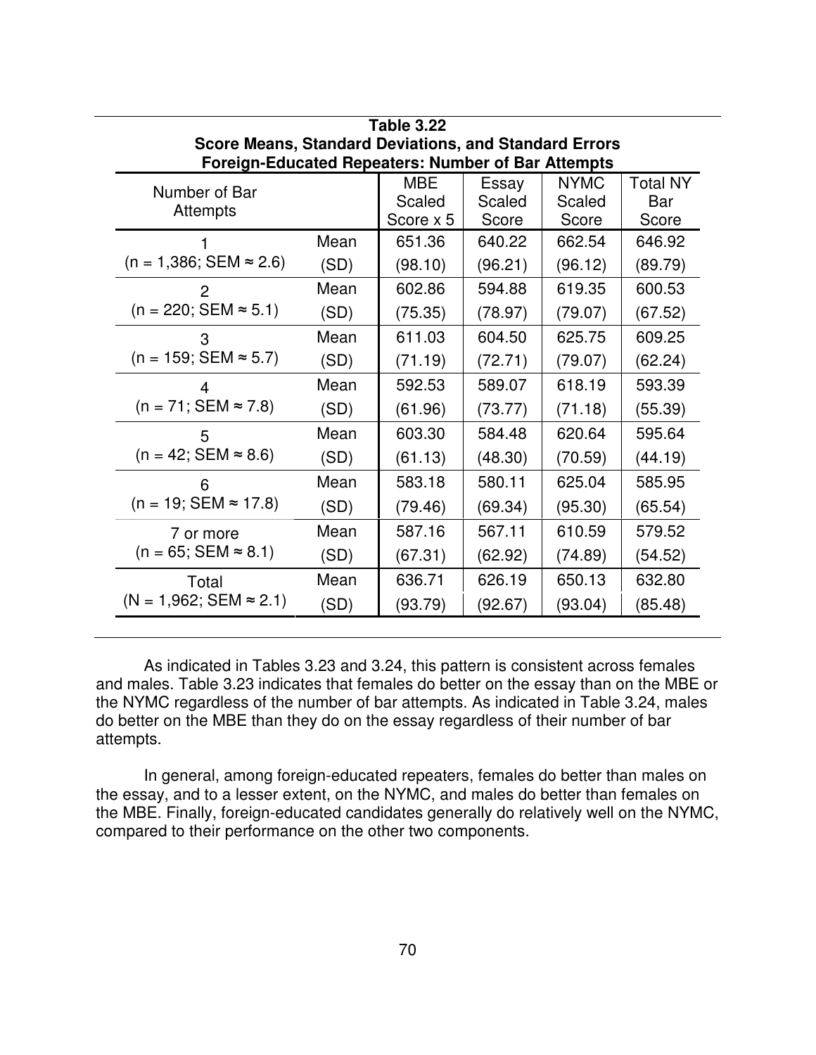**Table 3.22**
**Score Means, Standard Deviations, and Standard Errors**
**Foreign-Educated Repeaters: Number of Bar Attempts**

| Number of Bar Attempts | | MBE Scaled Score x 5 | Essay Scaled Score | NYMC Scaled Score | Total NY Bar Score |
|---|---|---|---|---|---|
| 1 | Mean | 651.36 | 640.22 | 662.54 | 646.92 |
| (n = 1,386; SEM ≈ 2.6) | (SD) | (98.10) | (96.21) | (96.12) | (89.79) |
| 2 | Mean | 602.86 | 594.88 | 619.35 | 600.53 |
| (n = 220; SEM ≈ 5.1) | (SD) | (75.35) | (78.97) | (79.07) | (67.52) |
| 3 | Mean | 611.03 | 604.50 | 625.75 | 609.25 |
| (n = 159; SEM ≈ 5.7) | (SD) | (71.19) | (72.71) | (79.07) | (62.24) |
| 4 | Mean | 592.53 | 589.07 | 618.19 | 593.39 |
| (n = 71; SEM ≈ 7.8) | (SD) | (61.96) | (73.77) | (71.18) | (55.39) |
| 5 | Mean | 603.30 | 584.48 | 620.64 | 595.64 |
| (n = 42; SEM ≈ 8.6) | (SD) | (61.13) | (48.30) | (70.59) | (44.19) |
| 6 | Mean | 583.18 | 580.11 | 625.04 | 585.95 |
| (n = 19; SEM ≈ 17.8) | (SD) | (79.46) | (69.34) | (95.30) | (65.54) |
| 7 or more | Mean | 587.16 | 567.11 | 610.59 | 579.52 |
| (n = 65; SEM ≈ 8.1) | (SD) | (67.31) | (62.92) | (74.89) | (54.52) |
| Total | Mean | 636.71 | 626.19 | 650.13 | 632.80 |
| (N = 1,962; SEM ≈ 2.1) | (SD) | (93.79) | (92.67) | (93.04) | (85.48) |

As indicated in Tables 3.23 and 3.24, this pattern is consistent across females and males. Table 3.23 indicates that females do better on the essay than on the MBE or the NYMC regardless of the number of bar attempts. As indicated in Table 3.24, males do better on the MBE than they do on the essay regardless of their number of bar attempts.

In general, among foreign-educated repeaters, females do better than males on the essay, and to a lesser extent, on the NYMC, and males do better than females on the MBE. Finally, foreign-educated candidates generally do relatively well on the NYMC, compared to their performance on the other two components.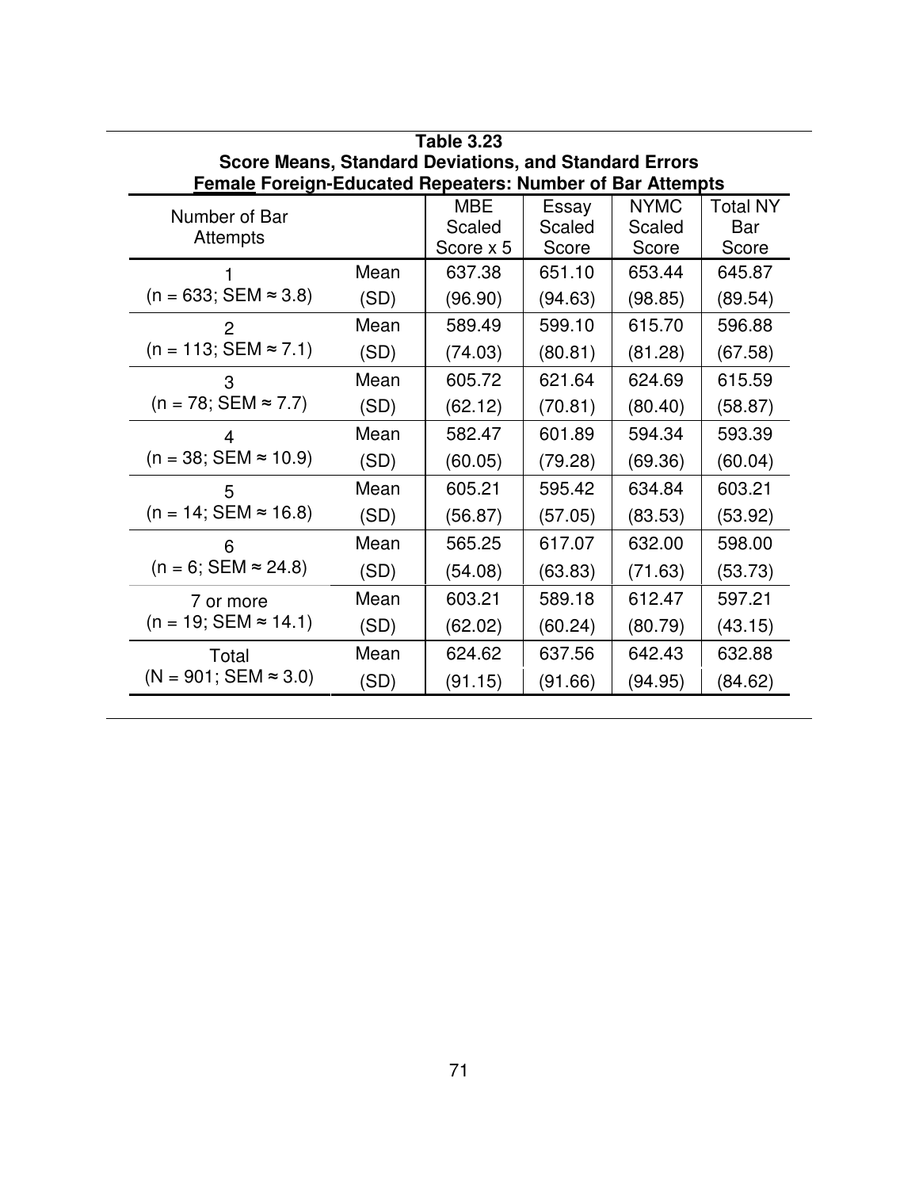**Table 3.23**
**Score Means, Standard Deviations, and Standard Errors**
**Female Foreign-Educated Repeaters: Number of Bar Attempts**

| Number of Bar Attempts | | MBE Scaled Score x 5 | Essay Scaled Score | NYMC Scaled Score | Total NY Bar Score |
|---|---|---|---|---|---|
| 1 | Mean | 637.38 | 651.10 | 653.44 | 645.87 |
| (n = 633; SEM ≈ 3.8) | (SD) | (96.90) | (94.63) | (98.85) | (89.54) |
| 2 | Mean | 589.49 | 599.10 | 615.70 | 596.88 |
| (n = 113; SEM ≈ 7.1) | (SD) | (74.03) | (80.81) | (81.28) | (67.58) |
| 3 | Mean | 605.72 | 621.64 | 624.69 | 615.59 |
| (n = 78; SEM ≈ 7.7) | (SD) | (62.12) | (70.81) | (80.40) | (58.87) |
| 4 | Mean | 582.47 | 601.89 | 594.34 | 593.39 |
| (n = 38; SEM ≈ 10.9) | (SD) | (60.05) | (79.28) | (69.36) | (60.04) |
| 5 | Mean | 605.21 | 595.42 | 634.84 | 603.21 |
| (n = 14; SEM ≈ 16.8) | (SD) | (56.87) | (57.05) | (83.53) | (53.92) |
| 6 | Mean | 565.25 | 617.07 | 632.00 | 598.00 |
| (n = 6; SEM ≈ 24.8) | (SD) | (54.08) | (63.83) | (71.63) | (53.73) |
| 7 or more | Mean | 603.21 | 589.18 | 612.47 | 597.21 |
| (n = 19; SEM ≈ 14.1) | (SD) | (62.02) | (60.24) | (80.79) | (43.15) |
| Total | Mean | 624.62 | 637.56 | 642.43 | 632.88 |
| (N = 901; SEM ≈ 3.0) | (SD) | (91.15) | (91.66) | (94.95) | (84.62) |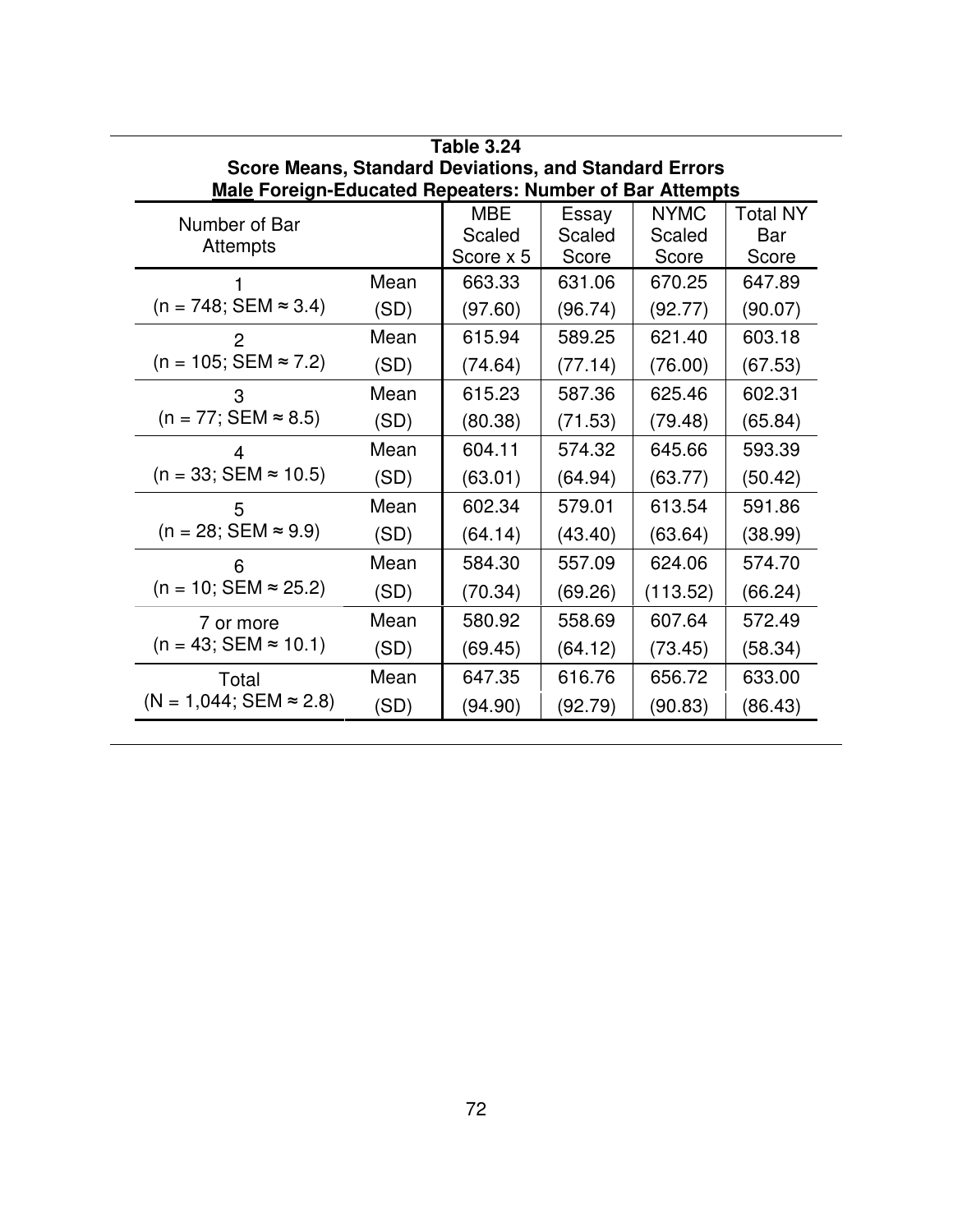**Table 3.24**
**Score Means, Standard Deviations, and Standard Errors**
**Male Foreign-Educated Repeaters: Number of Bar Attempts**

| Number of Bar Attempts | | MBE Scaled Score x 5 | Essay Scaled Score | NYMC Scaled Score | Total NY Bar Score |
|---|---|---|---|---|---|
| 1 (n = 748; SEM ≈ 3.4) | Mean | 663.33 | 631.06 | 670.25 | 647.89 |
| | (SD) | (97.60) | (96.74) | (92.77) | (90.07) |
| 2 (n = 105; SEM ≈ 7.2) | Mean | 615.94 | 589.25 | 621.40 | 603.18 |
| | (SD) | (74.64) | (77.14) | (76.00) | (67.53) |
| 3 (n = 77; SEM ≈ 8.5) | Mean | 615.23 | 587.36 | 625.46 | 602.31 |
| | (SD) | (80.38) | (71.53) | (79.48) | (65.84) |
| 4 (n = 33; SEM ≈ 10.5) | Mean | 604.11 | 574.32 | 645.66 | 593.39 |
| | (SD) | (63.01) | (64.94) | (63.77) | (50.42) |
| 5 (n = 28; SEM ≈ 9.9) | Mean | 602.34 | 579.01 | 613.54 | 591.86 |
| | (SD) | (64.14) | (43.40) | (63.64) | (38.99) |
| 6 (n = 10; SEM ≈ 25.2) | Mean | 584.30 | 557.09 | 624.06 | 574.70 |
| | (SD) | (70.34) | (69.26) | (113.52) | (66.24) |
| 7 or more (n = 43; SEM ≈ 10.1) | Mean | 580.92 | 558.69 | 607.64 | 572.49 |
| | (SD) | (69.45) | (64.12) | (73.45) | (58.34) |
| Total (N = 1,044; SEM ≈ 2.8) | Mean | 647.35 | 616.76 | 656.72 | 633.00 |
| | (SD) | (94.90) | (92.79) | (90.83) | (86.43) |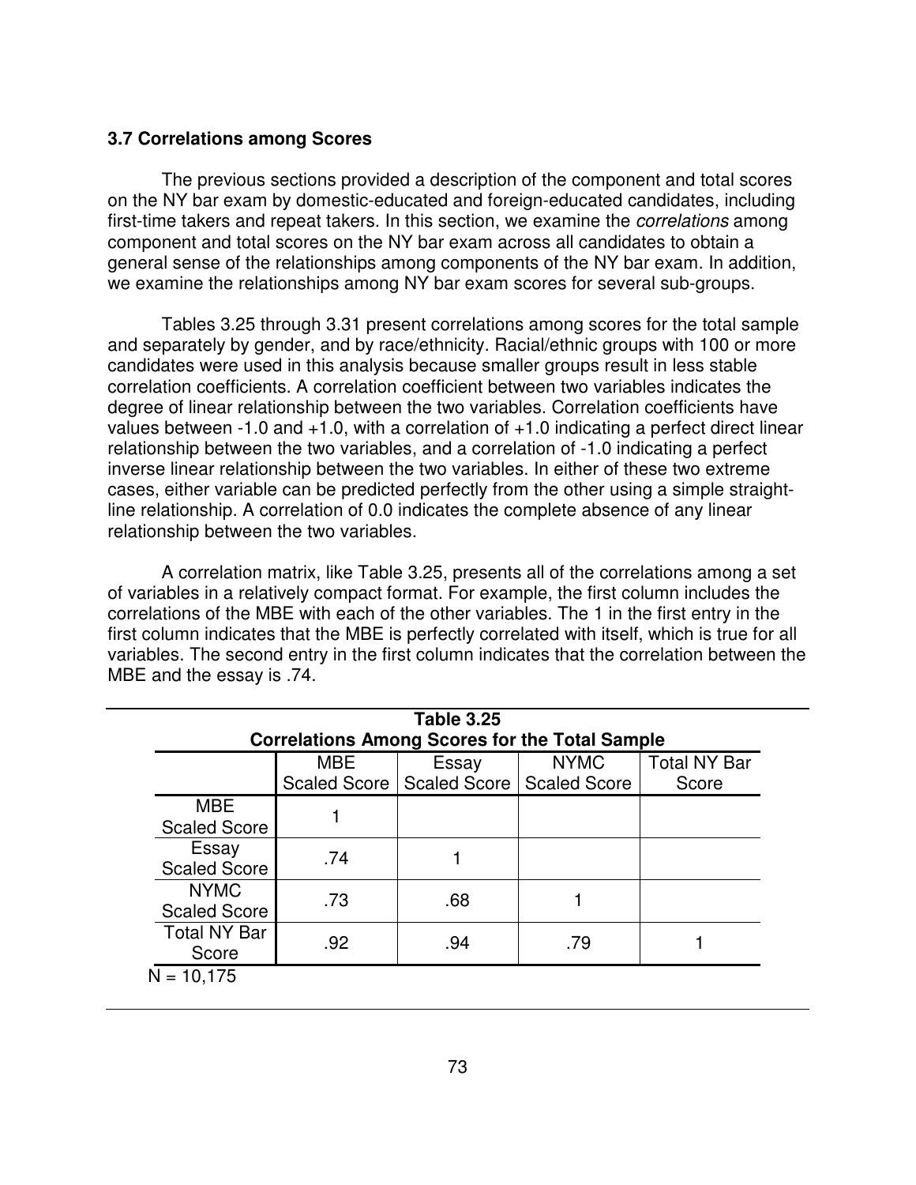### 3.7 Correlations among Scores

The previous sections provided a description of the component and total scores on the NY bar exam by domestic-educated and foreign-educated candidates, including first-time takers and repeat takers. In this section, we examine the *correlations* among component and total scores on the NY bar exam across all candidates to obtain a general sense of the relationships among components of the NY bar exam. In addition, we examine the relationships among NY bar exam scores for several sub-groups.

Tables 3.25 through 3.31 present correlations among scores for the total sample and separately by gender, and by race/ethnicity. Racial/ethnic groups with 100 or more candidates were used in this analysis because smaller groups result in less stable correlation coefficients. A correlation coefficient between two variables indicates the degree of linear relationship between the two variables. Correlation coefficients have values between -1.0 and +1.0, with a correlation of +1.0 indicating a perfect direct linear relationship between the two variables, and a correlation of -1.0 indicating a perfect inverse linear relationship between the two variables. In either of these two extreme cases, either variable can be predicted perfectly from the other using a simple straight-line relationship. A correlation of 0.0 indicates the complete absence of any linear relationship between the two variables.

A correlation matrix, like Table 3.25, presents all of the correlations among a set of variables in a relatively compact format. For example, the first column includes the correlations of the MBE with each of the other variables. The 1 in the first entry in the first column indicates that the MBE is perfectly correlated with itself, which is true for all variables. The second entry in the first column indicates that the correlation between the MBE and the essay is .74.

**Table 3.25**
**Correlations Among Scores for the Total Sample**

| | MBE Scaled Score | Essay Scaled Score | NYMC Scaled Score | Total NY Bar Score |
|---|---|---|---|---|
| MBE Scaled Score | 1 | | | |
| Essay Scaled Score | .74 | 1 | | |
| NYMC Scaled Score | .73 | .68 | 1 | |
| Total NY Bar Score | .92 | .94 | .79 | 1 |

N = 10,175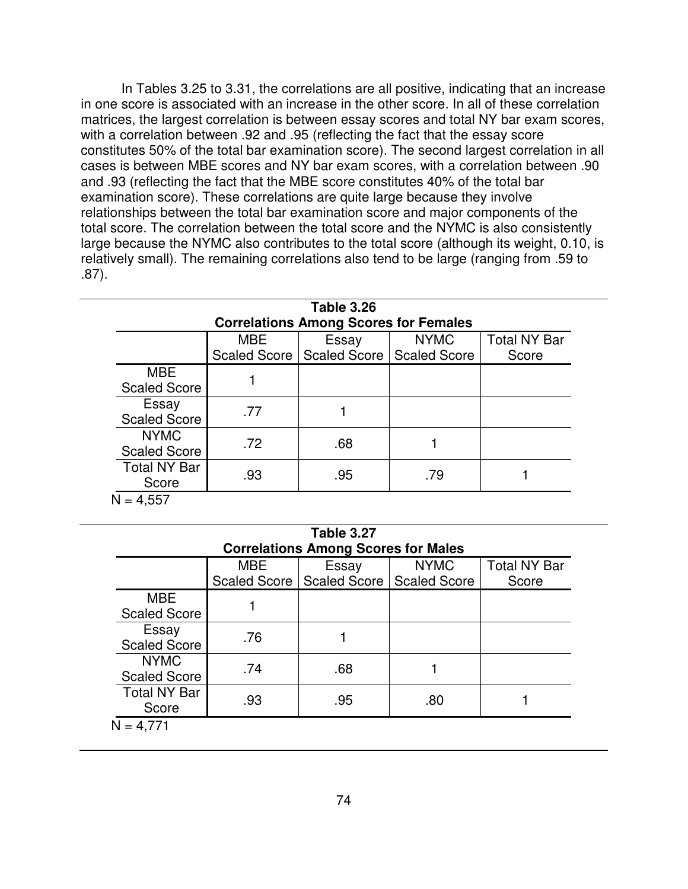In Tables 3.25 to 3.31, the correlations are all positive, indicating that an increase in one score is associated with an increase in the other score. In all of these correlation matrices, the largest correlation is between essay scores and total NY bar exam scores, with a correlation between .92 and .95 (reflecting the fact that the essay score constitutes 50% of the total bar examination score). The second largest correlation in all cases is between MBE scores and NY bar exam scores, with a correlation between .90 and .93 (reflecting the fact that the MBE score constitutes 40% of the total bar examination score). These correlations are quite large because they involve relationships between the total bar examination score and major components of the total score. The correlation between the total score and the NYMC is also consistently large because the NYMC also contributes to the total score (although its weight, 0.10, is relatively small). The remaining correlations also tend to be large (ranging from .59 to .87).

**Table 3.26**
**Correlations Among Scores for Females**

| | MBE Scaled Score | Essay Scaled Score | NYMC Scaled Score | Total NY Bar Score |
|---|---|---|---|---|
| MBE Scaled Score | 1 | | | |
| Essay Scaled Score | .77 | 1 | | |
| NYMC Scaled Score | .72 | .68 | 1 | |
| Total NY Bar Score | .93 | .95 | .79 | 1 |

N = 4,557

**Table 3.27**
**Correlations Among Scores for Males**

| | MBE Scaled Score | Essay Scaled Score | NYMC Scaled Score | Total NY Bar Score |
|---|---|---|---|---|
| MBE Scaled Score | 1 | | | |
| Essay Scaled Score | .76 | 1 | | |
| NYMC Scaled Score | .74 | .68 | 1 | |
| Total NY Bar Score | .93 | .95 | .80 | 1 |

N = 4,771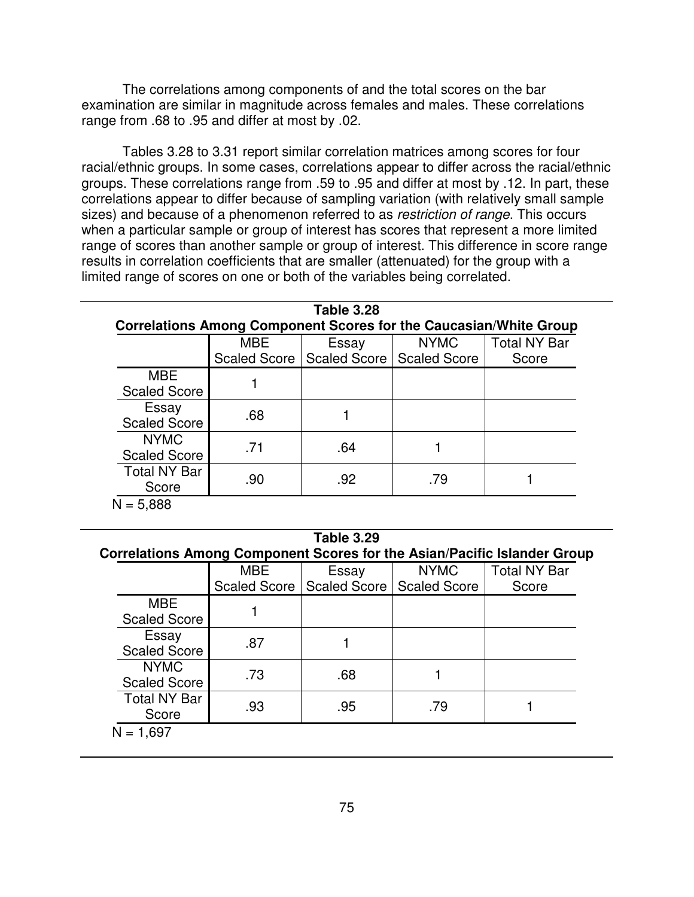The correlations among components of and the total scores on the bar examination are similar in magnitude across females and males. These correlations range from .68 to .95 and differ at most by .02.

Tables 3.28 to 3.31 report similar correlation matrices among scores for four racial/ethnic groups. In some cases, correlations appear to differ across the racial/ethnic groups. These correlations range from .59 to .95 and differ at most by .12. In part, these correlations appear to differ because of sampling variation (with relatively small sample sizes) and because of a phenomenon referred to as *restriction of range*. This occurs when a particular sample or group of interest has scores that represent a more limited range of scores than another sample or group of interest. This difference in score range results in correlation coefficients that are smaller (attenuated) for the group with a limited range of scores on one or both of the variables being correlated.

**Table 3.28**
**Correlations Among Component Scores for the Caucasian/White Group**

| | MBE Scaled Score | Essay Scaled Score | NYMC Scaled Score | Total NY Bar Score |
|---|---|---|---|---|
| MBE Scaled Score | 1 | | | |
| Essay Scaled Score | .68 | 1 | | |
| NYMC Scaled Score | .71 | .64 | 1 | |
| Total NY Bar Score | .90 | .92 | .79 | 1 |

N = 5,888

**Table 3.29**
**Correlations Among Component Scores for the Asian/Pacific Islander Group**

| | MBE Scaled Score | Essay Scaled Score | NYMC Scaled Score | Total NY Bar Score |
|---|---|---|---|---|
| MBE Scaled Score | 1 | | | |
| Essay Scaled Score | .87 | 1 | | |
| NYMC Scaled Score | .73 | .68 | 1 | |
| Total NY Bar Score | .93 | .95 | .79 | 1 |

N = 1,697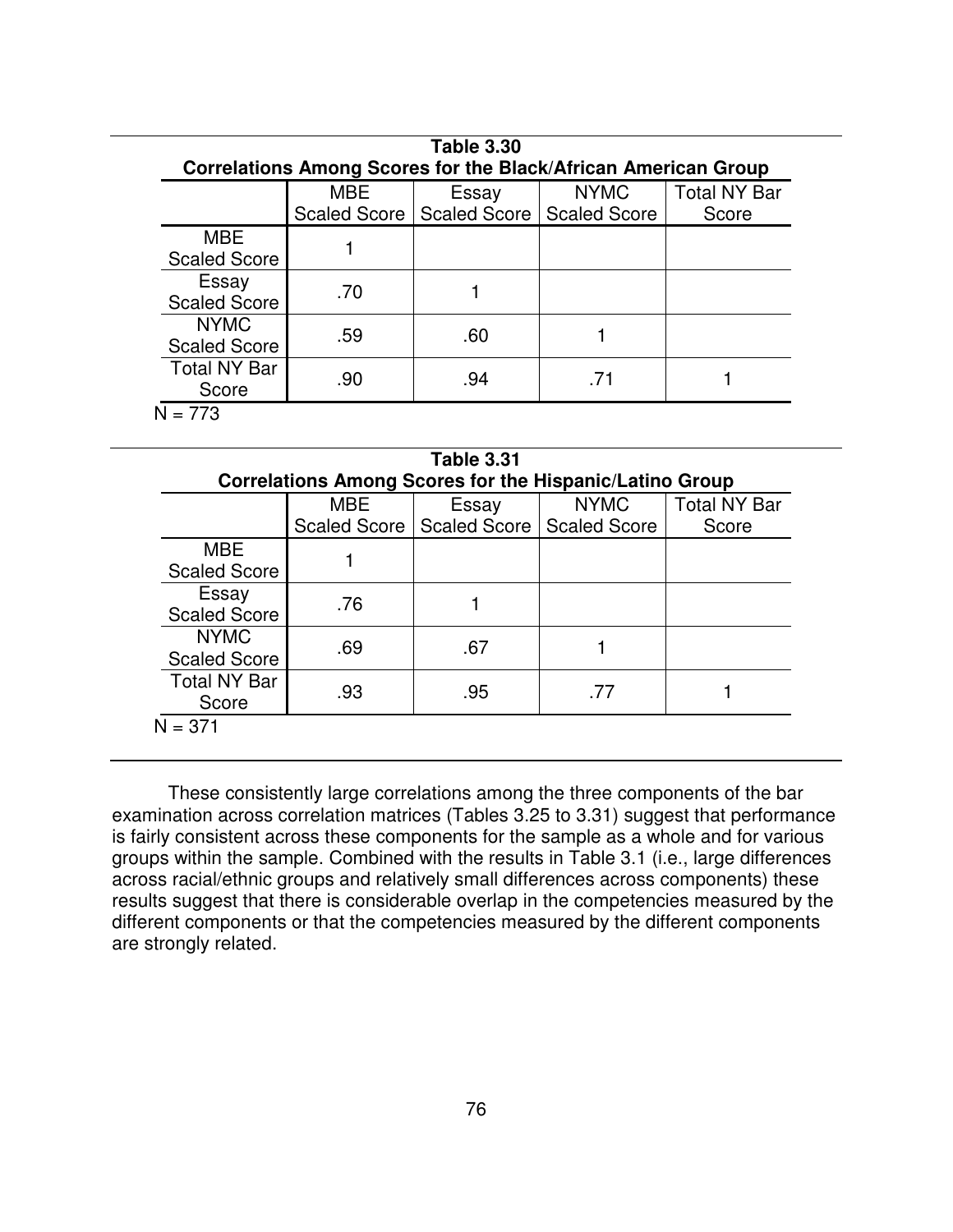**Table 3.30**
**Correlations Among Scores for the Black/African American Group**

| | MBE Scaled Score | Essay Scaled Score | NYMC Scaled Score | Total NY Bar Score |
|---|---|---|---|---|
| MBE Scaled Score | 1 | | | |
| Essay Scaled Score | .70 | 1 | | |
| NYMC Scaled Score | .59 | .60 | 1 | |
| Total NY Bar Score | .90 | .94 | .71 | 1 |

N = 773

**Table 3.31**
**Correlations Among Scores for the Hispanic/Latino Group**

| | MBE Scaled Score | Essay Scaled Score | NYMC Scaled Score | Total NY Bar Score |
|---|---|---|---|---|
| MBE Scaled Score | 1 | | | |
| Essay Scaled Score | .76 | 1 | | |
| NYMC Scaled Score | .69 | .67 | 1 | |
| Total NY Bar Score | .93 | .95 | .77 | 1 |

N = 371

These consistently large correlations among the three components of the bar examination across correlation matrices (Tables 3.25 to 3.31) suggest that performance is fairly consistent across these components for the sample as a whole and for various groups within the sample. Combined with the results in Table 3.1 (i.e., large differences across racial/ethnic groups and relatively small differences across components) these results suggest that there is considerable overlap in the competencies measured by the different components or that the competencies measured by the different components are strongly related.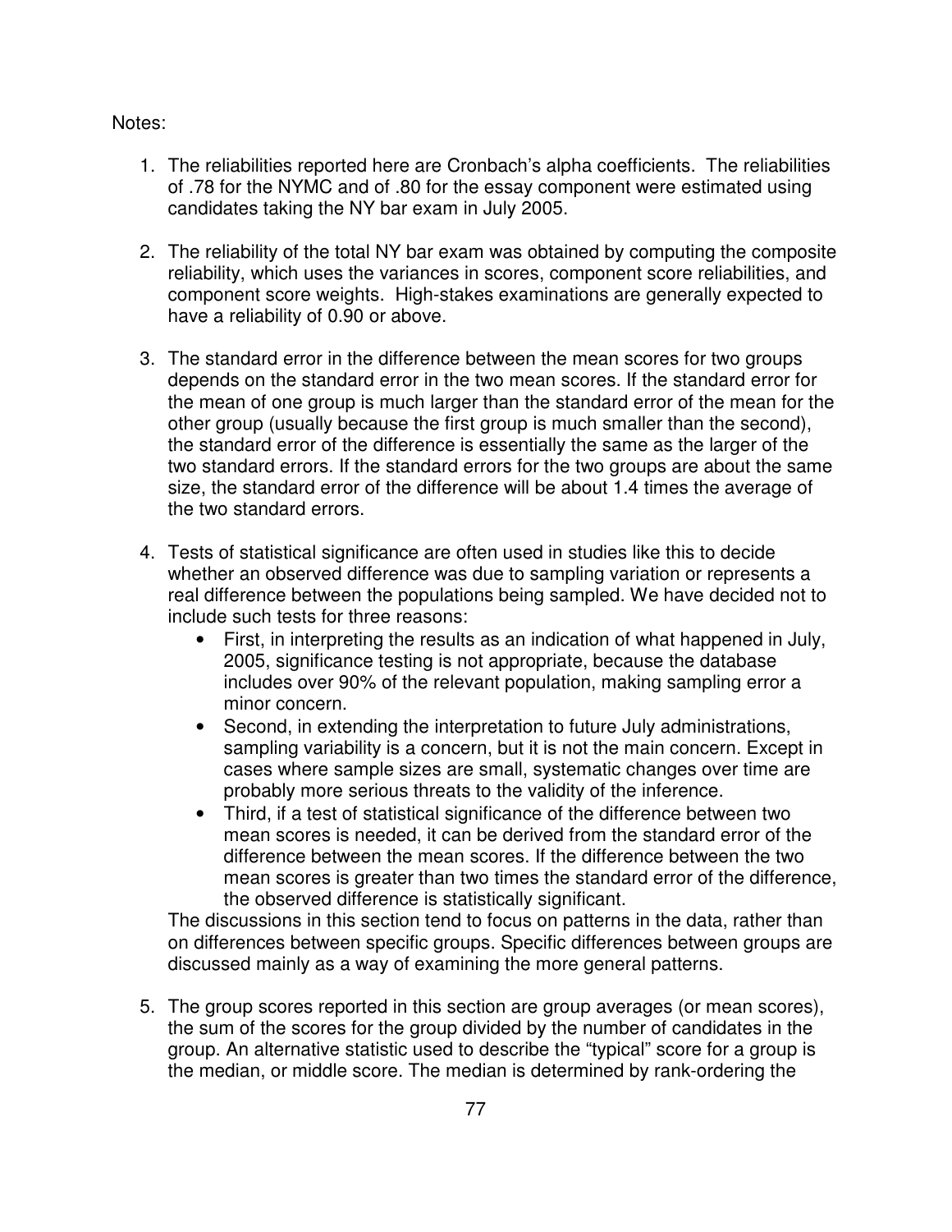Notes:

1. The reliabilities reported here are Cronbach's alpha coefficients. The reliabilities of .78 for the NYMC and of .80 for the essay component were estimated using candidates taking the NY bar exam in July 2005.

2. The reliability of the total NY bar exam was obtained by computing the composite reliability, which uses the variances in scores, component score reliabilities, and component score weights. High-stakes examinations are generally expected to have a reliability of 0.90 or above.

3. The standard error in the difference between the mean scores for two groups depends on the standard error in the two mean scores. If the standard error for the mean of one group is much larger than the standard error of the mean for the other group (usually because the first group is much smaller than the second), the standard error of the difference is essentially the same as the larger of the two standard errors. If the standard errors for the two groups are about the same size, the standard error of the difference will be about 1.4 times the average of the two standard errors.

4. Tests of statistical significance are often used in studies like this to decide whether an observed difference was due to sampling variation or represents a real difference between the populations being sampled. We have decided not to include such tests for three reasons:
   - First, in interpreting the results as an indication of what happened in July, 2005, significance testing is not appropriate, because the database includes over 90% of the relevant population, making sampling error a minor concern.
   - Second, in extending the interpretation to future July administrations, sampling variability is a concern, but it is not the main concern. Except in cases where sample sizes are small, systematic changes over time are probably more serious threats to the validity of the inference.
   - Third, if a test of statistical significance of the difference between two mean scores is needed, it can be derived from the standard error of the difference between the mean scores. If the difference between the two mean scores is greater than two times the standard error of the difference, the observed difference is statistically significant.

   The discussions in this section tend to focus on patterns in the data, rather than on differences between specific groups. Specific differences between groups are discussed mainly as a way of examining the more general patterns.

5. The group scores reported in this section are group averages (or mean scores), the sum of the scores for the group divided by the number of candidates in the group. An alternative statistic used to describe the "typical" score for a group is the median, or middle score. The median is determined by rank-ordering the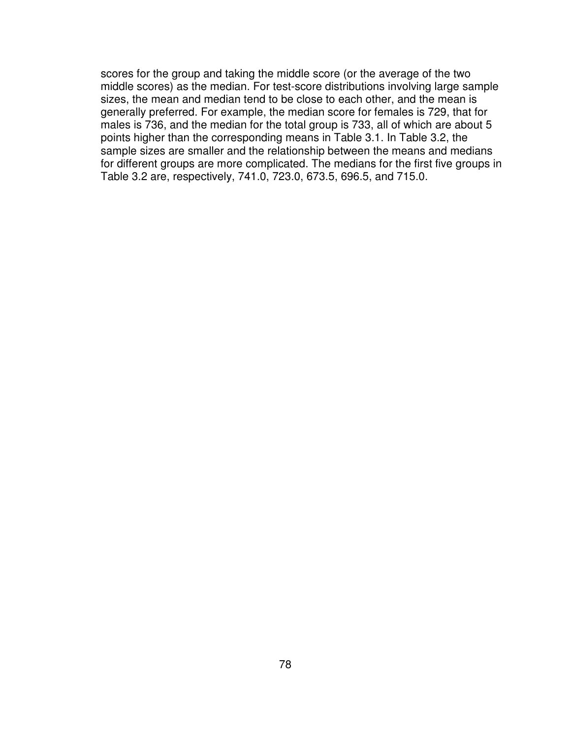scores for the group and taking the middle score (or the average of the two middle scores) as the median. For test-score distributions involving large sample sizes, the mean and median tend to be close to each other, and the mean is generally preferred. For example, the median score for females is 729, that for males is 736, and the median for the total group is 733, all of which are about 5 points higher than the corresponding means in Table 3.1. In Table 3.2, the sample sizes are smaller and the relationship between the means and medians for different groups are more complicated. The medians for the first five groups in Table 3.2 are, respectively, 741.0, 723.0, 673.5, 696.5, and 715.0.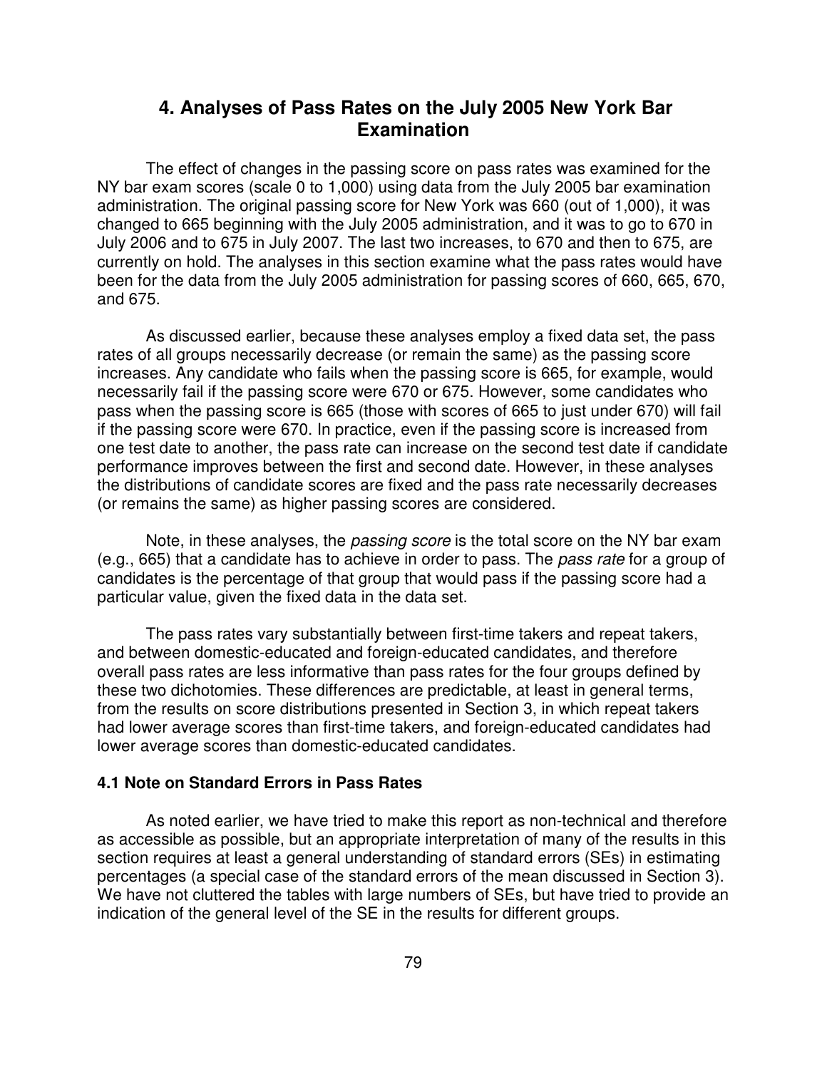## 4. Analyses of Pass Rates on the July 2005 New York Bar Examination

The effect of changes in the passing score on pass rates was examined for the NY bar exam scores (scale 0 to 1,000) using data from the July 2005 bar examination administration. The original passing score for New York was 660 (out of 1,000), it was changed to 665 beginning with the July 2005 administration, and it was to go to 670 in July 2006 and to 675 in July 2007. The last two increases, to 670 and then to 675, are currently on hold. The analyses in this section examine what the pass rates would have been for the data from the July 2005 administration for passing scores of 660, 665, 670, and 675.

As discussed earlier, because these analyses employ a fixed data set, the pass rates of all groups necessarily decrease (or remain the same) as the passing score increases. Any candidate who fails when the passing score is 665, for example, would necessarily fail if the passing score were 670 or 675. However, some candidates who pass when the passing score is 665 (those with scores of 665 to just under 670) will fail if the passing score were 670. In practice, even if the passing score is increased from one test date to another, the pass rate can increase on the second test date if candidate performance improves between the first and second date. However, in these analyses the distributions of candidate scores are fixed and the pass rate necessarily decreases (or remains the same) as higher passing scores are considered.

Note, in these analyses, the *passing score* is the total score on the NY bar exam (e.g., 665) that a candidate has to achieve in order to pass. The *pass rate* for a group of candidates is the percentage of that group that would pass if the passing score had a particular value, given the fixed data in the data set.

The pass rates vary substantially between first-time takers and repeat takers, and between domestic-educated and foreign-educated candidates, and therefore overall pass rates are less informative than pass rates for the four groups defined by these two dichotomies. These differences are predictable, at least in general terms, from the results on score distributions presented in Section 3, in which repeat takers had lower average scores than first-time takers, and foreign-educated candidates had lower average scores than domestic-educated candidates.

### 4.1 Note on Standard Errors in Pass Rates

As noted earlier, we have tried to make this report as non-technical and therefore as accessible as possible, but an appropriate interpretation of many of the results in this section requires at least a general understanding of standard errors (SEs) in estimating percentages (a special case of the standard errors of the mean discussed in Section 3). We have not cluttered the tables with large numbers of SEs, but have tried to provide an indication of the general level of the SE in the results for different groups.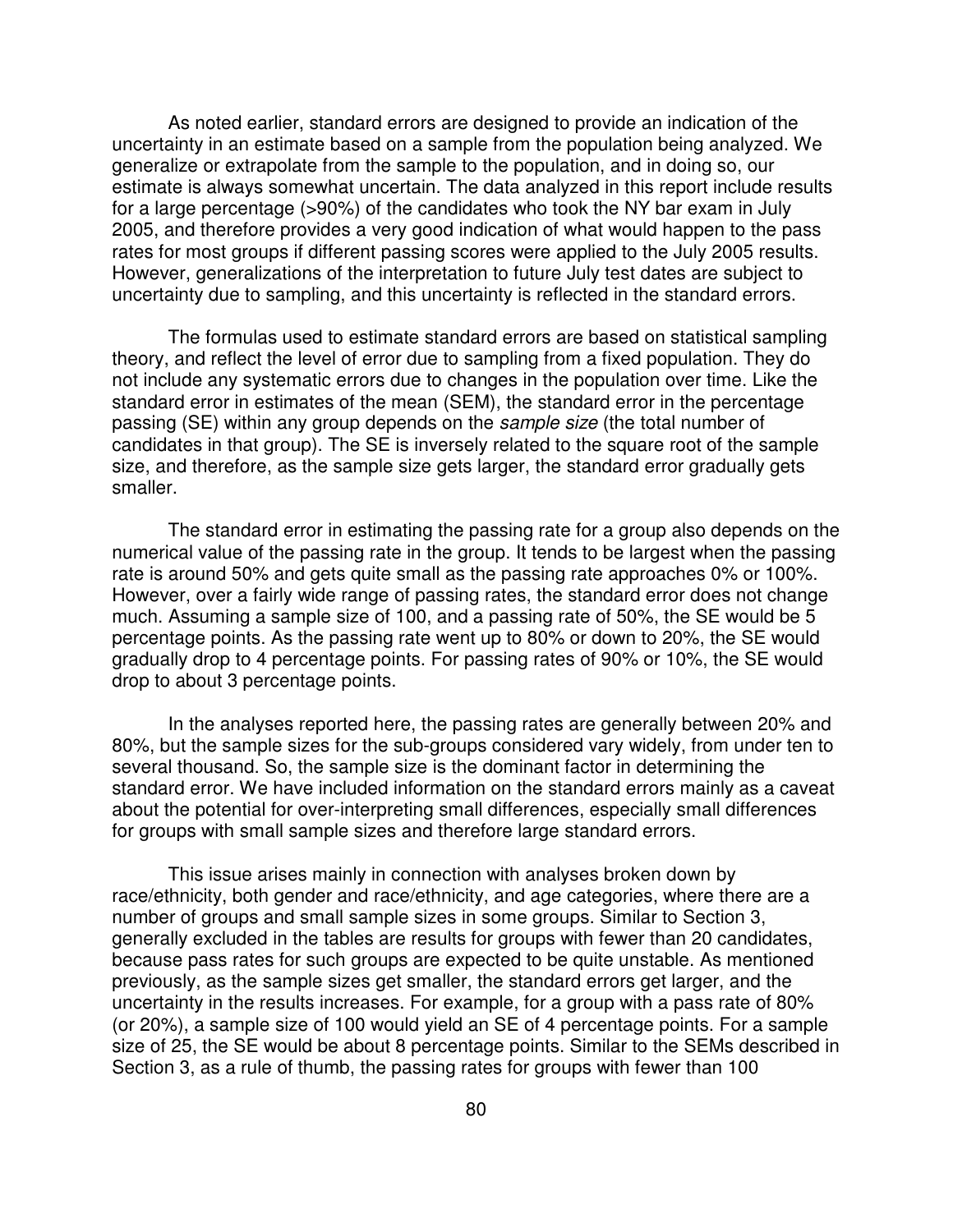As noted earlier, standard errors are designed to provide an indication of the uncertainty in an estimate based on a sample from the population being analyzed. We generalize or extrapolate from the sample to the population, and in doing so, our estimate is always somewhat uncertain. The data analyzed in this report include results for a large percentage (>90%) of the candidates who took the NY bar exam in July 2005, and therefore provides a very good indication of what would happen to the pass rates for most groups if different passing scores were applied to the July 2005 results. However, generalizations of the interpretation to future July test dates are subject to uncertainty due to sampling, and this uncertainty is reflected in the standard errors.

The formulas used to estimate standard errors are based on statistical sampling theory, and reflect the level of error due to sampling from a fixed population. They do not include any systematic errors due to changes in the population over time. Like the standard error in estimates of the mean (SEM), the standard error in the percentage passing (SE) within any group depends on the *sample size* (the total number of candidates in that group). The SE is inversely related to the square root of the sample size, and therefore, as the sample size gets larger, the standard error gradually gets smaller.

The standard error in estimating the passing rate for a group also depends on the numerical value of the passing rate in the group. It tends to be largest when the passing rate is around 50% and gets quite small as the passing rate approaches 0% or 100%. However, over a fairly wide range of passing rates, the standard error does not change much. Assuming a sample size of 100, and a passing rate of 50%, the SE would be 5 percentage points. As the passing rate went up to 80% or down to 20%, the SE would gradually drop to 4 percentage points. For passing rates of 90% or 10%, the SE would drop to about 3 percentage points.

In the analyses reported here, the passing rates are generally between 20% and 80%, but the sample sizes for the sub-groups considered vary widely, from under ten to several thousand. So, the sample size is the dominant factor in determining the standard error. We have included information on the standard errors mainly as a caveat about the potential for over-interpreting small differences, especially small differences for groups with small sample sizes and therefore large standard errors.

This issue arises mainly in connection with analyses broken down by race/ethnicity, both gender and race/ethnicity, and age categories, where there are a number of groups and small sample sizes in some groups. Similar to Section 3, generally excluded in the tables are results for groups with fewer than 20 candidates, because pass rates for such groups are expected to be quite unstable. As mentioned previously, as the sample sizes get smaller, the standard errors get larger, and the uncertainty in the results increases. For example, for a group with a pass rate of 80% (or 20%), a sample size of 100 would yield an SE of 4 percentage points. For a sample size of 25, the SE would be about 8 percentage points. Similar to the SEMs described in Section 3, as a rule of thumb, the passing rates for groups with fewer than 100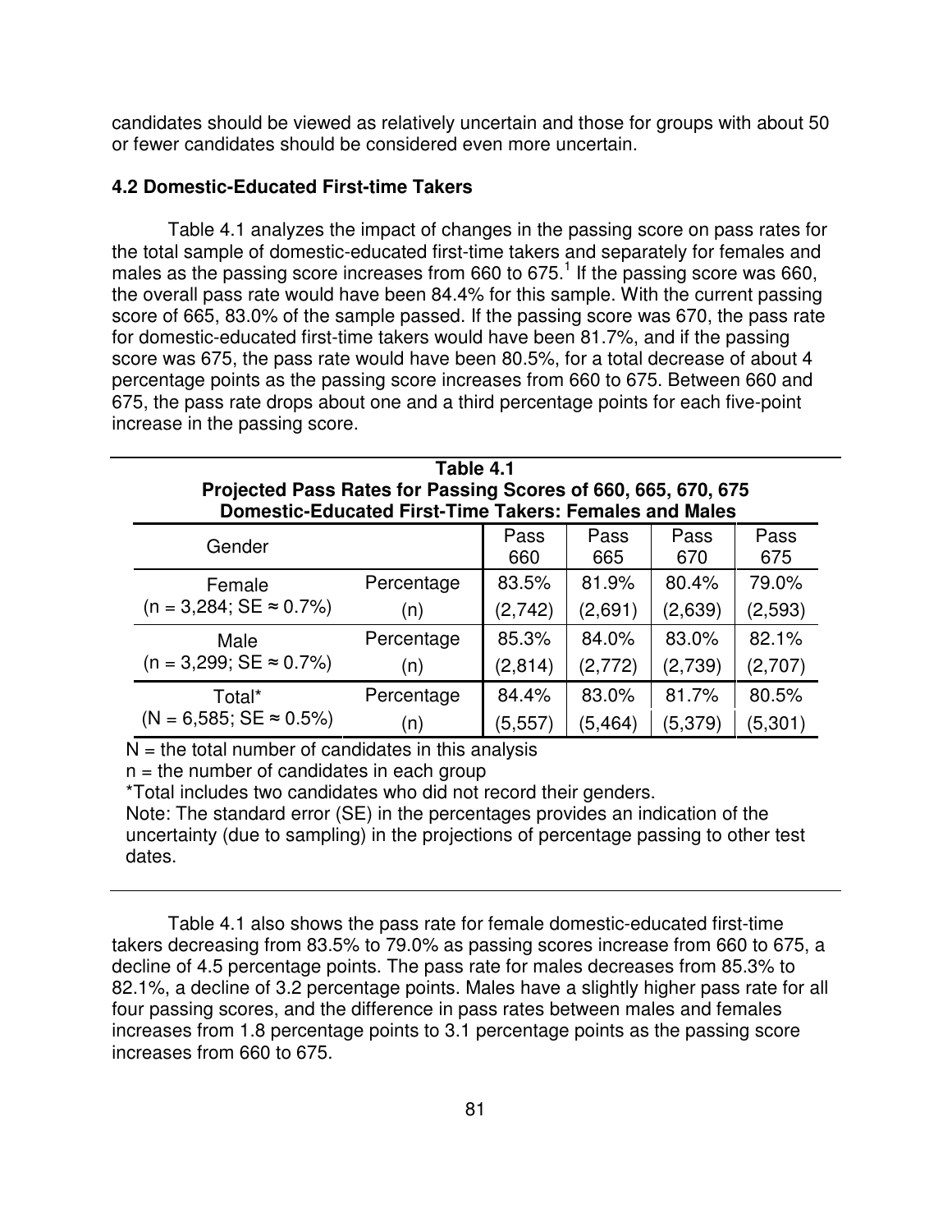candidates should be viewed as relatively uncertain and those for groups with about 50 or fewer candidates should be considered even more uncertain.

### 4.2 Domestic-Educated First-time Takers

Table 4.1 analyzes the impact of changes in the passing score on pass rates for the total sample of domestic-educated first-time takers and separately for females and males as the passing score increases from 660 to 675.[1] If the passing score was 660, the overall pass rate would have been 84.4% for this sample. With the current passing score of 665, 83.0% of the sample passed. If the passing score was 670, the pass rate for domestic-educated first-time takers would have been 81.7%, and if the passing score was 675, the pass rate would have been 80.5%, for a total decrease of about 4 percentage points as the passing score increases from 660 to 675. Between 660 and 675, the pass rate drops about one and a third percentage points for each five-point increase in the passing score.

**Table 4.1**
**Projected Pass Rates for Passing Scores of 660, 665, 670, 675**
**Domestic-Educated First-Time Takers: Females and Males**

| Gender | | Pass 660 | Pass 665 | Pass 670 | Pass 675 |
|---|---|---|---|---|---|
| Female (n = 3,284; SE ≈ 0.7%) | Percentage | 83.5% | 81.9% | 80.4% | 79.0% |
| | (n) | (2,742) | (2,691) | (2,639) | (2,593) |
| Male (n = 3,299; SE ≈ 0.7%) | Percentage | 85.3% | 84.0% | 83.0% | 82.1% |
| | (n) | (2,814) | (2,772) | (2,739) | (2,707) |
| Total* (N = 6,585; SE ≈ 0.5%) | Percentage | 84.4% | 83.0% | 81.7% | 80.5% |
| | (n) | (5,557) | (5,464) | (5,379) | (5,301) |

N = the total number of candidates in this analysis
n = the number of candidates in each group
*Total includes two candidates who did not record their genders.
Note: The standard error (SE) in the percentages provides an indication of the uncertainty (due to sampling) in the projections of percentage passing to other test dates.

Table 4.1 also shows the pass rate for female domestic-educated first-time takers decreasing from 83.5% to 79.0% as passing scores increase from 660 to 675, a decline of 4.5 percentage points. The pass rate for males decreases from 85.3% to 82.1%, a decline of 3.2 percentage points. Males have a slightly higher pass rate for all four passing scores, and the difference in pass rates between males and females increases from 1.8 percentage points to 3.1 percentage points as the passing score increases from 660 to 675.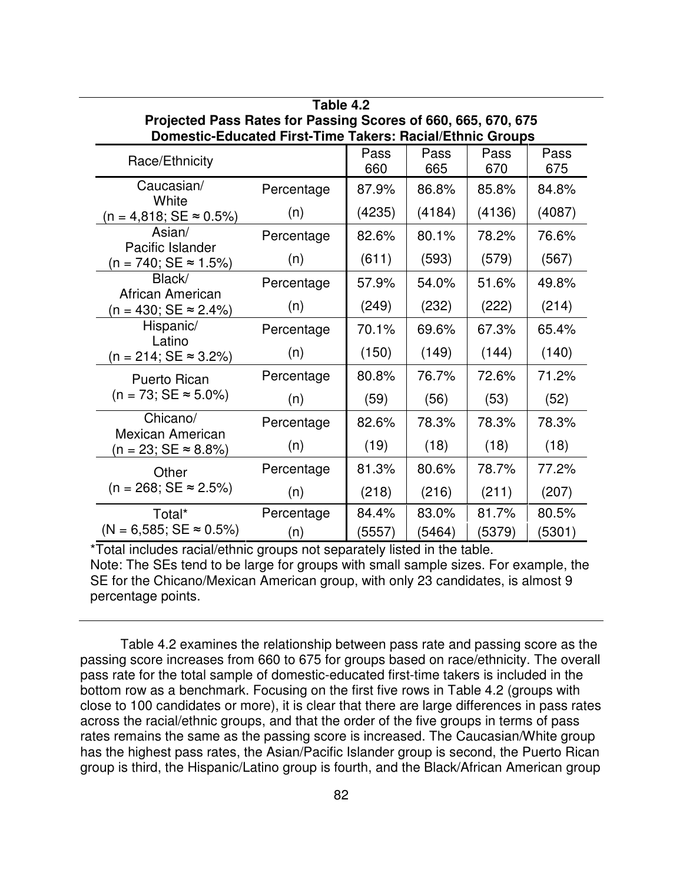**Table 4.2**
**Projected Pass Rates for Passing Scores of 660, 665, 670, 675**
**Domestic-Educated First-Time Takers: Racial/Ethnic Groups**

| Race/Ethnicity | | Pass 660 | Pass 665 | Pass 670 | Pass 675 |
|---|---|---|---|---|---|
| Caucasian/ White (n = 4,818; SE ≈ 0.5%) | Percentage | 87.9% | 86.8% | 85.8% | 84.8% |
| | (n) | (4235) | (4184) | (4136) | (4087) |
| Asian/ Pacific Islander (n = 740; SE ≈ 1.5%) | Percentage | 82.6% | 80.1% | 78.2% | 76.6% |
| | (n) | (611) | (593) | (579) | (567) |
| Black/ African American (n = 430; SE ≈ 2.4%) | Percentage | 57.9% | 54.0% | 51.6% | 49.8% |
| | (n) | (249) | (232) | (222) | (214) |
| Hispanic/ Latino (n = 214; SE ≈ 3.2%) | Percentage | 70.1% | 69.6% | 67.3% | 65.4% |
| | (n) | (150) | (149) | (144) | (140) |
| Puerto Rican (n = 73; SE ≈ 5.0%) | Percentage | 80.8% | 76.7% | 72.6% | 71.2% |
| | (n) | (59) | (56) | (53) | (52) |
| Chicano/ Mexican American (n = 23; SE ≈ 8.8%) | Percentage | 82.6% | 78.3% | 78.3% | 78.3% |
| | (n) | (19) | (18) | (18) | (18) |
| Other (n = 268; SE ≈ 2.5%) | Percentage | 81.3% | 80.6% | 78.7% | 77.2% |
| | (n) | (218) | (216) | (211) | (207) |
| Total* (N = 6,585; SE ≈ 0.5%) | Percentage | 84.4% | 83.0% | 81.7% | 80.5% |
| | (n) | (5557) | (5464) | (5379) | (5301) |

*Total includes racial/ethnic groups not separately listed in the table.
Note: The SEs tend to be large for groups with small sample sizes. For example, the SE for the Chicano/Mexican American group, with only 23 candidates, is almost 9 percentage points.

Table 4.2 examines the relationship between pass rate and passing score as the passing score increases from 660 to 675 for groups based on race/ethnicity. The overall pass rate for the total sample of domestic-educated first-time takers is included in the bottom row as a benchmark. Focusing on the first five rows in Table 4.2 (groups with close to 100 candidates or more), it is clear that there are large differences in pass rates across the racial/ethnic groups, and that the order of the five groups in terms of pass rates remains the same as the passing score is increased. The Caucasian/White group has the highest pass rates, the Asian/Pacific Islander group is second, the Puerto Rican group is third, the Hispanic/Latino group is fourth, and the Black/African American group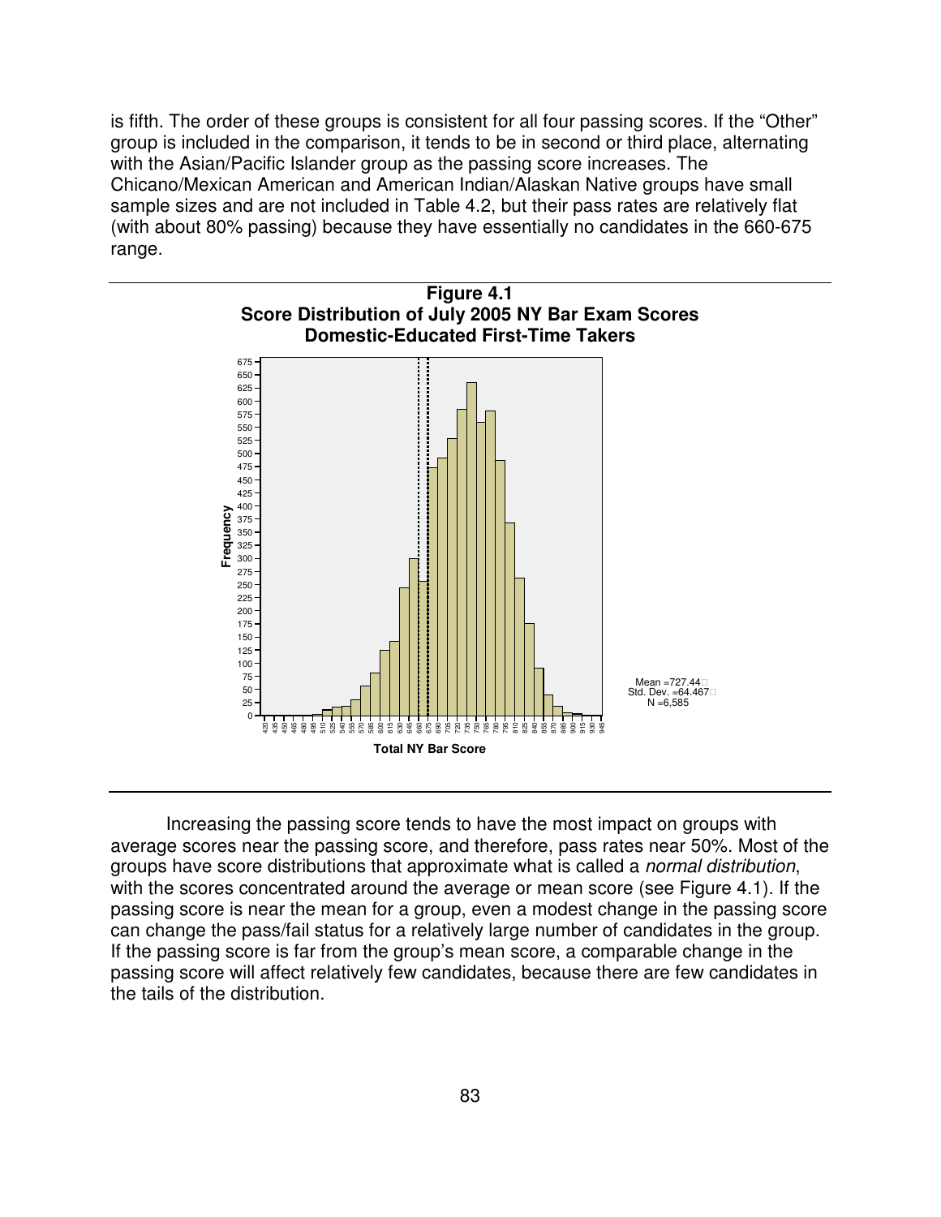is fifth. The order of these groups is consistent for all four passing scores. If the "Other" group is included in the comparison, it tends to be in second or third place, alternating with the Asian/Pacific Islander group as the passing score increases. The Chicano/Mexican American and American Indian/Alaskan Native groups have small sample sizes and are not included in Table 4.2, but their pass rates are relatively flat (with about 80% passing) because they have essentially no candidates in the 660-675 range.

**Figure 4.1**
**Score Distribution of July 2005 NY Bar Exam Scores**
**Domestic-Educated First-Time Takers**

Mean =727.44
Std. Dev. =64.467
N =6,585

Increasing the passing score tends to have the most impact on groups with average scores near the passing score, and therefore, pass rates near 50%. Most of the groups have score distributions that approximate what is called a *normal distribution*, with the scores concentrated around the average or mean score (see Figure 4.1). If the passing score is near the mean for a group, even a modest change in the passing score can change the pass/fail status for a relatively large number of candidates in the group. If the passing score is far from the group's mean score, a comparable change in the passing score will affect relatively few candidates, because there are few candidates in the tails of the distribution.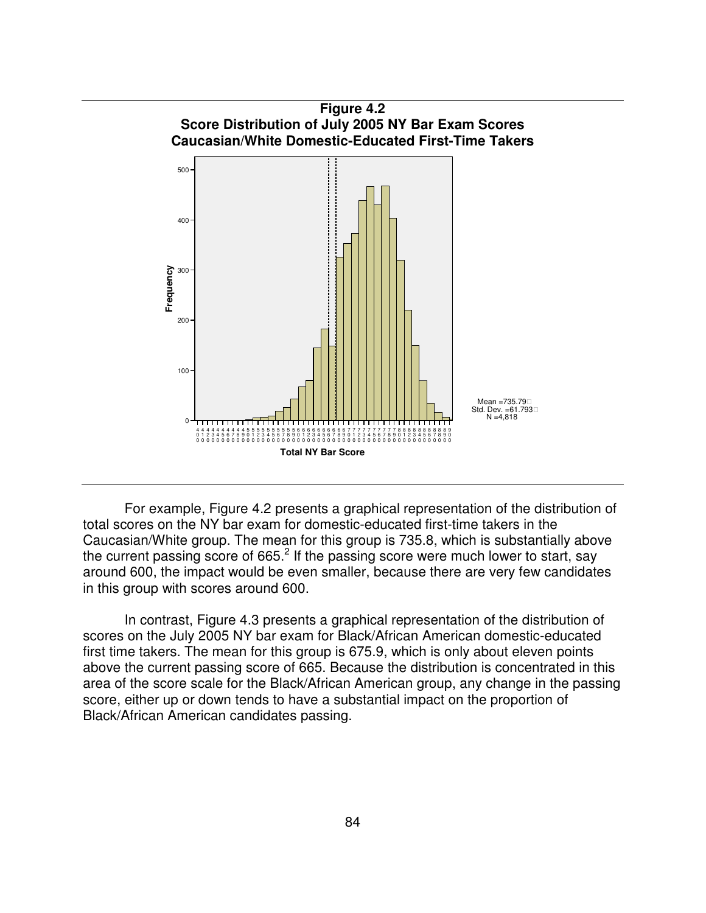**Figure 4.2**
**Score Distribution of July 2005 NY Bar Exam Scores**
**Caucasian/White Domestic-Educated First-Time Takers**

For example, Figure 4.2 presents a graphical representation of the distribution of total scores on the NY bar exam for domestic-educated first-time takers in the Caucasian/White group. The mean for this group is 735.8, which is substantially above the current passing score of 665.[2] If the passing score were much lower to start, say around 600, the impact would be even smaller, because there are very few candidates in this group with scores around 600.

In contrast, Figure 4.3 presents a graphical representation of the distribution of scores on the July 2005 NY bar exam for Black/African American domestic-educated first time takers. The mean for this group is 675.9, which is only about eleven points above the current passing score of 665. Because the distribution is concentrated in this area of the score scale for the Black/African American group, any change in the passing score, either up or down tends to have a substantial impact on the proportion of Black/African American candidates passing.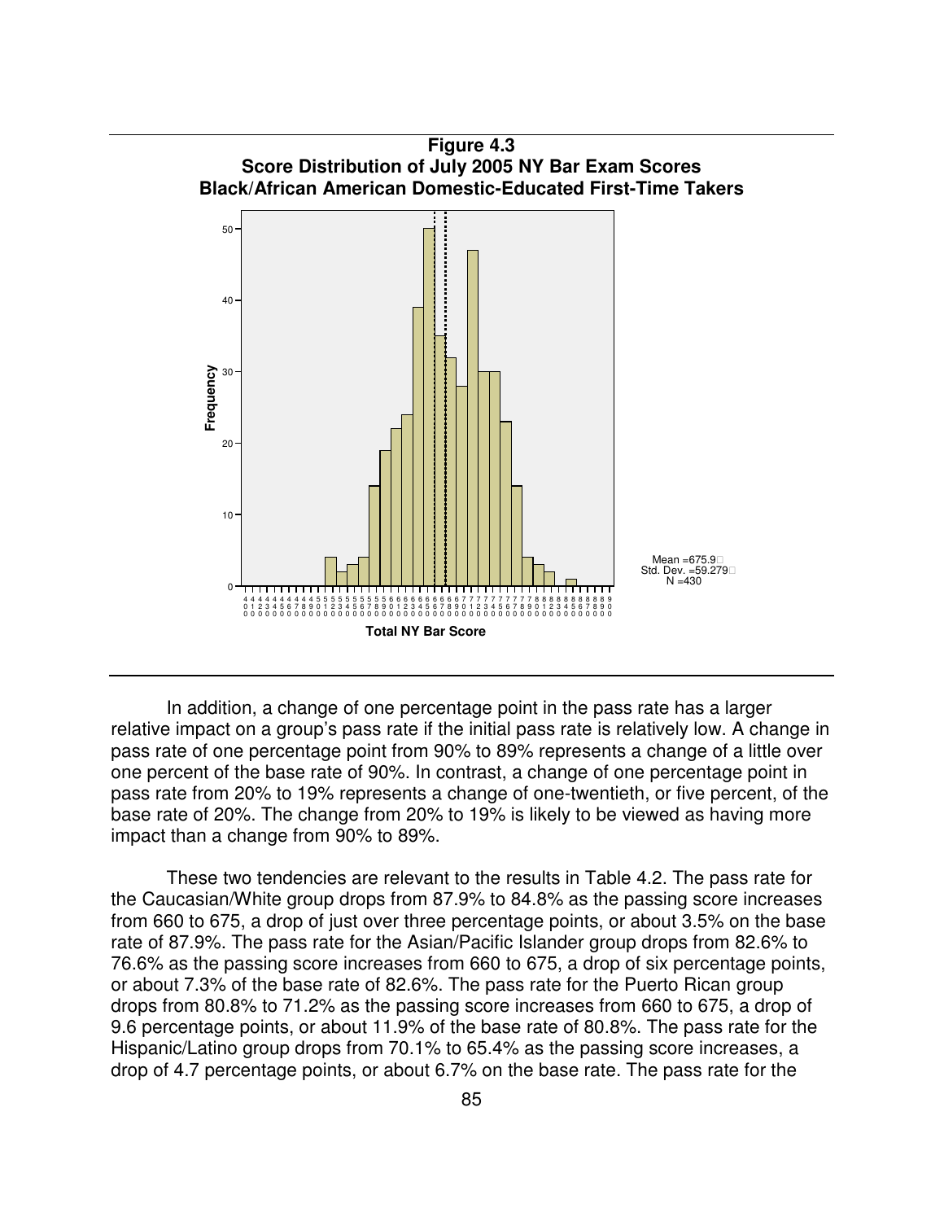**Figure 4.3**
**Score Distribution of July 2005 NY Bar Exam Scores**
**Black/African American Domestic-Educated First-Time Takers**

Mean =675.9
Std. Dev. =59.279
N =430

In addition, a change of one percentage point in the pass rate has a larger relative impact on a group's pass rate if the initial pass rate is relatively low. A change in pass rate of one percentage point from 90% to 89% represents a change of a little over one percent of the base rate of 90%. In contrast, a change of one percentage point in pass rate from 20% to 19% represents a change of one-twentieth, or five percent, of the base rate of 20%. The change from 20% to 19% is likely to be viewed as having more impact than a change from 90% to 89%.

These two tendencies are relevant to the results in Table 4.2. The pass rate for the Caucasian/White group drops from 87.9% to 84.8% as the passing score increases from 660 to 675, a drop of just over three percentage points, or about 3.5% on the base rate of 87.9%. The pass rate for the Asian/Pacific Islander group drops from 82.6% to 76.6% as the passing score increases from 660 to 675, a drop of six percentage points, or about 7.3% of the base rate of 82.6%. The pass rate for the Puerto Rican group drops from 80.8% to 71.2% as the passing score increases from 660 to 675, a drop of 9.6 percentage points, or about 11.9% of the base rate of 80.8%. The pass rate for the Hispanic/Latino group drops from 70.1% to 65.4% as the passing score increases, a drop of 4.7 percentage points, or about 6.7% on the base rate. The pass rate for the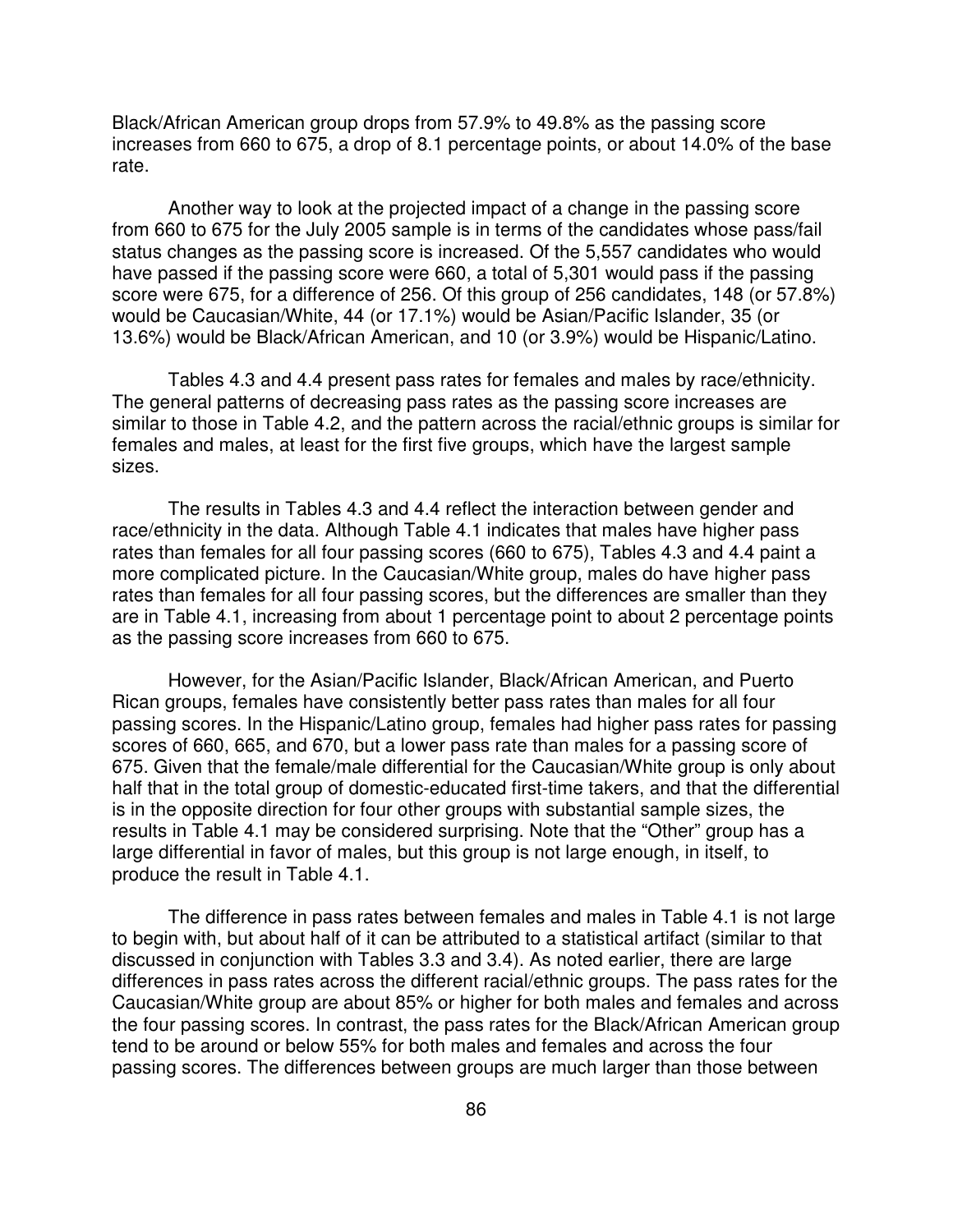Black/African American group drops from 57.9% to 49.8% as the passing score increases from 660 to 675, a drop of 8.1 percentage points, or about 14.0% of the base rate.

Another way to look at the projected impact of a change in the passing score from 660 to 675 for the July 2005 sample is in terms of the candidates whose pass/fail status changes as the passing score is increased. Of the 5,557 candidates who would have passed if the passing score were 660, a total of 5,301 would pass if the passing score were 675, for a difference of 256. Of this group of 256 candidates, 148 (or 57.8%) would be Caucasian/White, 44 (or 17.1%) would be Asian/Pacific Islander, 35 (or 13.6%) would be Black/African American, and 10 (or 3.9%) would be Hispanic/Latino.

Tables 4.3 and 4.4 present pass rates for females and males by race/ethnicity. The general patterns of decreasing pass rates as the passing score increases are similar to those in Table 4.2, and the pattern across the racial/ethnic groups is similar for females and males, at least for the first five groups, which have the largest sample sizes.

The results in Tables 4.3 and 4.4 reflect the interaction between gender and race/ethnicity in the data. Although Table 4.1 indicates that males have higher pass rates than females for all four passing scores (660 to 675), Tables 4.3 and 4.4 paint a more complicated picture. In the Caucasian/White group, males do have higher pass rates than females for all four passing scores, but the differences are smaller than they are in Table 4.1, increasing from about 1 percentage point to about 2 percentage points as the passing score increases from 660 to 675.

However, for the Asian/Pacific Islander, Black/African American, and Puerto Rican groups, females have consistently better pass rates than males for all four passing scores. In the Hispanic/Latino group, females had higher pass rates for passing scores of 660, 665, and 670, but a lower pass rate than males for a passing score of 675. Given that the female/male differential for the Caucasian/White group is only about half that in the total group of domestic-educated first-time takers, and that the differential is in the opposite direction for four other groups with substantial sample sizes, the results in Table 4.1 may be considered surprising. Note that the "Other" group has a large differential in favor of males, but this group is not large enough, in itself, to produce the result in Table 4.1.

The difference in pass rates between females and males in Table 4.1 is not large to begin with, but about half of it can be attributed to a statistical artifact (similar to that discussed in conjunction with Tables 3.3 and 3.4). As noted earlier, there are large differences in pass rates across the different racial/ethnic groups. The pass rates for the Caucasian/White group are about 85% or higher for both males and females and across the four passing scores. In contrast, the pass rates for the Black/African American group tend to be around or below 55% for both males and females and across the four passing scores. The differences between groups are much larger than those between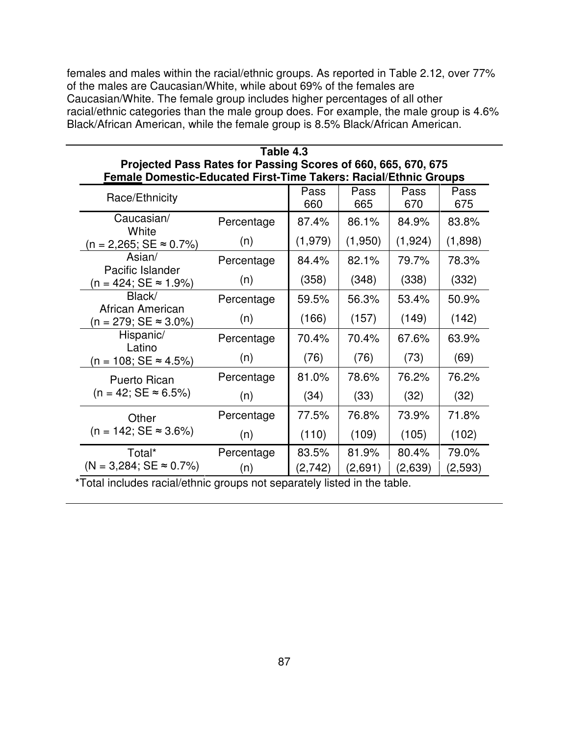females and males within the racial/ethnic groups. As reported in Table 2.12, over 77% of the males are Caucasian/White, while about 69% of the females are Caucasian/White. The female group includes higher percentages of all other racial/ethnic categories than the male group does. For example, the male group is 4.6% Black/African American, while the female group is 8.5% Black/African American.

**Table 4.3**
**Projected Pass Rates for Passing Scores of 660, 665, 670, 675**
**Female Domestic-Educated First-Time Takers: Racial/Ethnic Groups**

| Race/Ethnicity | | Pass 660 | Pass 665 | Pass 670 | Pass 675 |
|---|---|---|---|---|---|
| Caucasian/ White (n = 2,265; SE ≈ 0.7%) | Percentage | 87.4% | 86.1% | 84.9% | 83.8% |
| | (n) | (1,979) | (1,950) | (1,924) | (1,898) |
| Asian/ Pacific Islander (n = 424; SE ≈ 1.9%) | Percentage | 84.4% | 82.1% | 79.7% | 78.3% |
| | (n) | (358) | (348) | (338) | (332) |
| Black/ African American (n = 279; SE ≈ 3.0%) | Percentage | 59.5% | 56.3% | 53.4% | 50.9% |
| | (n) | (166) | (157) | (149) | (142) |
| Hispanic/ Latino (n = 108; SE ≈ 4.5%) | Percentage | 70.4% | 70.4% | 67.6% | 63.9% |
| | (n) | (76) | (76) | (73) | (69) |
| Puerto Rican (n = 42; SE ≈ 6.5%) | Percentage | 81.0% | 78.6% | 76.2% | 76.2% |
| | (n) | (34) | (33) | (32) | (32) |
| Other (n = 142; SE ≈ 3.6%) | Percentage | 77.5% | 76.8% | 73.9% | 71.8% |
| | (n) | (110) | (109) | (105) | (102) |
| Total* (N = 3,284; SE ≈ 0.7%) | Percentage | 83.5% | 81.9% | 80.4% | 79.0% |
| | (n) | (2,742) | (2,691) | (2,639) | (2,593) |

*Total includes racial/ethnic groups not separately listed in the table.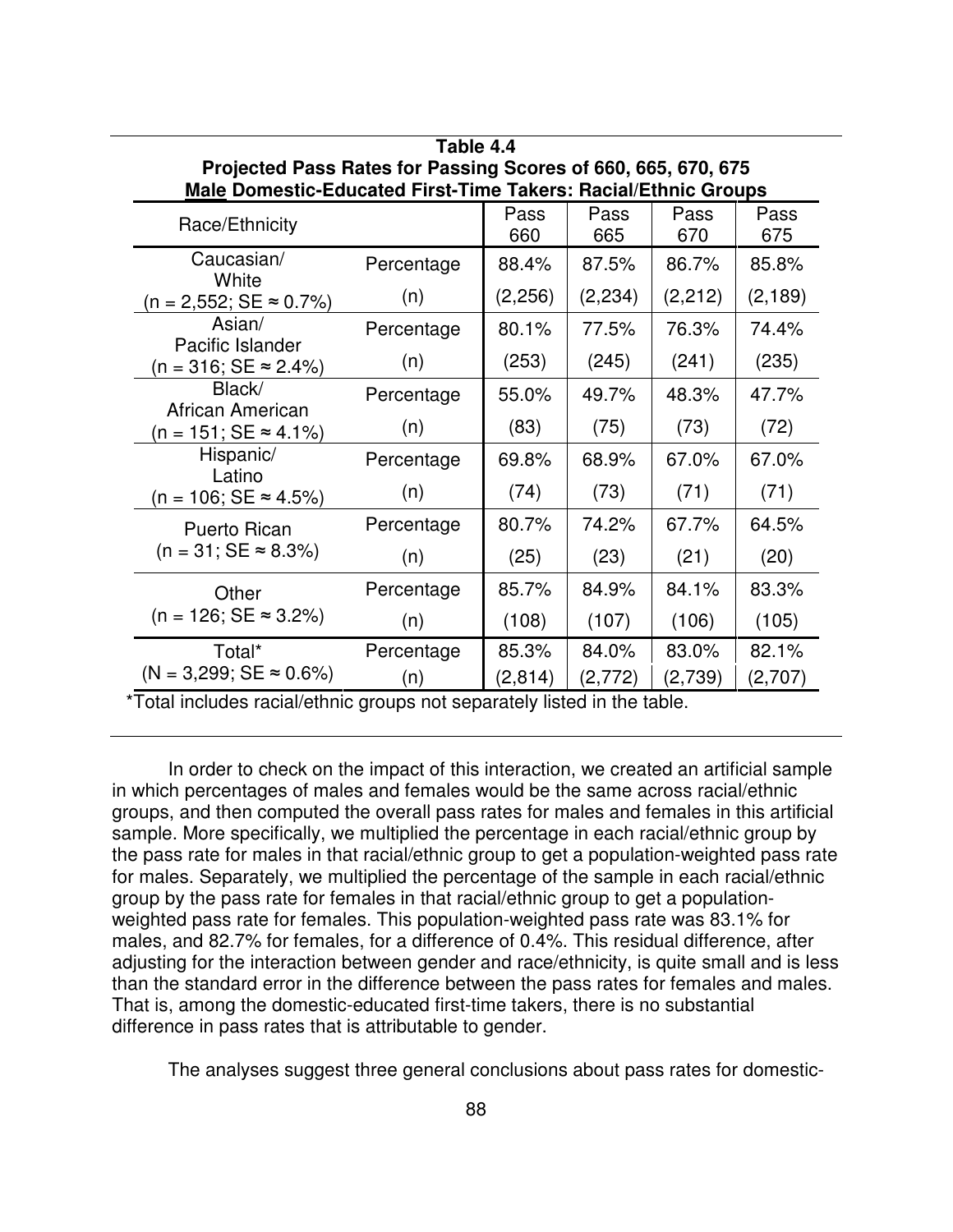**Table 4.4**
**Projected Pass Rates for Passing Scores of 660, 665, 670, 675**
**Male Domestic-Educated First-Time Takers: Racial/Ethnic Groups**

| Race/Ethnicity | | Pass 660 | Pass 665 | Pass 670 | Pass 675 |
|---|---|---|---|---|---|
| Caucasian/ White (n = 2,552; SE ≈ 0.7%) | Percentage | 88.4% | 87.5% | 86.7% | 85.8% |
| | (n) | (2,256) | (2,234) | (2,212) | (2,189) |
| Asian/ Pacific Islander (n = 316; SE ≈ 2.4%) | Percentage | 80.1% | 77.5% | 76.3% | 74.4% |
| | (n) | (253) | (245) | (241) | (235) |
| Black/ African American (n = 151; SE ≈ 4.1%) | Percentage | 55.0% | 49.7% | 48.3% | 47.7% |
| | (n) | (83) | (75) | (73) | (72) |
| Hispanic/ Latino (n = 106; SE ≈ 4.5%) | Percentage | 69.8% | 68.9% | 67.0% | 67.0% |
| | (n) | (74) | (73) | (71) | (71) |
| Puerto Rican (n = 31; SE ≈ 8.3%) | Percentage | 80.7% | 74.2% | 67.7% | 64.5% |
| | (n) | (25) | (23) | (21) | (20) |
| Other (n = 126; SE ≈ 3.2%) | Percentage | 85.7% | 84.9% | 84.1% | 83.3% |
| | (n) | (108) | (107) | (106) | (105) |
| Total* (N = 3,299; SE ≈ 0.6%) | Percentage | 85.3% | 84.0% | 83.0% | 82.1% |
| | (n) | (2,814) | (2,772) | (2,739) | (2,707) |

*Total includes racial/ethnic groups not separately listed in the table.

In order to check on the impact of this interaction, we created an artificial sample in which percentages of males and females would be the same across racial/ethnic groups, and then computed the overall pass rates for males and females in this artificial sample. More specifically, we multiplied the percentage in each racial/ethnic group by the pass rate for males in that racial/ethnic group to get a population-weighted pass rate for males. Separately, we multiplied the percentage of the sample in each racial/ethnic group by the pass rate for females in that racial/ethnic group to get a population-weighted pass rate for females. This population-weighted pass rate was 83.1% for males, and 82.7% for females, for a difference of 0.4%. This residual difference, after adjusting for the interaction between gender and race/ethnicity, is quite small and is less than the standard error in the difference between the pass rates for females and males. That is, among the domestic-educated first-time takers, there is no substantial difference in pass rates that is attributable to gender.

The analyses suggest three general conclusions about pass rates for domestic-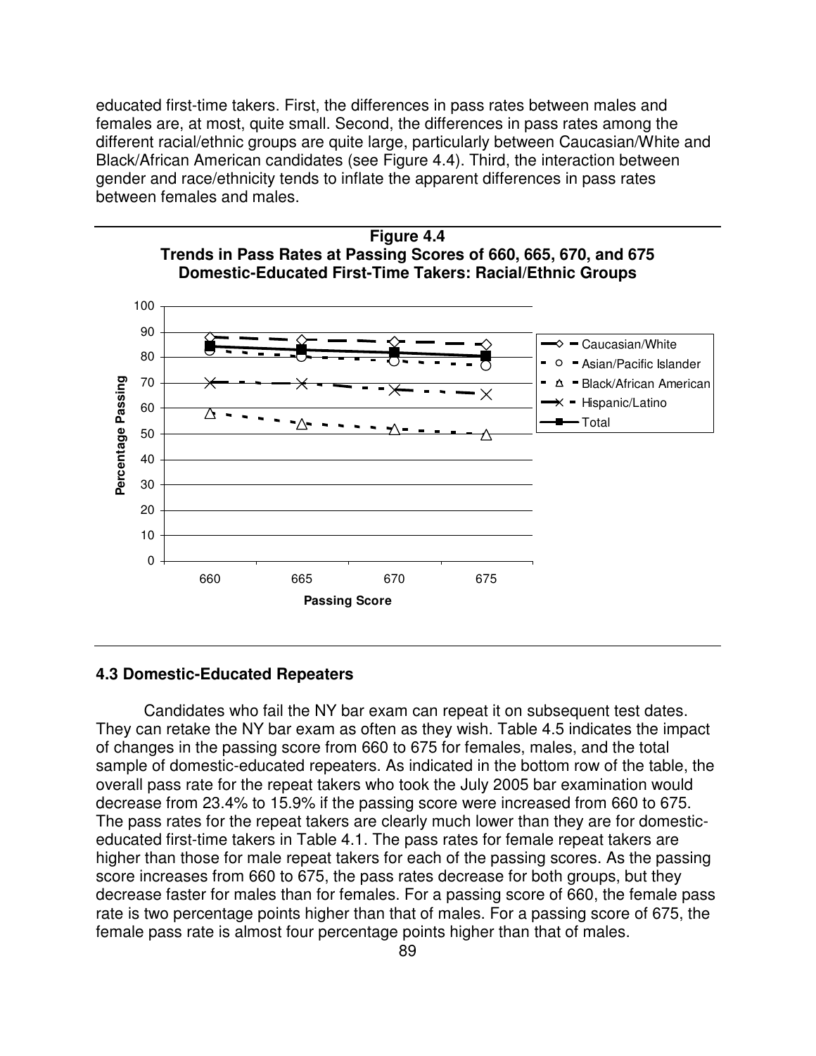educated first-time takers. First, the differences in pass rates between males and females are, at most, quite small. Second, the differences in pass rates among the different racial/ethnic groups are quite large, particularly between Caucasian/White and Black/African American candidates (see Figure 4.4). Third, the interaction between gender and race/ethnicity tends to inflate the apparent differences in pass rates between females and males.

**Figure 4.4**
**Trends in Pass Rates at Passing Scores of 660, 665, 670, and 675**
**Domestic-Educated First-Time Takers: Racial/Ethnic Groups**

## 4.3 Domestic-Educated Repeaters

Candidates who fail the NY bar exam can repeat it on subsequent test dates. They can retake the NY bar exam as often as they wish. Table 4.5 indicates the impact of changes in the passing score from 660 to 675 for females, males, and the total sample of domestic-educated repeaters. As indicated in the bottom row of the table, the overall pass rate for the repeat takers who took the July 2005 bar examination would decrease from 23.4% to 15.9% if the passing score were increased from 660 to 675. The pass rates for the repeat takers are clearly much lower than they are for domestic-educated first-time takers in Table 4.1. The pass rates for female repeat takers are higher than those for male repeat takers for each of the passing scores. As the passing score increases from 660 to 675, the pass rates decrease for both groups, but they decrease faster for males than for females. For a passing score of 660, the female pass rate is two percentage points higher than that of males. For a passing score of 675, the female pass rate is almost four percentage points higher than that of males.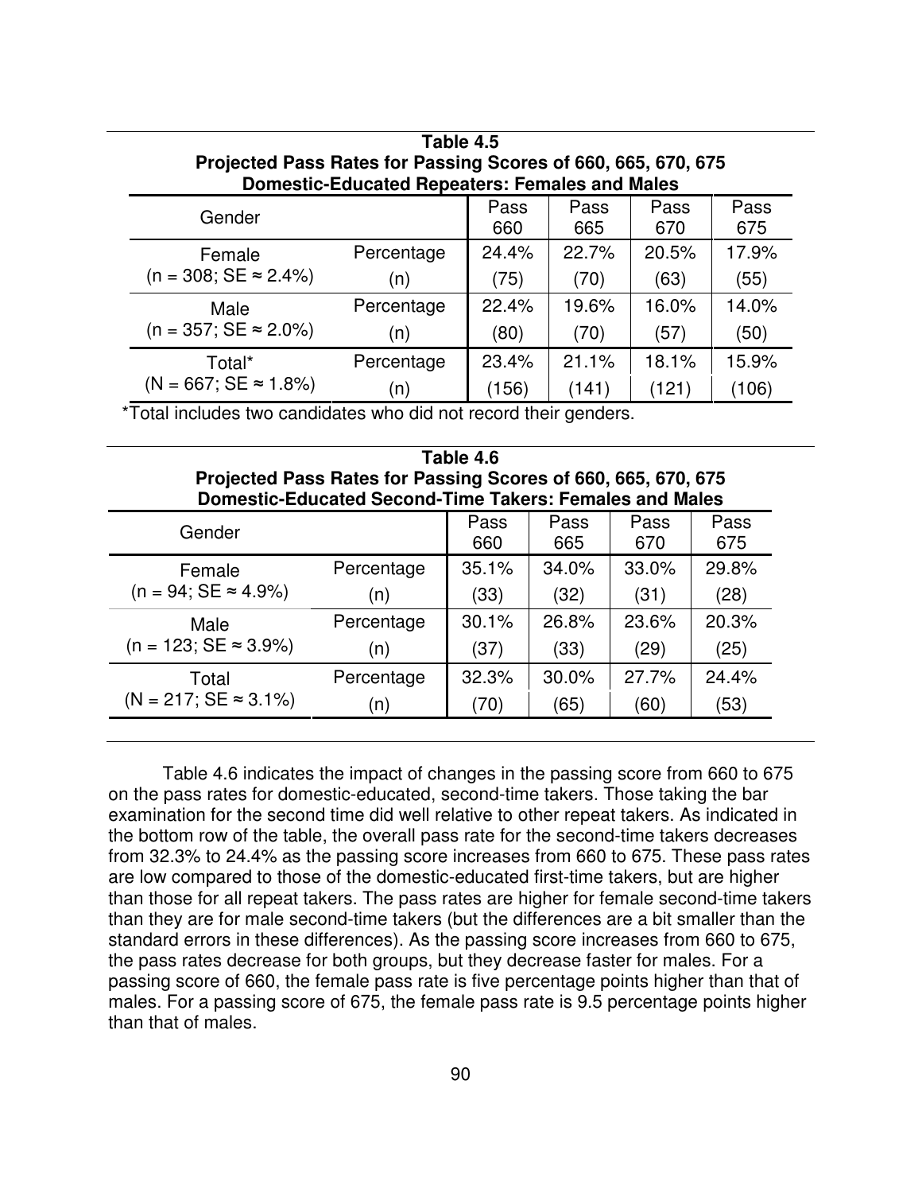**Table 4.5**
**Projected Pass Rates for Passing Scores of 660, 665, 670, 675**
**Domestic-Educated Repeaters: Females and Males**

| Gender | | Pass 660 | Pass 665 | Pass 670 | Pass 675 |
|---|---|---|---|---|---|
| Female | Percentage | 24.4% | 22.7% | 20.5% | 17.9% |
| (n = 308; SE ≈ 2.4%) | (n) | (75) | (70) | (63) | (55) |
| Male | Percentage | 22.4% | 19.6% | 16.0% | 14.0% |
| (n = 357; SE ≈ 2.0%) | (n) | (80) | (70) | (57) | (50) |
| Total* | Percentage | 23.4% | 21.1% | 18.1% | 15.9% |
| (N = 667; SE ≈ 1.8%) | (n) | (156) | (141) | (121) | (106) |

*Total includes two candidates who did not record their genders.

**Table 4.6**
**Projected Pass Rates for Passing Scores of 660, 665, 670, 675**
**Domestic-Educated Second-Time Takers: Females and Males**

| Gender | | Pass 660 | Pass 665 | Pass 670 | Pass 675 |
|---|---|---|---|---|---|
| Female | Percentage | 35.1% | 34.0% | 33.0% | 29.8% |
| (n = 94; SE ≈ 4.9%) | (n) | (33) | (32) | (31) | (28) |
| Male | Percentage | 30.1% | 26.8% | 23.6% | 20.3% |
| (n = 123; SE ≈ 3.9%) | (n) | (37) | (33) | (29) | (25) |
| Total | Percentage | 32.3% | 30.0% | 27.7% | 24.4% |
| (N = 217; SE ≈ 3.1%) | (n) | (70) | (65) | (60) | (53) |

Table 4.6 indicates the impact of changes in the passing score from 660 to 675 on the pass rates for domestic-educated, second-time takers. Those taking the bar examination for the second time did well relative to other repeat takers. As indicated in the bottom row of the table, the overall pass rate for the second-time takers decreases from 32.3% to 24.4% as the passing score increases from 660 to 675. These pass rates are low compared to those of the domestic-educated first-time takers, but are higher than those for all repeat takers. The pass rates are higher for female second-time takers than they are for male second-time takers (but the differences are a bit smaller than the standard errors in these differences). As the passing score increases from 660 to 675, the pass rates decrease for both groups, but they decrease faster for males. For a passing score of 660, the female pass rate is five percentage points higher than that of males. For a passing score of 675, the female pass rate is 9.5 percentage points higher than that of males.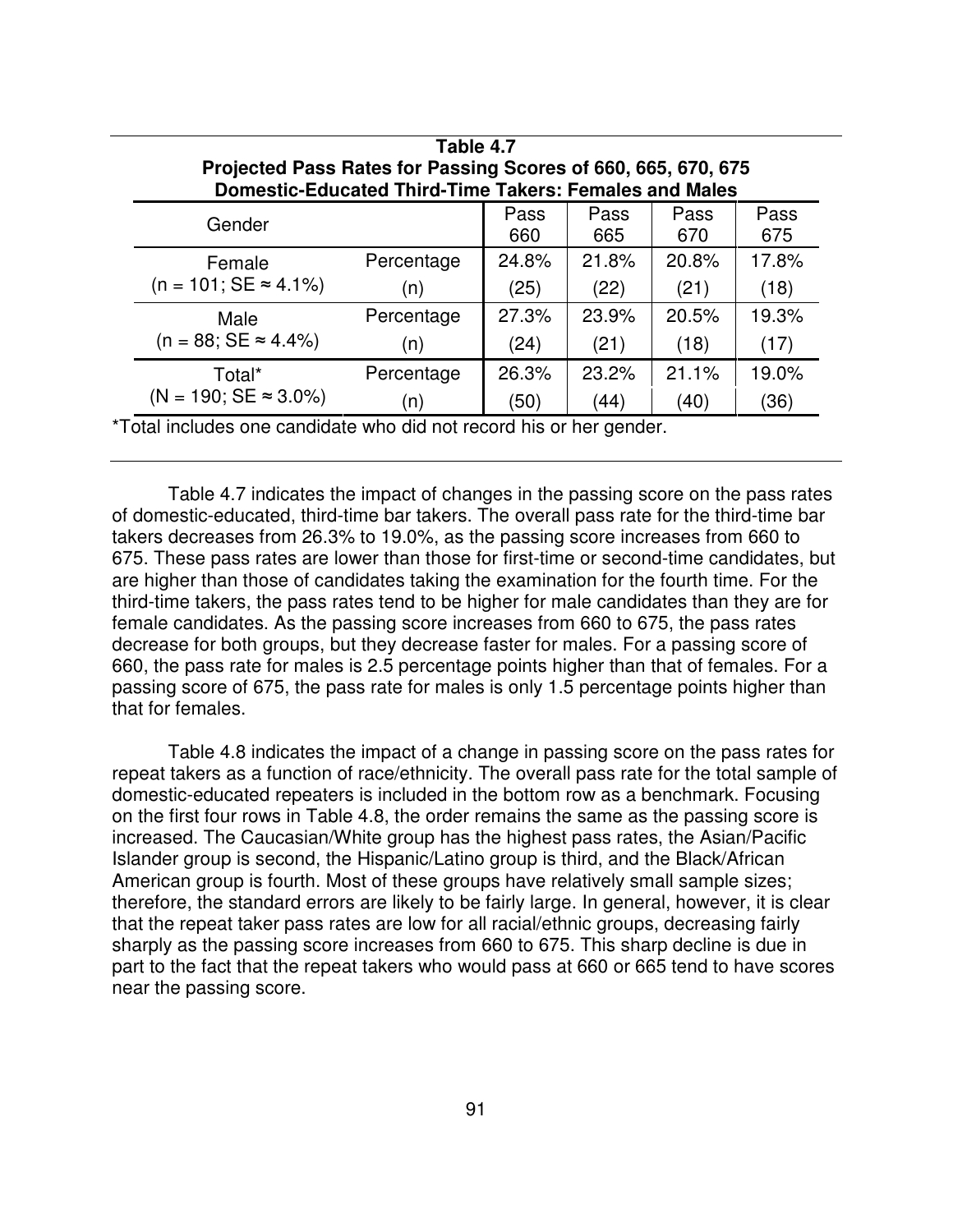**Table 4.7**
**Projected Pass Rates for Passing Scores of 660, 665, 670, 675**
**Domestic-Educated Third-Time Takers: Females and Males**

| Gender | | Pass 660 | Pass 665 | Pass 670 | Pass 675 |
|---|---|---|---|---|---|
| Female (n = 101; SE ≈ 4.1%) | Percentage | 24.8% | 21.8% | 20.8% | 17.8% |
| | (n) | (25) | (22) | (21) | (18) |
| Male (n = 88; SE ≈ 4.4%) | Percentage | 27.3% | 23.9% | 20.5% | 19.3% |
| | (n) | (24) | (21) | (18) | (17) |
| Total* (N = 190; SE ≈ 3.0%) | Percentage | 26.3% | 23.2% | 21.1% | 19.0% |
| | (n) | (50) | (44) | (40) | (36) |

*Total includes one candidate who did not record his or her gender.

Table 4.7 indicates the impact of changes in the passing score on the pass rates of domestic-educated, third-time bar takers. The overall pass rate for the third-time bar takers decreases from 26.3% to 19.0%, as the passing score increases from 660 to 675. These pass rates are lower than those for first-time or second-time candidates, but are higher than those of candidates taking the examination for the fourth time. For the third-time takers, the pass rates tend to be higher for male candidates than they are for female candidates. As the passing score increases from 660 to 675, the pass rates decrease for both groups, but they decrease faster for males. For a passing score of 660, the pass rate for males is 2.5 percentage points higher than that of females. For a passing score of 675, the pass rate for males is only 1.5 percentage points higher than that for females.

Table 4.8 indicates the impact of a change in passing score on the pass rates for repeat takers as a function of race/ethnicity. The overall pass rate for the total sample of domestic-educated repeaters is included in the bottom row as a benchmark. Focusing on the first four rows in Table 4.8, the order remains the same as the passing score is increased. The Caucasian/White group has the highest pass rates, the Asian/Pacific Islander group is second, the Hispanic/Latino group is third, and the Black/African American group is fourth. Most of these groups have relatively small sample sizes; therefore, the standard errors are likely to be fairly large. In general, however, it is clear that the repeat taker pass rates are low for all racial/ethnic groups, decreasing fairly sharply as the passing score increases from 660 to 675. This sharp decline is due in part to the fact that the repeat takers who would pass at 660 or 665 tend to have scores near the passing score.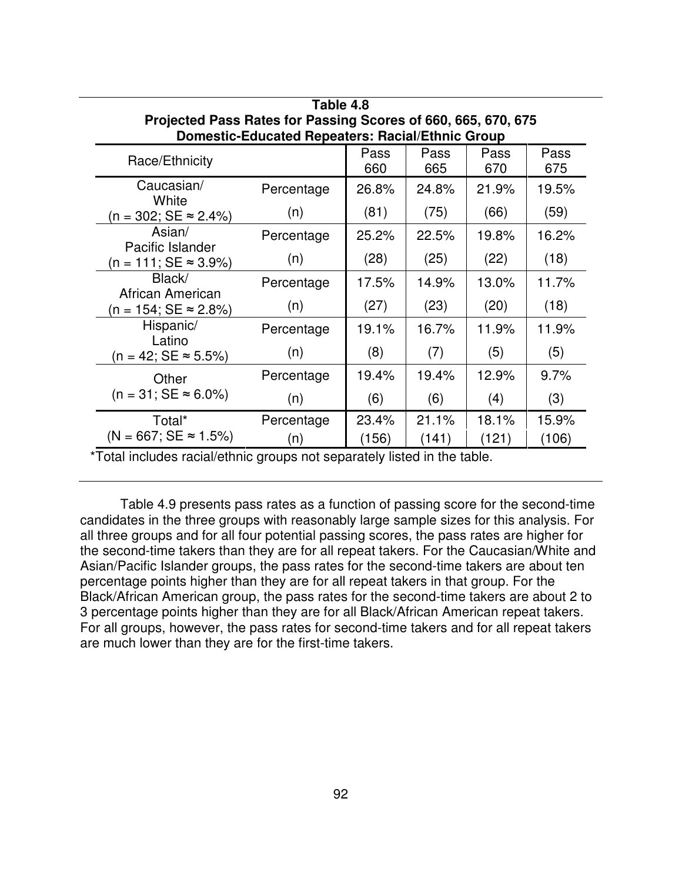**Table 4.8**
**Projected Pass Rates for Passing Scores of 660, 665, 670, 675**
**Domestic-Educated Repeaters: Racial/Ethnic Group**

| Race/Ethnicity | | Pass 660 | Pass 665 | Pass 670 | Pass 675 |
|---|---|---|---|---|---|
| Caucasian/ White (n = 302; SE ≈ 2.4%) | Percentage | 26.8% | 24.8% | 21.9% | 19.5% |
| | (n) | (81) | (75) | (66) | (59) |
| Asian/ Pacific Islander (n = 111; SE ≈ 3.9%) | Percentage | 25.2% | 22.5% | 19.8% | 16.2% |
| | (n) | (28) | (25) | (22) | (18) |
| Black/ African American (n = 154; SE ≈ 2.8%) | Percentage | 17.5% | 14.9% | 13.0% | 11.7% |
| | (n) | (27) | (23) | (20) | (18) |
| Hispanic/ Latino (n = 42; SE ≈ 5.5%) | Percentage | 19.1% | 16.7% | 11.9% | 11.9% |
| | (n) | (8) | (7) | (5) | (5) |
| Other (n = 31; SE ≈ 6.0%) | Percentage | 19.4% | 19.4% | 12.9% | 9.7% |
| | (n) | (6) | (6) | (4) | (3) |
| Total* (N = 667; SE ≈ 1.5%) | Percentage | 23.4% | 21.1% | 18.1% | 15.9% |
| | (n) | (156) | (141) | (121) | (106) |

*Total includes racial/ethnic groups not separately listed in the table.

Table 4.9 presents pass rates as a function of passing score for the second-time candidates in the three groups with reasonably large sample sizes for this analysis. For all three groups and for all four potential passing scores, the pass rates are higher for the second-time takers than they are for all repeat takers. For the Caucasian/White and Asian/Pacific Islander groups, the pass rates for the second-time takers are about ten percentage points higher than they are for all repeat takers in that group. For the Black/African American group, the pass rates for the second-time takers are about 2 to 3 percentage points higher than they are for all Black/African American repeat takers. For all groups, however, the pass rates for second-time takers and for all repeat takers are much lower than they are for the first-time takers.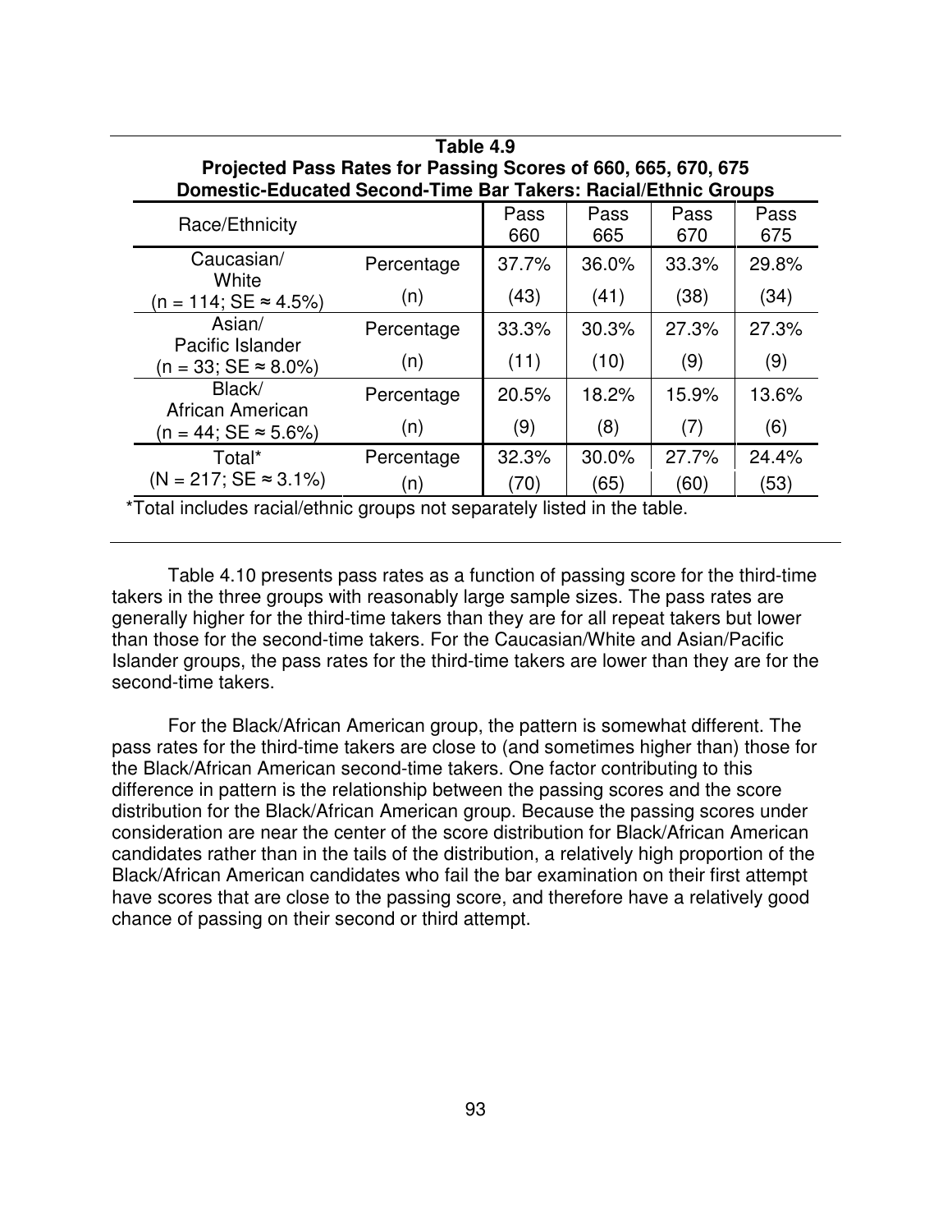**Table 4.9**
**Projected Pass Rates for Passing Scores of 660, 665, 670, 675**
**Domestic-Educated Second-Time Bar Takers: Racial/Ethnic Groups**

| Race/Ethnicity | | Pass 660 | Pass 665 | Pass 670 | Pass 675 |
|---|---|---|---|---|---|
| Caucasian/ White (n = 114; SE ≈ 4.5%) | Percentage | 37.7% | 36.0% | 33.3% | 29.8% |
| | (n) | (43) | (41) | (38) | (34) |
| Asian/ Pacific Islander (n = 33; SE ≈ 8.0%) | Percentage | 33.3% | 30.3% | 27.3% | 27.3% |
| | (n) | (11) | (10) | (9) | (9) |
| Black/ African American (n = 44; SE ≈ 5.6%) | Percentage | 20.5% | 18.2% | 15.9% | 13.6% |
| | (n) | (9) | (8) | (7) | (6) |
| Total* (N = 217; SE ≈ 3.1%) | Percentage | 32.3% | 30.0% | 27.7% | 24.4% |
| | (n) | (70) | (65) | (60) | (53) |

*Total includes racial/ethnic groups not separately listed in the table.

Table 4.10 presents pass rates as a function of passing score for the third-time takers in the three groups with reasonably large sample sizes. The pass rates are generally higher for the third-time takers than they are for all repeat takers but lower than those for the second-time takers. For the Caucasian/White and Asian/Pacific Islander groups, the pass rates for the third-time takers are lower than they are for the second-time takers.

For the Black/African American group, the pattern is somewhat different. The pass rates for the third-time takers are close to (and sometimes higher than) those for the Black/African American second-time takers. One factor contributing to this difference in pattern is the relationship between the passing scores and the score distribution for the Black/African American group. Because the passing scores under consideration are near the center of the score distribution for Black/African American candidates rather than in the tails of the distribution, a relatively high proportion of the Black/African American candidates who fail the bar examination on their first attempt have scores that are close to the passing score, and therefore have a relatively good chance of passing on their second or third attempt.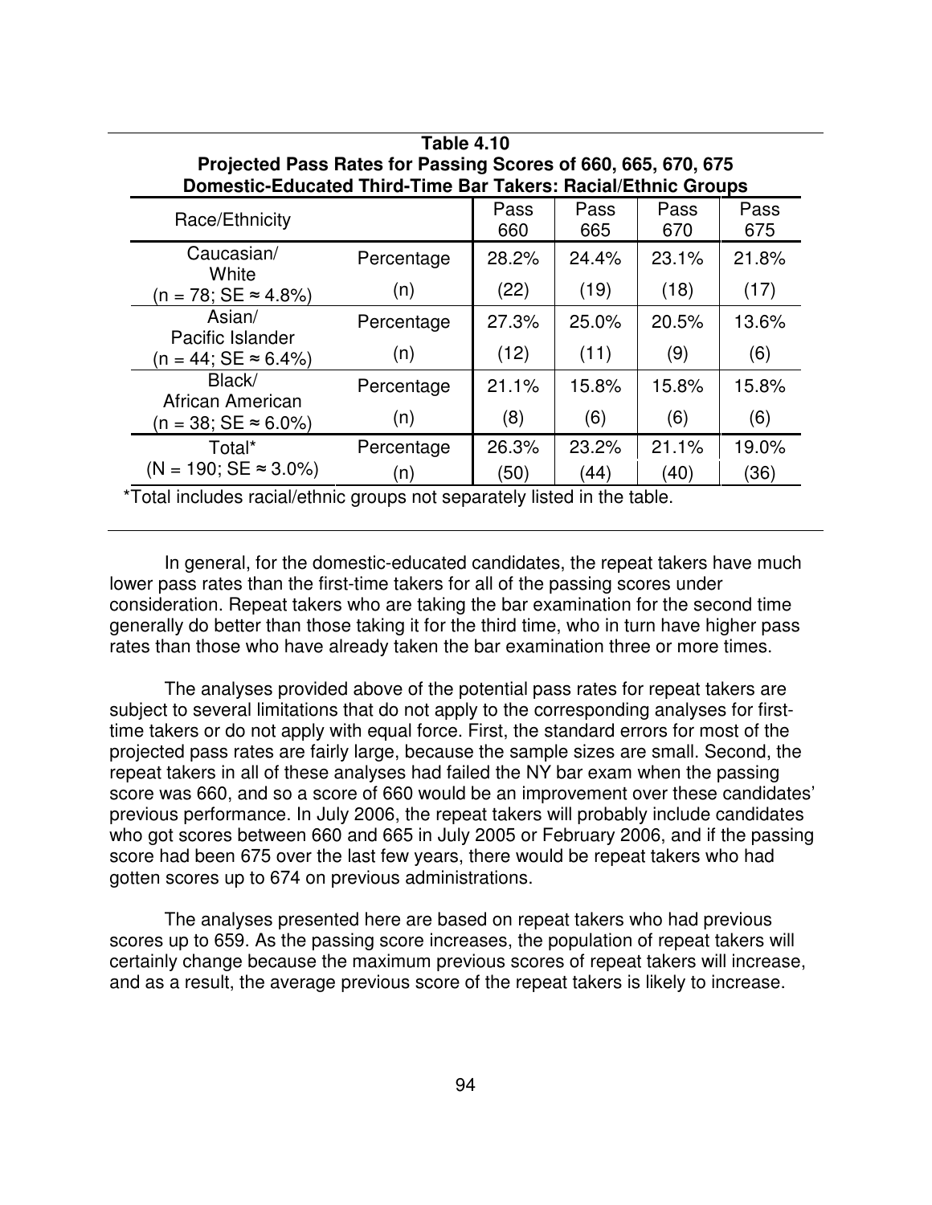**Table 4.10**
**Projected Pass Rates for Passing Scores of 660, 665, 670, 675**
**Domestic-Educated Third-Time Bar Takers: Racial/Ethnic Groups**

| Race/Ethnicity | | Pass 660 | Pass 665 | Pass 670 | Pass 675 |
|---|---|---|---|---|---|
| Caucasian/ White (n = 78; SE ≈ 4.8%) | Percentage | 28.2% | 24.4% | 23.1% | 21.8% |
| | (n) | (22) | (19) | (18) | (17) |
| Asian/ Pacific Islander (n = 44; SE ≈ 6.4%) | Percentage | 27.3% | 25.0% | 20.5% | 13.6% |
| | (n) | (12) | (11) | (9) | (6) |
| Black/ African American (n = 38; SE ≈ 6.0%) | Percentage | 21.1% | 15.8% | 15.8% | 15.8% |
| | (n) | (8) | (6) | (6) | (6) |
| Total* (N = 190; SE ≈ 3.0%) | Percentage | 26.3% | 23.2% | 21.1% | 19.0% |
| | (n) | (50) | (44) | (40) | (36) |

*Total includes racial/ethnic groups not separately listed in the table.

In general, for the domestic-educated candidates, the repeat takers have much lower pass rates than the first-time takers for all of the passing scores under consideration. Repeat takers who are taking the bar examination for the second time generally do better than those taking it for the third time, who in turn have higher pass rates than those who have already taken the bar examination three or more times.

The analyses provided above of the potential pass rates for repeat takers are subject to several limitations that do not apply to the corresponding analyses for first-time takers or do not apply with equal force. First, the standard errors for most of the projected pass rates are fairly large, because the sample sizes are small. Second, the repeat takers in all of these analyses had failed the NY bar exam when the passing score was 660, and so a score of 660 would be an improvement over these candidates' previous performance. In July 2006, the repeat takers will probably include candidates who got scores between 660 and 665 in July 2005 or February 2006, and if the passing score had been 675 over the last few years, there would be repeat takers who had gotten scores up to 674 on previous administrations.

The analyses presented here are based on repeat takers who had previous scores up to 659. As the passing score increases, the population of repeat takers will certainly change because the maximum previous scores of repeat takers will increase, and as a result, the average previous score of the repeat takers is likely to increase.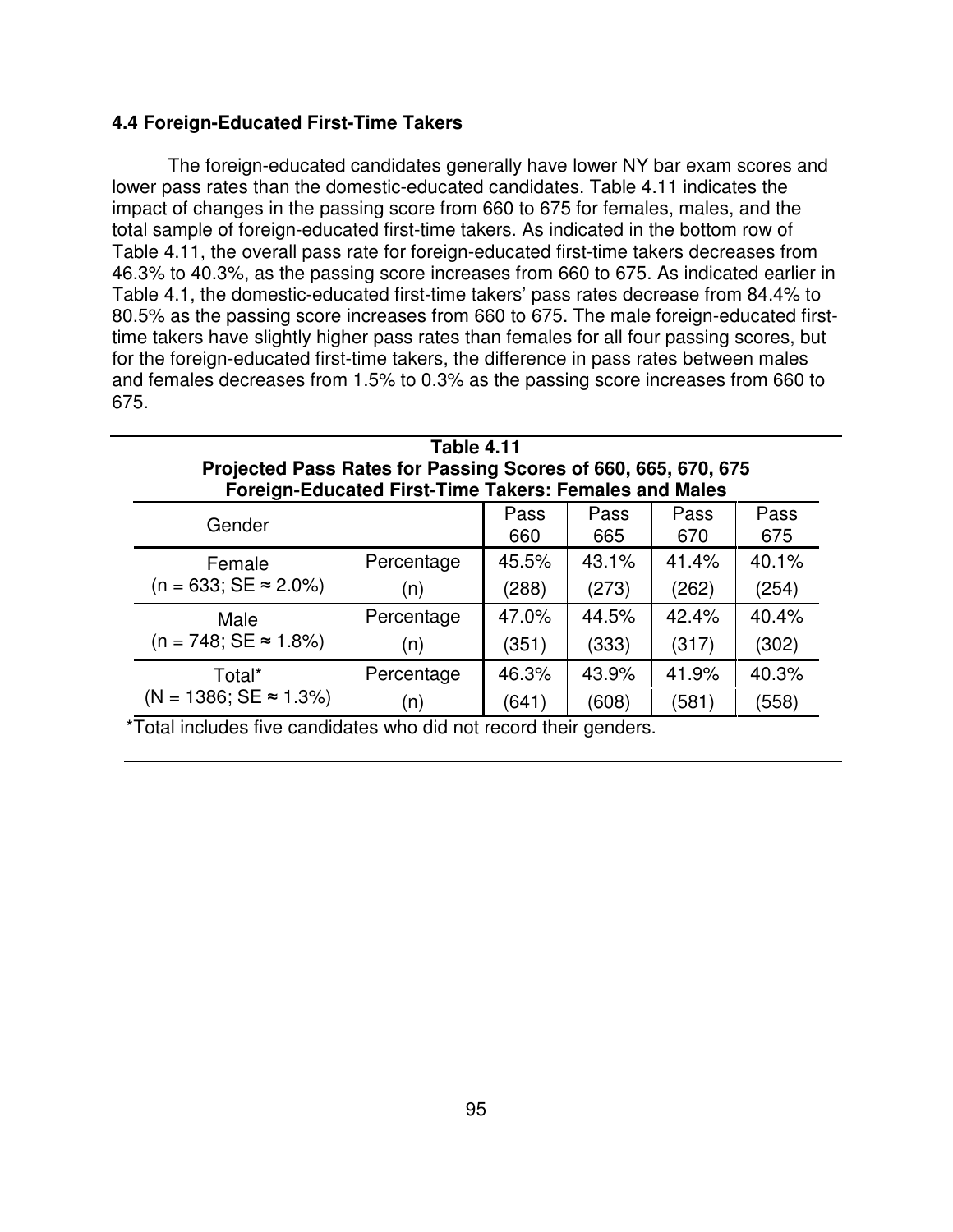### 4.4 Foreign-Educated First-Time Takers

The foreign-educated candidates generally have lower NY bar exam scores and lower pass rates than the domestic-educated candidates. Table 4.11 indicates the impact of changes in the passing score from 660 to 675 for females, males, and the total sample of foreign-educated first-time takers. As indicated in the bottom row of Table 4.11, the overall pass rate for foreign-educated first-time takers decreases from 46.3% to 40.3%, as the passing score increases from 660 to 675. As indicated earlier in Table 4.1, the domestic-educated first-time takers' pass rates decrease from 84.4% to 80.5% as the passing score increases from 660 to 675. The male foreign-educated first-time takers have slightly higher pass rates than females for all four passing scores, but for the foreign-educated first-time takers, the difference in pass rates between males and females decreases from 1.5% to 0.3% as the passing score increases from 660 to 675.

**Table 4.11**
**Projected Pass Rates for Passing Scores of 660, 665, 670, 675**
**Foreign-Educated First-Time Takers: Females and Males**

| Gender | | Pass 660 | Pass 665 | Pass 670 | Pass 675 |
|---|---|---|---|---|---|
| Female (n = 633; SE ≈ 2.0%) | Percentage | 45.5% | 43.1% | 41.4% | 40.1% |
| | (n) | (288) | (273) | (262) | (254) |
| Male (n = 748; SE ≈ 1.8%) | Percentage | 47.0% | 44.5% | 42.4% | 40.4% |
| | (n) | (351) | (333) | (317) | (302) |
| Total* (N = 1386; SE ≈ 1.3%) | Percentage | 46.3% | 43.9% | 41.9% | 40.3% |
| | (n) | (641) | (608) | (581) | (558) |

*Total includes five candidates who did not record their genders.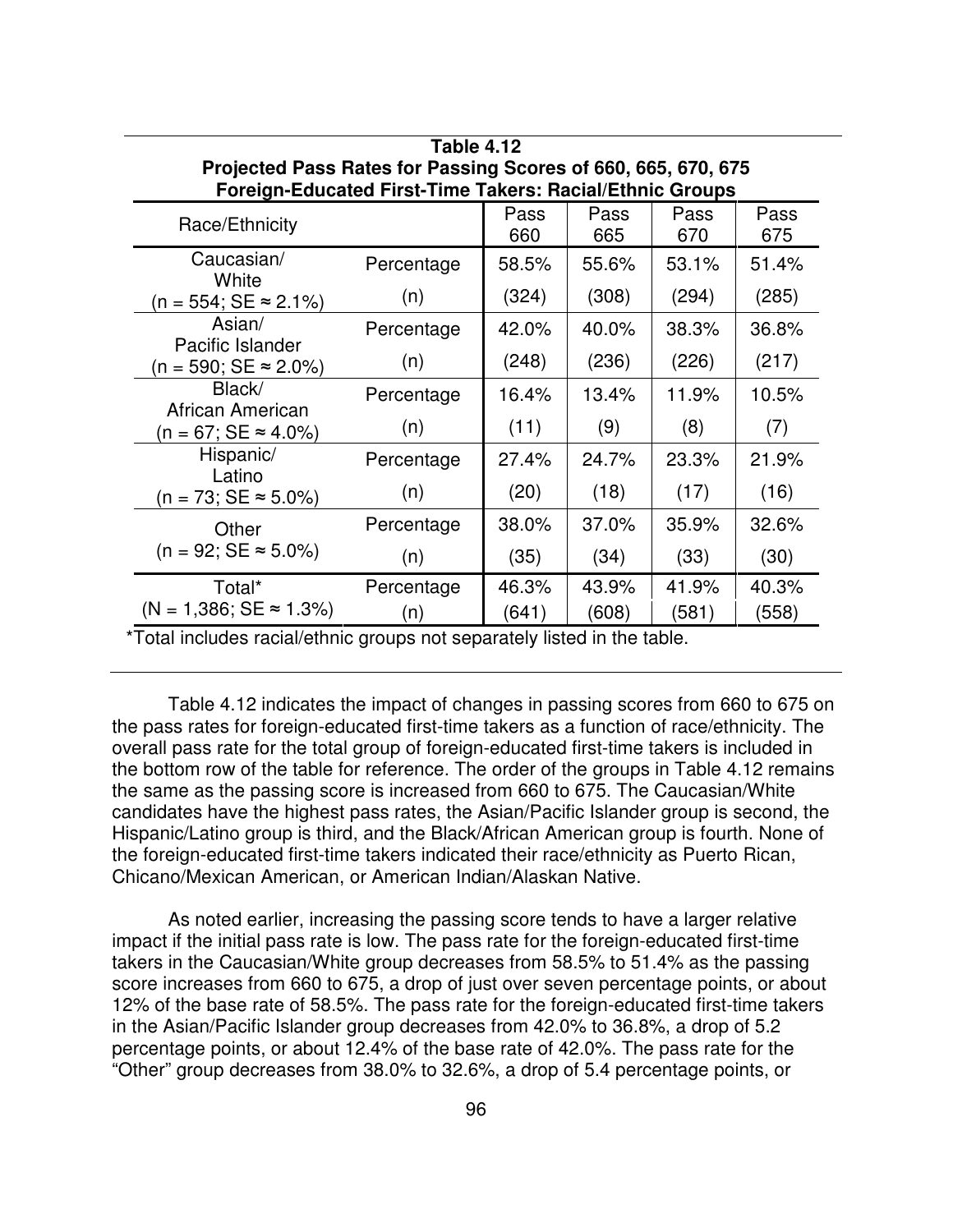**Table 4.12**
**Projected Pass Rates for Passing Scores of 660, 665, 670, 675**
**Foreign-Educated First-Time Takers: Racial/Ethnic Groups**

| Race/Ethnicity | | Pass 660 | Pass 665 | Pass 670 | Pass 675 |
|---|---|---|---|---|---|
| Caucasian/ White (n = 554; SE ≈ 2.1%) | Percentage | 58.5% | 55.6% | 53.1% | 51.4% |
| | (n) | (324) | (308) | (294) | (285) |
| Asian/ Pacific Islander (n = 590; SE ≈ 2.0%) | Percentage | 42.0% | 40.0% | 38.3% | 36.8% |
| | (n) | (248) | (236) | (226) | (217) |
| Black/ African American (n = 67; SE ≈ 4.0%) | Percentage | 16.4% | 13.4% | 11.9% | 10.5% |
| | (n) | (11) | (9) | (8) | (7) |
| Hispanic/ Latino (n = 73; SE ≈ 5.0%) | Percentage | 27.4% | 24.7% | 23.3% | 21.9% |
| | (n) | (20) | (18) | (17) | (16) |
| Other (n = 92; SE ≈ 5.0%) | Percentage | 38.0% | 37.0% | 35.9% | 32.6% |
| | (n) | (35) | (34) | (33) | (30) |
| Total* (N = 1,386; SE ≈ 1.3%) | Percentage | 46.3% | 43.9% | 41.9% | 40.3% |
| | (n) | (641) | (608) | (581) | (558) |

*Total includes racial/ethnic groups not separately listed in the table.

Table 4.12 indicates the impact of changes in passing scores from 660 to 675 on the pass rates for foreign-educated first-time takers as a function of race/ethnicity. The overall pass rate for the total group of foreign-educated first-time takers is included in the bottom row of the table for reference. The order of the groups in Table 4.12 remains the same as the passing score is increased from 660 to 675. The Caucasian/White candidates have the highest pass rates, the Asian/Pacific Islander group is second, the Hispanic/Latino group is third, and the Black/African American group is fourth. None of the foreign-educated first-time takers indicated their race/ethnicity as Puerto Rican, Chicano/Mexican American, or American Indian/Alaskan Native.

As noted earlier, increasing the passing score tends to have a larger relative impact if the initial pass rate is low. The pass rate for the foreign-educated first-time takers in the Caucasian/White group decreases from 58.5% to 51.4% as the passing score increases from 660 to 675, a drop of just over seven percentage points, or about 12% of the base rate of 58.5%. The pass rate for the foreign-educated first-time takers in the Asian/Pacific Islander group decreases from 42.0% to 36.8%, a drop of 5.2 percentage points, or about 12.4% of the base rate of 42.0%. The pass rate for the "Other" group decreases from 38.0% to 32.6%, a drop of 5.4 percentage points, or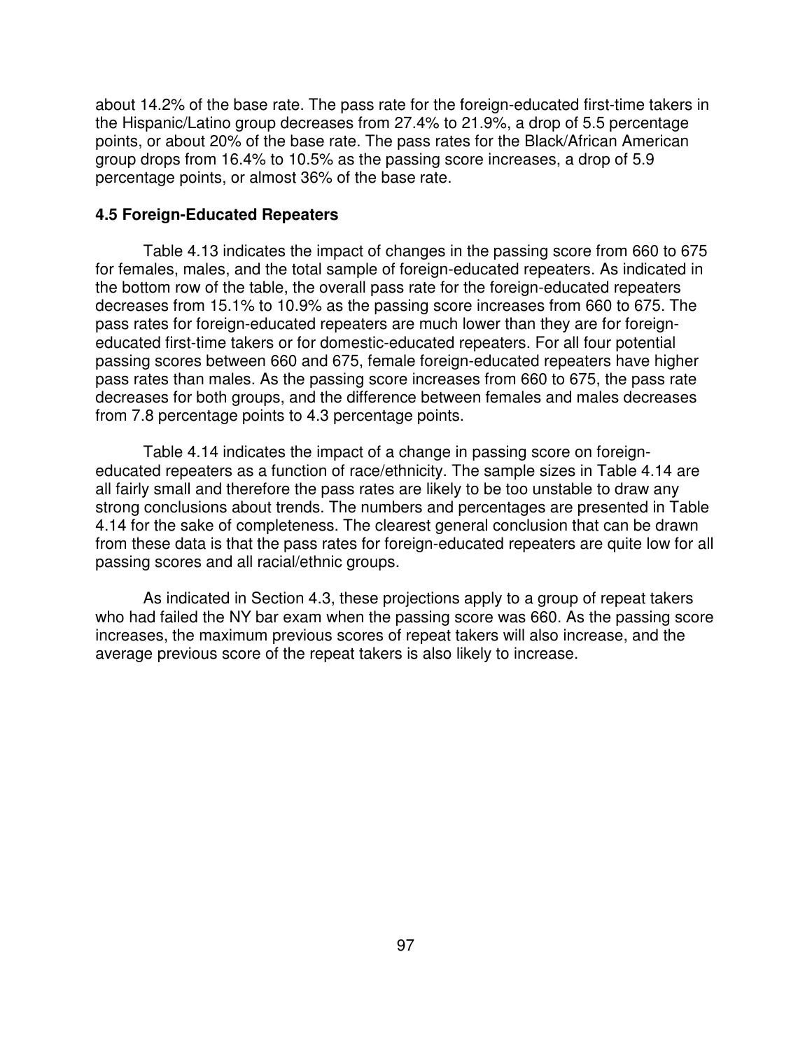about 14.2% of the base rate. The pass rate for the foreign-educated first-time takers in the Hispanic/Latino group decreases from 27.4% to 21.9%, a drop of 5.5 percentage points, or about 20% of the base rate. The pass rates for the Black/African American group drops from 16.4% to 10.5% as the passing score increases, a drop of 5.9 percentage points, or almost 36% of the base rate.

### 4.5 Foreign-Educated Repeaters

Table 4.13 indicates the impact of changes in the passing score from 660 to 675 for females, males, and the total sample of foreign-educated repeaters. As indicated in the bottom row of the table, the overall pass rate for the foreign-educated repeaters decreases from 15.1% to 10.9% as the passing score increases from 660 to 675. The pass rates for foreign-educated repeaters are much lower than they are for foreign-educated first-time takers or for domestic-educated repeaters. For all four potential passing scores between 660 and 675, female foreign-educated repeaters have higher pass rates than males. As the passing score increases from 660 to 675, the pass rate decreases for both groups, and the difference between females and males decreases from 7.8 percentage points to 4.3 percentage points.

Table 4.14 indicates the impact of a change in passing score on foreign-educated repeaters as a function of race/ethnicity. The sample sizes in Table 4.14 are all fairly small and therefore the pass rates are likely to be too unstable to draw any strong conclusions about trends. The numbers and percentages are presented in Table 4.14 for the sake of completeness. The clearest general conclusion that can be drawn from these data is that the pass rates for foreign-educated repeaters are quite low for all passing scores and all racial/ethnic groups.

As indicated in Section 4.3, these projections apply to a group of repeat takers who had failed the NY bar exam when the passing score was 660. As the passing score increases, the maximum previous scores of repeat takers will also increase, and the average previous score of the repeat takers is also likely to increase.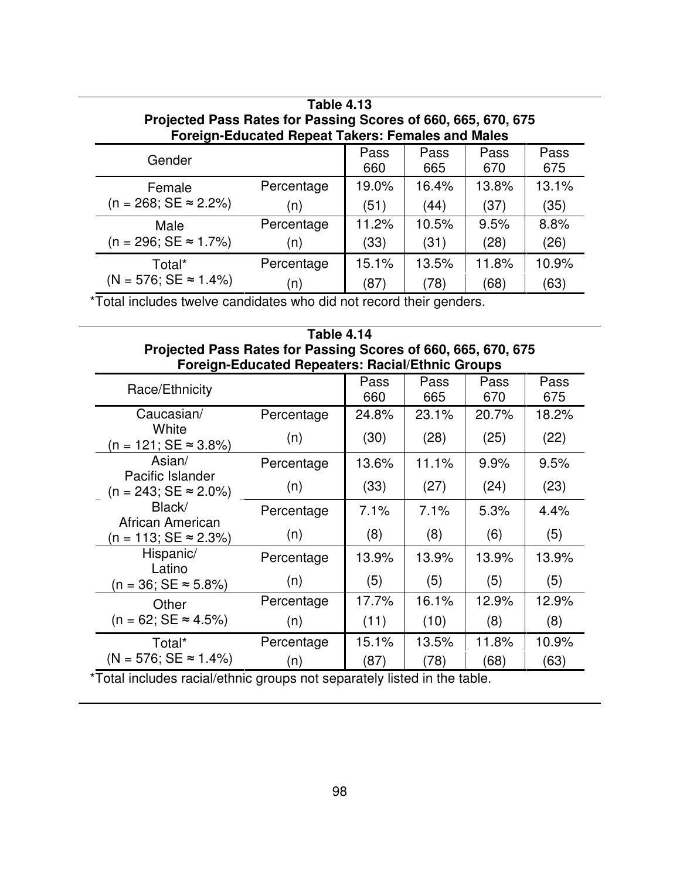**Table 4.13**
**Projected Pass Rates for Passing Scores of 660, 665, 670, 675**
**Foreign-Educated Repeat Takers: Females and Males**

| Gender | | Pass 660 | Pass 665 | Pass 670 | Pass 675 |
|---|---|---|---|---|---|
| Female | Percentage | 19.0% | 16.4% | 13.8% | 13.1% |
| (n = 268; SE ≈ 2.2%) | (n) | (51) | (44) | (37) | (35) |
| Male | Percentage | 11.2% | 10.5% | 9.5% | 8.8% |
| (n = 296; SE ≈ 1.7%) | (n) | (33) | (31) | (28) | (26) |
| Total* | Percentage | 15.1% | 13.5% | 11.8% | 10.9% |
| (N = 576; SE ≈ 1.4%) | (n) | (87) | (78) | (68) | (63) |

*Total includes twelve candidates who did not record their genders.

**Table 4.14**
**Projected Pass Rates for Passing Scores of 660, 665, 670, 675**
**Foreign-Educated Repeaters: Racial/Ethnic Groups**

| Race/Ethnicity | | Pass 660 | Pass 665 | Pass 670 | Pass 675 |
|---|---|---|---|---|---|
| Caucasian/ White | Percentage | 24.8% | 23.1% | 20.7% | 18.2% |
| (n = 121; SE ≈ 3.8%) | (n) | (30) | (28) | (25) | (22) |
| Asian/ Pacific Islander | Percentage | 13.6% | 11.1% | 9.9% | 9.5% |
| (n = 243; SE ≈ 2.0%) | (n) | (33) | (27) | (24) | (23) |
| Black/ African American | Percentage | 7.1% | 7.1% | 5.3% | 4.4% |
| (n = 113; SE ≈ 2.3%) | (n) | (8) | (8) | (6) | (5) |
| Hispanic/ Latino | Percentage | 13.9% | 13.9% | 13.9% | 13.9% |
| (n = 36; SE ≈ 5.8%) | (n) | (5) | (5) | (5) | (5) |
| Other | Percentage | 17.7% | 16.1% | 12.9% | 12.9% |
| (n = 62; SE ≈ 4.5%) | (n) | (11) | (10) | (8) | (8) |
| Total* | Percentage | 15.1% | 13.5% | 11.8% | 10.9% |
| (N = 576; SE ≈ 1.4%) | (n) | (87) | (78) | (68) | (63) |

*Total includes racial/ethnic groups not separately listed in the table.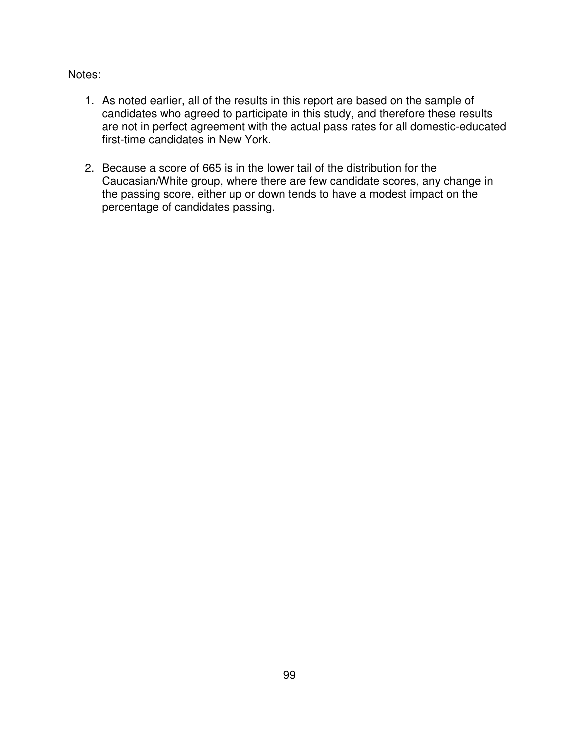Notes:

1. As noted earlier, all of the results in this report are based on the sample of candidates who agreed to participate in this study, and therefore these results are not in perfect agreement with the actual pass rates for all domestic-educated first-time candidates in New York.

2. Because a score of 665 is in the lower tail of the distribution for the Caucasian/White group, where there are few candidate scores, any change in the passing score, either up or down tends to have a modest impact on the percentage of candidates passing.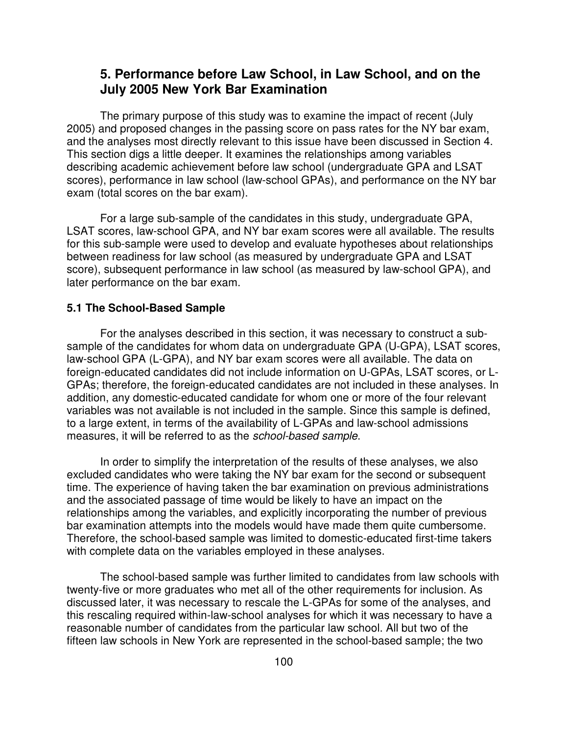## 5. Performance before Law School, in Law School, and on the July 2005 New York Bar Examination

The primary purpose of this study was to examine the impact of recent (July 2005) and proposed changes in the passing score on pass rates for the NY bar exam, and the analyses most directly relevant to this issue have been discussed in Section 4. This section digs a little deeper. It examines the relationships among variables describing academic achievement before law school (undergraduate GPA and LSAT scores), performance in law school (law-school GPAs), and performance on the NY bar exam (total scores on the bar exam).

For a large sub-sample of the candidates in this study, undergraduate GPA, LSAT scores, law-school GPA, and NY bar exam scores were all available. The results for this sub-sample were used to develop and evaluate hypotheses about relationships between readiness for law school (as measured by undergraduate GPA and LSAT score), subsequent performance in law school (as measured by law-school GPA), and later performance on the bar exam.

### 5.1 The School-Based Sample

For the analyses described in this section, it was necessary to construct a sub-sample of the candidates for whom data on undergraduate GPA (U-GPA), LSAT scores, law-school GPA (L-GPA), and NY bar exam scores were all available. The data on foreign-educated candidates did not include information on U-GPAs, LSAT scores, or L-GPAs; therefore, the foreign-educated candidates are not included in these analyses. In addition, any domestic-educated candidate for whom one or more of the four relevant variables was not available is not included in the sample. Since this sample is defined, to a large extent, in terms of the availability of L-GPAs and law-school admissions measures, it will be referred to as the *school-based sample*.

In order to simplify the interpretation of the results of these analyses, we also excluded candidates who were taking the NY bar exam for the second or subsequent time. The experience of having taken the bar examination on previous administrations and the associated passage of time would be likely to have an impact on the relationships among the variables, and explicitly incorporating the number of previous bar examination attempts into the models would have made them quite cumbersome. Therefore, the school-based sample was limited to domestic-educated first-time takers with complete data on the variables employed in these analyses.

The school-based sample was further limited to candidates from law schools with twenty-five or more graduates who met all of the other requirements for inclusion. As discussed later, it was necessary to rescale the L-GPAs for some of the analyses, and this rescaling required within-law-school analyses for which it was necessary to have a reasonable number of candidates from the particular law school. All but two of the fifteen law schools in New York are represented in the school-based sample; the two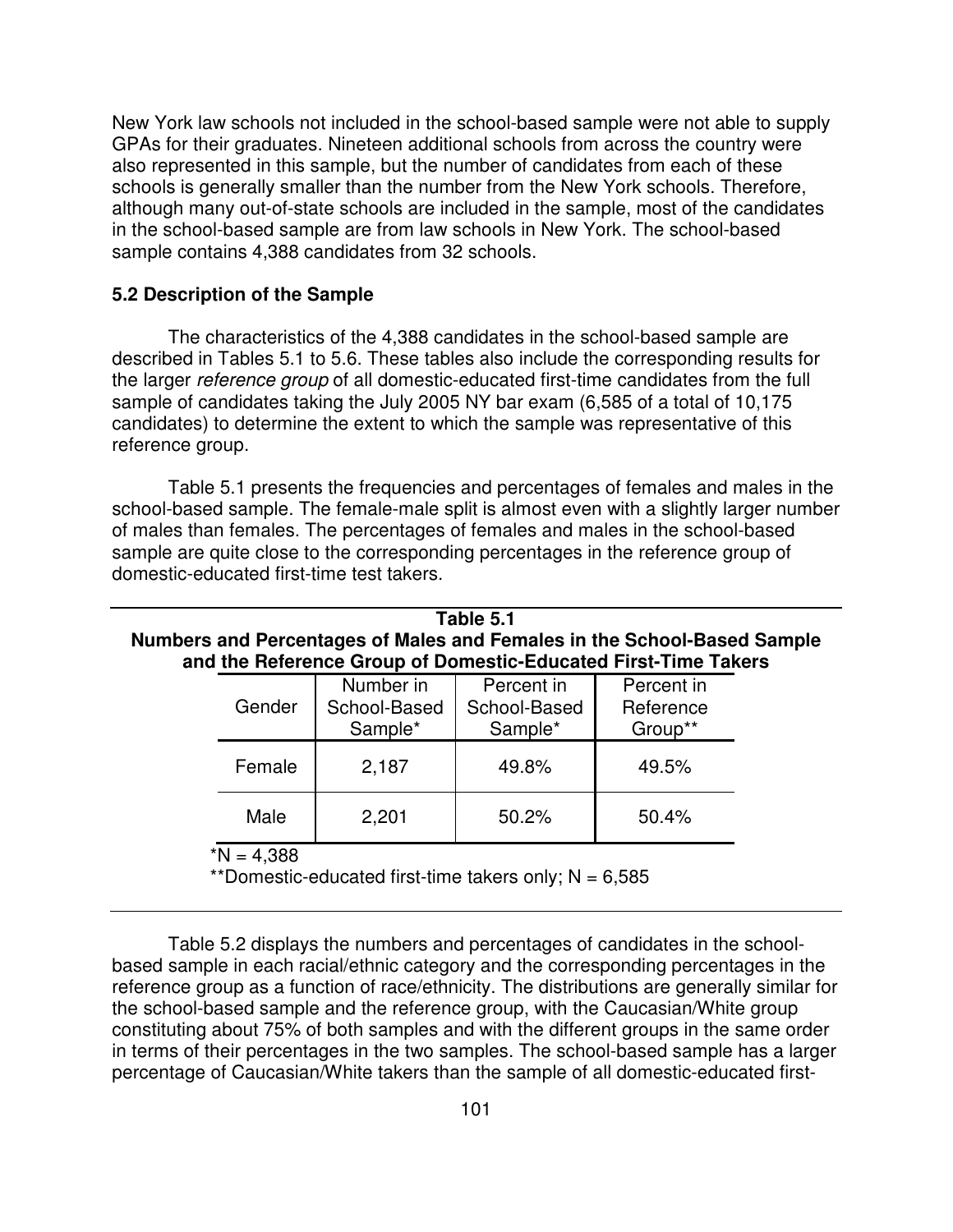New York law schools not included in the school-based sample were not able to supply GPAs for their graduates. Nineteen additional schools from across the country were also represented in this sample, but the number of candidates from each of these schools is generally smaller than the number from the New York schools. Therefore, although many out-of-state schools are included in the sample, most of the candidates in the school-based sample are from law schools in New York. The school-based sample contains 4,388 candidates from 32 schools.

### 5.2 Description of the Sample

The characteristics of the 4,388 candidates in the school-based sample are described in Tables 5.1 to 5.6. These tables also include the corresponding results for the larger *reference group* of all domestic-educated first-time candidates from the full sample of candidates taking the July 2005 NY bar exam (6,585 of a total of 10,175 candidates) to determine the extent to which the sample was representative of this reference group.

Table 5.1 presents the frequencies and percentages of females and males in the school-based sample. The female-male split is almost even with a slightly larger number of males than females. The percentages of females and males in the school-based sample are quite close to the corresponding percentages in the reference group of domestic-educated first-time test takers.

**Table 5.1**
**Numbers and Percentages of Males and Females in the School-Based Sample and the Reference Group of Domestic-Educated First-Time Takers**

| Gender | Number in School-Based Sample* | Percent in School-Based Sample* | Percent in Reference Group** |
|---|---|---|---|
| Female | 2,187 | 49.8% | 49.5% |
| Male | 2,201 | 50.2% | 50.4% |

*N = 4,388

**Domestic-educated first-time takers only; N = 6,585

Table 5.2 displays the numbers and percentages of candidates in the school-based sample in each racial/ethnic category and the corresponding percentages in the reference group as a function of race/ethnicity. The distributions are generally similar for the school-based sample and the reference group, with the Caucasian/White group constituting about 75% of both samples and with the different groups in the same order in terms of their percentages in the two samples. The school-based sample has a larger percentage of Caucasian/White takers than the sample of all domestic-educated first-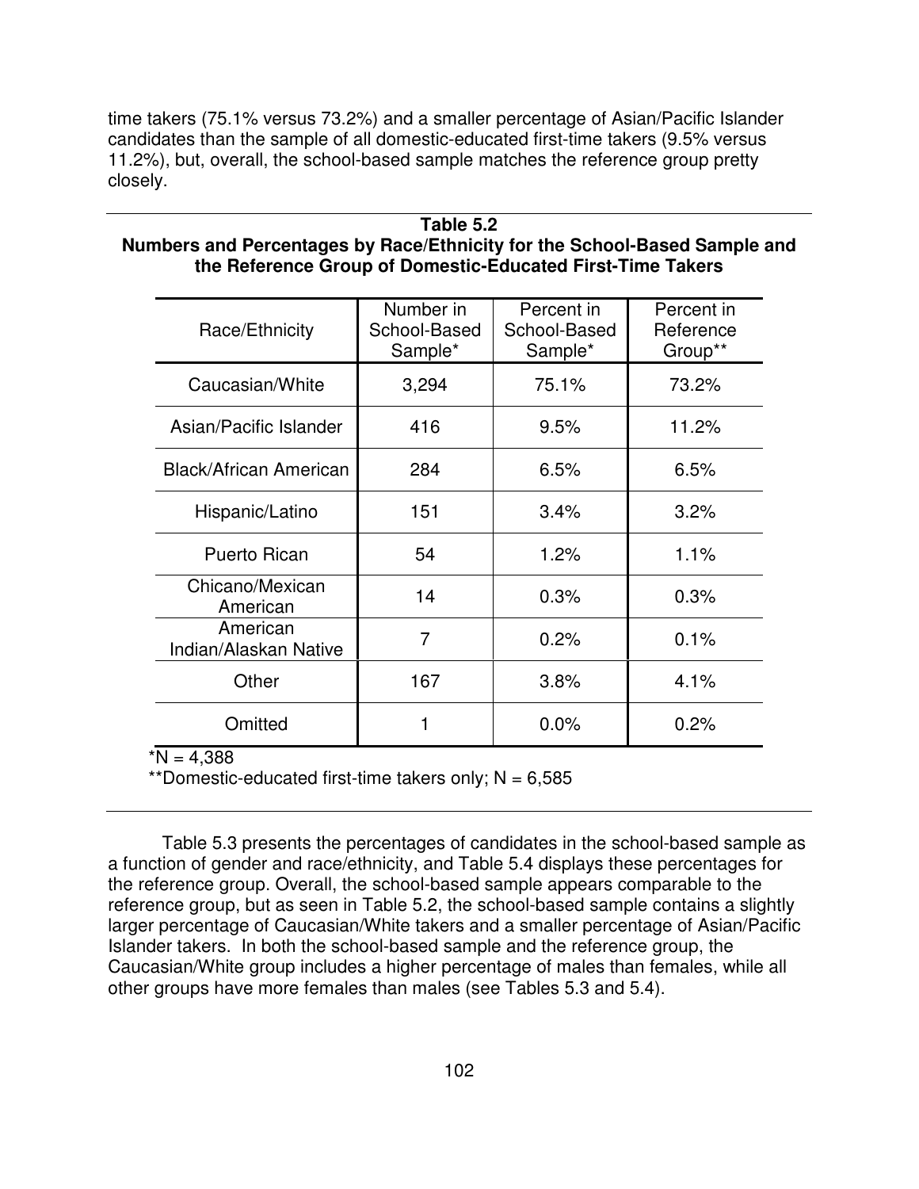time takers (75.1% versus 73.2%) and a smaller percentage of Asian/Pacific Islander candidates than the sample of all domestic-educated first-time takers (9.5% versus 11.2%), but, overall, the school-based sample matches the reference group pretty closely.

**Table 5.2**
**Numbers and Percentages by Race/Ethnicity for the School-Based Sample and the Reference Group of Domestic-Educated First-Time Takers**

| Race/Ethnicity | Number in School-Based Sample* | Percent in School-Based Sample* | Percent in Reference Group** |
|---|---|---|---|
| Caucasian/White | 3,294 | 75.1% | 73.2% |
| Asian/Pacific Islander | 416 | 9.5% | 11.2% |
| Black/African American | 284 | 6.5% | 6.5% |
| Hispanic/Latino | 151 | 3.4% | 3.2% |
| Puerto Rican | 54 | 1.2% | 1.1% |
| Chicano/Mexican American | 14 | 0.3% | 0.3% |
| American Indian/Alaskan Native | 7 | 0.2% | 0.1% |
| Other | 167 | 3.8% | 4.1% |
| Omitted | 1 | 0.0% | 0.2% |

*N = 4,388

**Domestic-educated first-time takers only; N = 6,585

Table 5.3 presents the percentages of candidates in the school-based sample as a function of gender and race/ethnicity, and Table 5.4 displays these percentages for the reference group. Overall, the school-based sample appears comparable to the reference group, but as seen in Table 5.2, the school-based sample contains a slightly larger percentage of Caucasian/White takers and a smaller percentage of Asian/Pacific Islander takers. In both the school-based sample and the reference group, the Caucasian/White group includes a higher percentage of males than females, while all other groups have more females than males (see Tables 5.3 and 5.4).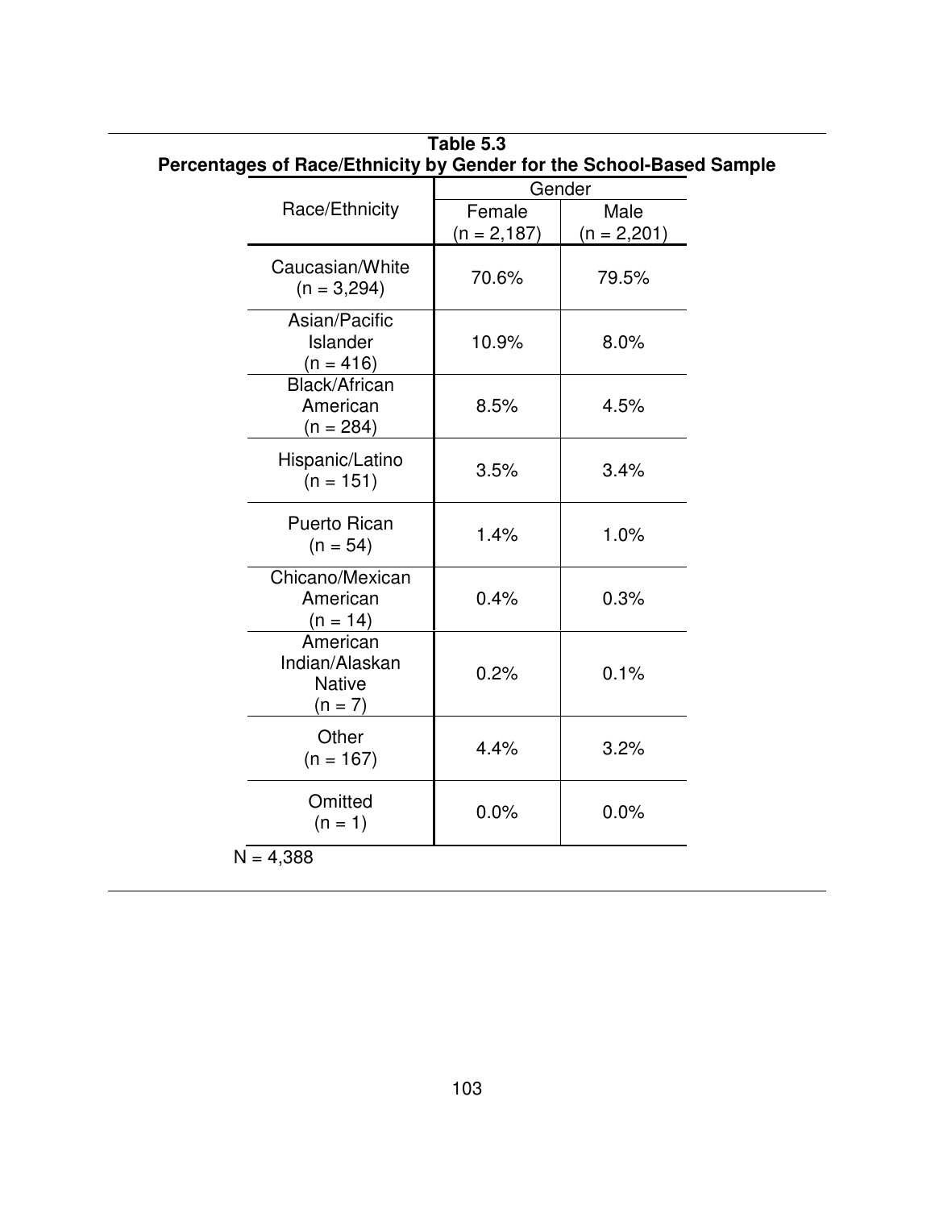**Table 5.3**
**Percentages of Race/Ethnicity by Gender for the School-Based Sample**

| Race/Ethnicity | Gender | |
|---|---|---|
| | Female (n = 2,187) | Male (n = 2,201) |
| Caucasian/White (n = 3,294) | 70.6% | 79.5% |
| Asian/Pacific Islander (n = 416) | 10.9% | 8.0% |
| Black/African American (n = 284) | 8.5% | 4.5% |
| Hispanic/Latino (n = 151) | 3.5% | 3.4% |
| Puerto Rican (n = 54) | 1.4% | 1.0% |
| Chicano/Mexican American (n = 14) | 0.4% | 0.3% |
| American Indian/Alaskan Native (n = 7) | 0.2% | 0.1% |
| Other (n = 167) | 4.4% | 3.2% |
| Omitted (n = 1) | 0.0% | 0.0% |

N = 4,388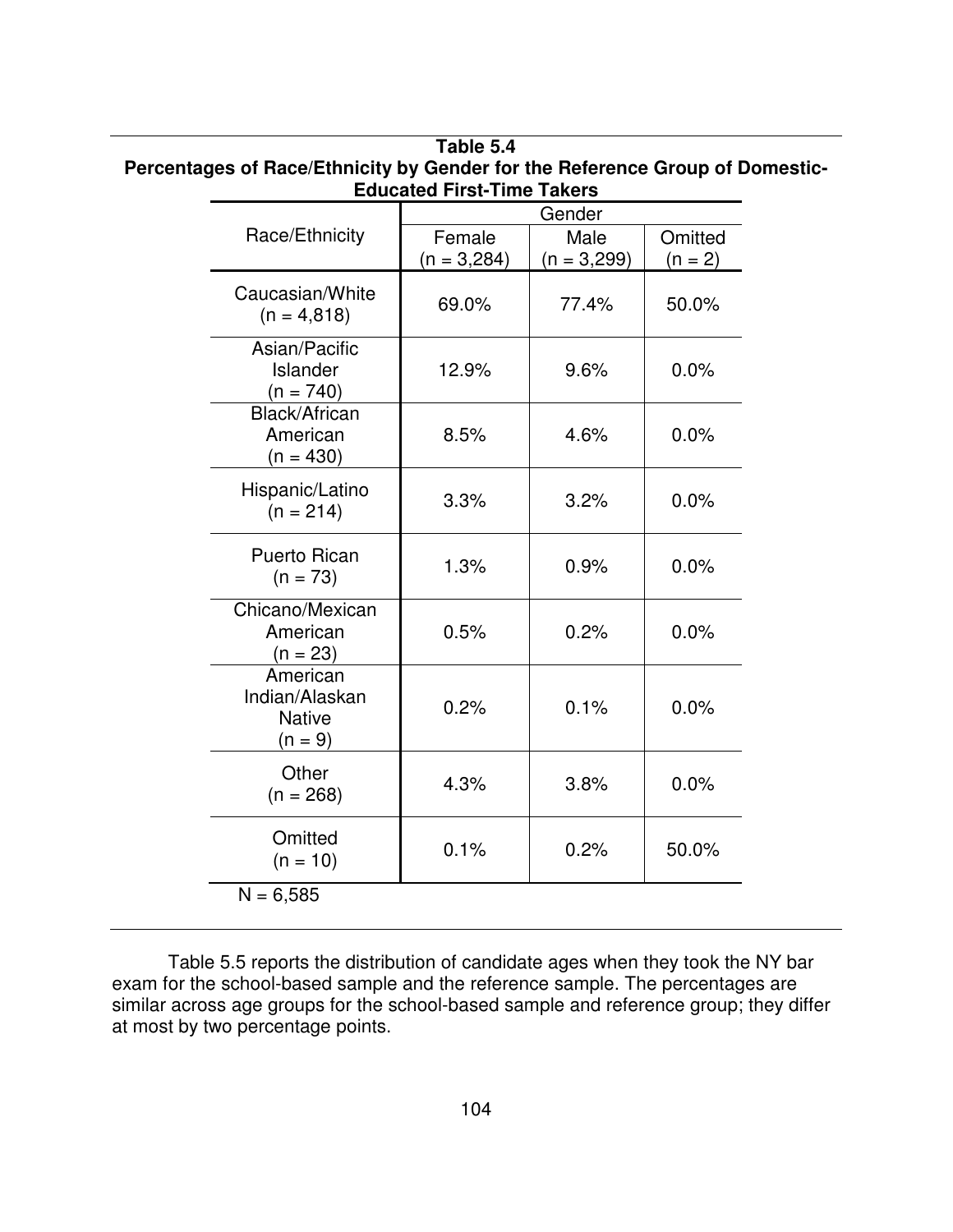**Table 5.4**
**Percentages of Race/Ethnicity by Gender for the Reference Group of Domestic-Educated First-Time Takers**

| Race/Ethnicity | Gender | | |
|---|---|---|---|
| | Female (n = 3,284) | Male (n = 3,299) | Omitted (n = 2) |
| Caucasian/White (n = 4,818) | 69.0% | 77.4% | 50.0% |
| Asian/Pacific Islander (n = 740) | 12.9% | 9.6% | 0.0% |
| Black/African American (n = 430) | 8.5% | 4.6% | 0.0% |
| Hispanic/Latino (n = 214) | 3.3% | 3.2% | 0.0% |
| Puerto Rican (n = 73) | 1.3% | 0.9% | 0.0% |
| Chicano/Mexican American (n = 23) | 0.5% | 0.2% | 0.0% |
| American Indian/Alaskan Native (n = 9) | 0.2% | 0.1% | 0.0% |
| Other (n = 268) | 4.3% | 3.8% | 0.0% |
| Omitted (n = 10) | 0.1% | 0.2% | 50.0% |

N = 6,585

Table 5.5 reports the distribution of candidate ages when they took the NY bar exam for the school-based sample and the reference sample. The percentages are similar across age groups for the school-based sample and reference group; they differ at most by two percentage points.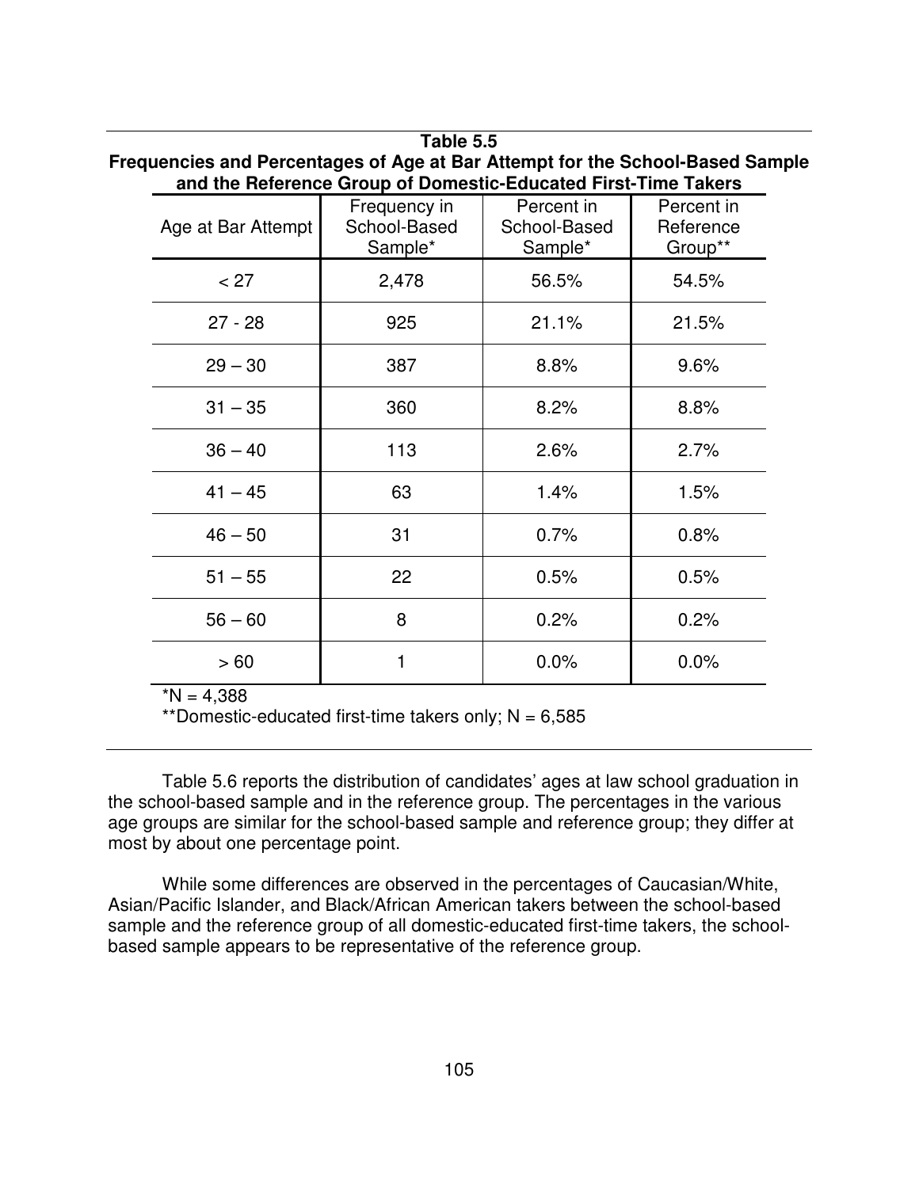**Table 5.5**
**Frequencies and Percentages of Age at Bar Attempt for the School-Based Sample and the Reference Group of Domestic-Educated First-Time Takers**

| Age at Bar Attempt | Frequency in School-Based Sample* | Percent in School-Based Sample* | Percent in Reference Group** |
|---|---|---|---|
| < 27 | 2,478 | 56.5% | 54.5% |
| 27 - 28 | 925 | 21.1% | 21.5% |
| 29 – 30 | 387 | 8.8% | 9.6% |
| 31 – 35 | 360 | 8.2% | 8.8% |
| 36 – 40 | 113 | 2.6% | 2.7% |
| 41 – 45 | 63 | 1.4% | 1.5% |
| 46 – 50 | 31 | 0.7% | 0.8% |
| 51 – 55 | 22 | 0.5% | 0.5% |
| 56 – 60 | 8 | 0.2% | 0.2% |
| > 60 | 1 | 0.0% | 0.0% |

*N = 4,388
**Domestic-educated first-time takers only; N = 6,585

Table 5.6 reports the distribution of candidates' ages at law school graduation in the school-based sample and in the reference group. The percentages in the various age groups are similar for the school-based sample and reference group; they differ at most by about one percentage point.

While some differences are observed in the percentages of Caucasian/White, Asian/Pacific Islander, and Black/African American takers between the school-based sample and the reference group of all domestic-educated first-time takers, the school-based sample appears to be representative of the reference group.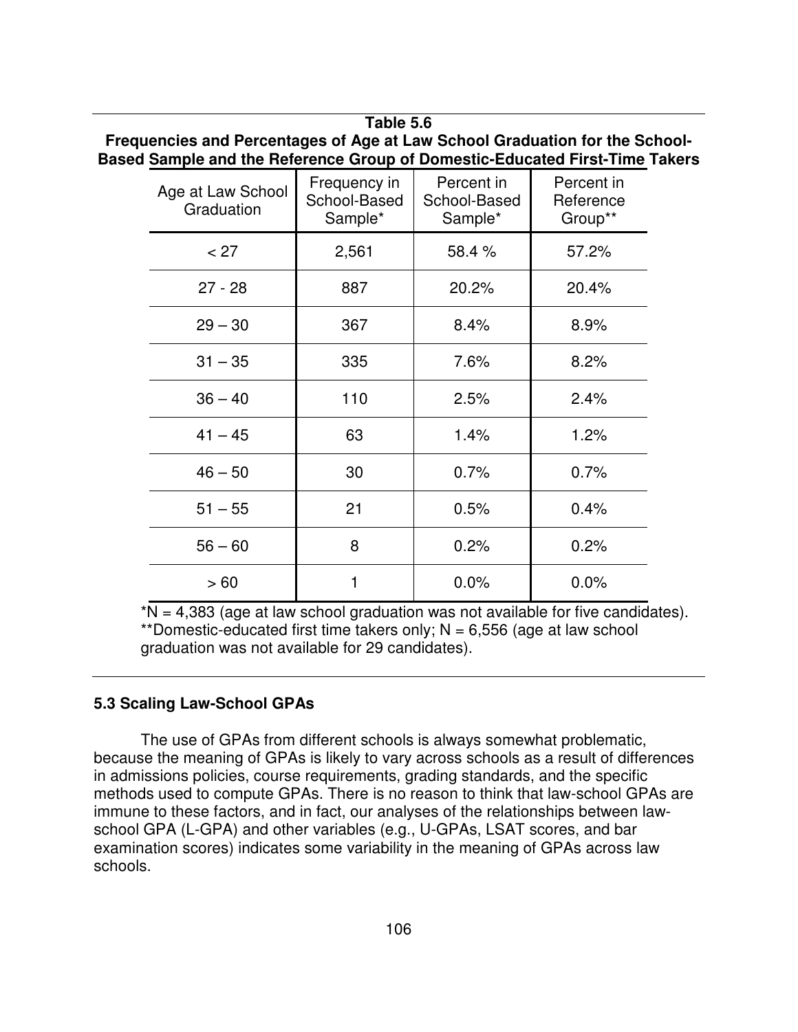**Table 5.6**
**Frequencies and Percentages of Age at Law School Graduation for the School-Based Sample and the Reference Group of Domestic-Educated First-Time Takers**

| Age at Law School Graduation | Frequency in School-Based Sample* | Percent in School-Based Sample* | Percent in Reference Group** |
|---|---|---|---|
| < 27 | 2,561 | 58.4 % | 57.2% |
| 27 - 28 | 887 | 20.2% | 20.4% |
| 29 – 30 | 367 | 8.4% | 8.9% |
| 31 – 35 | 335 | 7.6% | 8.2% |
| 36 – 40 | 110 | 2.5% | 2.4% |
| 41 – 45 | 63 | 1.4% | 1.2% |
| 46 – 50 | 30 | 0.7% | 0.7% |
| 51 – 55 | 21 | 0.5% | 0.4% |
| 56 – 60 | 8 | 0.2% | 0.2% |
| > 60 | 1 | 0.0% | 0.0% |

*N = 4,383 (age at law school graduation was not available for five candidates).
**Domestic-educated first time takers only; N = 6,556 (age at law school graduation was not available for 29 candidates).

### 5.3 Scaling Law-School GPAs

The use of GPAs from different schools is always somewhat problematic, because the meaning of GPAs is likely to vary across schools as a result of differences in admissions policies, course requirements, grading standards, and the specific methods used to compute GPAs. There is no reason to think that law-school GPAs are immune to these factors, and in fact, our analyses of the relationships between law-school GPA (L-GPA) and other variables (e.g., U-GPAs, LSAT scores, and bar examination scores) indicates some variability in the meaning of GPAs across law schools.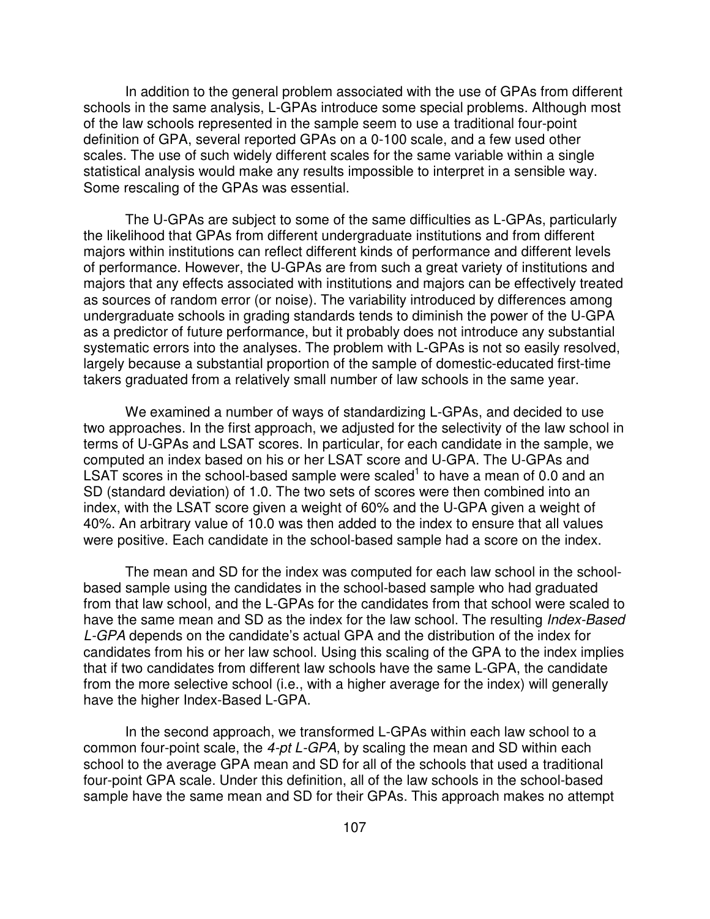In addition to the general problem associated with the use of GPAs from different schools in the same analysis, L-GPAs introduce some special problems. Although most of the law schools represented in the sample seem to use a traditional four-point definition of GPA, several reported GPAs on a 0-100 scale, and a few used other scales. The use of such widely different scales for the same variable within a single statistical analysis would make any results impossible to interpret in a sensible way. Some rescaling of the GPAs was essential.

The U-GPAs are subject to some of the same difficulties as L-GPAs, particularly the likelihood that GPAs from different undergraduate institutions and from different majors within institutions can reflect different kinds of performance and different levels of performance. However, the U-GPAs are from such a great variety of institutions and majors that any effects associated with institutions and majors can be effectively treated as sources of random error (or noise). The variability introduced by differences among undergraduate schools in grading standards tends to diminish the power of the U-GPA as a predictor of future performance, but it probably does not introduce any substantial systematic errors into the analyses. The problem with L-GPAs is not so easily resolved, largely because a substantial proportion of the sample of domestic-educated first-time takers graduated from a relatively small number of law schools in the same year.

We examined a number of ways of standardizing L-GPAs, and decided to use two approaches. In the first approach, we adjusted for the selectivity of the law school in terms of U-GPAs and LSAT scores. In particular, for each candidate in the sample, we computed an index based on his or her LSAT score and U-GPA. The U-GPAs and LSAT scores in the school-based sample were scaled[1] to have a mean of 0.0 and an SD (standard deviation) of 1.0. The two sets of scores were then combined into an index, with the LSAT score given a weight of 60% and the U-GPA given a weight of 40%. An arbitrary value of 10.0 was then added to the index to ensure that all values were positive. Each candidate in the school-based sample had a score on the index.

The mean and SD for the index was computed for each law school in the school-based sample using the candidates in the school-based sample who had graduated from that law school, and the L-GPAs for the candidates from that school were scaled to have the same mean and SD as the index for the law school. The resulting *Index-Based L-GPA* depends on the candidate's actual GPA and the distribution of the index for candidates from his or her law school. Using this scaling of the GPA to the index implies that if two candidates from different law schools have the same L-GPA, the candidate from the more selective school (i.e., with a higher average for the index) will generally have the higher Index-Based L-GPA.

In the second approach, we transformed L-GPAs within each law school to a common four-point scale, the *4-pt L-GPA*, by scaling the mean and SD within each school to the average GPA mean and SD for all of the schools that used a traditional four-point GPA scale. Under this definition, all of the law schools in the school-based sample have the same mean and SD for their GPAs. This approach makes no attempt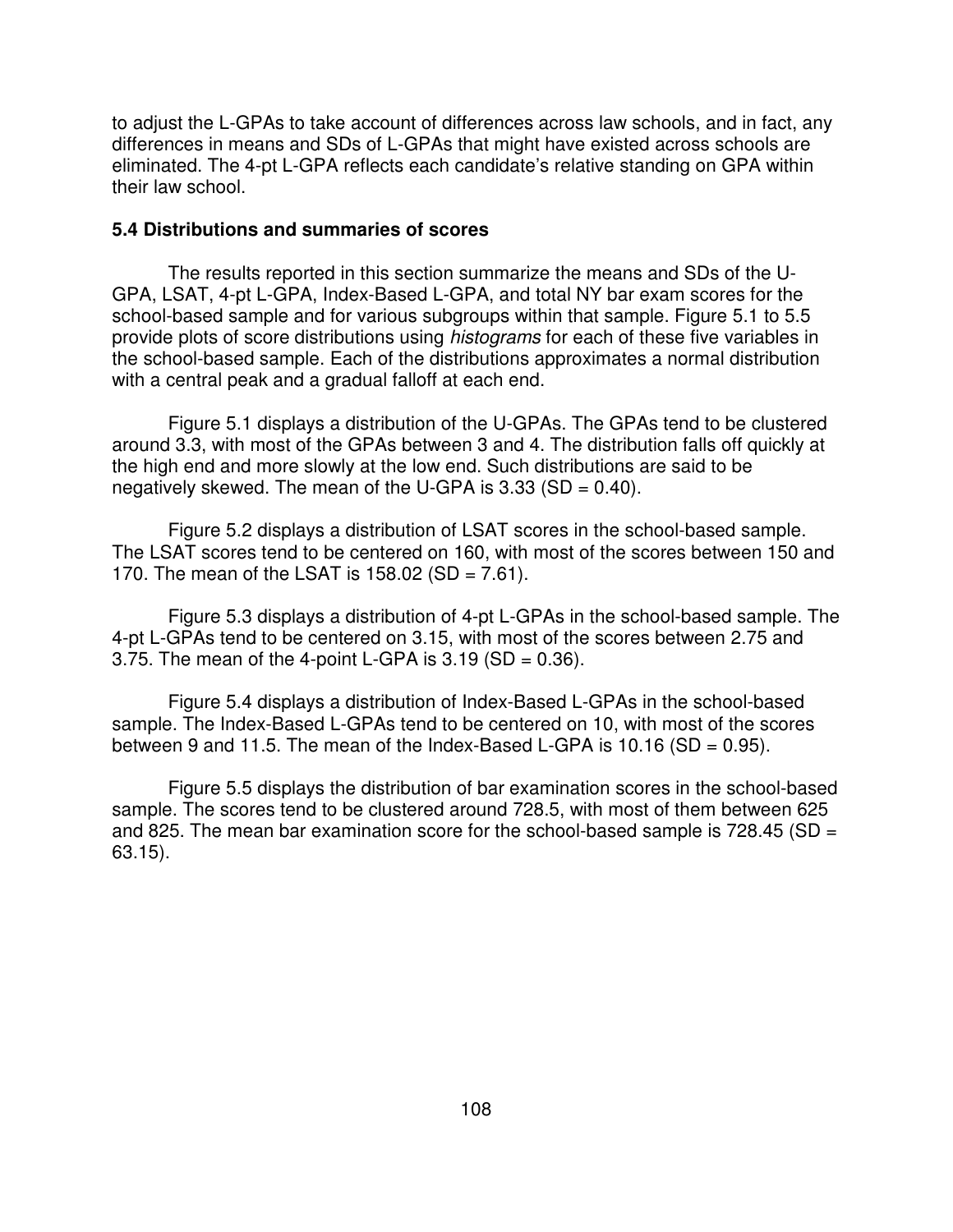to adjust the L-GPAs to take account of differences across law schools, and in fact, any differences in means and SDs of L-GPAs that might have existed across schools are eliminated. The 4-pt L-GPA reflects each candidate's relative standing on GPA within their law school.

### 5.4 Distributions and summaries of scores

The results reported in this section summarize the means and SDs of the U-GPA, LSAT, 4-pt L-GPA, Index-Based L-GPA, and total NY bar exam scores for the school-based sample and for various subgroups within that sample. Figure 5.1 to 5.5 provide plots of score distributions using *histograms* for each of these five variables in the school-based sample. Each of the distributions approximates a normal distribution with a central peak and a gradual falloff at each end.

Figure 5.1 displays a distribution of the U-GPAs. The GPAs tend to be clustered around 3.3, with most of the GPAs between 3 and 4. The distribution falls off quickly at the high end and more slowly at the low end. Such distributions are said to be negatively skewed. The mean of the U-GPA is 3.33 (SD = 0.40).

Figure 5.2 displays a distribution of LSAT scores in the school-based sample. The LSAT scores tend to be centered on 160, with most of the scores between 150 and 170. The mean of the LSAT is 158.02 (SD = 7.61).

Figure 5.3 displays a distribution of 4-pt L-GPAs in the school-based sample. The 4-pt L-GPAs tend to be centered on 3.15, with most of the scores between 2.75 and 3.75. The mean of the 4-point L-GPA is 3.19 (SD = 0.36).

Figure 5.4 displays a distribution of Index-Based L-GPAs in the school-based sample. The Index-Based L-GPAs tend to be centered on 10, with most of the scores between 9 and 11.5. The mean of the Index-Based L-GPA is 10.16 (SD = 0.95).

Figure 5.5 displays the distribution of bar examination scores in the school-based sample. The scores tend to be clustered around 728.5, with most of them between 625 and 825. The mean bar examination score for the school-based sample is 728.45 (SD = 63.15).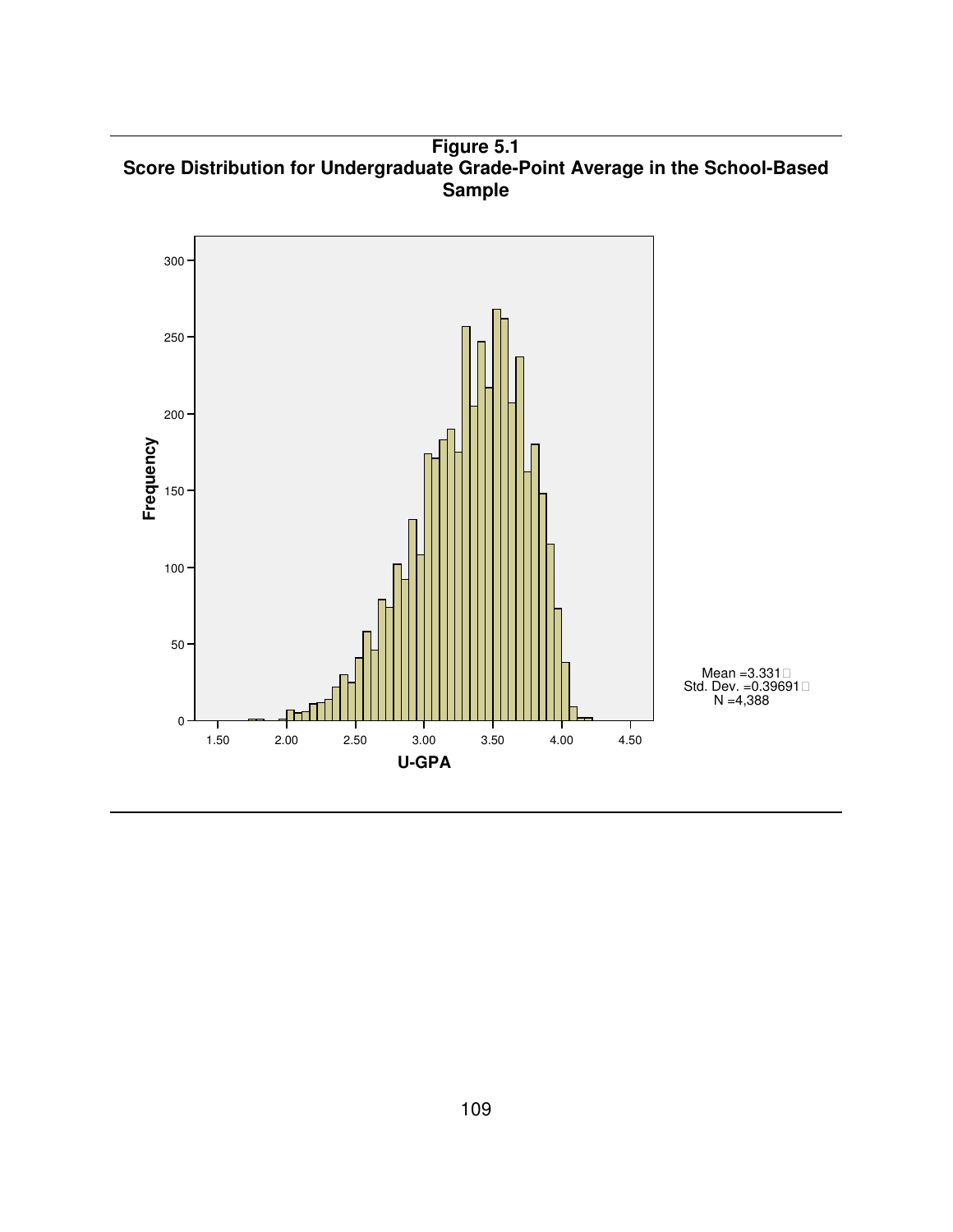**Figure 5.1**
**Score Distribution for Undergraduate Grade-Point Average in the School-Based Sample**

Mean =3.331
Std. Dev. =0.39691
N =4,388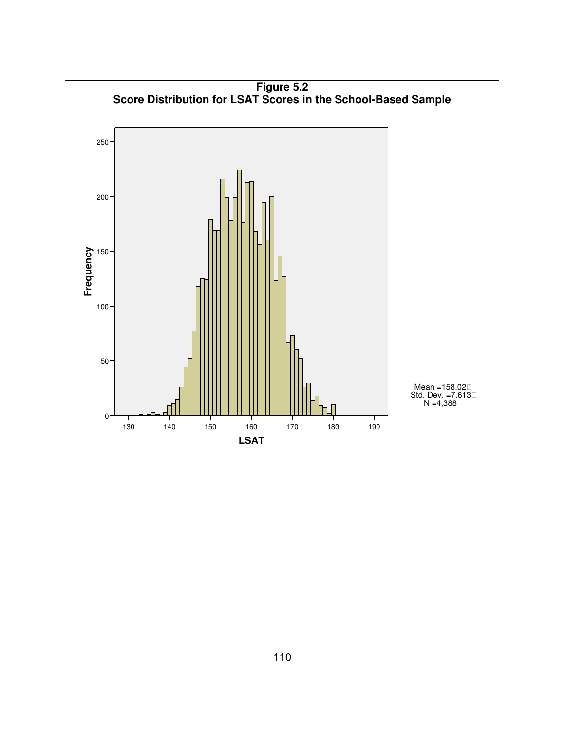**Figure 5.2**
**Score Distribution for LSAT Scores in the School-Based Sample**

Mean =158.02
Std. Dev. =7.613
N =4,388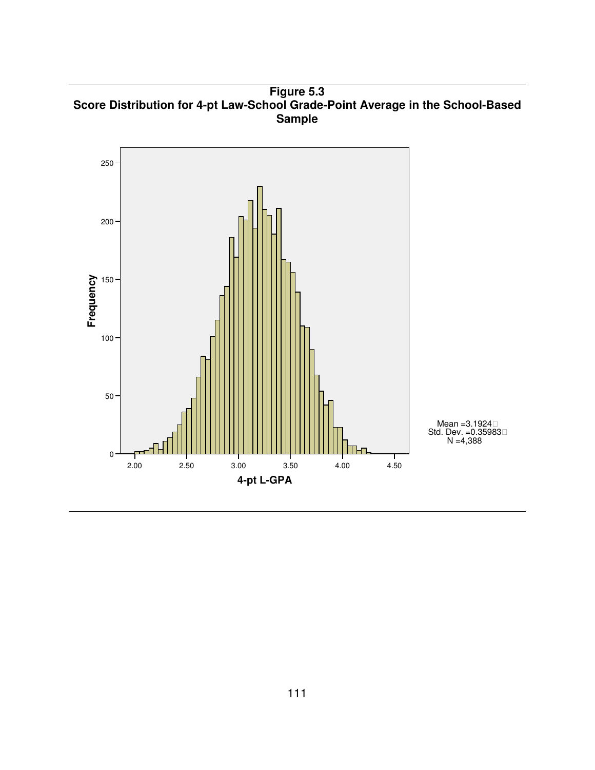**Figure 5.3**
**Score Distribution for 4-pt Law-School Grade-Point Average in the School-Based Sample**

Mean =3.1924
Std. Dev. =0.35983
N =4,388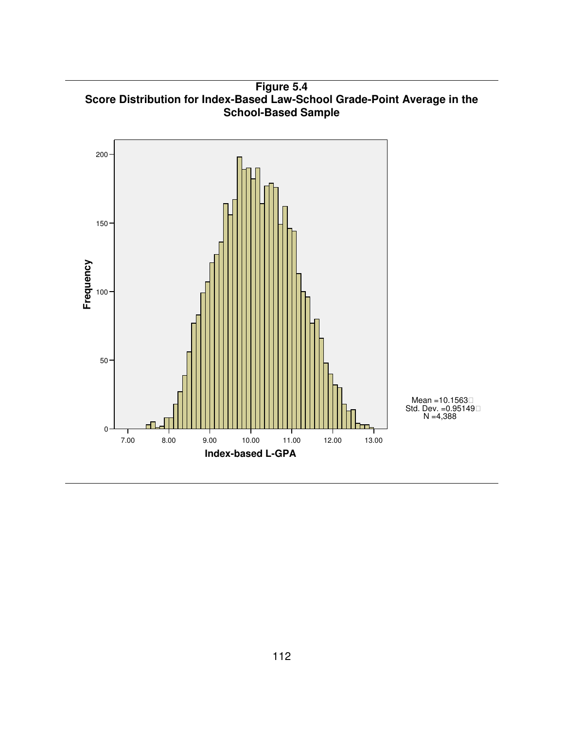**Figure 5.4**
**Score Distribution for Index-Based Law-School Grade-Point Average in the School-Based Sample**

Mean =10.1563
Std. Dev. =0.95149
N =4,388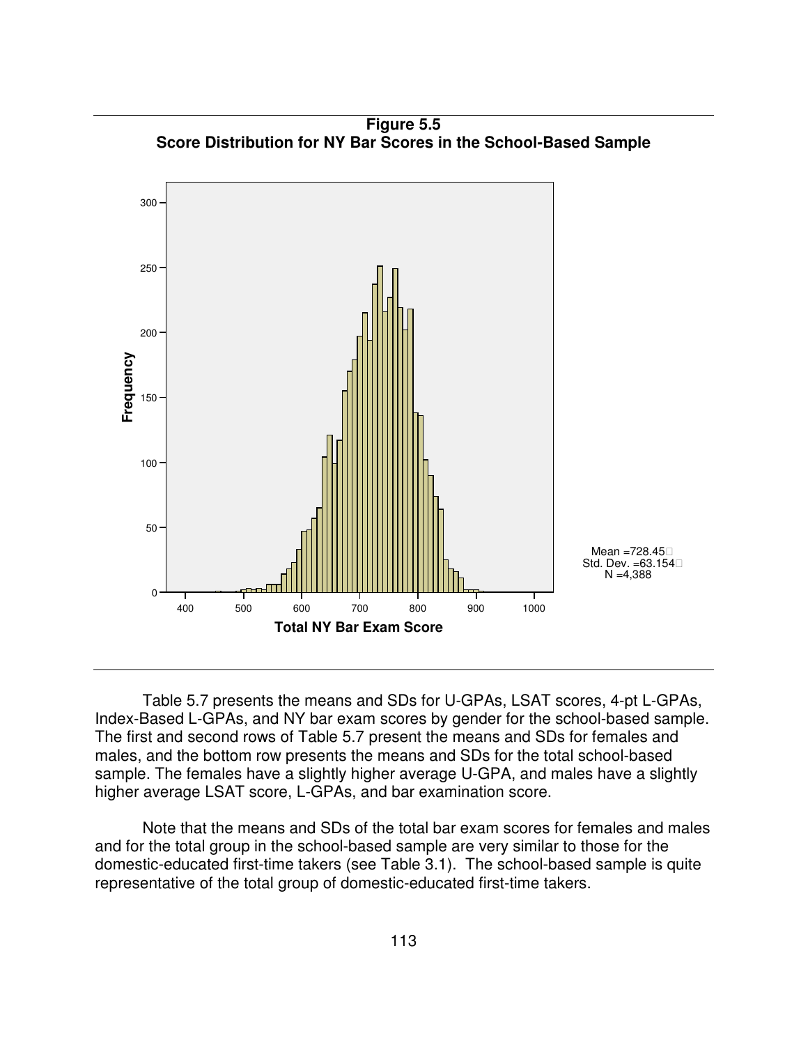**Figure 5.5**
**Score Distribution for NY Bar Scores in the School-Based Sample**

Mean =728.45
Std. Dev. =63.154
N =4,388

Table 5.7 presents the means and SDs for U-GPAs, LSAT scores, 4-pt L-GPAs, Index-Based L-GPAs, and NY bar exam scores by gender for the school-based sample. The first and second rows of Table 5.7 present the means and SDs for females and males, and the bottom row presents the means and SDs for the total school-based sample. The females have a slightly higher average U-GPA, and males have a slightly higher average LSAT score, L-GPAs, and bar examination score.

Note that the means and SDs of the total bar exam scores for females and males and for the total group in the school-based sample are very similar to those for the domestic-educated first-time takers (see Table 3.1). The school-based sample is quite representative of the total group of domestic-educated first-time takers.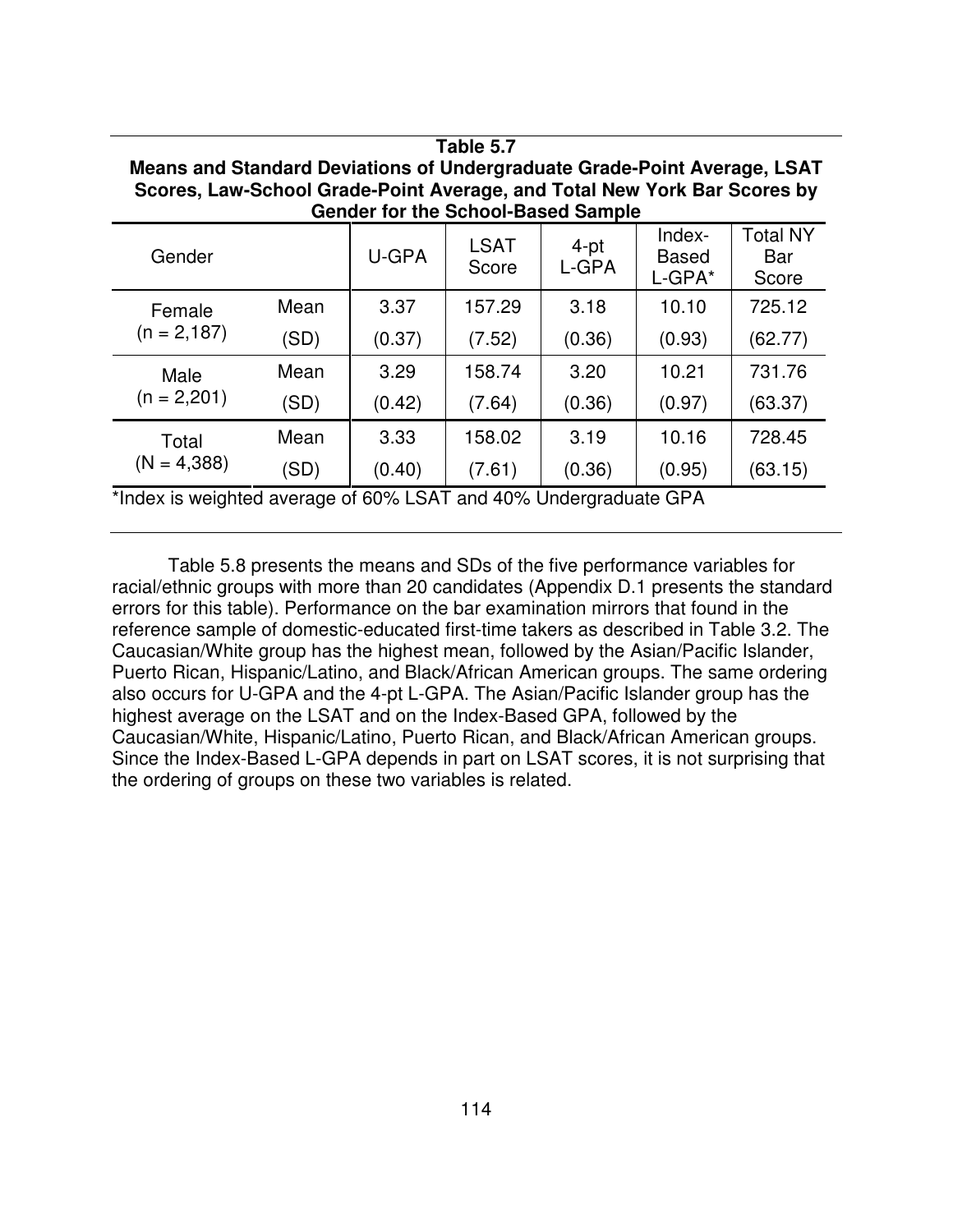**Table 5.7**
**Means and Standard Deviations of Undergraduate Grade-Point Average, LSAT Scores, Law-School Grade-Point Average, and Total New York Bar Scores by Gender for the School-Based Sample**

| Gender | | U-GPA | LSAT Score | 4-pt L-GPA | Index-Based L-GPA* | Total NY Bar Score |
|---|---|---|---|---|---|---|
| Female (n = 2,187) | Mean | 3.37 | 157.29 | 3.18 | 10.10 | 725.12 |
| | (SD) | (0.37) | (7.52) | (0.36) | (0.93) | (62.77) |
| Male (n = 2,201) | Mean | 3.29 | 158.74 | 3.20 | 10.21 | 731.76 |
| | (SD) | (0.42) | (7.64) | (0.36) | (0.97) | (63.37) |
| Total (N = 4,388) | Mean | 3.33 | 158.02 | 3.19 | 10.16 | 728.45 |
| | (SD) | (0.40) | (7.61) | (0.36) | (0.95) | (63.15) |

*Index is weighted average of 60% LSAT and 40% Undergraduate GPA

Table 5.8 presents the means and SDs of the five performance variables for racial/ethnic groups with more than 20 candidates (Appendix D.1 presents the standard errors for this table). Performance on the bar examination mirrors that found in the reference sample of domestic-educated first-time takers as described in Table 3.2. The Caucasian/White group has the highest mean, followed by the Asian/Pacific Islander, Puerto Rican, Hispanic/Latino, and Black/African American groups. The same ordering also occurs for U-GPA and the 4-pt L-GPA. The Asian/Pacific Islander group has the highest average on the LSAT and on the Index-Based GPA, followed by the Caucasian/White, Hispanic/Latino, Puerto Rican, and Black/African American groups. Since the Index-Based L-GPA depends in part on LSAT scores, it is not surprising that the ordering of groups on these two variables is related.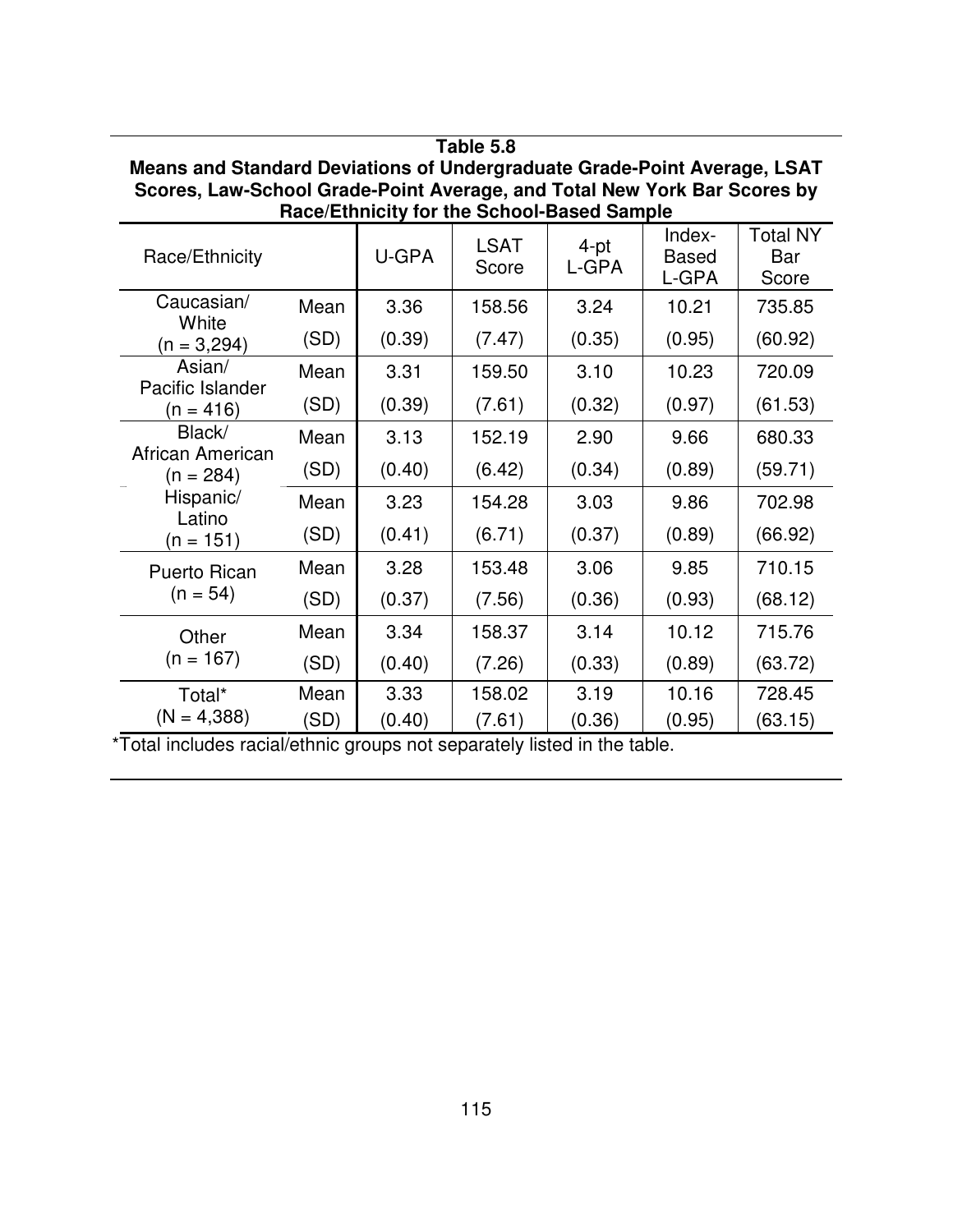**Table 5.8**
**Means and Standard Deviations of Undergraduate Grade-Point Average, LSAT Scores, Law-School Grade-Point Average, and Total New York Bar Scores by Race/Ethnicity for the School-Based Sample**

| Race/Ethnicity | | U-GPA | LSAT Score | 4-pt L-GPA | Index-Based L-GPA | Total NY Bar Score |
|---|---|---|---|---|---|---|
| Caucasian/ White (n = 3,294) | Mean | 3.36 | 158.56 | 3.24 | 10.21 | 735.85 |
| | (SD) | (0.39) | (7.47) | (0.35) | (0.95) | (60.92) |
| Asian/ Pacific Islander (n = 416) | Mean | 3.31 | 159.50 | 3.10 | 10.23 | 720.09 |
| | (SD) | (0.39) | (7.61) | (0.32) | (0.97) | (61.53) |
| Black/ African American (n = 284) | Mean | 3.13 | 152.19 | 2.90 | 9.66 | 680.33 |
| | (SD) | (0.40) | (6.42) | (0.34) | (0.89) | (59.71) |
| Hispanic/ Latino (n = 151) | Mean | 3.23 | 154.28 | 3.03 | 9.86 | 702.98 |
| | (SD) | (0.41) | (6.71) | (0.37) | (0.89) | (66.92) |
| Puerto Rican (n = 54) | Mean | 3.28 | 153.48 | 3.06 | 9.85 | 710.15 |
| | (SD) | (0.37) | (7.56) | (0.36) | (0.93) | (68.12) |
| Other (n = 167) | Mean | 3.34 | 158.37 | 3.14 | 10.12 | 715.76 |
| | (SD) | (0.40) | (7.26) | (0.33) | (0.89) | (63.72) |
| Total* (N = 4,388) | Mean | 3.33 | 158.02 | 3.19 | 10.16 | 728.45 |
| | (SD) | (0.40) | (7.61) | (0.36) | (0.95) | (63.15) |

*Total includes racial/ethnic groups not separately listed in the table.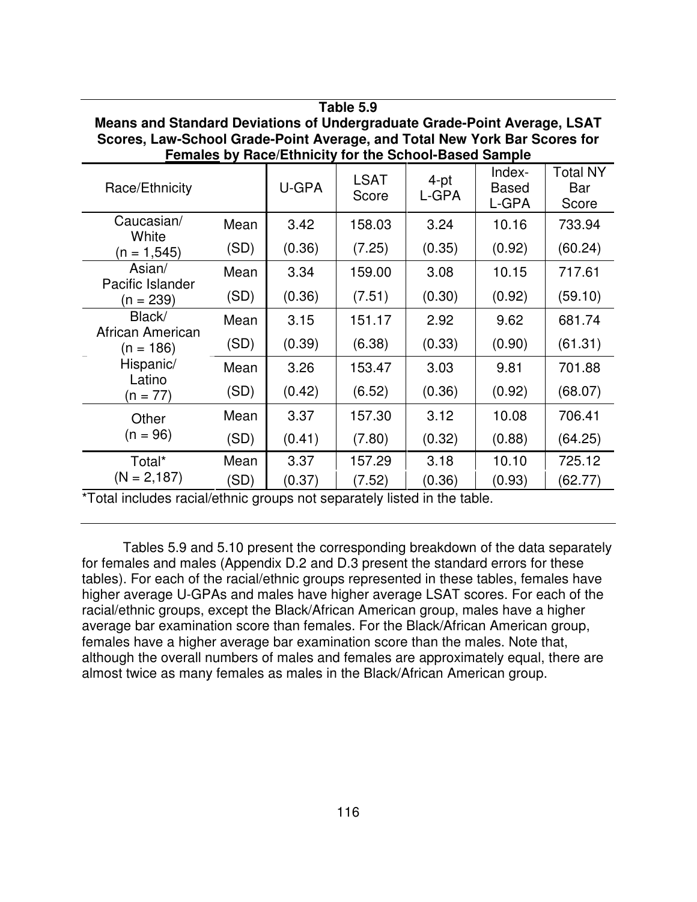**Table 5.9**
**Means and Standard Deviations of Undergraduate Grade-Point Average, LSAT Scores, Law-School Grade-Point Average, and Total New York Bar Scores for Females by Race/Ethnicity for the School-Based Sample**

| Race/Ethnicity | | U-GPA | LSAT Score | 4-pt L-GPA | Index-Based L-GPA | Total NY Bar Score |
|---|---|---|---|---|---|---|
| Caucasian/ White (n = 1,545) | Mean | 3.42 | 158.03 | 3.24 | 10.16 | 733.94 |
| | (SD) | (0.36) | (7.25) | (0.35) | (0.92) | (60.24) |
| Asian/ Pacific Islander (n = 239) | Mean | 3.34 | 159.00 | 3.08 | 10.15 | 717.61 |
| | (SD) | (0.36) | (7.51) | (0.30) | (0.92) | (59.10) |
| Black/ African American (n = 186) | Mean | 3.15 | 151.17 | 2.92 | 9.62 | 681.74 |
| | (SD) | (0.39) | (6.38) | (0.33) | (0.90) | (61.31) |
| Hispanic/ Latino (n = 77) | Mean | 3.26 | 153.47 | 3.03 | 9.81 | 701.88 |
| | (SD) | (0.42) | (6.52) | (0.36) | (0.92) | (68.07) |
| Other (n = 96) | Mean | 3.37 | 157.30 | 3.12 | 10.08 | 706.41 |
| | (SD) | (0.41) | (7.80) | (0.32) | (0.88) | (64.25) |
| Total* (N = 2,187) | Mean | 3.37 | 157.29 | 3.18 | 10.10 | 725.12 |
| | (SD) | (0.37) | (7.52) | (0.36) | (0.93) | (62.77) |

*Total includes racial/ethnic groups not separately listed in the table.

Tables 5.9 and 5.10 present the corresponding breakdown of the data separately for females and males (Appendix D.2 and D.3 present the standard errors for these tables). For each of the racial/ethnic groups represented in these tables, females have higher average U-GPAs and males have higher average LSAT scores. For each of the racial/ethnic groups, except the Black/African American group, males have a higher average bar examination score than females. For the Black/African American group, females have a higher average bar examination score than the males. Note that, although the overall numbers of males and females are approximately equal, there are almost twice as many females as males in the Black/African American group.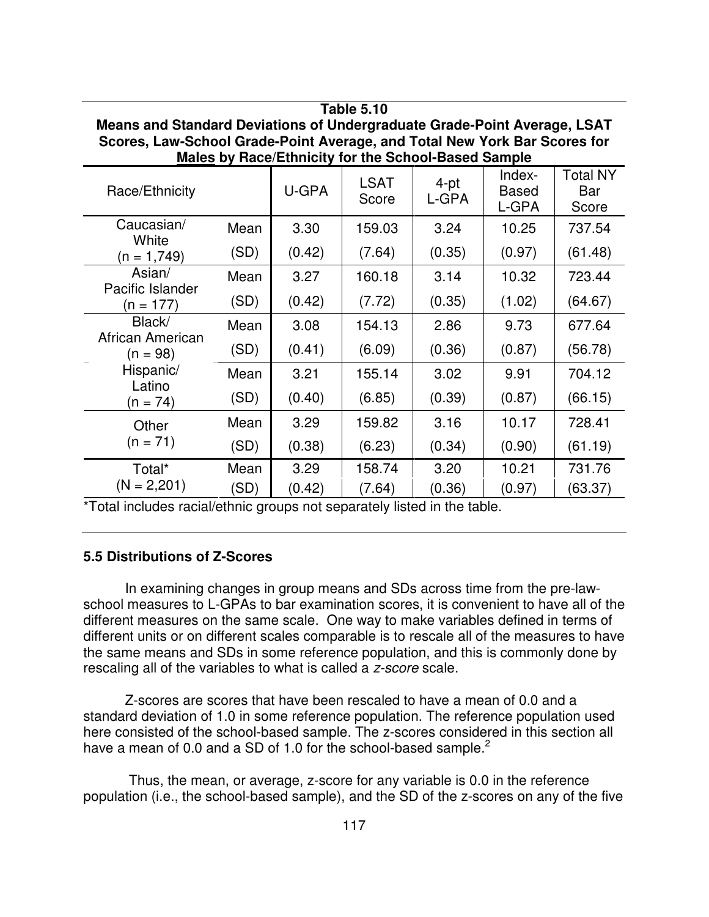**Table 5.10**
**Means and Standard Deviations of Undergraduate Grade-Point Average, LSAT Scores, Law-School Grade-Point Average, and Total New York Bar Scores for Males by Race/Ethnicity for the School-Based Sample**

| Race/Ethnicity | | U-GPA | LSAT Score | 4-pt L-GPA | Index-Based L-GPA | Total NY Bar Score |
|---|---|---|---|---|---|---|
| Caucasian/ White (n = 1,749) | Mean | 3.30 | 159.03 | 3.24 | 10.25 | 737.54 |
| | (SD) | (0.42) | (7.64) | (0.35) | (0.97) | (61.48) |
| Asian/ Pacific Islander (n = 177) | Mean | 3.27 | 160.18 | 3.14 | 10.32 | 723.44 |
| | (SD) | (0.42) | (7.72) | (0.35) | (1.02) | (64.67) |
| Black/ African American (n = 98) | Mean | 3.08 | 154.13 | 2.86 | 9.73 | 677.64 |
| | (SD) | (0.41) | (6.09) | (0.36) | (0.87) | (56.78) |
| Hispanic/ Latino (n = 74) | Mean | 3.21 | 155.14 | 3.02 | 9.91 | 704.12 |
| | (SD) | (0.40) | (6.85) | (0.39) | (0.87) | (66.15) |
| Other (n = 71) | Mean | 3.29 | 159.82 | 3.16 | 10.17 | 728.41 |
| | (SD) | (0.38) | (6.23) | (0.34) | (0.90) | (61.19) |
| Total* (N = 2,201) | Mean | 3.29 | 158.74 | 3.20 | 10.21 | 731.76 |
| | (SD) | (0.42) | (7.64) | (0.36) | (0.97) | (63.37) |

*Total includes racial/ethnic groups not separately listed in the table.

### 5.5 Distributions of Z-Scores

In examining changes in group means and SDs across time from the pre-law-school measures to L-GPAs to bar examination scores, it is convenient to have all of the different measures on the same scale. One way to make variables defined in terms of different units or on different scales comparable is to rescale all of the measures to have the same means and SDs in some reference population, and this is commonly done by rescaling all of the variables to what is called a *z-score* scale.

Z-scores are scores that have been rescaled to have a mean of 0.0 and a standard deviation of 1.0 in some reference population. The reference population used here consisted of the school-based sample. The z-scores considered in this section all have a mean of 0.0 and a SD of 1.0 for the school-based sample.[2]

Thus, the mean, or average, z-score for any variable is 0.0 in the reference population (i.e., the school-based sample), and the SD of the z-scores on any of the five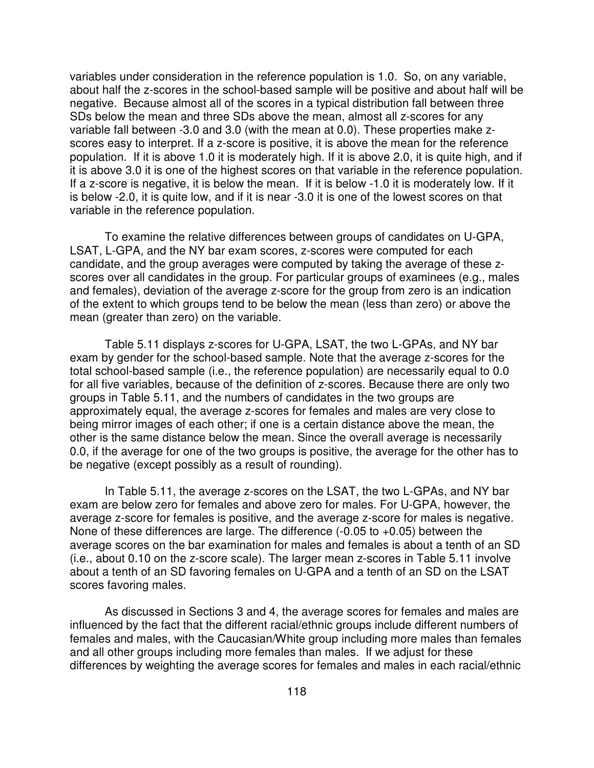variables under consideration in the reference population is 1.0. So, on any variable, about half the z-scores in the school-based sample will be positive and about half will be negative. Because almost all of the scores in a typical distribution fall between three SDs below the mean and three SDs above the mean, almost all z-scores for any variable fall between -3.0 and 3.0 (with the mean at 0.0). These properties make z-scores easy to interpret. If a z-score is positive, it is above the mean for the reference population. If it is above 1.0 it is moderately high. If it is above 2.0, it is quite high, and if it is above 3.0 it is one of the highest scores on that variable in the reference population. If a z-score is negative, it is below the mean. If it is below -1.0 it is moderately low. If it is below -2.0, it is quite low, and if it is near -3.0 it is one of the lowest scores on that variable in the reference population.

To examine the relative differences between groups of candidates on U-GPA, LSAT, L-GPA, and the NY bar exam scores, z-scores were computed for each candidate, and the group averages were computed by taking the average of these z-scores over all candidates in the group. For particular groups of examinees (e.g., males and females), deviation of the average z-score for the group from zero is an indication of the extent to which groups tend to be below the mean (less than zero) or above the mean (greater than zero) on the variable.

Table 5.11 displays z-scores for U-GPA, LSAT, the two L-GPAs, and NY bar exam by gender for the school-based sample. Note that the average z-scores for the total school-based sample (i.e., the reference population) are necessarily equal to 0.0 for all five variables, because of the definition of z-scores. Because there are only two groups in Table 5.11, and the numbers of candidates in the two groups are approximately equal, the average z-scores for females and males are very close to being mirror images of each other; if one is a certain distance above the mean, the other is the same distance below the mean. Since the overall average is necessarily 0.0, if the average for one of the two groups is positive, the average for the other has to be negative (except possibly as a result of rounding).

In Table 5.11, the average z-scores on the LSAT, the two L-GPAs, and NY bar exam are below zero for females and above zero for males. For U-GPA, however, the average z-score for females is positive, and the average z-score for males is negative. None of these differences are large. The difference (-0.05 to +0.05) between the average scores on the bar examination for males and females is about a tenth of an SD (i.e., about 0.10 on the z-score scale). The larger mean z-scores in Table 5.11 involve about a tenth of an SD favoring females on U-GPA and a tenth of an SD on the LSAT scores favoring males.

As discussed in Sections 3 and 4, the average scores for females and males are influenced by the fact that the different racial/ethnic groups include different numbers of females and males, with the Caucasian/White group including more males than females and all other groups including more females than males. If we adjust for these differences by weighting the average scores for females and males in each racial/ethnic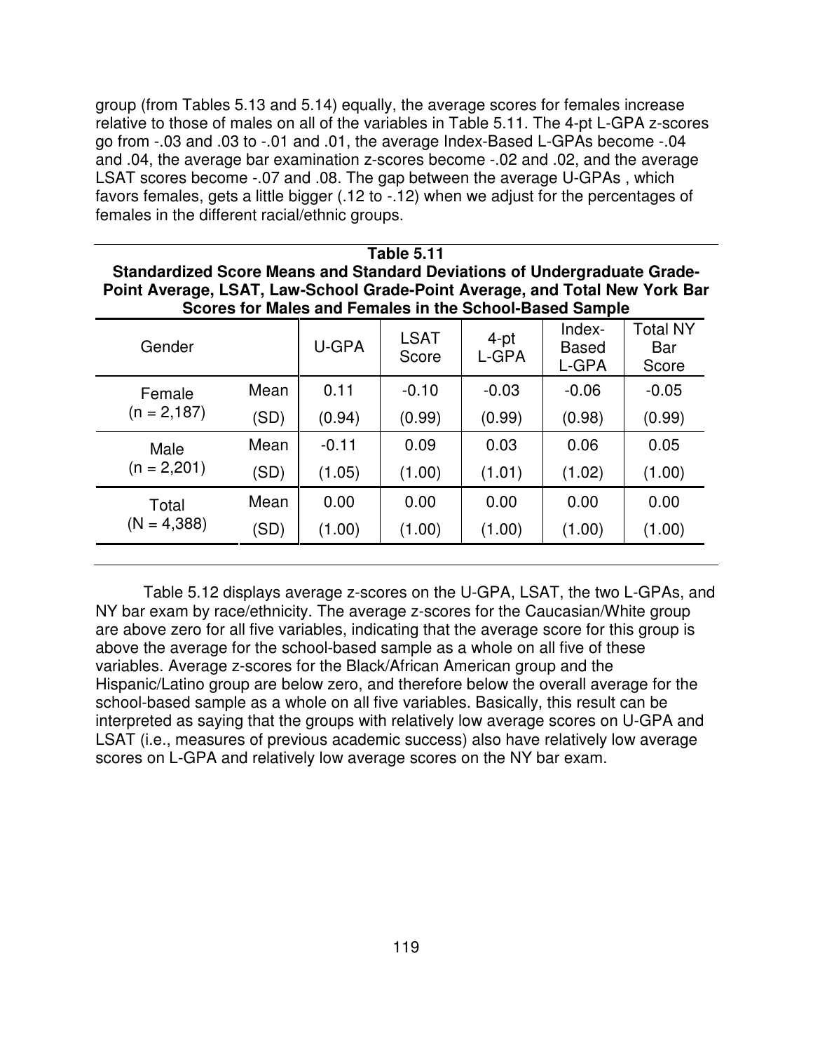group (from Tables 5.13 and 5.14) equally, the average scores for females increase relative to those of males on all of the variables in Table 5.11. The 4-pt L-GPA z-scores go from -.03 and .03 to -.01 and .01, the average Index-Based L-GPAs become -.04 and .04, the average bar examination z-scores become -.02 and .02, and the average LSAT scores become -.07 and .08. The gap between the average U-GPAs , which favors females, gets a little bigger (.12 to -.12) when we adjust for the percentages of females in the different racial/ethnic groups.

**Table 5.11**
**Standardized Score Means and Standard Deviations of Undergraduate Grade-Point Average, LSAT, Law-School Grade-Point Average, and Total New York Bar Scores for Males and Females in the School-Based Sample**

| Gender | | U-GPA | LSAT Score | 4-pt L-GPA | Index-Based L-GPA | Total NY Bar Score |
|---|---|---|---|---|---|---|
| Female (n = 2,187) | Mean | 0.11 | -0.10 | -0.03 | -0.06 | -0.05 |
| | (SD) | (0.94) | (0.99) | (0.99) | (0.98) | (0.99) |
| Male (n = 2,201) | Mean | -0.11 | 0.09 | 0.03 | 0.06 | 0.05 |
| | (SD) | (1.05) | (1.00) | (1.01) | (1.02) | (1.00) |
| Total (N = 4,388) | Mean | 0.00 | 0.00 | 0.00 | 0.00 | 0.00 |
| | (SD) | (1.00) | (1.00) | (1.00) | (1.00) | (1.00) |

Table 5.12 displays average z-scores on the U-GPA, LSAT, the two L-GPAs, and NY bar exam by race/ethnicity. The average z-scores for the Caucasian/White group are above zero for all five variables, indicating that the average score for this group is above the average for the school-based sample as a whole on all five of these variables. Average z-scores for the Black/African American group and the Hispanic/Latino group are below zero, and therefore below the overall average for the school-based sample as a whole on all five variables. Basically, this result can be interpreted as saying that the groups with relatively low average scores on U-GPA and LSAT (i.e., measures of previous academic success) also have relatively low average scores on L-GPA and relatively low average scores on the NY bar exam.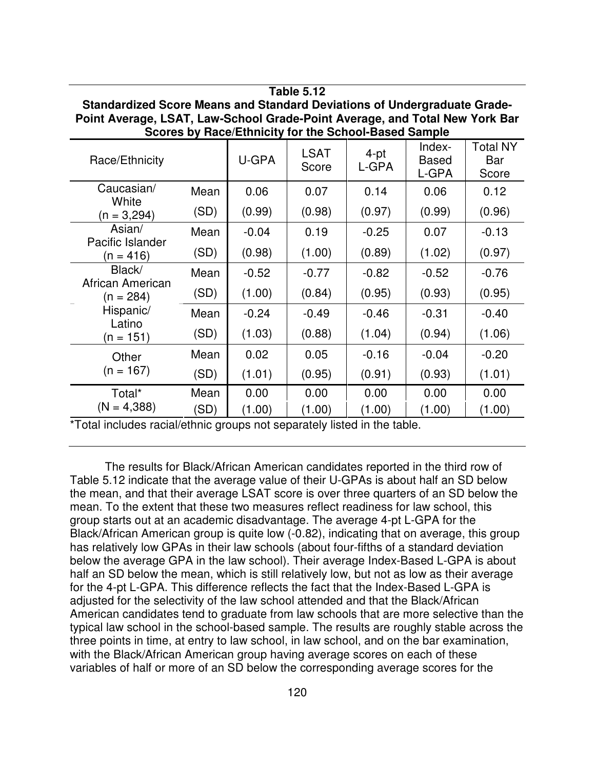**Table 5.12**
**Standardized Score Means and Standard Deviations of Undergraduate Grade-Point Average, LSAT, Law-School Grade-Point Average, and Total New York Bar Scores by Race/Ethnicity for the School-Based Sample**

| Race/Ethnicity | | U-GPA | LSAT Score | 4-pt L-GPA | Index-Based L-GPA | Total NY Bar Score |
|---|---|---|---|---|---|---|
| Caucasian/ White (n = 3,294) | Mean | 0.06 | 0.07 | 0.14 | 0.06 | 0.12 |
| | (SD) | (0.99) | (0.98) | (0.97) | (0.99) | (0.96) |
| Asian/ Pacific Islander (n = 416) | Mean | -0.04 | 0.19 | -0.25 | 0.07 | -0.13 |
| | (SD) | (0.98) | (1.00) | (0.89) | (1.02) | (0.97) |
| Black/ African American (n = 284) | Mean | -0.52 | -0.77 | -0.82 | -0.52 | -0.76 |
| | (SD) | (1.00) | (0.84) | (0.95) | (0.93) | (0.95) |
| Hispanic/ Latino (n = 151) | Mean | -0.24 | -0.49 | -0.46 | -0.31 | -0.40 |
| | (SD) | (1.03) | (0.88) | (1.04) | (0.94) | (1.06) |
| Other (n = 167) | Mean | 0.02 | 0.05 | -0.16 | -0.04 | -0.20 |
| | (SD) | (1.01) | (0.95) | (0.91) | (0.93) | (1.01) |
| Total* (N = 4,388) | Mean | 0.00 | 0.00 | 0.00 | 0.00 | 0.00 |
| | (SD) | (1.00) | (1.00) | (1.00) | (1.00) | (1.00) |

*Total includes racial/ethnic groups not separately listed in the table.

The results for Black/African American candidates reported in the third row of Table 5.12 indicate that the average value of their U-GPAs is about half an SD below the mean, and that their average LSAT score is over three quarters of an SD below the mean. To the extent that these two measures reflect readiness for law school, this group starts out at an academic disadvantage. The average 4-pt L-GPA for the Black/African American group is quite low (-0.82), indicating that on average, this group has relatively low GPAs in their law schools (about four-fifths of a standard deviation below the average GPA in the law school). Their average Index-Based L-GPA is about half an SD below the mean, which is still relatively low, but not as low as their average for the 4-pt L-GPA. This difference reflects the fact that the Index-Based L-GPA is adjusted for the selectivity of the law school attended and that the Black/African American candidates tend to graduate from law schools that are more selective than the typical law school in the school-based sample. The results are roughly stable across the three points in time, at entry to law school, in law school, and on the bar examination, with the Black/African American group having average scores on each of these variables of half or more of an SD below the corresponding average scores for the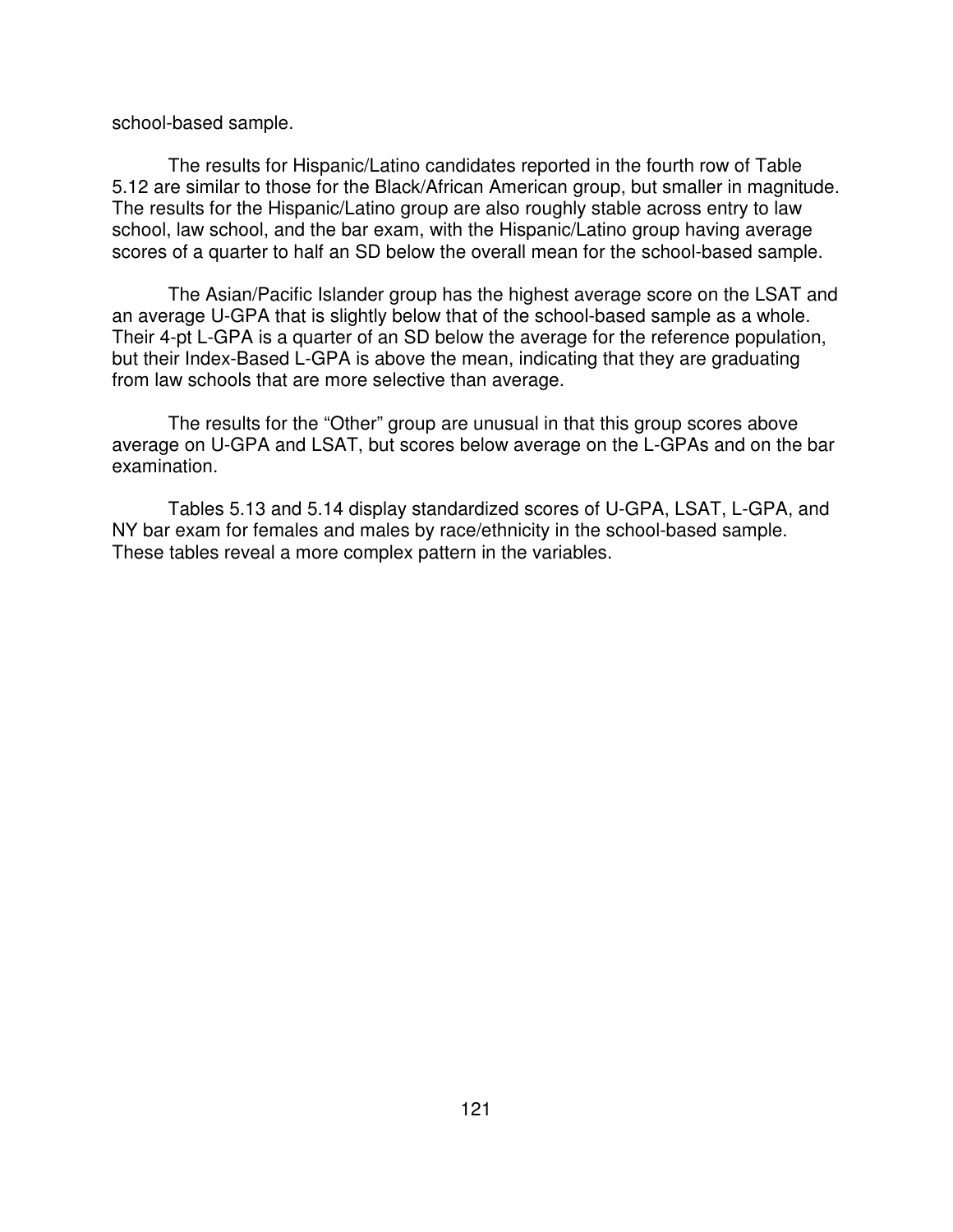school-based sample.

The results for Hispanic/Latino candidates reported in the fourth row of Table 5.12 are similar to those for the Black/African American group, but smaller in magnitude. The results for the Hispanic/Latino group are also roughly stable across entry to law school, law school, and the bar exam, with the Hispanic/Latino group having average scores of a quarter to half an SD below the overall mean for the school-based sample.

The Asian/Pacific Islander group has the highest average score on the LSAT and an average U-GPA that is slightly below that of the school-based sample as a whole. Their 4-pt L-GPA is a quarter of an SD below the average for the reference population, but their Index-Based L-GPA is above the mean, indicating that they are graduating from law schools that are more selective than average.

The results for the “Other” group are unusual in that this group scores above average on U-GPA and LSAT, but scores below average on the L-GPAs and on the bar examination.

Tables 5.13 and 5.14 display standardized scores of U-GPA, LSAT, L-GPA, and NY bar exam for females and males by race/ethnicity in the school-based sample. These tables reveal a more complex pattern in the variables.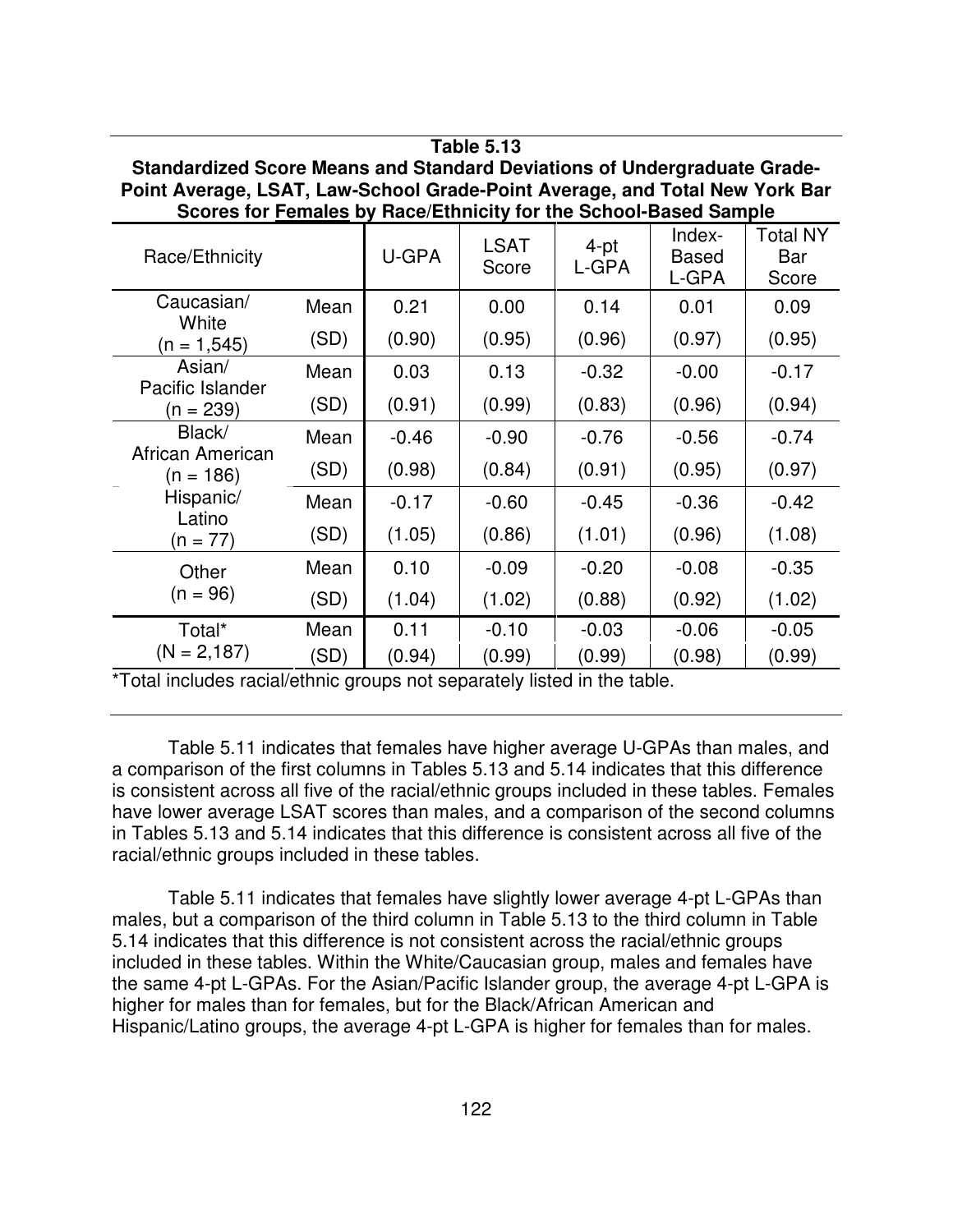**Table 5.13**
**Standardized Score Means and Standard Deviations of Undergraduate Grade-Point Average, LSAT, Law-School Grade-Point Average, and Total New York Bar Scores for Females by Race/Ethnicity for the School-Based Sample**

| Race/Ethnicity | | U-GPA | LSAT Score | 4-pt L-GPA | Index-Based L-GPA | Total NY Bar Score |
|---|---|---|---|---|---|---|
| Caucasian/ White (n = 1,545) | Mean | 0.21 | 0.00 | 0.14 | 0.01 | 0.09 |
| | (SD) | (0.90) | (0.95) | (0.96) | (0.97) | (0.95) |
| Asian/ Pacific Islander (n = 239) | Mean | 0.03 | 0.13 | -0.32 | -0.00 | -0.17 |
| | (SD) | (0.91) | (0.99) | (0.83) | (0.96) | (0.94) |
| Black/ African American (n = 186) | Mean | -0.46 | -0.90 | -0.76 | -0.56 | -0.74 |
| | (SD) | (0.98) | (0.84) | (0.91) | (0.95) | (0.97) |
| Hispanic/ Latino (n = 77) | Mean | -0.17 | -0.60 | -0.45 | -0.36 | -0.42 |
| | (SD) | (1.05) | (0.86) | (1.01) | (0.96) | (1.08) |
| Other (n = 96) | Mean | 0.10 | -0.09 | -0.20 | -0.08 | -0.35 |
| | (SD) | (1.04) | (1.02) | (0.88) | (0.92) | (1.02) |
| Total* (N = 2,187) | Mean | 0.11 | -0.10 | -0.03 | -0.06 | -0.05 |
| | (SD) | (0.94) | (0.99) | (0.99) | (0.98) | (0.99) |

*Total includes racial/ethnic groups not separately listed in the table.

Table 5.11 indicates that females have higher average U-GPAs than males, and a comparison of the first columns in Tables 5.13 and 5.14 indicates that this difference is consistent across all five of the racial/ethnic groups included in these tables. Females have lower average LSAT scores than males, and a comparison of the second columns in Tables 5.13 and 5.14 indicates that this difference is consistent across all five of the racial/ethnic groups included in these tables.

Table 5.11 indicates that females have slightly lower average 4-pt L-GPAs than males, but a comparison of the third column in Table 5.13 to the third column in Table 5.14 indicates that this difference is not consistent across the racial/ethnic groups included in these tables. Within the White/Caucasian group, males and females have the same 4-pt L-GPAs. For the Asian/Pacific Islander group, the average 4-pt L-GPA is higher for males than for females, but for the Black/African American and Hispanic/Latino groups, the average 4-pt L-GPA is higher for females than for males.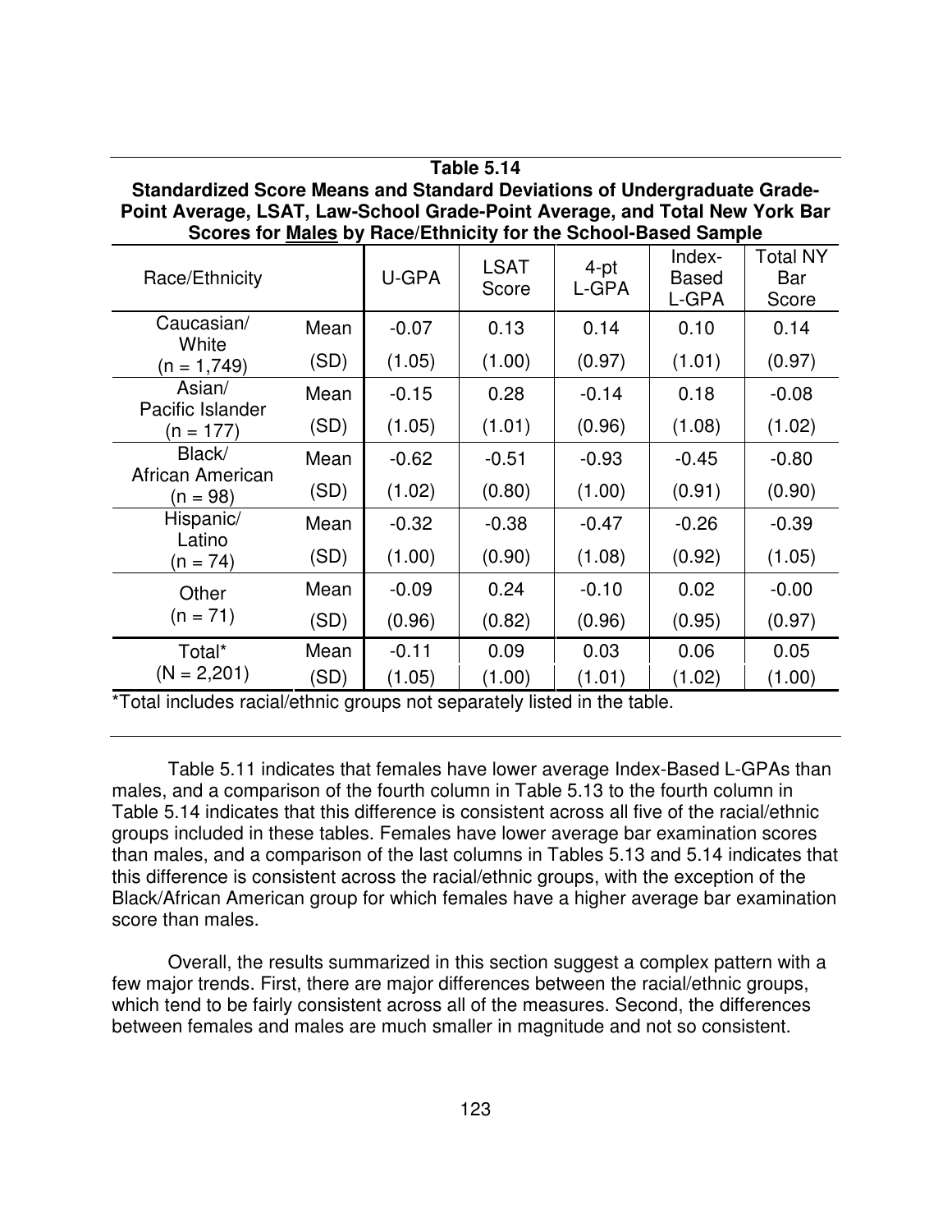**Table 5.14**
**Standardized Score Means and Standard Deviations of Undergraduate Grade-Point Average, LSAT, Law-School Grade-Point Average, and Total New York Bar Scores for Males by Race/Ethnicity for the School-Based Sample**

| Race/Ethnicity | | U-GPA | LSAT Score | 4-pt L-GPA | Index-Based L-GPA | Total NY Bar Score |
|---|---|---|---|---|---|---|
| Caucasian/ White (n = 1,749) | Mean | -0.07 | 0.13 | 0.14 | 0.10 | 0.14 |
| | (SD) | (1.05) | (1.00) | (0.97) | (1.01) | (0.97) |
| Asian/ Pacific Islander (n = 177) | Mean | -0.15 | 0.28 | -0.14 | 0.18 | -0.08 |
| | (SD) | (1.05) | (1.01) | (0.96) | (1.08) | (1.02) |
| Black/ African American (n = 98) | Mean | -0.62 | -0.51 | -0.93 | -0.45 | -0.80 |
| | (SD) | (1.02) | (0.80) | (1.00) | (0.91) | (0.90) |
| Hispanic/ Latino (n = 74) | Mean | -0.32 | -0.38 | -0.47 | -0.26 | -0.39 |
| | (SD) | (1.00) | (0.90) | (1.08) | (0.92) | (1.05) |
| Other (n = 71) | Mean | -0.09 | 0.24 | -0.10 | 0.02 | -0.00 |
| | (SD) | (0.96) | (0.82) | (0.96) | (0.95) | (0.97) |
| Total* (N = 2,201) | Mean | -0.11 | 0.09 | 0.03 | 0.06 | 0.05 |
| | (SD) | (1.05) | (1.00) | (1.01) | (1.02) | (1.00) |

*Total includes racial/ethnic groups not separately listed in the table.

Table 5.11 indicates that females have lower average Index-Based L-GPAs than males, and a comparison of the fourth column in Table 5.13 to the fourth column in Table 5.14 indicates that this difference is consistent across all five of the racial/ethnic groups included in these tables. Females have lower average bar examination scores than males, and a comparison of the last columns in Tables 5.13 and 5.14 indicates that this difference is consistent across the racial/ethnic groups, with the exception of the Black/African American group for which females have a higher average bar examination score than males.

Overall, the results summarized in this section suggest a complex pattern with a few major trends. First, there are major differences between the racial/ethnic groups, which tend to be fairly consistent across all of the measures. Second, the differences between females and males are much smaller in magnitude and not so consistent.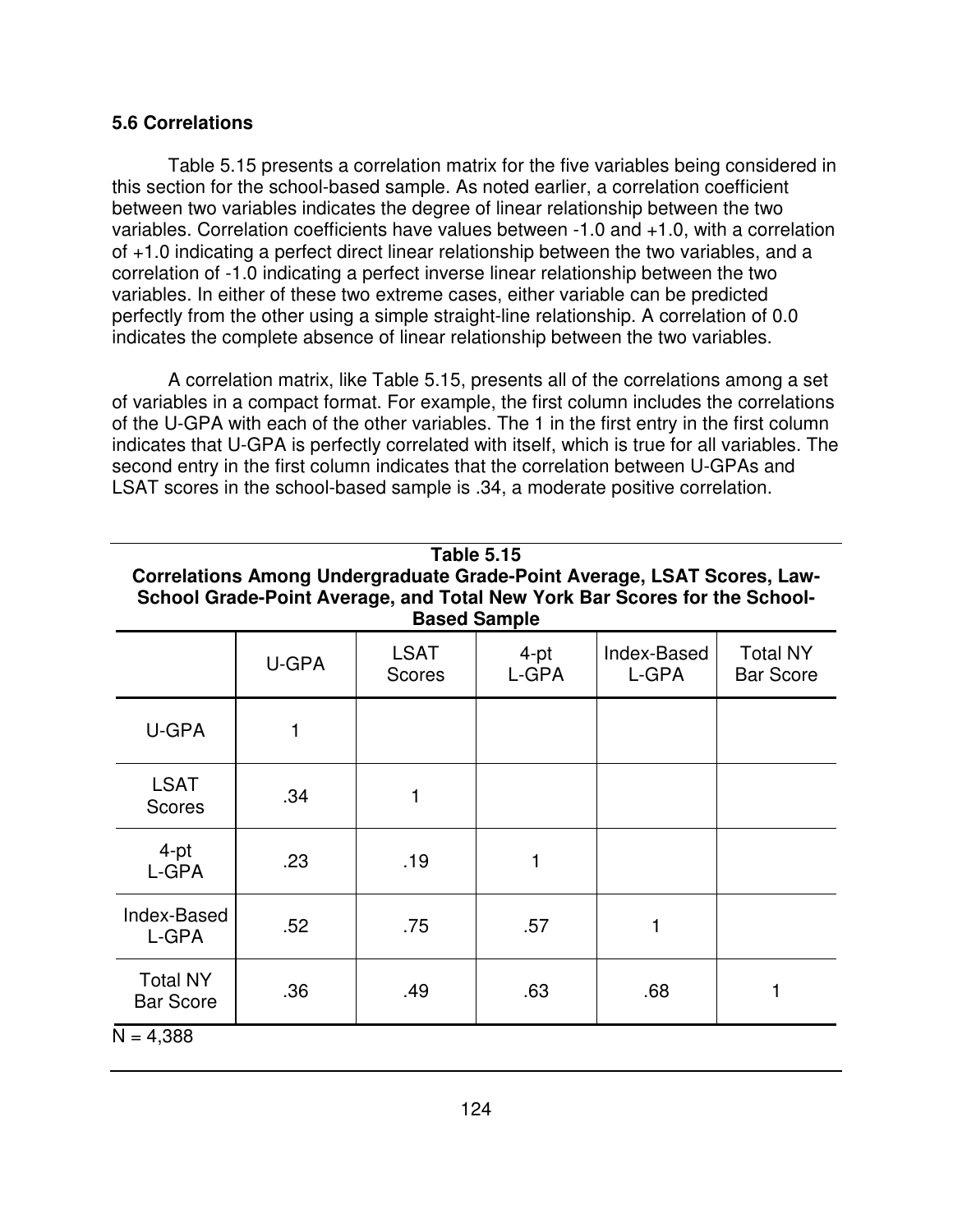### 5.6 Correlations

Table 5.15 presents a correlation matrix for the five variables being considered in this section for the school-based sample. As noted earlier, a correlation coefficient between two variables indicates the degree of linear relationship between the two variables. Correlation coefficients have values between -1.0 and +1.0, with a correlation of +1.0 indicating a perfect direct linear relationship between the two variables, and a correlation of -1.0 indicating a perfect inverse linear relationship between the two variables. In either of these two extreme cases, either variable can be predicted perfectly from the other using a simple straight-line relationship. A correlation of 0.0 indicates the complete absence of linear relationship between the two variables.

A correlation matrix, like Table 5.15, presents all of the correlations among a set of variables in a compact format. For example, the first column includes the correlations of the U-GPA with each of the other variables. The 1 in the first entry in the first column indicates that U-GPA is perfectly correlated with itself, which is true for all variables. The second entry in the first column indicates that the correlation between U-GPAs and LSAT scores in the school-based sample is .34, a moderate positive correlation.

**Table 5.15**
**Correlations Among Undergraduate Grade-Point Average, LSAT Scores, Law-School Grade-Point Average, and Total New York Bar Scores for the School-Based Sample**

| | U-GPA | LSAT Scores | 4-pt L-GPA | Index-Based L-GPA | Total NY Bar Score |
|---|---|---|---|---|---|
| U-GPA | 1 | | | | |
| LSAT Scores | .34 | 1 | | | |
| 4-pt L-GPA | .23 | .19 | 1 | | |
| Index-Based L-GPA | .52 | .75 | .57 | 1 | |
| Total NY Bar Score | .36 | .49 | .63 | .68 | 1 |

N = 4,388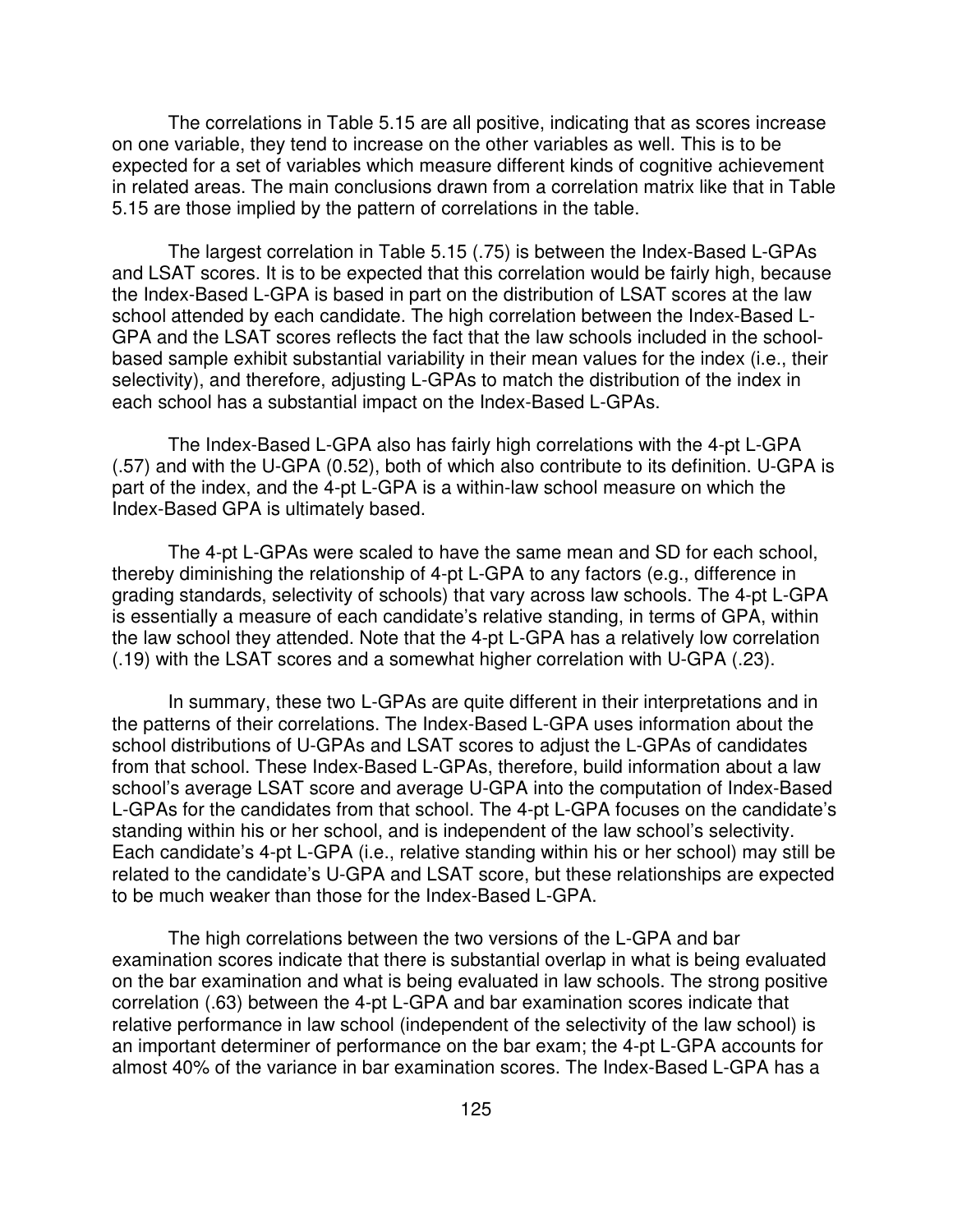The correlations in Table 5.15 are all positive, indicating that as scores increase on one variable, they tend to increase on the other variables as well. This is to be expected for a set of variables which measure different kinds of cognitive achievement in related areas. The main conclusions drawn from a correlation matrix like that in Table 5.15 are those implied by the pattern of correlations in the table.

The largest correlation in Table 5.15 (.75) is between the Index-Based L-GPAs and LSAT scores. It is to be expected that this correlation would be fairly high, because the Index-Based L-GPA is based in part on the distribution of LSAT scores at the law school attended by each candidate. The high correlation between the Index-Based L-GPA and the LSAT scores reflects the fact that the law schools included in the school-based sample exhibit substantial variability in their mean values for the index (i.e., their selectivity), and therefore, adjusting L-GPAs to match the distribution of the index in each school has a substantial impact on the Index-Based L-GPAs.

The Index-Based L-GPA also has fairly high correlations with the 4-pt L-GPA (.57) and with the U-GPA (0.52), both of which also contribute to its definition. U-GPA is part of the index, and the 4-pt L-GPA is a within-law school measure on which the Index-Based GPA is ultimately based.

The 4-pt L-GPAs were scaled to have the same mean and SD for each school, thereby diminishing the relationship of 4-pt L-GPA to any factors (e.g., difference in grading standards, selectivity of schools) that vary across law schools. The 4-pt L-GPA is essentially a measure of each candidate's relative standing, in terms of GPA, within the law school they attended. Note that the 4-pt L-GPA has a relatively low correlation (.19) with the LSAT scores and a somewhat higher correlation with U-GPA (.23).

In summary, these two L-GPAs are quite different in their interpretations and in the patterns of their correlations. The Index-Based L-GPA uses information about the school distributions of U-GPAs and LSAT scores to adjust the L-GPAs of candidates from that school. These Index-Based L-GPAs, therefore, build information about a law school's average LSAT score and average U-GPA into the computation of Index-Based L-GPAs for the candidates from that school. The 4-pt L-GPA focuses on the candidate's standing within his or her school, and is independent of the law school's selectivity. Each candidate's 4-pt L-GPA (i.e., relative standing within his or her school) may still be related to the candidate's U-GPA and LSAT score, but these relationships are expected to be much weaker than those for the Index-Based L-GPA.

The high correlations between the two versions of the L-GPA and bar examination scores indicate that there is substantial overlap in what is being evaluated on the bar examination and what is being evaluated in law schools. The strong positive correlation (.63) between the 4-pt L-GPA and bar examination scores indicate that relative performance in law school (independent of the selectivity of the law school) is an important determiner of performance on the bar exam; the 4-pt L-GPA accounts for almost 40% of the variance in bar examination scores. The Index-Based L-GPA has a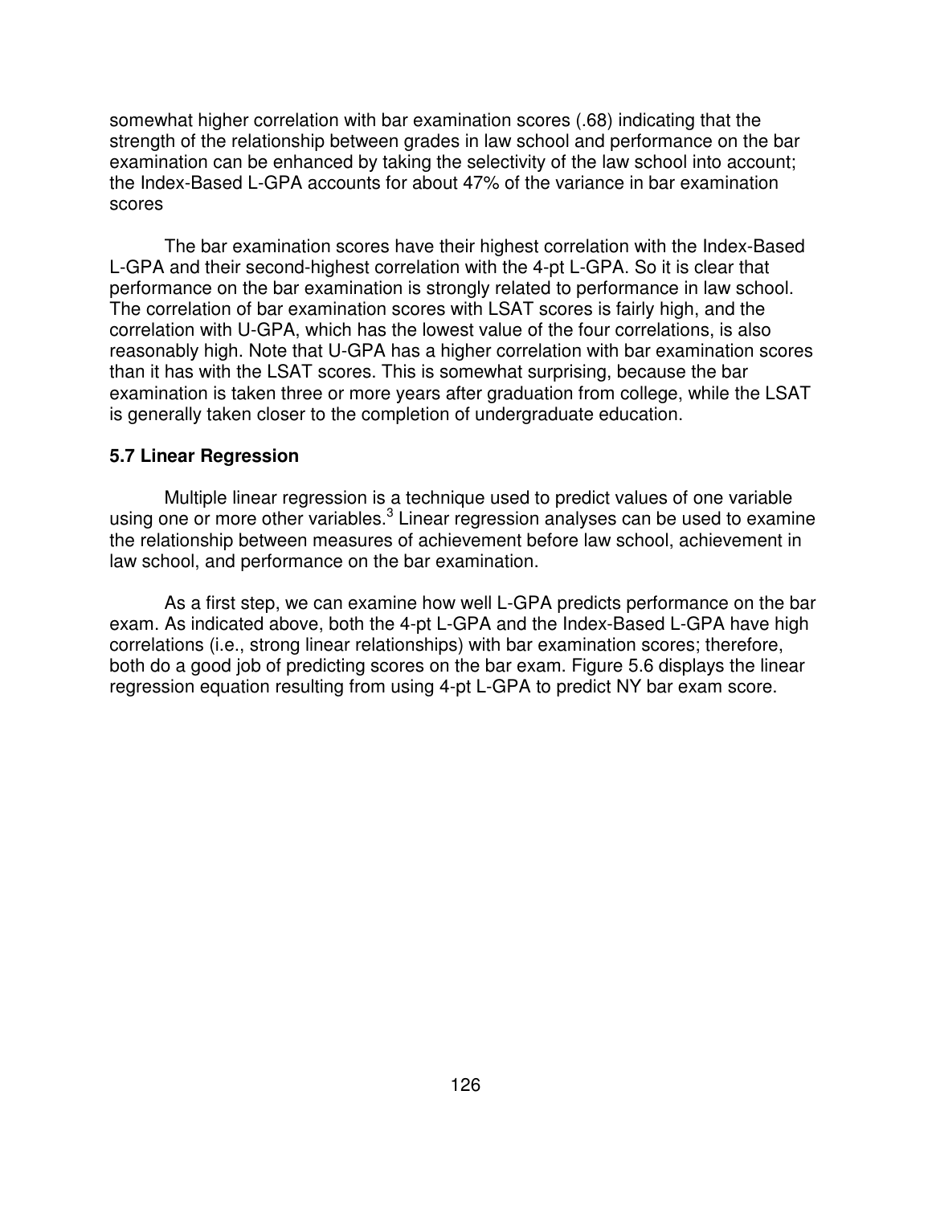somewhat higher correlation with bar examination scores (.68) indicating that the strength of the relationship between grades in law school and performance on the bar examination can be enhanced by taking the selectivity of the law school into account; the Index-Based L-GPA accounts for about 47% of the variance in bar examination scores

The bar examination scores have their highest correlation with the Index-Based L-GPA and their second-highest correlation with the 4-pt L-GPA. So it is clear that performance on the bar examination is strongly related to performance in law school. The correlation of bar examination scores with LSAT scores is fairly high, and the correlation with U-GPA, which has the lowest value of the four correlations, is also reasonably high. Note that U-GPA has a higher correlation with bar examination scores than it has with the LSAT scores. This is somewhat surprising, because the bar examination is taken three or more years after graduation from college, while the LSAT is generally taken closer to the completion of undergraduate education.

### 5.7 Linear Regression

Multiple linear regression is a technique used to predict values of one variable using one or more other variables.[3] Linear regression analyses can be used to examine the relationship between measures of achievement before law school, achievement in law school, and performance on the bar examination.

As a first step, we can examine how well L-GPA predicts performance on the bar exam. As indicated above, both the 4-pt L-GPA and the Index-Based L-GPA have high correlations (i.e., strong linear relationships) with bar examination scores; therefore, both do a good job of predicting scores on the bar exam. Figure 5.6 displays the linear regression equation resulting from using 4-pt L-GPA to predict NY bar exam score.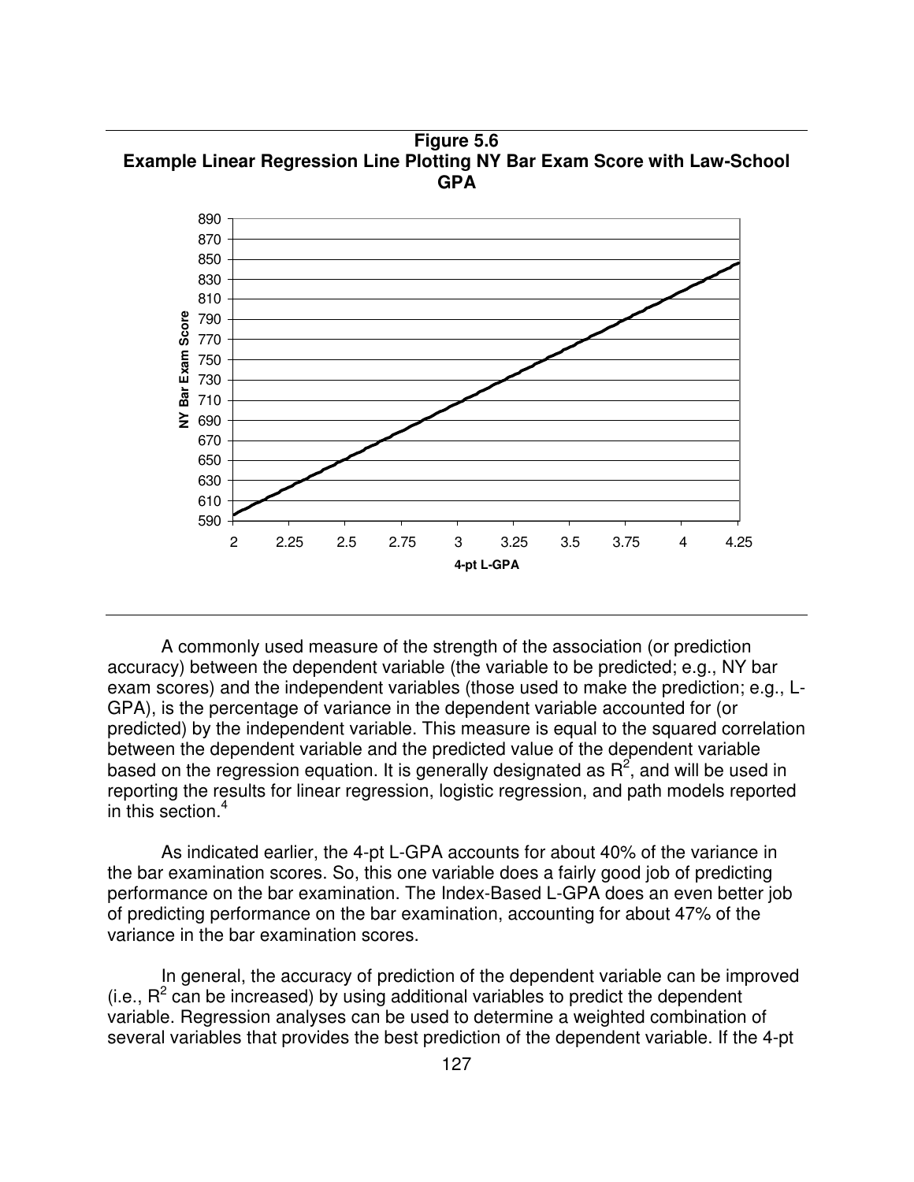**Figure 5.6**
**Example Linear Regression Line Plotting NY Bar Exam Score with Law-School GPA**

A commonly used measure of the strength of the association (or prediction accuracy) between the dependent variable (the variable to be predicted; e.g., NY bar exam scores) and the independent variables (those used to make the prediction; e.g., L-GPA), is the percentage of variance in the dependent variable accounted for (or predicted) by the independent variable. This measure is equal to the squared correlation between the dependent variable and the predicted value of the dependent variable based on the regression equation. It is generally designated as $R^2$, and will be used in reporting the results for linear regression, logistic regression, and path models reported in this section.[4]

As indicated earlier, the 4-pt L-GPA accounts for about 40% of the variance in the bar examination scores. So, this one variable does a fairly good job of predicting performance on the bar examination. The Index-Based L-GPA does an even better job of predicting performance on the bar examination, accounting for about 47% of the variance in the bar examination scores.

In general, the accuracy of prediction of the dependent variable can be improved (i.e., $R^2$ can be increased) by using additional variables to predict the dependent variable. Regression analyses can be used to determine a weighted combination of several variables that provides the best prediction of the dependent variable. If the 4-pt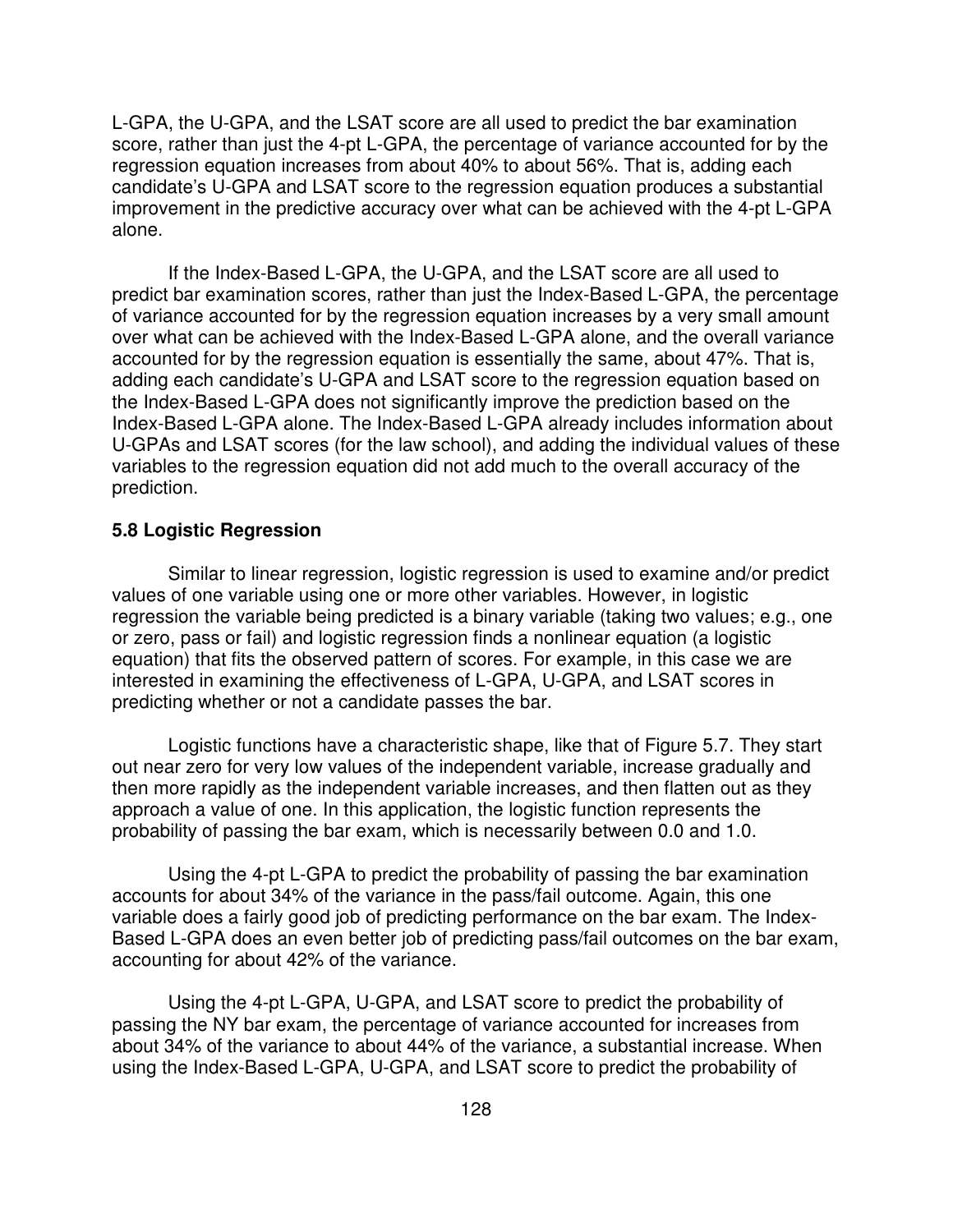L-GPA, the U-GPA, and the LSAT score are all used to predict the bar examination score, rather than just the 4-pt L-GPA, the percentage of variance accounted for by the regression equation increases from about 40% to about 56%. That is, adding each candidate's U-GPA and LSAT score to the regression equation produces a substantial improvement in the predictive accuracy over what can be achieved with the 4-pt L-GPA alone.

If the Index-Based L-GPA, the U-GPA, and the LSAT score are all used to predict bar examination scores, rather than just the Index-Based L-GPA, the percentage of variance accounted for by the regression equation increases by a very small amount over what can be achieved with the Index-Based L-GPA alone, and the overall variance accounted for by the regression equation is essentially the same, about 47%. That is, adding each candidate's U-GPA and LSAT score to the regression equation based on the Index-Based L-GPA does not significantly improve the prediction based on the Index-Based L-GPA alone. The Index-Based L-GPA already includes information about U-GPAs and LSAT scores (for the law school), and adding the individual values of these variables to the regression equation did not add much to the overall accuracy of the prediction.

### 5.8 Logistic Regression

Similar to linear regression, logistic regression is used to examine and/or predict values of one variable using one or more other variables. However, in logistic regression the variable being predicted is a binary variable (taking two values; e.g., one or zero, pass or fail) and logistic regression finds a nonlinear equation (a logistic equation) that fits the observed pattern of scores. For example, in this case we are interested in examining the effectiveness of L-GPA, U-GPA, and LSAT scores in predicting whether or not a candidate passes the bar.

Logistic functions have a characteristic shape, like that of Figure 5.7. They start out near zero for very low values of the independent variable, increase gradually and then more rapidly as the independent variable increases, and then flatten out as they approach a value of one. In this application, the logistic function represents the probability of passing the bar exam, which is necessarily between 0.0 and 1.0.

Using the 4-pt L-GPA to predict the probability of passing the bar examination accounts for about 34% of the variance in the pass/fail outcome. Again, this one variable does a fairly good job of predicting performance on the bar exam. The Index-Based L-GPA does an even better job of predicting pass/fail outcomes on the bar exam, accounting for about 42% of the variance.

Using the 4-pt L-GPA, U-GPA, and LSAT score to predict the probability of passing the NY bar exam, the percentage of variance accounted for increases from about 34% of the variance to about 44% of the variance, a substantial increase. When using the Index-Based L-GPA, U-GPA, and LSAT score to predict the probability of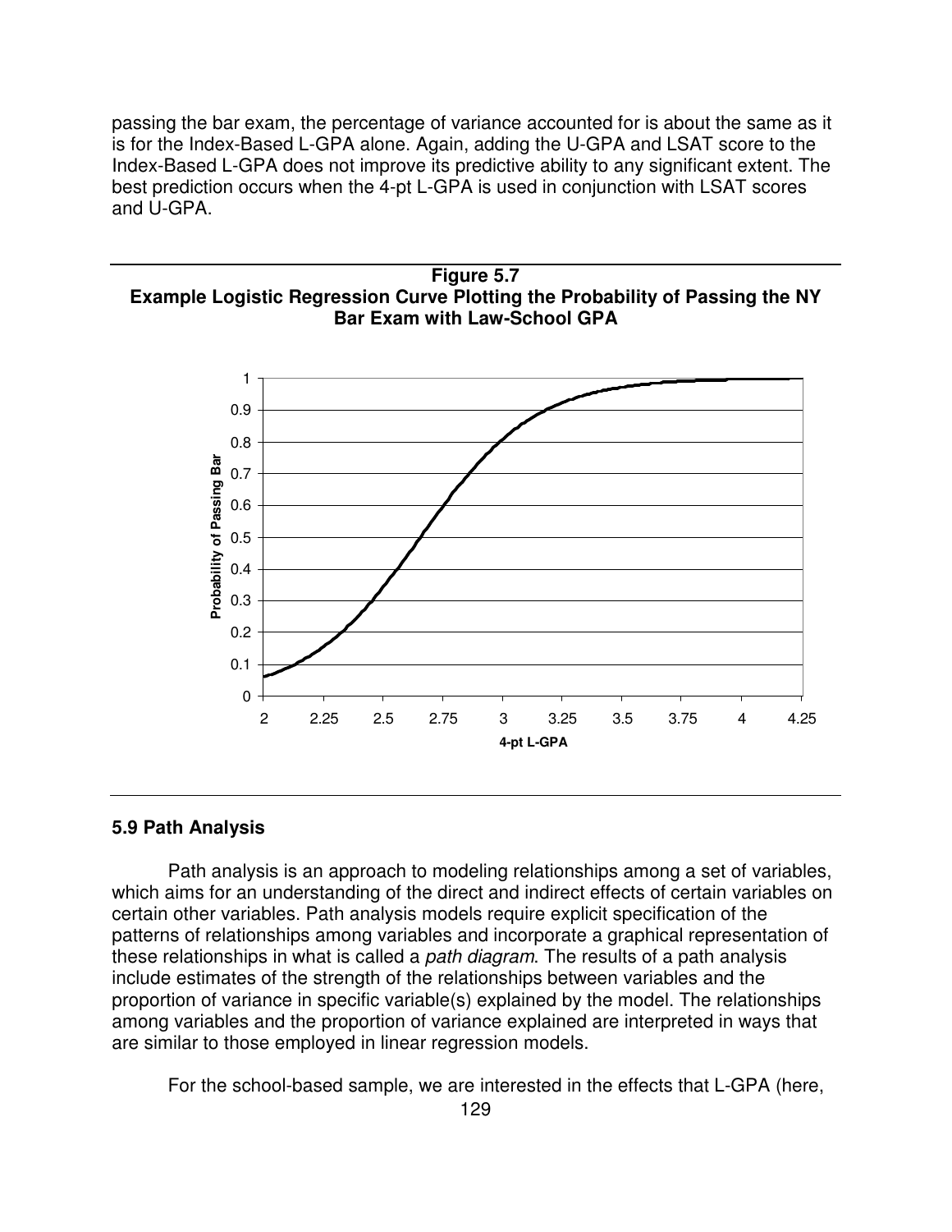passing the bar exam, the percentage of variance accounted for is about the same as it is for the Index-Based L-GPA alone. Again, adding the U-GPA and LSAT score to the Index-Based L-GPA does not improve its predictive ability to any significant extent. The best prediction occurs when the 4-pt L-GPA is used in conjunction with LSAT scores and U-GPA.

**Figure 5.7**
**Example Logistic Regression Curve Plotting the Probability of Passing the NY Bar Exam with Law-School GPA**

### 5.9 Path Analysis

Path analysis is an approach to modeling relationships among a set of variables, which aims for an understanding of the direct and indirect effects of certain variables on certain other variables. Path analysis models require explicit specification of the patterns of relationships among variables and incorporate a graphical representation of these relationships in what is called a *path diagram*. The results of a path analysis include estimates of the strength of the relationships between variables and the proportion of variance in specific variable(s) explained by the model. The relationships among variables and the proportion of variance explained are interpreted in ways that are similar to those employed in linear regression models.

For the school-based sample, we are interested in the effects that L-GPA (here,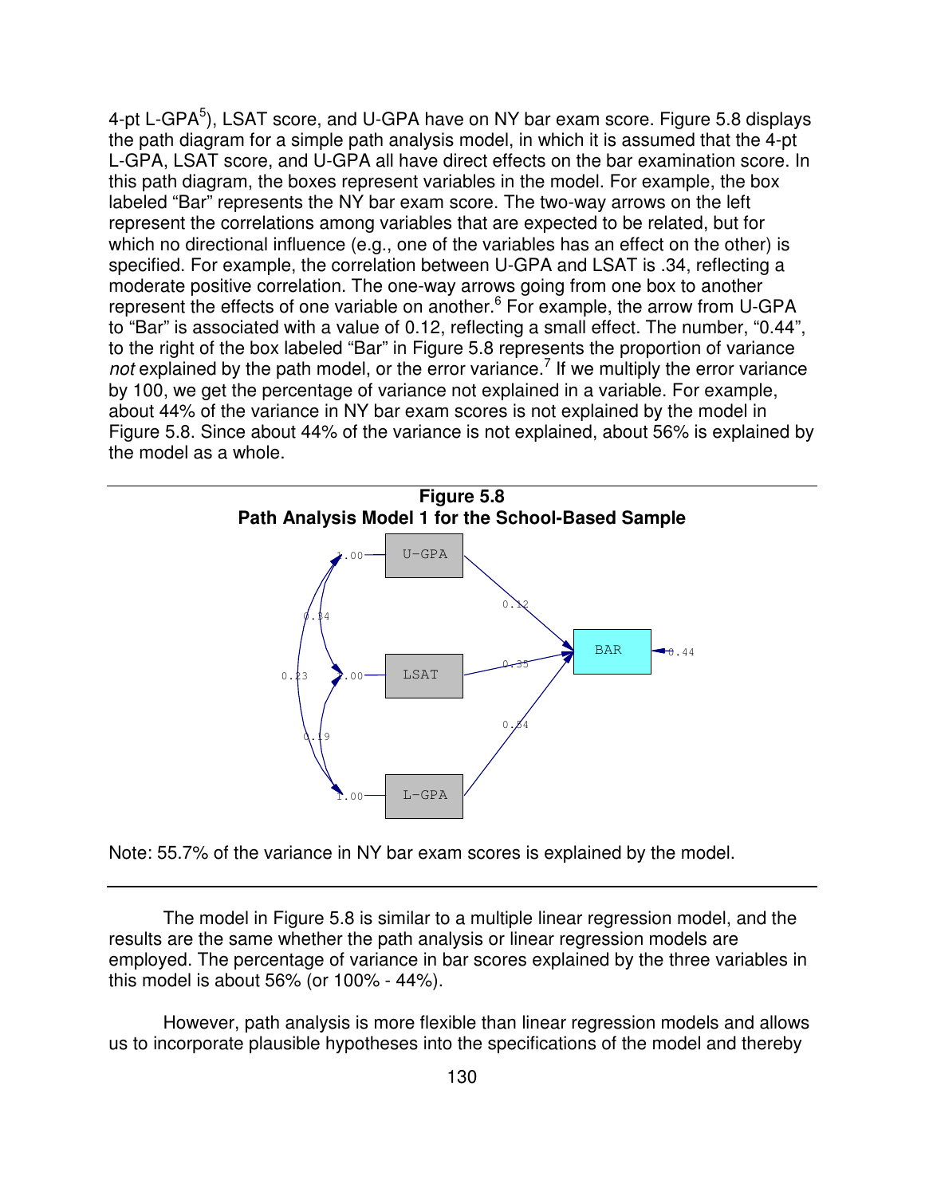4-pt L-GPA[5]), LSAT score, and U-GPA have on NY bar exam score. Figure 5.8 displays the path diagram for a simple path analysis model, in which it is assumed that the 4-pt L-GPA, LSAT score, and U-GPA all have direct effects on the bar examination score. In this path diagram, the boxes represent variables in the model. For example, the box labeled "Bar" represents the NY bar exam score. The two-way arrows on the left represent the correlations among variables that are expected to be related, but for which no directional influence (e.g., one of the variables has an effect on the other) is specified. For example, the correlation between U-GPA and LSAT is .34, reflecting a moderate positive correlation. The one-way arrows going from one box to another represent the effects of one variable on another.[6] For example, the arrow from U-GPA to "Bar" is associated with a value of 0.12, reflecting a small effect. The number, "0.44", to the right of the box labeled "Bar" in Figure 5.8 represents the proportion of variance *not* explained by the path model, or the error variance.[7] If we multiply the error variance by 100, we get the percentage of variance not explained in a variable. For example, about 44% of the variance in NY bar exam scores is not explained by the model in Figure 5.8. Since about 44% of the variance is not explained, about 56% is explained by the model as a whole.

**Figure 5.8**
**Path Analysis Model 1 for the School-Based Sample**

Note: 55.7% of the variance in NY bar exam scores is explained by the model.

The model in Figure 5.8 is similar to a multiple linear regression model, and the results are the same whether the path analysis or linear regression models are employed. The percentage of variance in bar scores explained by the three variables in this model is about 56% (or 100% - 44%).

However, path analysis is more flexible than linear regression models and allows us to incorporate plausible hypotheses into the specifications of the model and thereby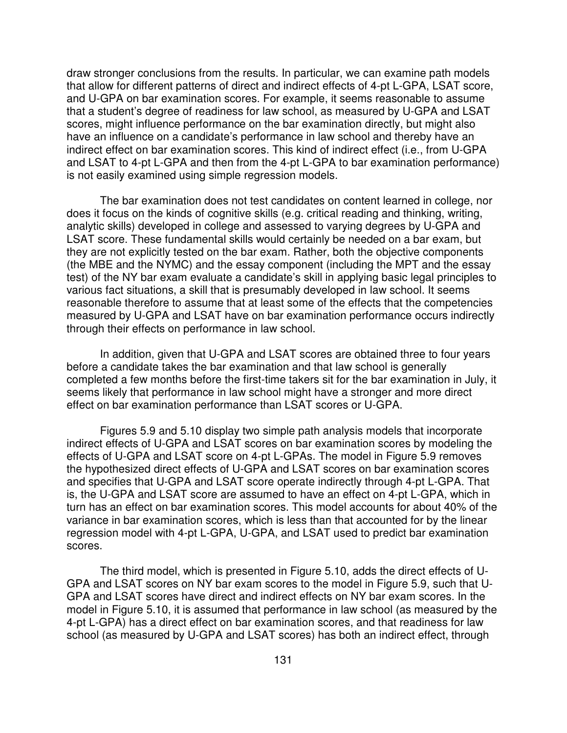draw stronger conclusions from the results. In particular, we can examine path models that allow for different patterns of direct and indirect effects of 4-pt L-GPA, LSAT score, and U-GPA on bar examination scores. For example, it seems reasonable to assume that a student's degree of readiness for law school, as measured by U-GPA and LSAT scores, might influence performance on the bar examination directly, but might also have an influence on a candidate's performance in law school and thereby have an indirect effect on bar examination scores. This kind of indirect effect (i.e., from U-GPA and LSAT to 4-pt L-GPA and then from the 4-pt L-GPA to bar examination performance) is not easily examined using simple regression models.

The bar examination does not test candidates on content learned in college, nor does it focus on the kinds of cognitive skills (e.g. critical reading and thinking, writing, analytic skills) developed in college and assessed to varying degrees by U-GPA and LSAT score. These fundamental skills would certainly be needed on a bar exam, but they are not explicitly tested on the bar exam. Rather, both the objective components (the MBE and the NYMC) and the essay component (including the MPT and the essay test) of the NY bar exam evaluate a candidate's skill in applying basic legal principles to various fact situations, a skill that is presumably developed in law school. It seems reasonable therefore to assume that at least some of the effects that the competencies measured by U-GPA and LSAT have on bar examination performance occurs indirectly through their effects on performance in law school.

In addition, given that U-GPA and LSAT scores are obtained three to four years before a candidate takes the bar examination and that law school is generally completed a few months before the first-time takers sit for the bar examination in July, it seems likely that performance in law school might have a stronger and more direct effect on bar examination performance than LSAT scores or U-GPA.

Figures 5.9 and 5.10 display two simple path analysis models that incorporate indirect effects of U-GPA and LSAT scores on bar examination scores by modeling the effects of U-GPA and LSAT score on 4-pt L-GPAs. The model in Figure 5.9 removes the hypothesized direct effects of U-GPA and LSAT scores on bar examination scores and specifies that U-GPA and LSAT score operate indirectly through 4-pt L-GPA. That is, the U-GPA and LSAT score are assumed to have an effect on 4-pt L-GPA, which in turn has an effect on bar examination scores. This model accounts for about 40% of the variance in bar examination scores, which is less than that accounted for by the linear regression model with 4-pt L-GPA, U-GPA, and LSAT used to predict bar examination scores.

The third model, which is presented in Figure 5.10, adds the direct effects of U-GPA and LSAT scores on NY bar exam scores to the model in Figure 5.9, such that U-GPA and LSAT scores have direct and indirect effects on NY bar exam scores. In the model in Figure 5.10, it is assumed that performance in law school (as measured by the 4-pt L-GPA) has a direct effect on bar examination scores, and that readiness for law school (as measured by U-GPA and LSAT scores) has both an indirect effect, through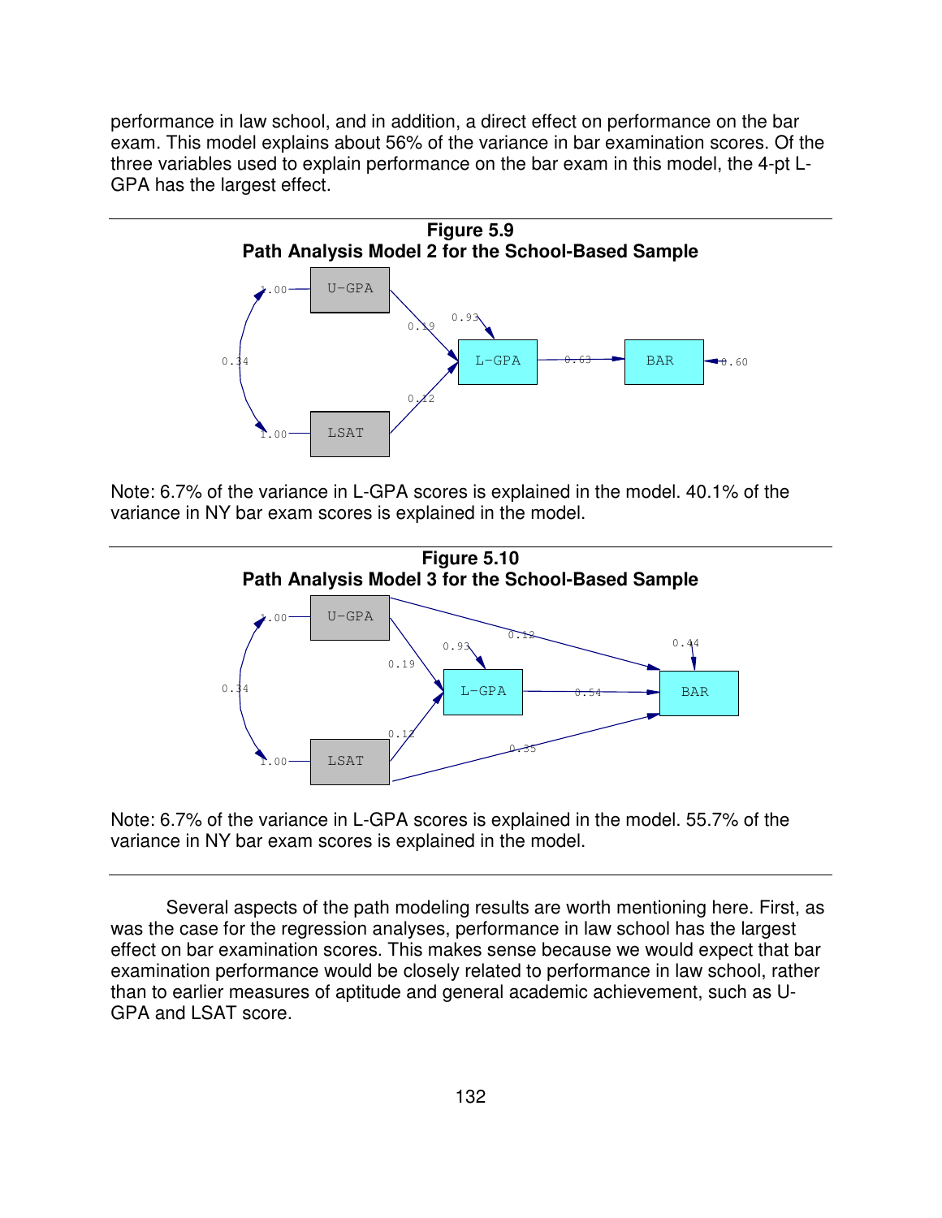performance in law school, and in addition, a direct effect on performance on the bar exam. This model explains about 56% of the variance in bar examination scores. Of the three variables used to explain performance on the bar exam in this model, the 4-pt L-GPA has the largest effect.

**Figure 5.9**
**Path Analysis Model 2 for the School-Based Sample**

Note: 6.7% of the variance in L-GPA scores is explained in the model. 40.1% of the variance in NY bar exam scores is explained in the model.

**Figure 5.10**
**Path Analysis Model 3 for the School-Based Sample**

Note: 6.7% of the variance in L-GPA scores is explained in the model. 55.7% of the variance in NY bar exam scores is explained in the model.

Several aspects of the path modeling results are worth mentioning here. First, as was the case for the regression analyses, performance in law school has the largest effect on bar examination scores. This makes sense because we would expect that bar examination performance would be closely related to performance in law school, rather than to earlier measures of aptitude and general academic achievement, such as U-GPA and LSAT score.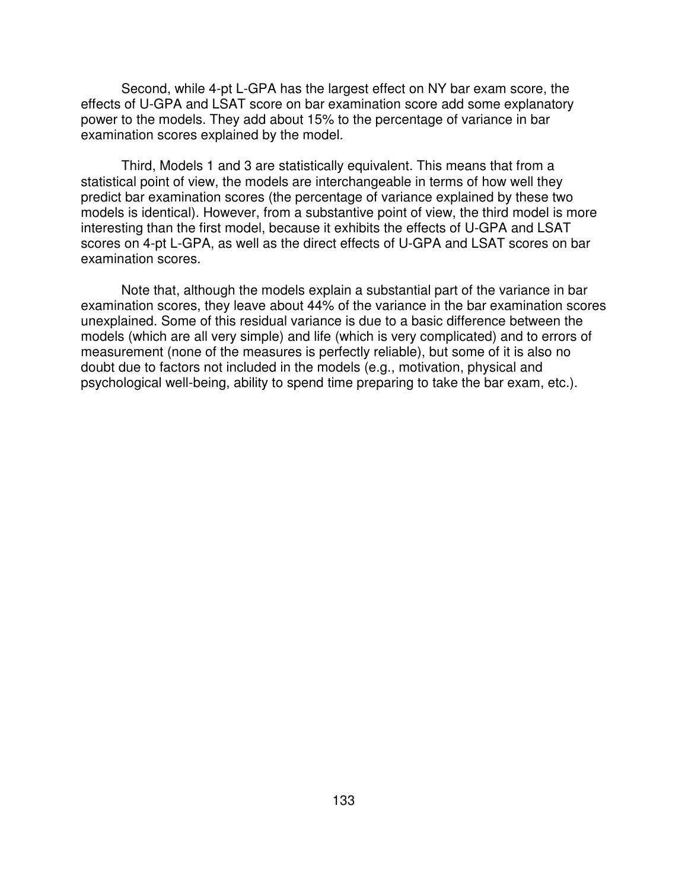Second, while 4-pt L-GPA has the largest effect on NY bar exam score, the effects of U-GPA and LSAT score on bar examination score add some explanatory power to the models. They add about 15% to the percentage of variance in bar examination scores explained by the model.

Third, Models 1 and 3 are statistically equivalent. This means that from a statistical point of view, the models are interchangeable in terms of how well they predict bar examination scores (the percentage of variance explained by these two models is identical). However, from a substantive point of view, the third model is more interesting than the first model, because it exhibits the effects of U-GPA and LSAT scores on 4-pt L-GPA, as well as the direct effects of U-GPA and LSAT scores on bar examination scores.

Note that, although the models explain a substantial part of the variance in bar examination scores, they leave about 44% of the variance in the bar examination scores unexplained. Some of this residual variance is due to a basic difference between the models (which are all very simple) and life (which is very complicated) and to errors of measurement (none of the measures is perfectly reliable), but some of it is also no doubt due to factors not included in the models (e.g., motivation, physical and psychological well-being, ability to spend time preparing to take the bar exam, etc.).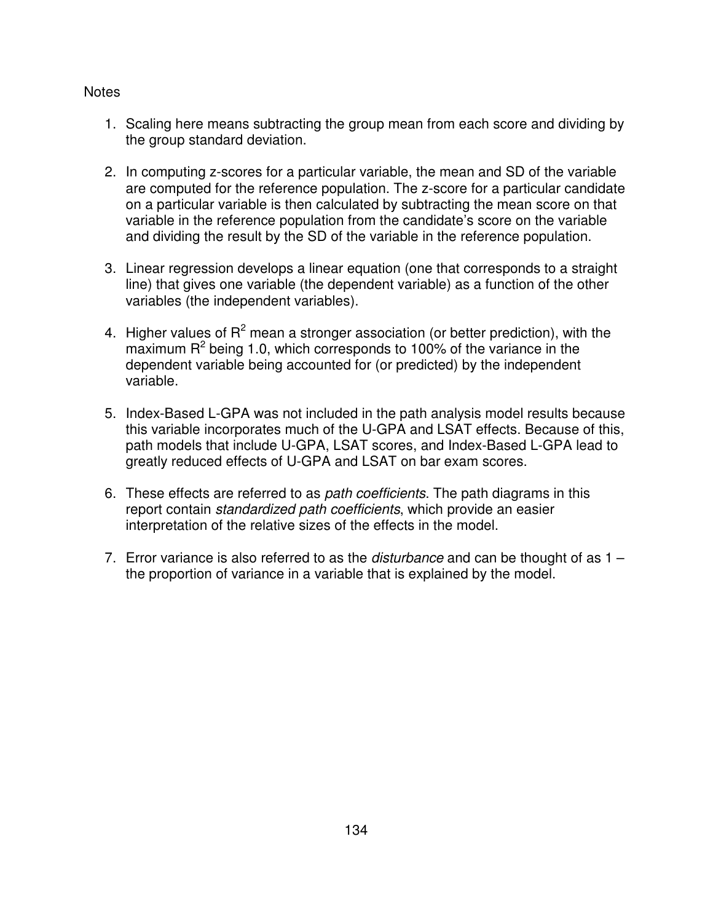Notes

1. Scaling here means subtracting the group mean from each score and dividing by the group standard deviation.

2. In computing z-scores for a particular variable, the mean and SD of the variable are computed for the reference population. The z-score for a particular candidate on a particular variable is then calculated by subtracting the mean score on that variable in the reference population from the candidate's score on the variable and dividing the result by the SD of the variable in the reference population.

3. Linear regression develops a linear equation (one that corresponds to a straight line) that gives one variable (the dependent variable) as a function of the other variables (the independent variables).

4. Higher values of $R^2$ mean a stronger association (or better prediction), with the maximum $R^2$ being 1.0, which corresponds to 100% of the variance in the dependent variable being accounted for (or predicted) by the independent variable.

5. Index-Based L-GPA was not included in the path analysis model results because this variable incorporates much of the U-GPA and LSAT effects. Because of this, path models that include U-GPA, LSAT scores, and Index-Based L-GPA lead to greatly reduced effects of U-GPA and LSAT on bar exam scores.

6. These effects are referred to as *path coefficients*. The path diagrams in this report contain *standardized path coefficients*, which provide an easier interpretation of the relative sizes of the effects in the model.

7. Error variance is also referred to as the *disturbance* and can be thought of as 1 – the proportion of variance in a variable that is explained by the model.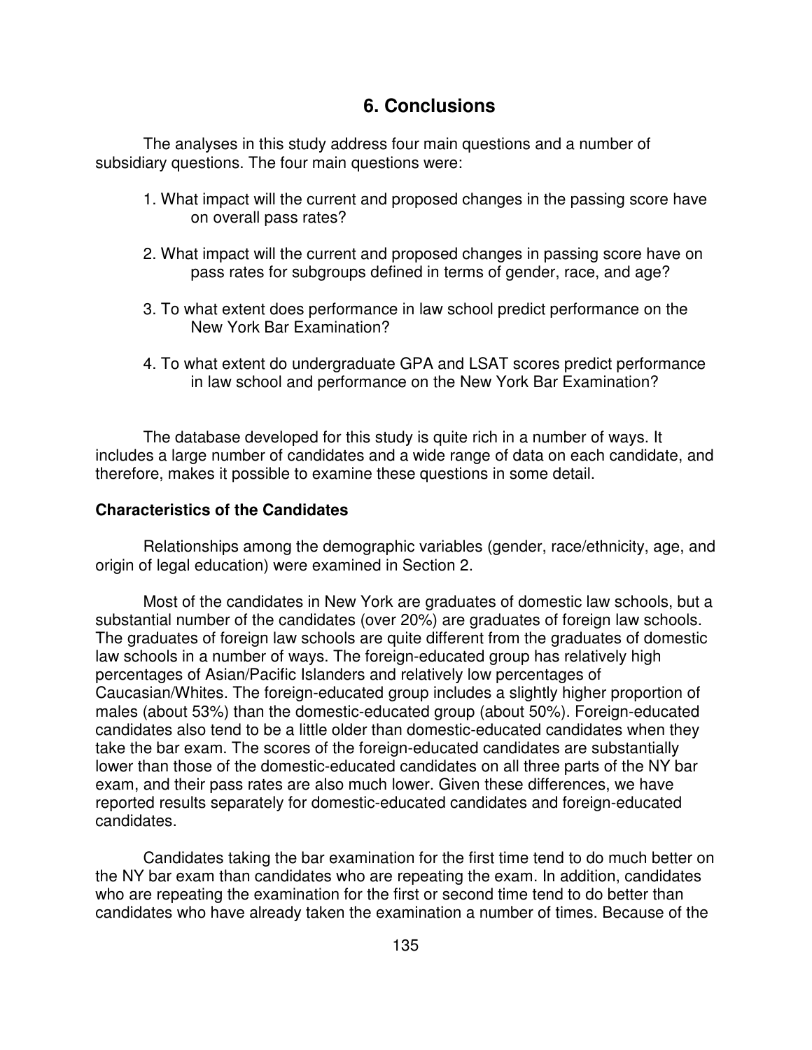## 6. Conclusions

The analyses in this study address four main questions and a number of subsidiary questions. The four main questions were:

1. What impact will the current and proposed changes in the passing score have on overall pass rates?

2. What impact will the current and proposed changes in passing score have on pass rates for subgroups defined in terms of gender, race, and age?

3. To what extent does performance in law school predict performance on the New York Bar Examination?

4. To what extent do undergraduate GPA and LSAT scores predict performance in law school and performance on the New York Bar Examination?

The database developed for this study is quite rich in a number of ways. It includes a large number of candidates and a wide range of data on each candidate, and therefore, makes it possible to examine these questions in some detail.

**Characteristics of the Candidates**

Relationships among the demographic variables (gender, race/ethnicity, age, and origin of legal education) were examined in Section 2.

Most of the candidates in New York are graduates of domestic law schools, but a substantial number of the candidates (over 20%) are graduates of foreign law schools. The graduates of foreign law schools are quite different from the graduates of domestic law schools in a number of ways. The foreign-educated group has relatively high percentages of Asian/Pacific Islanders and relatively low percentages of Caucasian/Whites. The foreign-educated group includes a slightly higher proportion of males (about 53%) than the domestic-educated group (about 50%). Foreign-educated candidates also tend to be a little older than domestic-educated candidates when they take the bar exam. The scores of the foreign-educated candidates are substantially lower than those of the domestic-educated candidates on all three parts of the NY bar exam, and their pass rates are also much lower. Given these differences, we have reported results separately for domestic-educated candidates and foreign-educated candidates.

Candidates taking the bar examination for the first time tend to do much better on the NY bar exam than candidates who are repeating the exam. In addition, candidates who are repeating the examination for the first or second time tend to do better than candidates who have already taken the examination a number of times. Because of the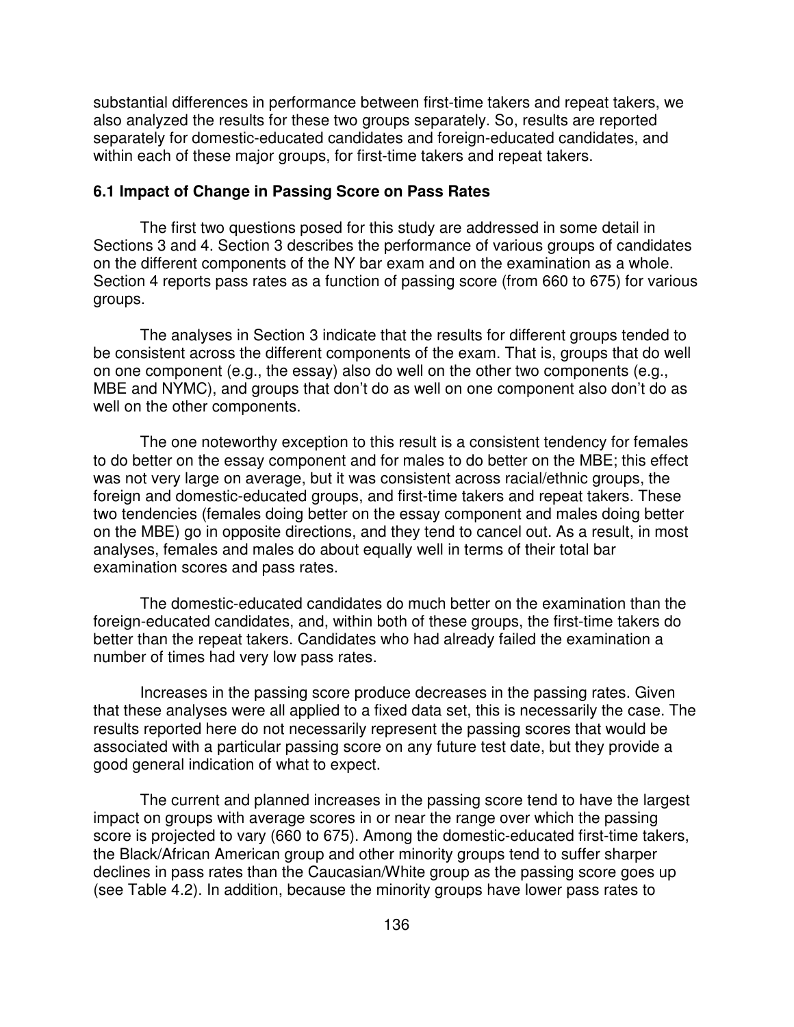substantial differences in performance between first-time takers and repeat takers, we also analyzed the results for these two groups separately. So, results are reported separately for domestic-educated candidates and foreign-educated candidates, and within each of these major groups, for first-time takers and repeat takers.

### 6.1 Impact of Change in Passing Score on Pass Rates

The first two questions posed for this study are addressed in some detail in Sections 3 and 4. Section 3 describes the performance of various groups of candidates on the different components of the NY bar exam and on the examination as a whole. Section 4 reports pass rates as a function of passing score (from 660 to 675) for various groups.

The analyses in Section 3 indicate that the results for different groups tended to be consistent across the different components of the exam. That is, groups that do well on one component (e.g., the essay) also do well on the other two components (e.g., MBE and NYMC), and groups that don't do as well on one component also don't do as well on the other components.

The one noteworthy exception to this result is a consistent tendency for females to do better on the essay component and for males to do better on the MBE; this effect was not very large on average, but it was consistent across racial/ethnic groups, the foreign and domestic-educated groups, and first-time takers and repeat takers. These two tendencies (females doing better on the essay component and males doing better on the MBE) go in opposite directions, and they tend to cancel out. As a result, in most analyses, females and males do about equally well in terms of their total bar examination scores and pass rates.

The domestic-educated candidates do much better on the examination than the foreign-educated candidates, and, within both of these groups, the first-time takers do better than the repeat takers. Candidates who had already failed the examination a number of times had very low pass rates.

Increases in the passing score produce decreases in the passing rates. Given that these analyses were all applied to a fixed data set, this is necessarily the case. The results reported here do not necessarily represent the passing scores that would be associated with a particular passing score on any future test date, but they provide a good general indication of what to expect.

The current and planned increases in the passing score tend to have the largest impact on groups with average scores in or near the range over which the passing score is projected to vary (660 to 675). Among the domestic-educated first-time takers, the Black/African American group and other minority groups tend to suffer sharper declines in pass rates than the Caucasian/White group as the passing score goes up (see Table 4.2). In addition, because the minority groups have lower pass rates to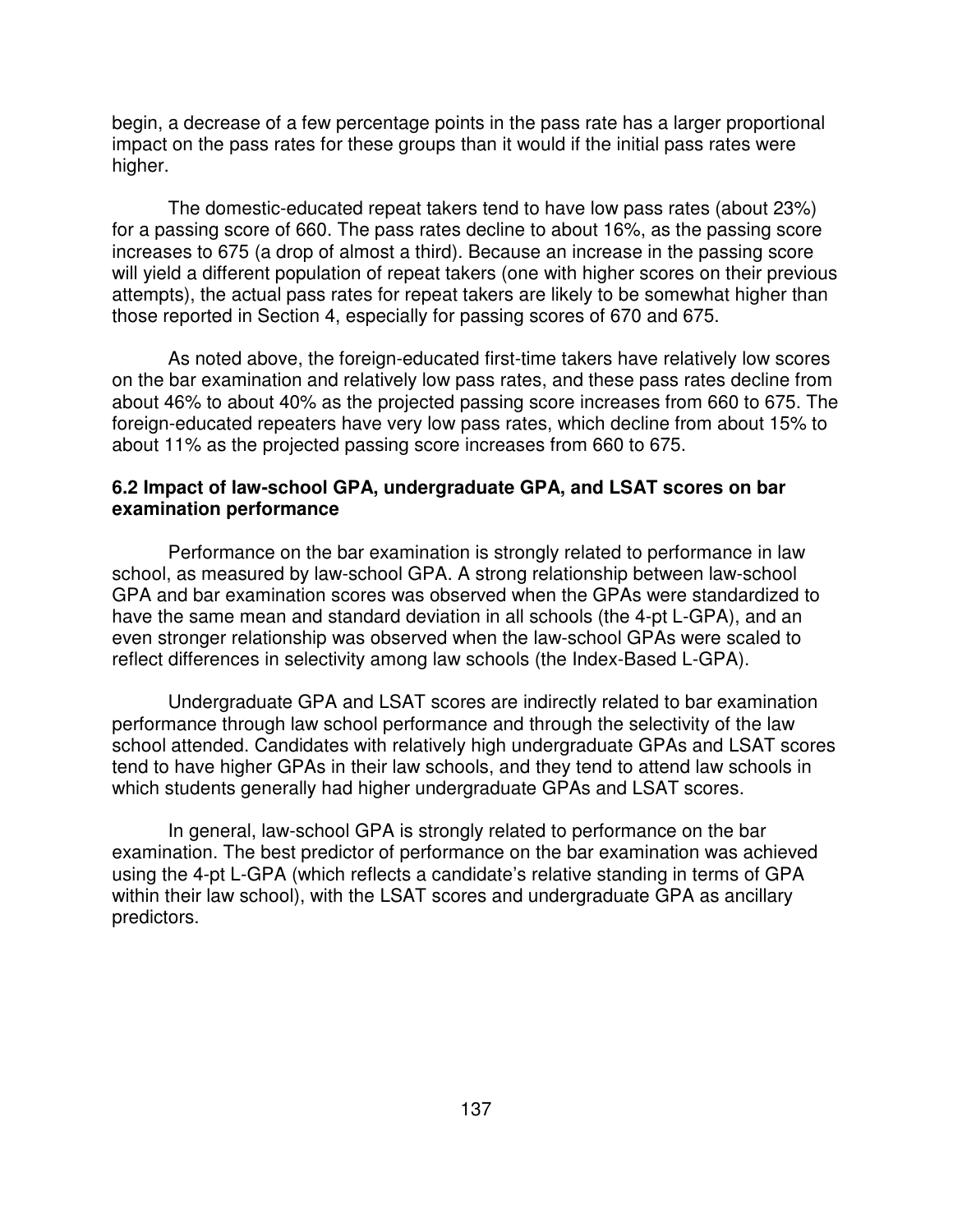begin, a decrease of a few percentage points in the pass rate has a larger proportional impact on the pass rates for these groups than it would if the initial pass rates were higher.

The domestic-educated repeat takers tend to have low pass rates (about 23%) for a passing score of 660. The pass rates decline to about 16%, as the passing score increases to 675 (a drop of almost a third). Because an increase in the passing score will yield a different population of repeat takers (one with higher scores on their previous attempts), the actual pass rates for repeat takers are likely to be somewhat higher than those reported in Section 4, especially for passing scores of 670 and 675.

As noted above, the foreign-educated first-time takers have relatively low scores on the bar examination and relatively low pass rates, and these pass rates decline from about 46% to about 40% as the projected passing score increases from 660 to 675. The foreign-educated repeaters have very low pass rates, which decline from about 15% to about 11% as the projected passing score increases from 660 to 675.

### 6.2 Impact of law-school GPA, undergraduate GPA, and LSAT scores on bar examination performance

Performance on the bar examination is strongly related to performance in law school, as measured by law-school GPA. A strong relationship between law-school GPA and bar examination scores was observed when the GPAs were standardized to have the same mean and standard deviation in all schools (the 4-pt L-GPA), and an even stronger relationship was observed when the law-school GPAs were scaled to reflect differences in selectivity among law schools (the Index-Based L-GPA).

Undergraduate GPA and LSAT scores are indirectly related to bar examination performance through law school performance and through the selectivity of the law school attended. Candidates with relatively high undergraduate GPAs and LSAT scores tend to have higher GPAs in their law schools, and they tend to attend law schools in which students generally had higher undergraduate GPAs and LSAT scores.

In general, law-school GPA is strongly related to performance on the bar examination. The best predictor of performance on the bar examination was achieved using the 4-pt L-GPA (which reflects a candidate's relative standing in terms of GPA within their law school), with the LSAT scores and undergraduate GPA as ancillary predictors.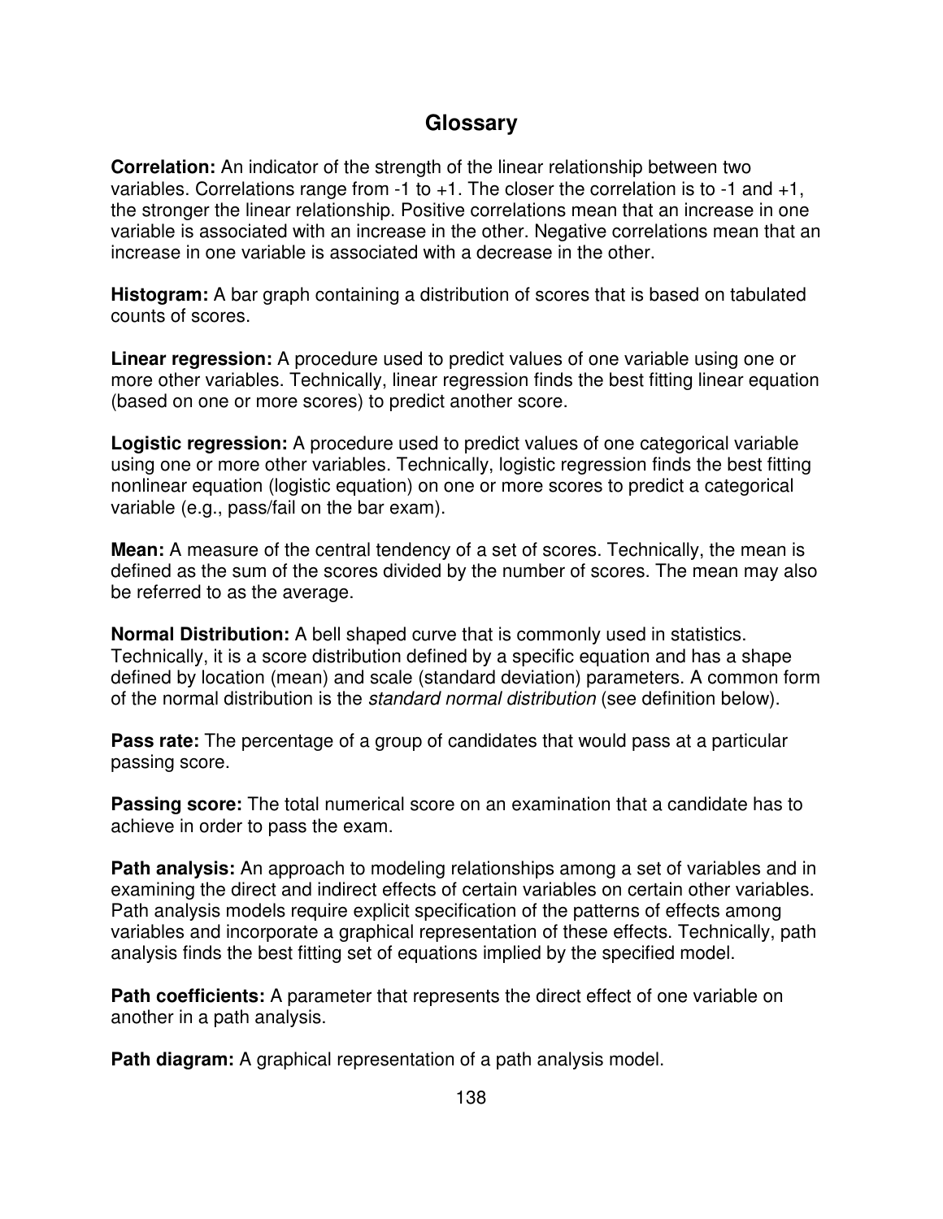## Glossary

**Correlation:** An indicator of the strength of the linear relationship between two variables. Correlations range from -1 to +1. The closer the correlation is to -1 and +1, the stronger the linear relationship. Positive correlations mean that an increase in one variable is associated with an increase in the other. Negative correlations mean that an increase in one variable is associated with a decrease in the other.

**Histogram:** A bar graph containing a distribution of scores that is based on tabulated counts of scores.

**Linear regression:** A procedure used to predict values of one variable using one or more other variables. Technically, linear regression finds the best fitting linear equation (based on one or more scores) to predict another score.

**Logistic regression:** A procedure used to predict values of one categorical variable using one or more other variables. Technically, logistic regression finds the best fitting nonlinear equation (logistic equation) on one or more scores to predict a categorical variable (e.g., pass/fail on the bar exam).

**Mean:** A measure of the central tendency of a set of scores. Technically, the mean is defined as the sum of the scores divided by the number of scores. The mean may also be referred to as the average.

**Normal Distribution:** A bell shaped curve that is commonly used in statistics. Technically, it is a score distribution defined by a specific equation and has a shape defined by location (mean) and scale (standard deviation) parameters. A common form of the normal distribution is the *standard normal distribution* (see definition below).

**Pass rate:** The percentage of a group of candidates that would pass at a particular passing score.

**Passing score:** The total numerical score on an examination that a candidate has to achieve in order to pass the exam.

**Path analysis:** An approach to modeling relationships among a set of variables and in examining the direct and indirect effects of certain variables on certain other variables. Path analysis models require explicit specification of the patterns of effects among variables and incorporate a graphical representation of these effects. Technically, path analysis finds the best fitting set of equations implied by the specified model.

**Path coefficients:** A parameter that represents the direct effect of one variable on another in a path analysis.

**Path diagram:** A graphical representation of a path analysis model.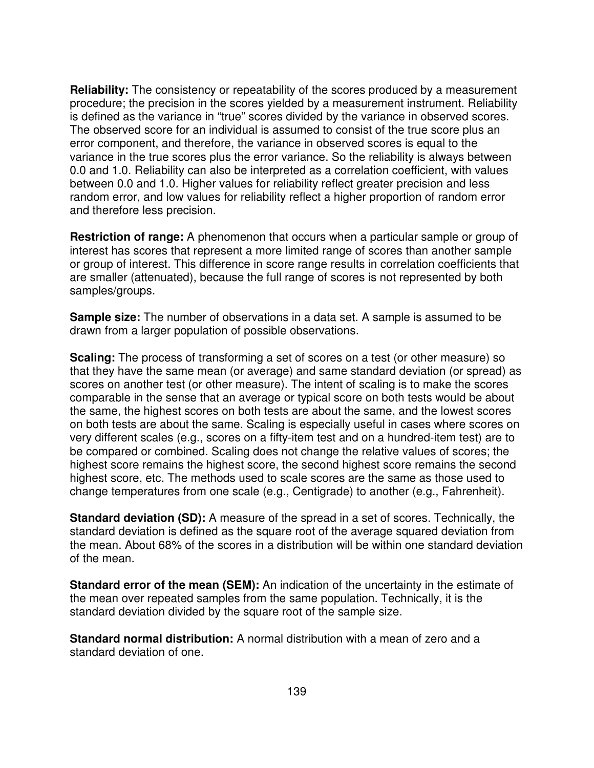**Reliability:** The consistency or repeatability of the scores produced by a measurement procedure; the precision in the scores yielded by a measurement instrument. Reliability is defined as the variance in "true" scores divided by the variance in observed scores. The observed score for an individual is assumed to consist of the true score plus an error component, and therefore, the variance in observed scores is equal to the variance in the true scores plus the error variance. So the reliability is always between 0.0 and 1.0. Reliability can also be interpreted as a correlation coefficient, with values between 0.0 and 1.0. Higher values for reliability reflect greater precision and less random error, and low values for reliability reflect a higher proportion of random error and therefore less precision.

**Restriction of range:** A phenomenon that occurs when a particular sample or group of interest has scores that represent a more limited range of scores than another sample or group of interest. This difference in score range results in correlation coefficients that are smaller (attenuated), because the full range of scores is not represented by both samples/groups.

**Sample size:** The number of observations in a data set. A sample is assumed to be drawn from a larger population of possible observations.

**Scaling:** The process of transforming a set of scores on a test (or other measure) so that they have the same mean (or average) and same standard deviation (or spread) as scores on another test (or other measure). The intent of scaling is to make the scores comparable in the sense that an average or typical score on both tests would be about the same, the highest scores on both tests are about the same, and the lowest scores on both tests are about the same. Scaling is especially useful in cases where scores on very different scales (e.g., scores on a fifty-item test and on a hundred-item test) are to be compared or combined. Scaling does not change the relative values of scores; the highest score remains the highest score, the second highest score remains the second highest score, etc. The methods used to scale scores are the same as those used to change temperatures from one scale (e.g., Centigrade) to another (e.g., Fahrenheit).

**Standard deviation (SD):** A measure of the spread in a set of scores. Technically, the standard deviation is defined as the square root of the average squared deviation from the mean. About 68% of the scores in a distribution will be within one standard deviation of the mean.

**Standard error of the mean (SEM):** An indication of the uncertainty in the estimate of the mean over repeated samples from the same population. Technically, it is the standard deviation divided by the square root of the sample size.

**Standard normal distribution:** A normal distribution with a mean of zero and a standard deviation of one.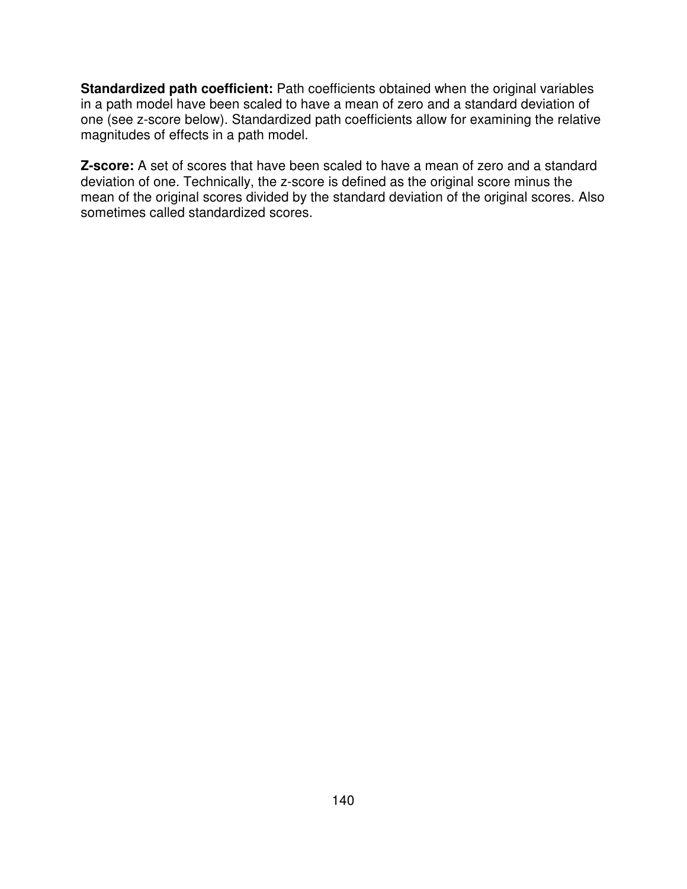**Standardized path coefficient:** Path coefficients obtained when the original variables in a path model have been scaled to have a mean of zero and a standard deviation of one (see z-score below). Standardized path coefficients allow for examining the relative magnitudes of effects in a path model.

**Z-score:** A set of scores that have been scaled to have a mean of zero and a standard deviation of one. Technically, the z-score is defined as the original score minus the mean of the original scores divided by the standard deviation of the original scores. Also sometimes called standardized scores.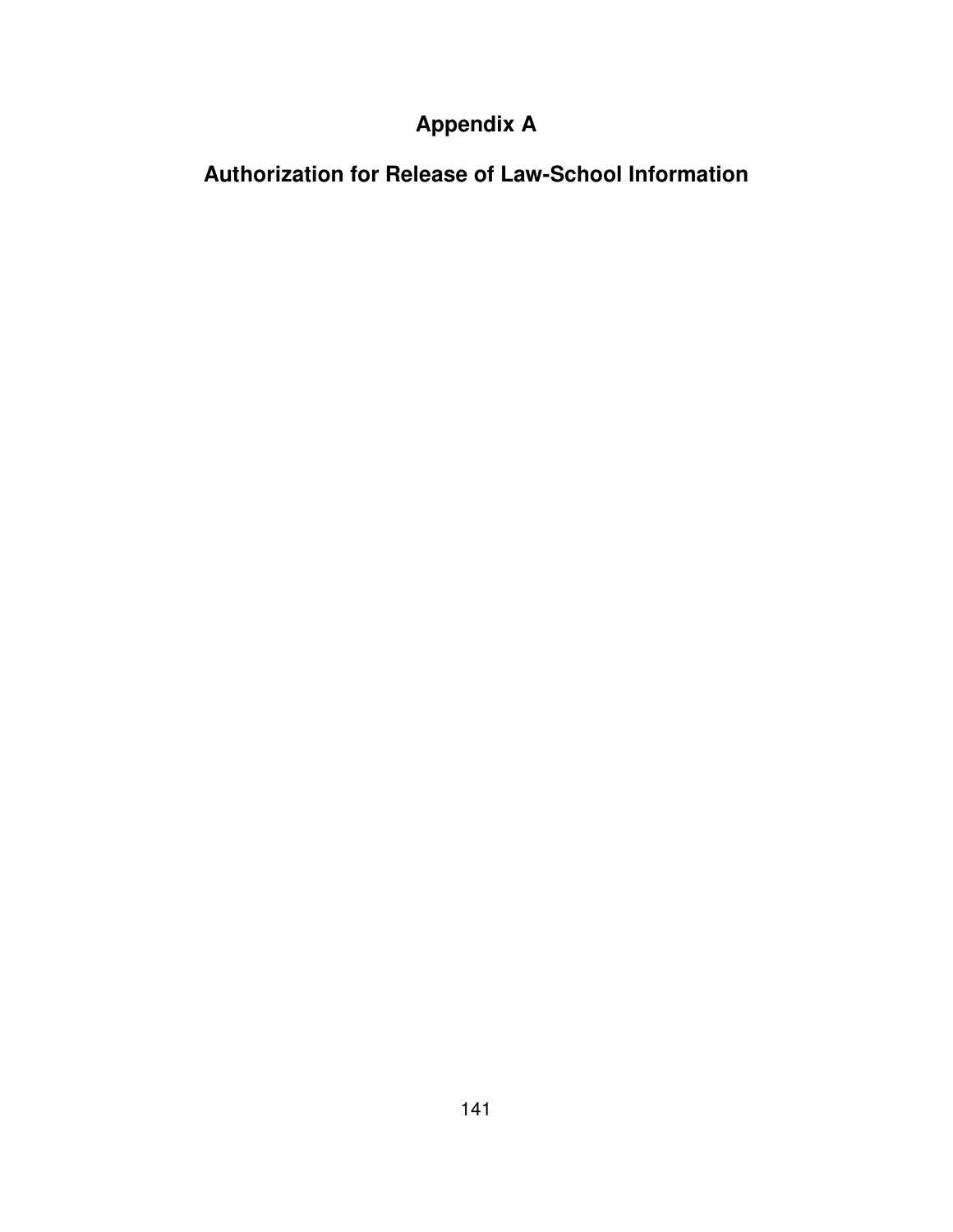# Appendix A

## Authorization for Release of Law-School Information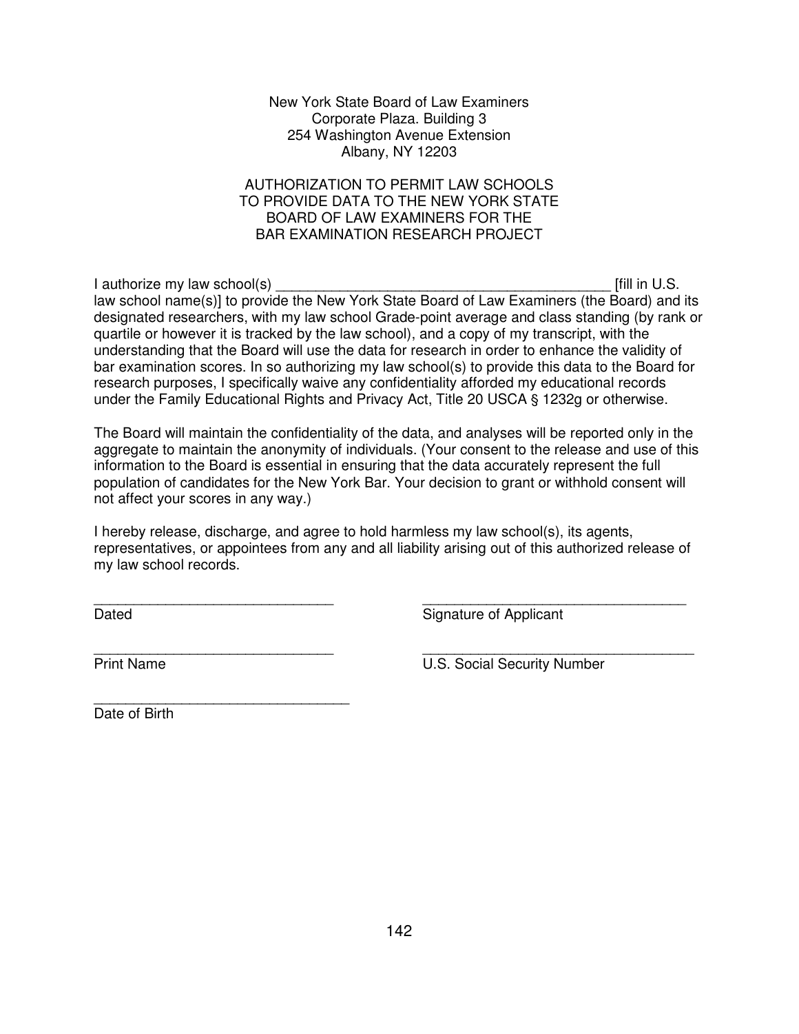New York State Board of Law Examiners
Corporate Plaza. Building 3
254 Washington Avenue Extension
Albany, NY 12203

AUTHORIZATION TO PERMIT LAW SCHOOLS
TO PROVIDE DATA TO THE NEW YORK STATE
BOARD OF LAW EXAMINERS FOR THE
BAR EXAMINATION RESEARCH PROJECT

I authorize my law school(s) _____________________________________________ [fill in U.S. law school name(s)] to provide the New York State Board of Law Examiners (the Board) and its designated researchers, with my law school Grade-point average and class standing (by rank or quartile or however it is tracked by the law school), and a copy of my transcript, with the understanding that the Board will use the data for research in order to enhance the validity of bar examination scores. In so authorizing my law school(s) to provide this data to the Board for research purposes, I specifically waive any confidentiality afforded my educational records under the Family Educational Rights and Privacy Act, Title 20 USCA § 1232g or otherwise.

The Board will maintain the confidentiality of the data, and analyses will be reported only in the aggregate to maintain the anonymity of individuals. (Your consent to the release and use of this information to the Board is essential in ensuring that the data accurately represent the full population of candidates for the New York Bar. Your decision to grant or withhold consent will not affect your scores in any way.)

I hereby release, discharge, and agree to hold harmless my law school(s), its agents, representatives, or appointees from any and all liability arising out of this authorized release of my law school records.

_______________________________ Dated

_______________________________ Signature of Applicant

_______________________________ Print Name

_______________________________ U.S. Social Security Number

_______________________________ Date of Birth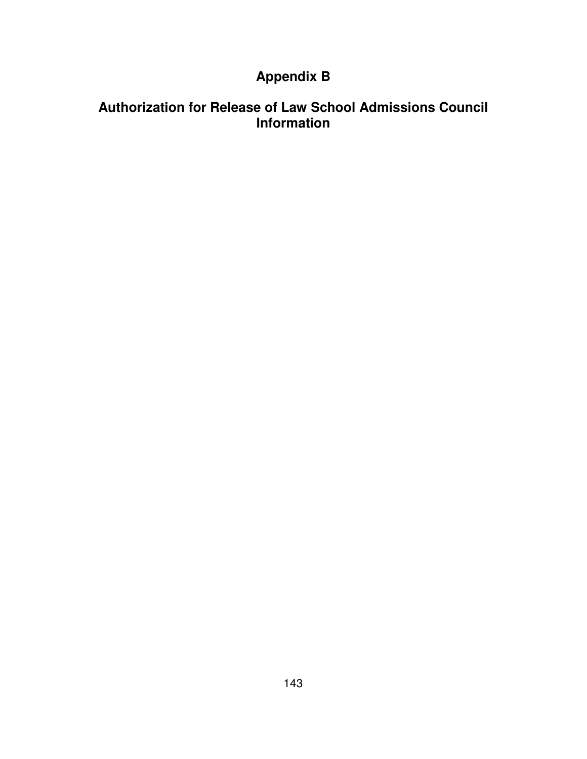# Appendix B

# Authorization for Release of Law School Admissions Council Information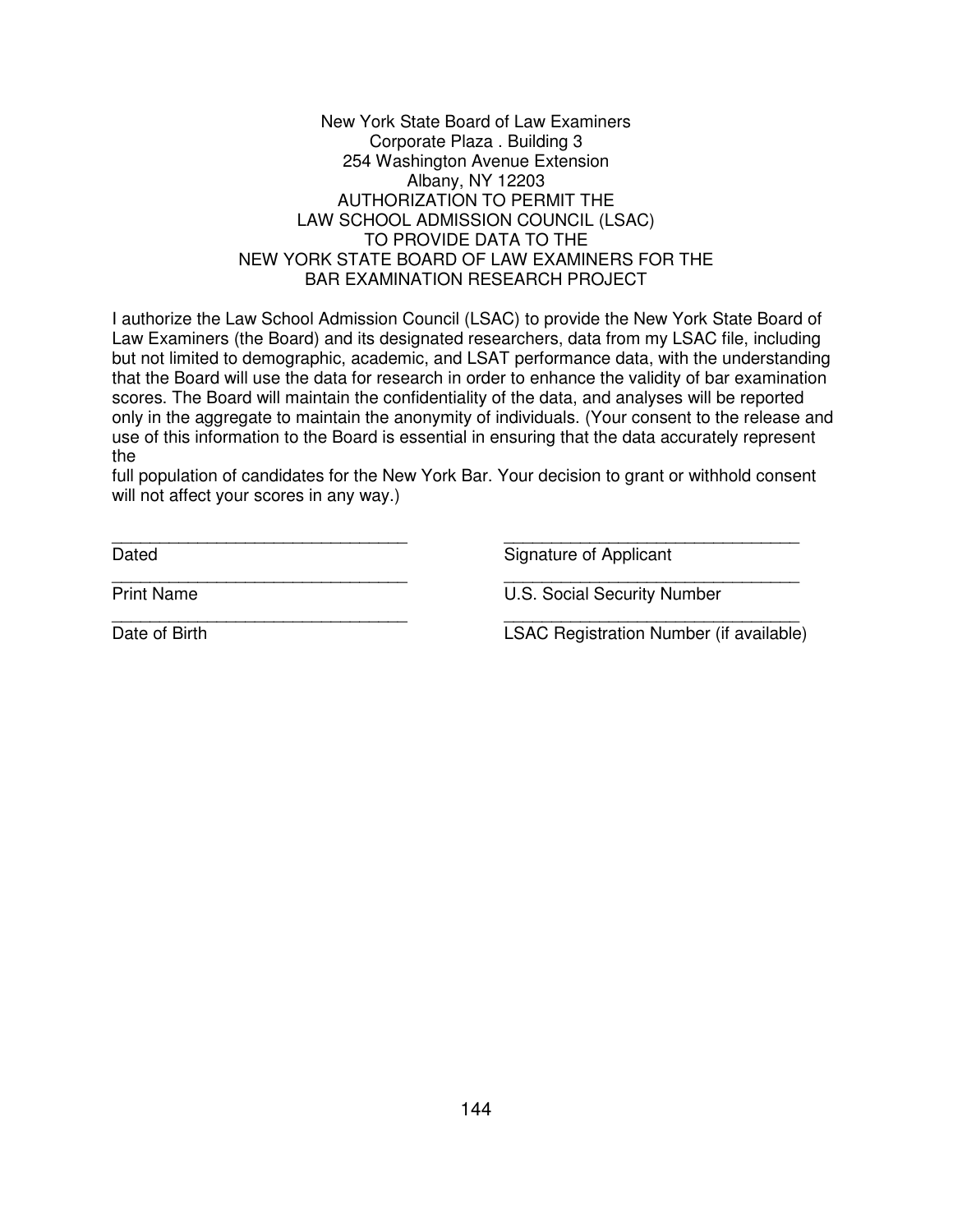New York State Board of Law Examiners
Corporate Plaza . Building 3
254 Washington Avenue Extension
Albany, NY 12203

AUTHORIZATION TO PERMIT THE
LAW SCHOOL ADMISSION COUNCIL (LSAC)
TO PROVIDE DATA TO THE
NEW YORK STATE BOARD OF LAW EXAMINERS FOR THE
BAR EXAMINATION RESEARCH PROJECT

I authorize the Law School Admission Council (LSAC) to provide the New York State Board of Law Examiners (the Board) and its designated researchers, data from my LSAC file, including but not limited to demographic, academic, and LSAT performance data, with the understanding that the Board will use the data for research in order to enhance the validity of bar examination scores. The Board will maintain the confidentiality of the data, and analyses will be reported only in the aggregate to maintain the anonymity of individuals. (Your consent to the release and use of this information to the Board is essential in ensuring that the data accurately represent the full population of candidates for the New York Bar. Your decision to grant or withhold consent will not affect your scores in any way.)

| | |
|---|---|
| ______________________________ | ______________________________ |
| Dated | Signature of Applicant |
| ______________________________ | ______________________________ |
| Print Name | U.S. Social Security Number |
| ______________________________ | ______________________________ |
| Date of Birth | LSAC Registration Number (if available) |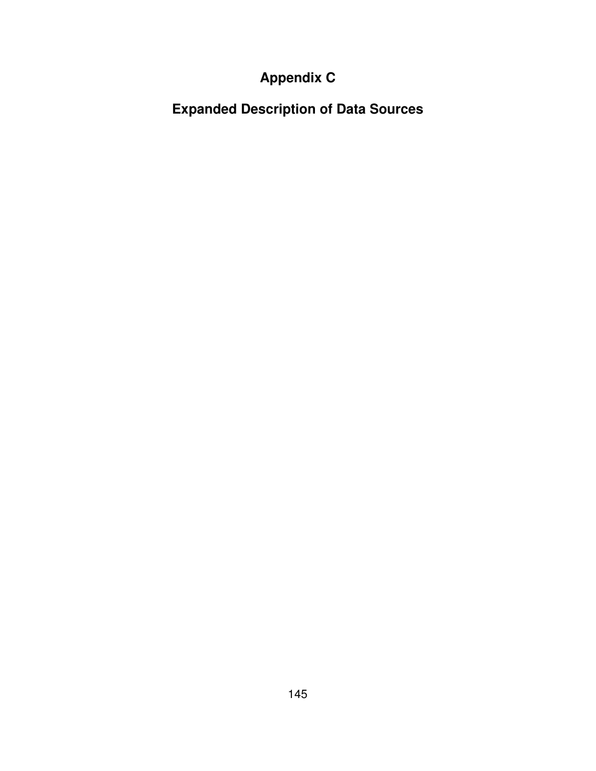# Appendix C

# Expanded Description of Data Sources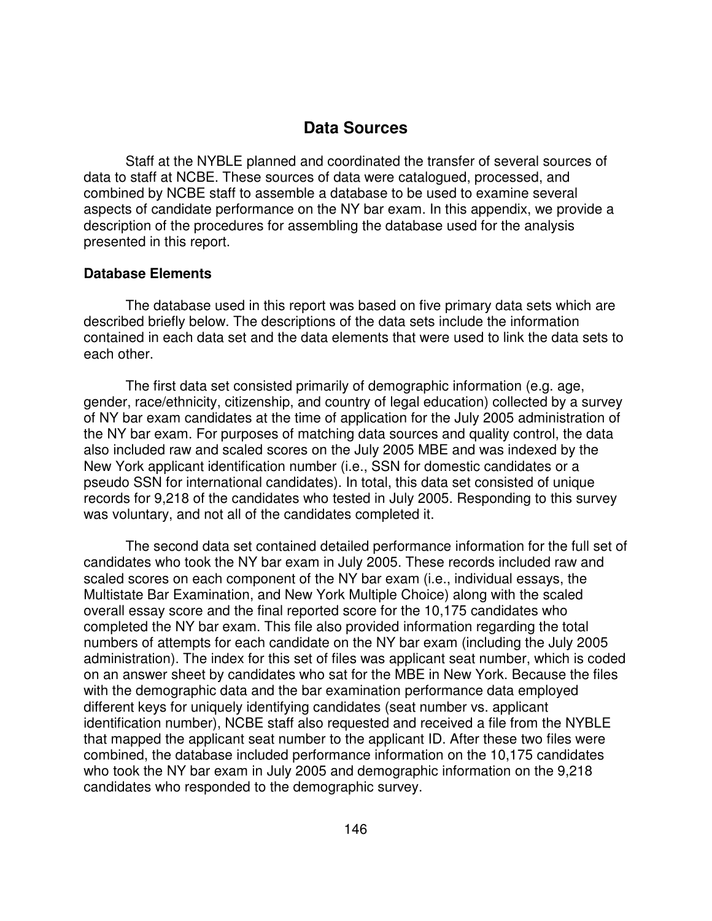## Data Sources

Staff at the NYBLE planned and coordinated the transfer of several sources of data to staff at NCBE. These sources of data were catalogued, processed, and combined by NCBE staff to assemble a database to be used to examine several aspects of candidate performance on the NY bar exam. In this appendix, we provide a description of the procedures for assembling the database used for the analysis presented in this report.

### Database Elements

The database used in this report was based on five primary data sets which are described briefly below. The descriptions of the data sets include the information contained in each data set and the data elements that were used to link the data sets to each other.

The first data set consisted primarily of demographic information (e.g. age, gender, race/ethnicity, citizenship, and country of legal education) collected by a survey of NY bar exam candidates at the time of application for the July 2005 administration of the NY bar exam. For purposes of matching data sources and quality control, the data also included raw and scaled scores on the July 2005 MBE and was indexed by the New York applicant identification number (i.e., SSN for domestic candidates or a pseudo SSN for international candidates). In total, this data set consisted of unique records for 9,218 of the candidates who tested in July 2005. Responding to this survey was voluntary, and not all of the candidates completed it.

The second data set contained detailed performance information for the full set of candidates who took the NY bar exam in July 2005. These records included raw and scaled scores on each component of the NY bar exam (i.e., individual essays, the Multistate Bar Examination, and New York Multiple Choice) along with the scaled overall essay score and the final reported score for the 10,175 candidates who completed the NY bar exam. This file also provided information regarding the total numbers of attempts for each candidate on the NY bar exam (including the July 2005 administration). The index for this set of files was applicant seat number, which is coded on an answer sheet by candidates who sat for the MBE in New York. Because the files with the demographic data and the bar examination performance data employed different keys for uniquely identifying candidates (seat number vs. applicant identification number), NCBE staff also requested and received a file from the NYBLE that mapped the applicant seat number to the applicant ID. After these two files were combined, the database included performance information on the 10,175 candidates who took the NY bar exam in July 2005 and demographic information on the 9,218 candidates who responded to the demographic survey.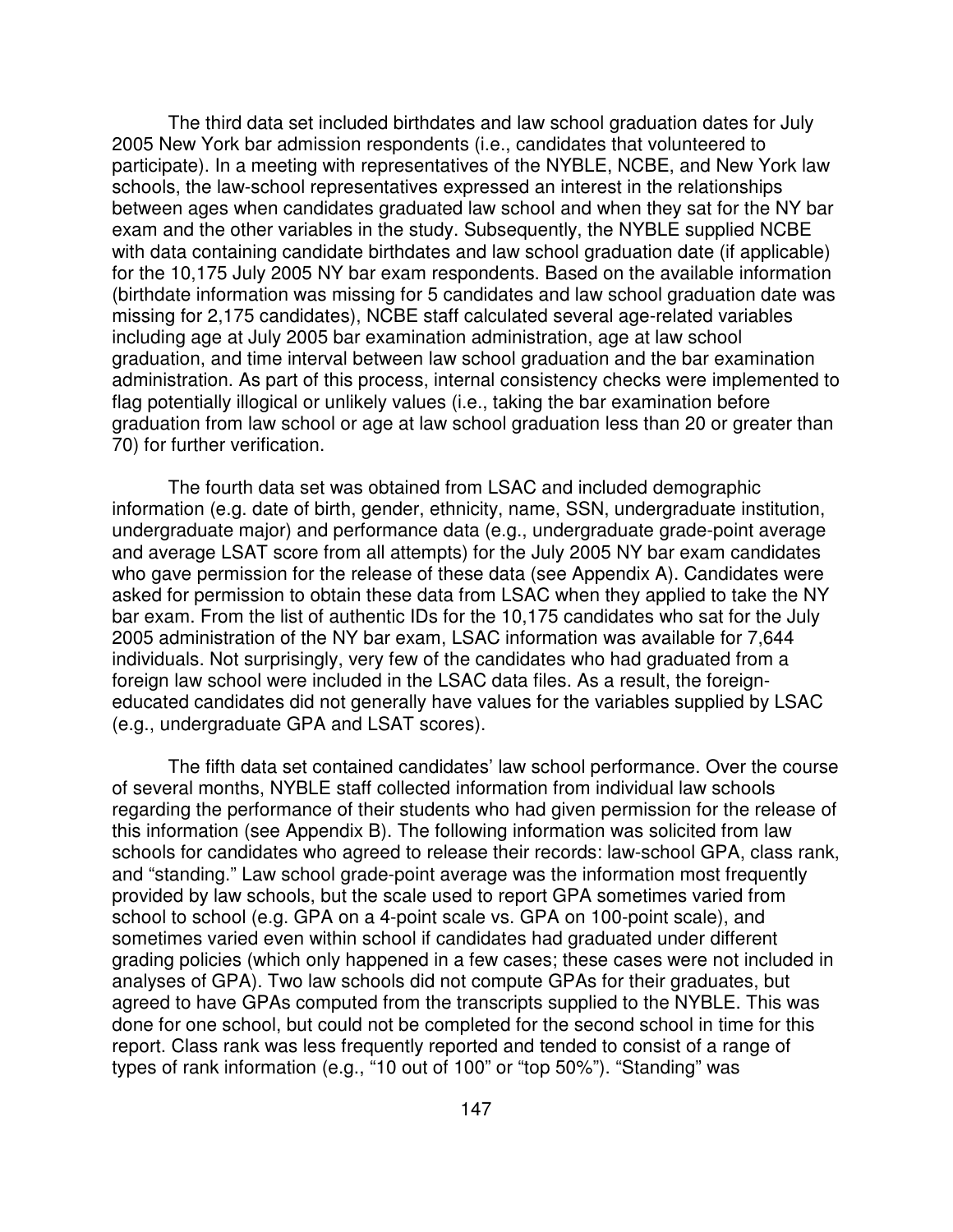The third data set included birthdates and law school graduation dates for July 2005 New York bar admission respondents (i.e., candidates that volunteered to participate). In a meeting with representatives of the NYBLE, NCBE, and New York law schools, the law-school representatives expressed an interest in the relationships between ages when candidates graduated law school and when they sat for the NY bar exam and the other variables in the study. Subsequently, the NYBLE supplied NCBE with data containing candidate birthdates and law school graduation date (if applicable) for the 10,175 July 2005 NY bar exam respondents. Based on the available information (birthdate information was missing for 5 candidates and law school graduation date was missing for 2,175 candidates), NCBE staff calculated several age-related variables including age at July 2005 bar examination administration, age at law school graduation, and time interval between law school graduation and the bar examination administration. As part of this process, internal consistency checks were implemented to flag potentially illogical or unlikely values (i.e., taking the bar examination before graduation from law school or age at law school graduation less than 20 or greater than 70) for further verification.

The fourth data set was obtained from LSAC and included demographic information (e.g. date of birth, gender, ethnicity, name, SSN, undergraduate institution, undergraduate major) and performance data (e.g., undergraduate grade-point average and average LSAT score from all attempts) for the July 2005 NY bar exam candidates who gave permission for the release of these data (see Appendix A). Candidates were asked for permission to obtain these data from LSAC when they applied to take the NY bar exam. From the list of authentic IDs for the 10,175 candidates who sat for the July 2005 administration of the NY bar exam, LSAC information was available for 7,644 individuals. Not surprisingly, very few of the candidates who had graduated from a foreign law school were included in the LSAC data files. As a result, the foreign-educated candidates did not generally have values for the variables supplied by LSAC (e.g., undergraduate GPA and LSAT scores).

The fifth data set contained candidates' law school performance. Over the course of several months, NYBLE staff collected information from individual law schools regarding the performance of their students who had given permission for the release of this information (see Appendix B). The following information was solicited from law schools for candidates who agreed to release their records: law-school GPA, class rank, and "standing." Law school grade-point average was the information most frequently provided by law schools, but the scale used to report GPA sometimes varied from school to school (e.g. GPA on a 4-point scale vs. GPA on 100-point scale), and sometimes varied even within school if candidates had graduated under different grading policies (which only happened in a few cases; these cases were not included in analyses of GPA). Two law schools did not compute GPAs for their graduates, but agreed to have GPAs computed from the transcripts supplied to the NYBLE. This was done for one school, but could not be completed for the second school in time for this report. Class rank was less frequently reported and tended to consist of a range of types of rank information (e.g., "10 out of 100" or "top 50%"). "Standing" was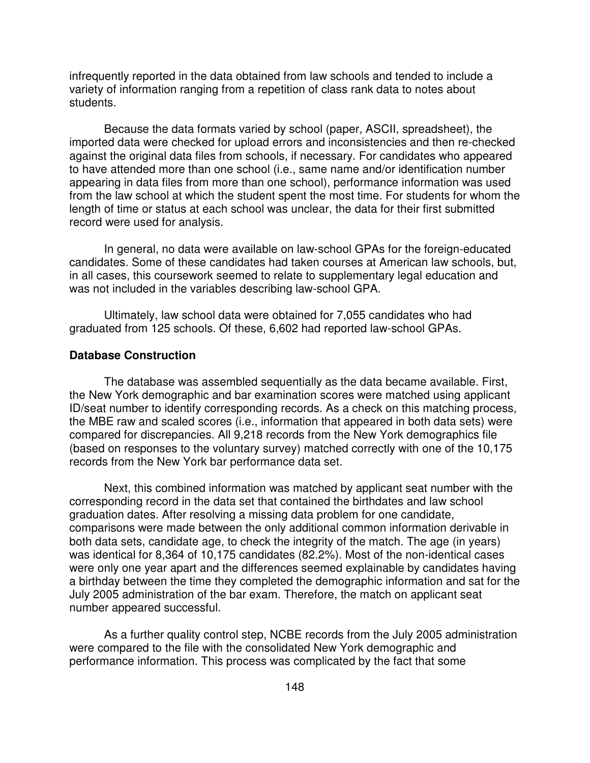infrequently reported in the data obtained from law schools and tended to include a variety of information ranging from a repetition of class rank data to notes about students.

Because the data formats varied by school (paper, ASCII, spreadsheet), the imported data were checked for upload errors and inconsistencies and then re-checked against the original data files from schools, if necessary. For candidates who appeared to have attended more than one school (i.e., same name and/or identification number appearing in data files from more than one school), performance information was used from the law school at which the student spent the most time. For students for whom the length of time or status at each school was unclear, the data for their first submitted record were used for analysis.

In general, no data were available on law-school GPAs for the foreign-educated candidates. Some of these candidates had taken courses at American law schools, but, in all cases, this coursework seemed to relate to supplementary legal education and was not included in the variables describing law-school GPA.

Ultimately, law school data were obtained for 7,055 candidates who had graduated from 125 schools. Of these, 6,602 had reported law-school GPAs.

### Database Construction

The database was assembled sequentially as the data became available. First, the New York demographic and bar examination scores were matched using applicant ID/seat number to identify corresponding records. As a check on this matching process, the MBE raw and scaled scores (i.e., information that appeared in both data sets) were compared for discrepancies. All 9,218 records from the New York demographics file (based on responses to the voluntary survey) matched correctly with one of the 10,175 records from the New York bar performance data set.

Next, this combined information was matched by applicant seat number with the corresponding record in the data set that contained the birthdates and law school graduation dates. After resolving a missing data problem for one candidate, comparisons were made between the only additional common information derivable in both data sets, candidate age, to check the integrity of the match. The age (in years) was identical for 8,364 of 10,175 candidates (82.2%). Most of the non-identical cases were only one year apart and the differences seemed explainable by candidates having a birthday between the time they completed the demographic information and sat for the July 2005 administration of the bar exam. Therefore, the match on applicant seat number appeared successful.

As a further quality control step, NCBE records from the July 2005 administration were compared to the file with the consolidated New York demographic and performance information. This process was complicated by the fact that some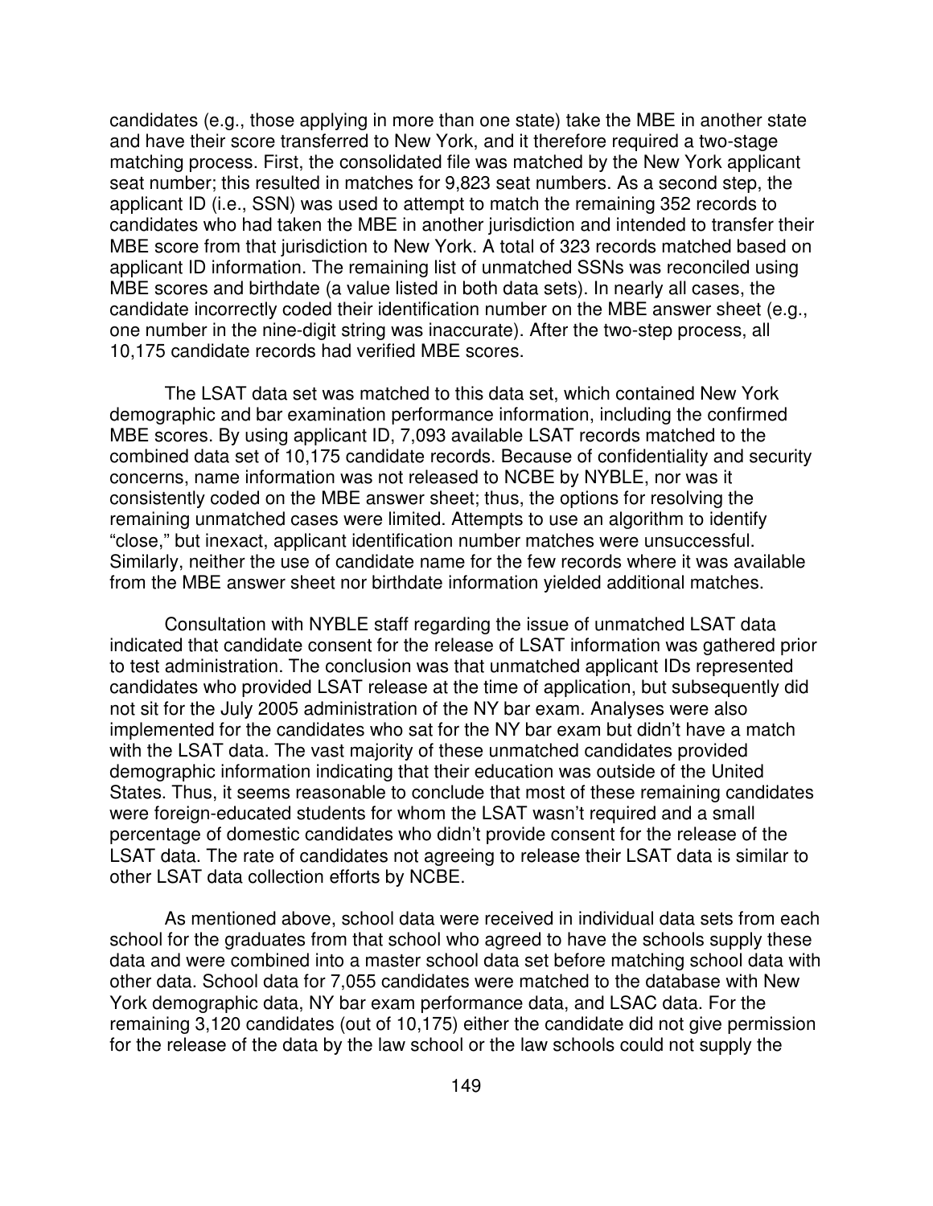candidates (e.g., those applying in more than one state) take the MBE in another state and have their score transferred to New York, and it therefore required a two-stage matching process. First, the consolidated file was matched by the New York applicant seat number; this resulted in matches for 9,823 seat numbers. As a second step, the applicant ID (i.e., SSN) was used to attempt to match the remaining 352 records to candidates who had taken the MBE in another jurisdiction and intended to transfer their MBE score from that jurisdiction to New York. A total of 323 records matched based on applicant ID information. The remaining list of unmatched SSNs was reconciled using MBE scores and birthdate (a value listed in both data sets). In nearly all cases, the candidate incorrectly coded their identification number on the MBE answer sheet (e.g., one number in the nine-digit string was inaccurate). After the two-step process, all 10,175 candidate records had verified MBE scores.

The LSAT data set was matched to this data set, which contained New York demographic and bar examination performance information, including the confirmed MBE scores. By using applicant ID, 7,093 available LSAT records matched to the combined data set of 10,175 candidate records. Because of confidentiality and security concerns, name information was not released to NCBE by NYBLE, nor was it consistently coded on the MBE answer sheet; thus, the options for resolving the remaining unmatched cases were limited. Attempts to use an algorithm to identify "close," but inexact, applicant identification number matches were unsuccessful. Similarly, neither the use of candidate name for the few records where it was available from the MBE answer sheet nor birthdate information yielded additional matches.

Consultation with NYBLE staff regarding the issue of unmatched LSAT data indicated that candidate consent for the release of LSAT information was gathered prior to test administration. The conclusion was that unmatched applicant IDs represented candidates who provided LSAT release at the time of application, but subsequently did not sit for the July 2005 administration of the NY bar exam. Analyses were also implemented for the candidates who sat for the NY bar exam but didn't have a match with the LSAT data. The vast majority of these unmatched candidates provided demographic information indicating that their education was outside of the United States. Thus, it seems reasonable to conclude that most of these remaining candidates were foreign-educated students for whom the LSAT wasn't required and a small percentage of domestic candidates who didn't provide consent for the release of the LSAT data. The rate of candidates not agreeing to release their LSAT data is similar to other LSAT data collection efforts by NCBE.

As mentioned above, school data were received in individual data sets from each school for the graduates from that school who agreed to have the schools supply these data and were combined into a master school data set before matching school data with other data. School data for 7,055 candidates were matched to the database with New York demographic data, NY bar exam performance data, and LSAC data. For the remaining 3,120 candidates (out of 10,175) either the candidate did not give permission for the release of the data by the law school or the law schools could not supply the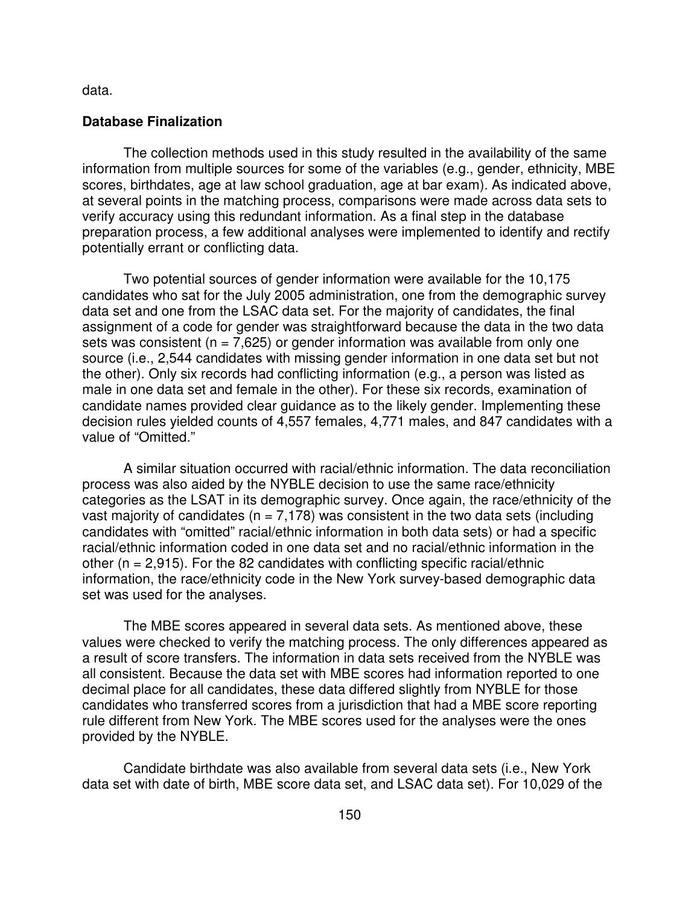data.

**Database Finalization**

The collection methods used in this study resulted in the availability of the same information from multiple sources for some of the variables (e.g., gender, ethnicity, MBE scores, birthdates, age at law school graduation, age at bar exam). As indicated above, at several points in the matching process, comparisons were made across data sets to verify accuracy using this redundant information. As a final step in the database preparation process, a few additional analyses were implemented to identify and rectify potentially errant or conflicting data.

Two potential sources of gender information were available for the 10,175 candidates who sat for the July 2005 administration, one from the demographic survey data set and one from the LSAC data set. For the majority of candidates, the final assignment of a code for gender was straightforward because the data in the two data sets was consistent (n = 7,625) or gender information was available from only one source (i.e., 2,544 candidates with missing gender information in one data set but not the other). Only six records had conflicting information (e.g., a person was listed as male in one data set and female in the other). For these six records, examination of candidate names provided clear guidance as to the likely gender. Implementing these decision rules yielded counts of 4,557 females, 4,771 males, and 847 candidates with a value of "Omitted."

A similar situation occurred with racial/ethnic information. The data reconciliation process was also aided by the NYBLE decision to use the same race/ethnicity categories as the LSAT in its demographic survey. Once again, the race/ethnicity of the vast majority of candidates (n = 7,178) was consistent in the two data sets (including candidates with "omitted" racial/ethnic information in both data sets) or had a specific racial/ethnic information coded in one data set and no racial/ethnic information in the other (n = 2,915). For the 82 candidates with conflicting specific racial/ethnic information, the race/ethnicity code in the New York survey-based demographic data set was used for the analyses.

The MBE scores appeared in several data sets. As mentioned above, these values were checked to verify the matching process. The only differences appeared as a result of score transfers. The information in data sets received from the NYBLE was all consistent. Because the data set with MBE scores had information reported to one decimal place for all candidates, these data differed slightly from NYBLE for those candidates who transferred scores from a jurisdiction that had a MBE score reporting rule different from New York. The MBE scores used for the analyses were the ones provided by the NYBLE.

Candidate birthdate was also available from several data sets (i.e., New York data set with date of birth, MBE score data set, and LSAC data set). For 10,029 of the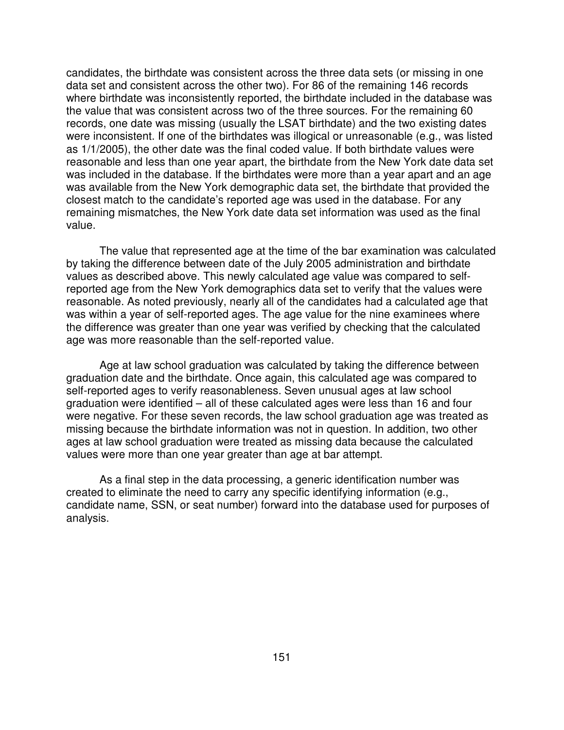candidates, the birthdate was consistent across the three data sets (or missing in one data set and consistent across the other two). For 86 of the remaining 146 records where birthdate was inconsistently reported, the birthdate included in the database was the value that was consistent across two of the three sources. For the remaining 60 records, one date was missing (usually the LSAT birthdate) and the two existing dates were inconsistent. If one of the birthdates was illogical or unreasonable (e.g., was listed as 1/1/2005), the other date was the final coded value. If both birthdate values were reasonable and less than one year apart, the birthdate from the New York date data set was included in the database. If the birthdates were more than a year apart and an age was available from the New York demographic data set, the birthdate that provided the closest match to the candidate's reported age was used in the database. For any remaining mismatches, the New York date data set information was used as the final value.

The value that represented age at the time of the bar examination was calculated by taking the difference between date of the July 2005 administration and birthdate values as described above. This newly calculated age value was compared to self-reported age from the New York demographics data set to verify that the values were reasonable. As noted previously, nearly all of the candidates had a calculated age that was within a year of self-reported ages. The age value for the nine examinees where the difference was greater than one year was verified by checking that the calculated age was more reasonable than the self-reported value.

Age at law school graduation was calculated by taking the difference between graduation date and the birthdate. Once again, this calculated age was compared to self-reported ages to verify reasonableness. Seven unusual ages at law school graduation were identified – all of these calculated ages were less than 16 and four were negative. For these seven records, the law school graduation age was treated as missing because the birthdate information was not in question. In addition, two other ages at law school graduation were treated as missing data because the calculated values were more than one year greater than age at bar attempt.

As a final step in the data processing, a generic identification number was created to eliminate the need to carry any specific identifying information (e.g., candidate name, SSN, or seat number) forward into the database used for purposes of analysis.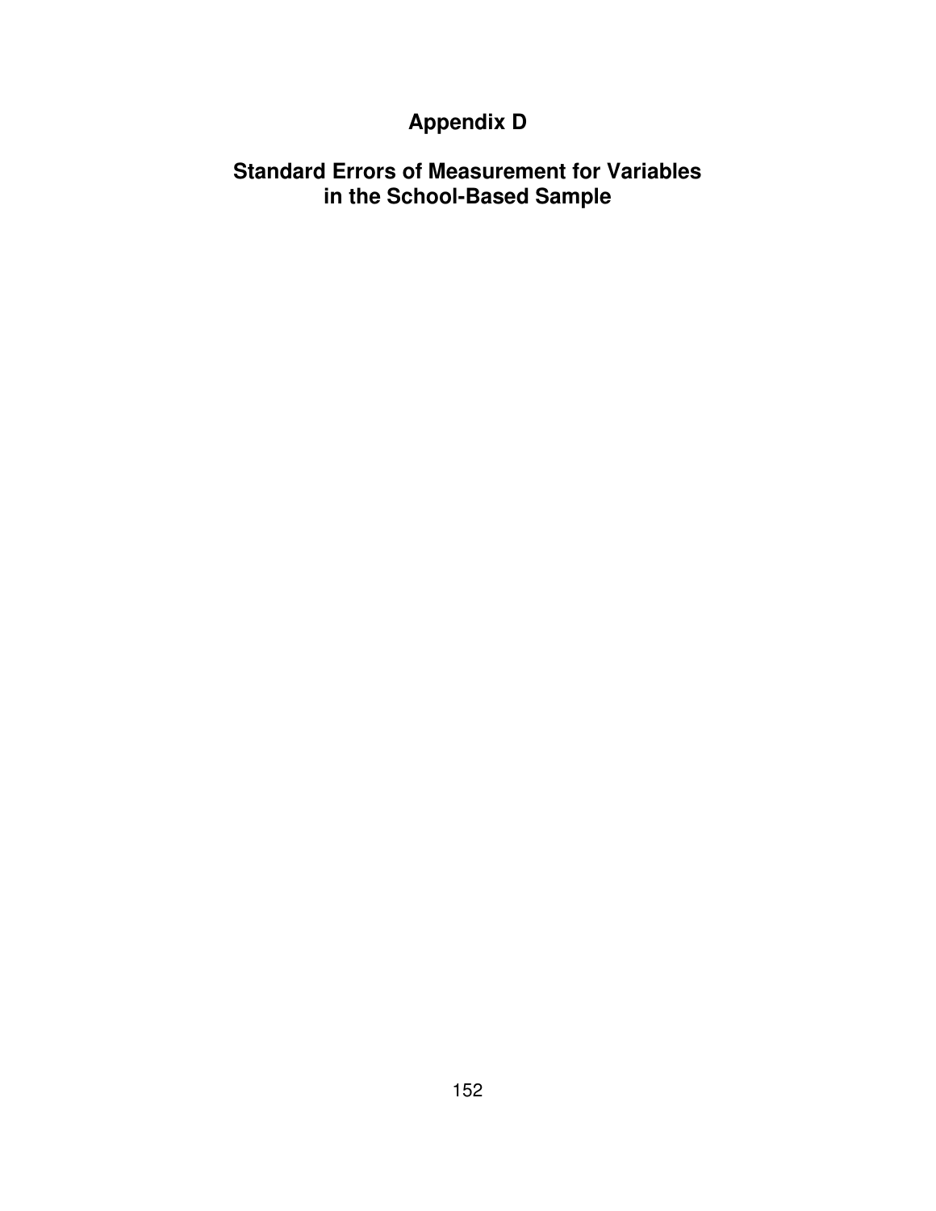# Appendix D

## Standard Errors of Measurement for Variables in the School-Based Sample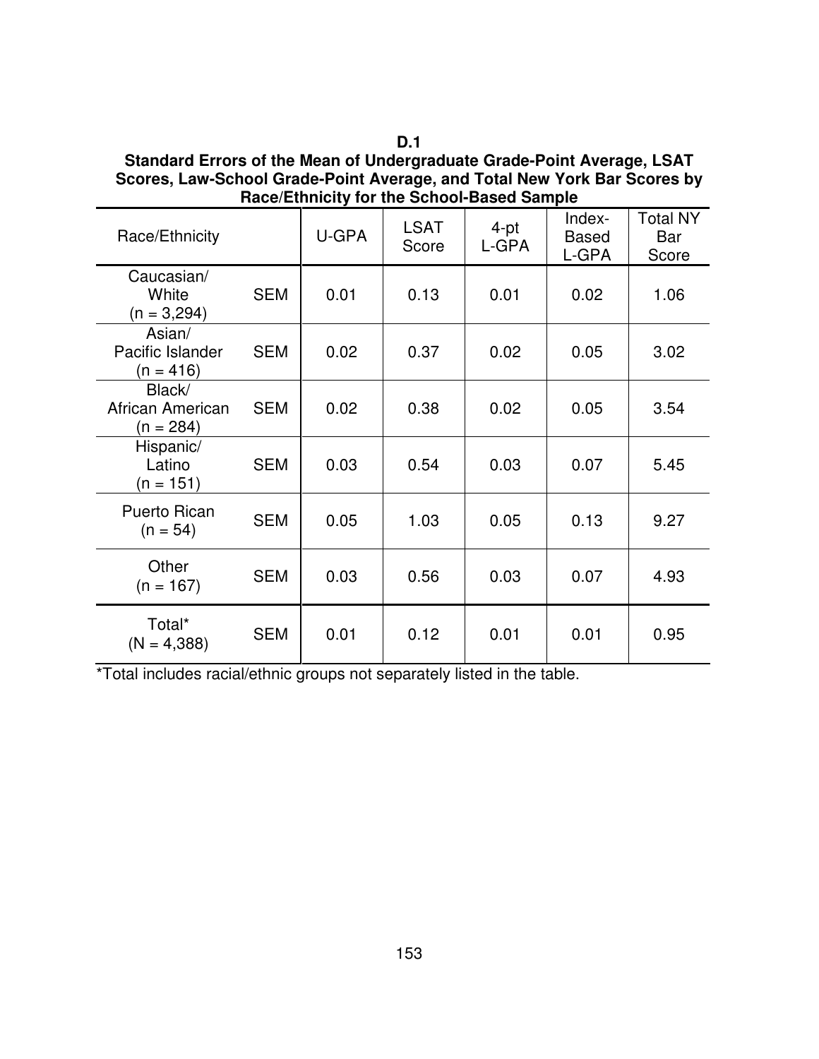**D.1**

**Standard Errors of the Mean of Undergraduate Grade-Point Average, LSAT Scores, Law-School Grade-Point Average, and Total New York Bar Scores by Race/Ethnicity for the School-Based Sample**

| Race/Ethnicity | | U-GPA | LSAT Score | 4-pt L-GPA | Index-Based L-GPA | Total NY Bar Score |
|---|---|---|---|---|---|---|
| Caucasian/ White (n = 3,294) | SEM | 0.01 | 0.13 | 0.01 | 0.02 | 1.06 |
| Asian/ Pacific Islander (n = 416) | SEM | 0.02 | 0.37 | 0.02 | 0.05 | 3.02 |
| Black/ African American (n = 284) | SEM | 0.02 | 0.38 | 0.02 | 0.05 | 3.54 |
| Hispanic/ Latino (n = 151) | SEM | 0.03 | 0.54 | 0.03 | 0.07 | 5.45 |
| Puerto Rican (n = 54) | SEM | 0.05 | 1.03 | 0.05 | 0.13 | 9.27 |
| Other (n = 167) | SEM | 0.03 | 0.56 | 0.03 | 0.07 | 4.93 |
| Total* (N = 4,388) | SEM | 0.01 | 0.12 | 0.01 | 0.01 | 0.95 |

*Total includes racial/ethnic groups not separately listed in the table.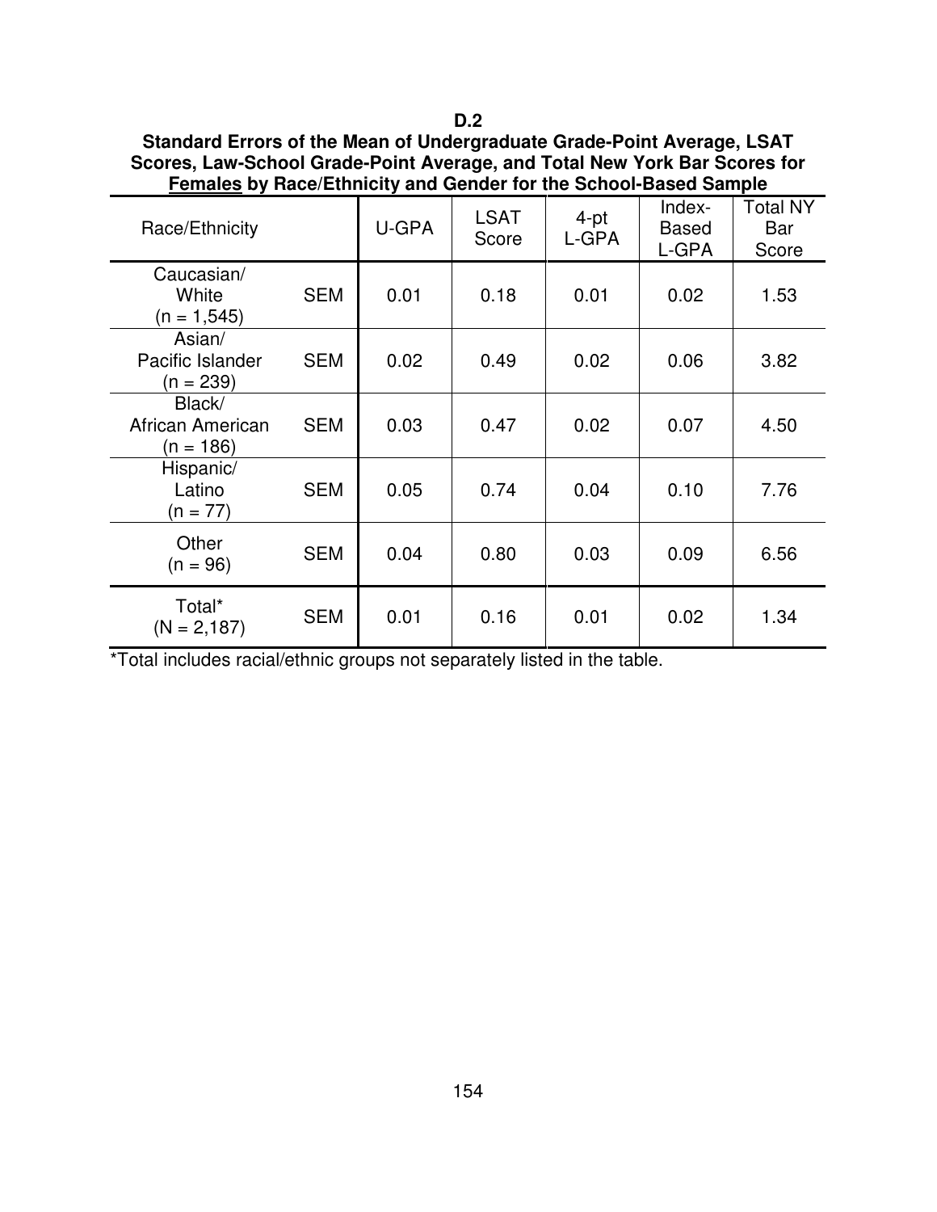**D.2**

**Standard Errors of the Mean of Undergraduate Grade-Point Average, LSAT Scores, Law-School Grade-Point Average, and Total New York Bar Scores for <u>Females</u> by Race/Ethnicity and Gender for the School-Based Sample**

| Race/Ethnicity | | U-GPA | LSAT Score | 4-pt L-GPA | Index-Based L-GPA | Total NY Bar Score |
|---|---|---|---|---|---|---|
| Caucasian/ White (n = 1,545) | SEM | 0.01 | 0.18 | 0.01 | 0.02 | 1.53 |
| Asian/ Pacific Islander (n = 239) | SEM | 0.02 | 0.49 | 0.02 | 0.06 | 3.82 |
| Black/ African American (n = 186) | SEM | 0.03 | 0.47 | 0.02 | 0.07 | 4.50 |
| Hispanic/ Latino (n = 77) | SEM | 0.05 | 0.74 | 0.04 | 0.10 | 7.76 |
| Other (n = 96) | SEM | 0.04 | 0.80 | 0.03 | 0.09 | 6.56 |
| Total* (N = 2,187) | SEM | 0.01 | 0.16 | 0.01 | 0.02 | 1.34 |

*Total includes racial/ethnic groups not separately listed in the table.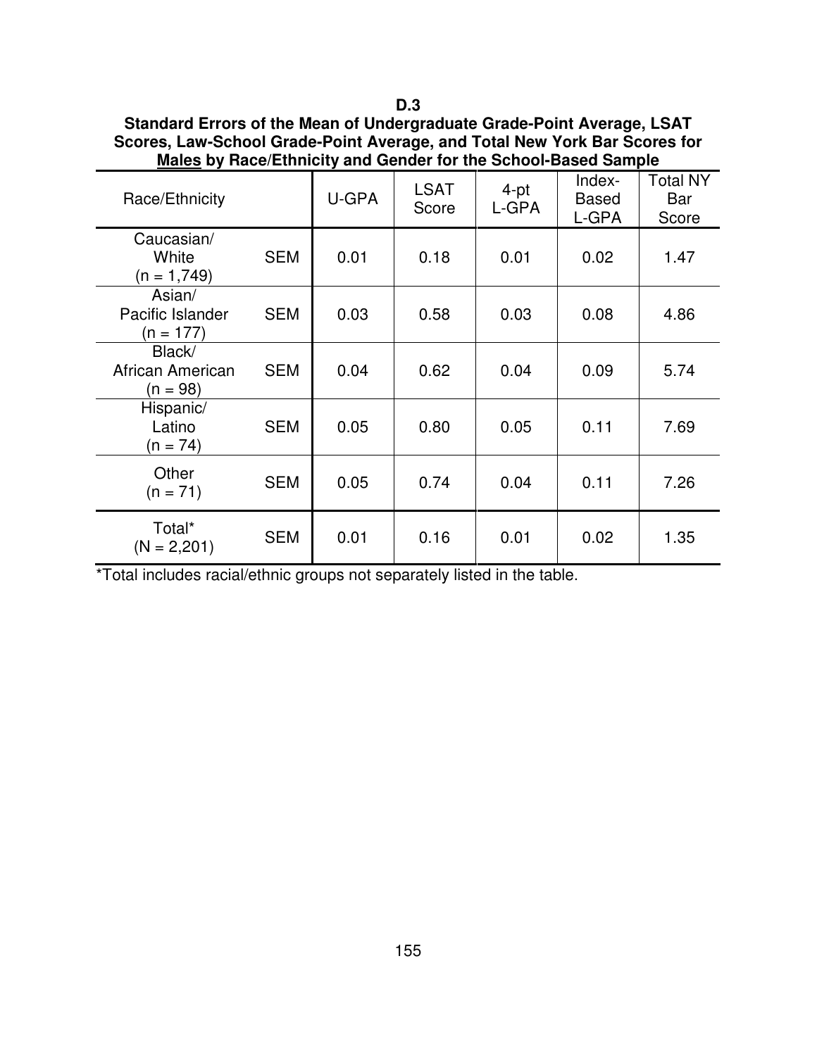**D.3**

**Standard Errors of the Mean of Undergraduate Grade-Point Average, LSAT Scores, Law-School Grade-Point Average, and Total New York Bar Scores for Males by Race/Ethnicity and Gender for the School-Based Sample**

| Race/Ethnicity | | U-GPA | LSAT Score | 4-pt L-GPA | Index-Based L-GPA | Total NY Bar Score |
|---|---|---|---|---|---|---|
| Caucasian/ White (n = 1,749) | SEM | 0.01 | 0.18 | 0.01 | 0.02 | 1.47 |
| Asian/ Pacific Islander (n = 177) | SEM | 0.03 | 0.58 | 0.03 | 0.08 | 4.86 |
| Black/ African American (n = 98) | SEM | 0.04 | 0.62 | 0.04 | 0.09 | 5.74 |
| Hispanic/ Latino (n = 74) | SEM | 0.05 | 0.80 | 0.05 | 0.11 | 7.69 |
| Other (n = 71) | SEM | 0.05 | 0.74 | 0.04 | 0.11 | 7.26 |
| Total* (N = 2,201) | SEM | 0.01 | 0.16 | 0.01 | 0.02 | 1.35 |

*Total includes racial/ethnic groups not separately listed in the table.